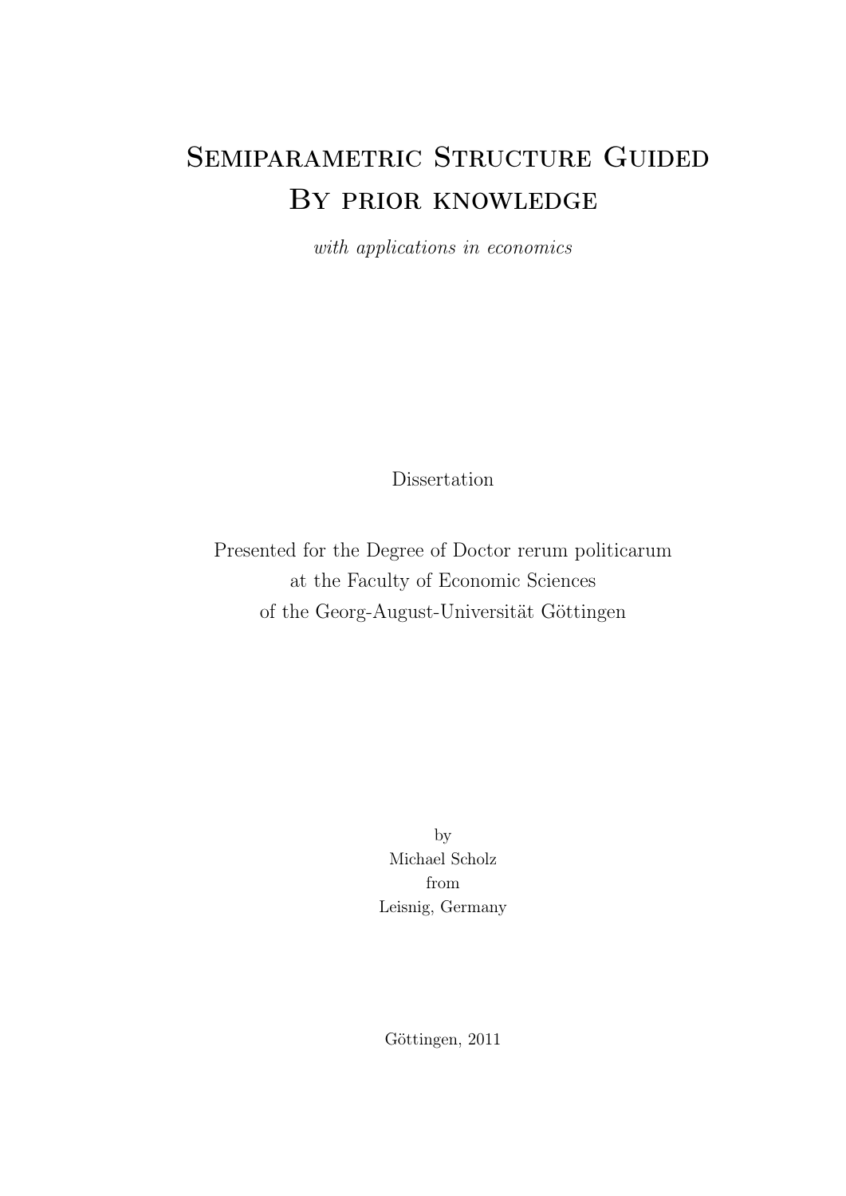# Semiparametric Structure Guided By prior knowledge

*with applications in economics*

Dissertation

Presented for the Degree of Doctor rerum politicarum
at the Faculty of Economic Sciences
of the Georg-August-Universität Göttingen

by
Michael Scholz
from
Leisnig, Germany

Göttingen, 2011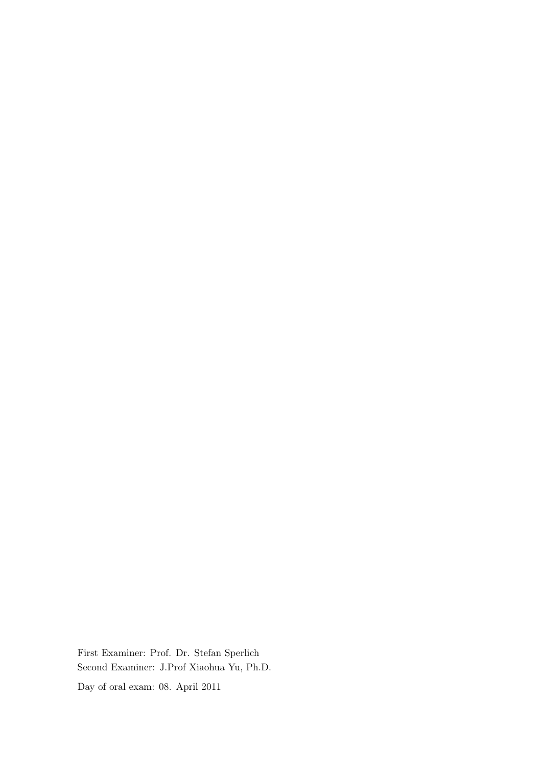First Examiner: Prof. Dr. Stefan Sperlich
Second Examiner: J.Prof Xiaohua Yu, Ph.D.

Day of oral exam: 08. April 2011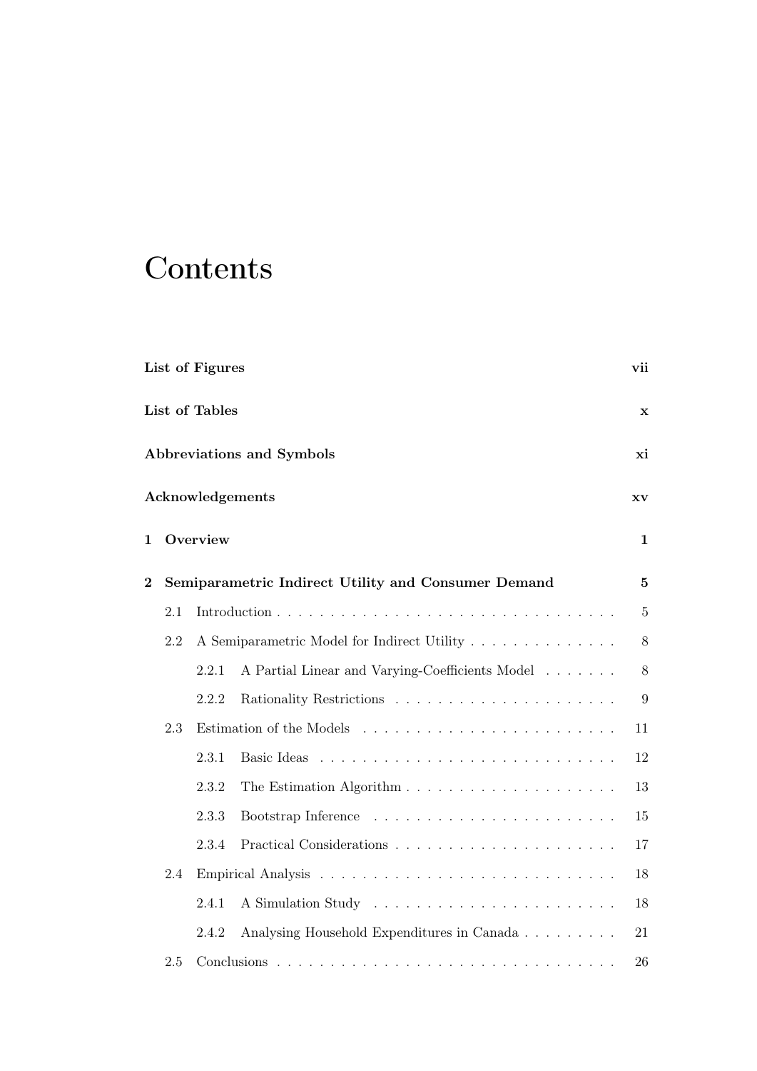# Contents

**List of Figures** **vii**

**List of Tables** **x**

**Abbreviations and Symbols** **xi**

**Acknowledgements** **xv**

**1 Overview** **1**

**2 Semiparametric Indirect Utility and Consumer Demand** **5**

- 2.1 Introduction . . . . . . . . . . . . . . . . . . . . . . . . . . . . . . . . 5
- 2.2 A Semiparametric Model for Indirect Utility . . . . . . . . . . . . . . 8
  - 2.2.1 A Partial Linear and Varying-Coefficients Model . . . . . . . 8
  - 2.2.2 Rationality Restrictions . . . . . . . . . . . . . . . . . . . . . 9
- 2.3 Estimation of the Models . . . . . . . . . . . . . . . . . . . . . . . . 11
  - 2.3.1 Basic Ideas . . . . . . . . . . . . . . . . . . . . . . . . . . . . 12
  - 2.3.2 The Estimation Algorithm . . . . . . . . . . . . . . . . . . . . 13
  - 2.3.3 Bootstrap Inference . . . . . . . . . . . . . . . . . . . . . . . 15
  - 2.3.4 Practical Considerations . . . . . . . . . . . . . . . . . . . . . 17
- 2.4 Empirical Analysis . . . . . . . . . . . . . . . . . . . . . . . . . . . . 18
  - 2.4.1 A Simulation Study . . . . . . . . . . . . . . . . . . . . . . . 18
  - 2.4.2 Analysing Household Expenditures in Canada . . . . . . . . . 21
- 2.5 Conclusions . . . . . . . . . . . . . . . . . . . . . . . . . . . . . . . . 26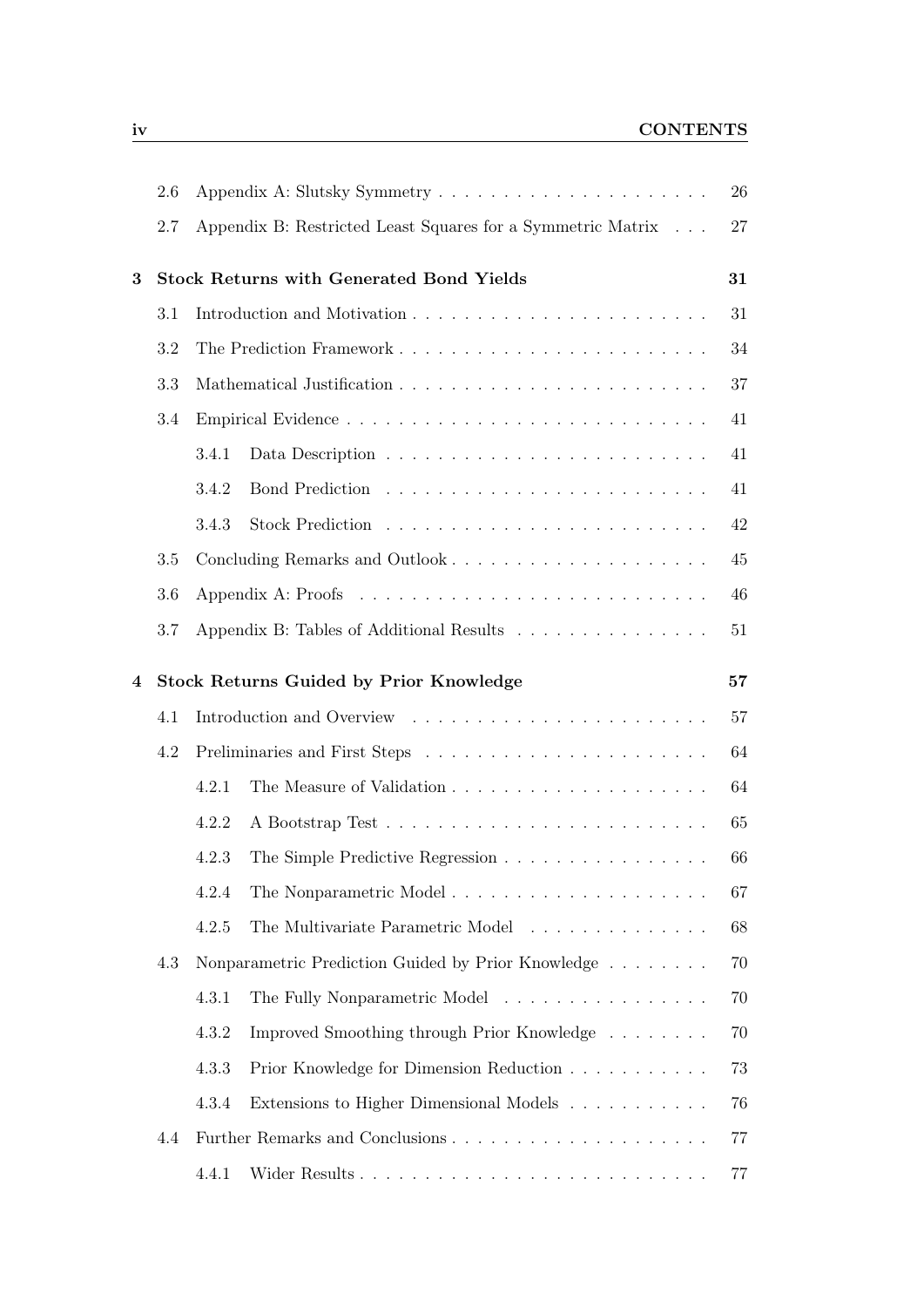- 2.6 Appendix A: Slutsky Symmetry . . . . . . . . . . . . . . . . . . . . . 26
- 2.7 Appendix B: Restricted Least Squares for a Symmetric Matrix . . . 27

**3 Stock Returns with Generated Bond Yields** **31**

- 3.1 Introduction and Motivation . . . . . . . . . . . . . . . . . . . . . . . 31
- 3.2 The Prediction Framework . . . . . . . . . . . . . . . . . . . . . . . . 34
- 3.3 Mathematical Justification . . . . . . . . . . . . . . . . . . . . . . . . 37
- 3.4 Empirical Evidence . . . . . . . . . . . . . . . . . . . . . . . . . . . . 41
  - 3.4.1 Data Description . . . . . . . . . . . . . . . . . . . . . . . . 41
  - 3.4.2 Bond Prediction . . . . . . . . . . . . . . . . . . . . . . . . 41
  - 3.4.3 Stock Prediction . . . . . . . . . . . . . . . . . . . . . . . . 42
- 3.5 Concluding Remarks and Outlook . . . . . . . . . . . . . . . . . . . . 45
- 3.6 Appendix A: Proofs . . . . . . . . . . . . . . . . . . . . . . . . . . . 46
- 3.7 Appendix B: Tables of Additional Results . . . . . . . . . . . . . . . 51

**4 Stock Returns Guided by Prior Knowledge** **57**

- 4.1 Introduction and Overview . . . . . . . . . . . . . . . . . . . . . . . 57
- 4.2 Preliminaries and First Steps . . . . . . . . . . . . . . . . . . . . . . 64
  - 4.2.1 The Measure of Validation . . . . . . . . . . . . . . . . . . . 64
  - 4.2.2 A Bootstrap Test . . . . . . . . . . . . . . . . . . . . . . . . 65
  - 4.2.3 The Simple Predictive Regression . . . . . . . . . . . . . . . 66
  - 4.2.4 The Nonparametric Model . . . . . . . . . . . . . . . . . . . 67
  - 4.2.5 The Multivariate Parametric Model . . . . . . . . . . . . . . 68
- 4.3 Nonparametric Prediction Guided by Prior Knowledge . . . . . . . . 70
  - 4.3.1 The Fully Nonparametric Model . . . . . . . . . . . . . . . . 70
  - 4.3.2 Improved Smoothing through Prior Knowledge . . . . . . . . 70
  - 4.3.3 Prior Knowledge for Dimension Reduction . . . . . . . . . . . 73
  - 4.3.4 Extensions to Higher Dimensional Models . . . . . . . . . . . 76
- 4.4 Further Remarks and Conclusions . . . . . . . . . . . . . . . . . . . . 77
  - 4.4.1 Wider Results . . . . . . . . . . . . . . . . . . . . . . . . . . 77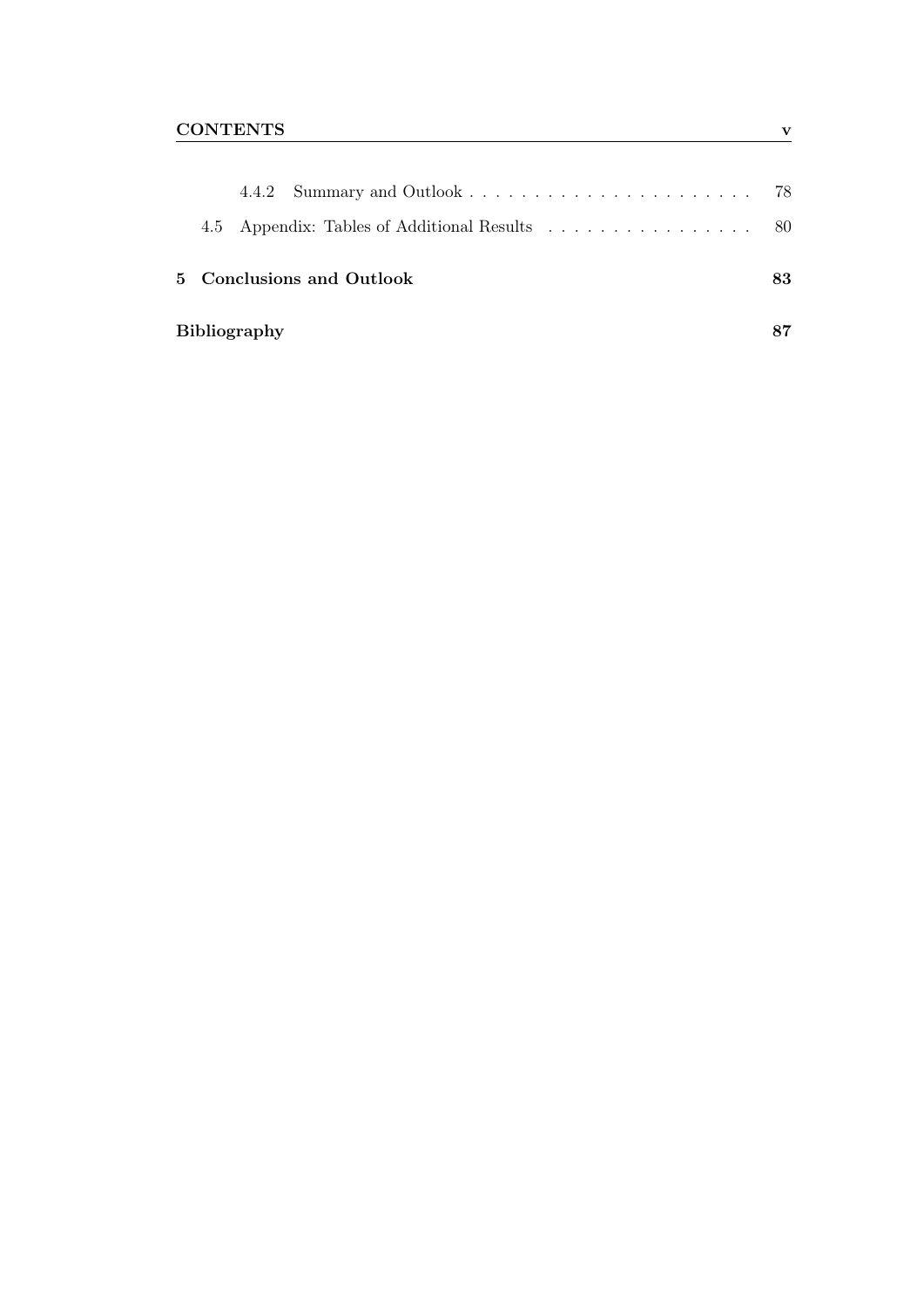4.4.2 Summary and Outlook . . . . . . . . . . . . . . . . . . . . . . 78

4.5 Appendix: Tables of Additional Results . . . . . . . . . . . . . . . . 80

**5 Conclusions and Outlook** **83**

**Bibliography** **87**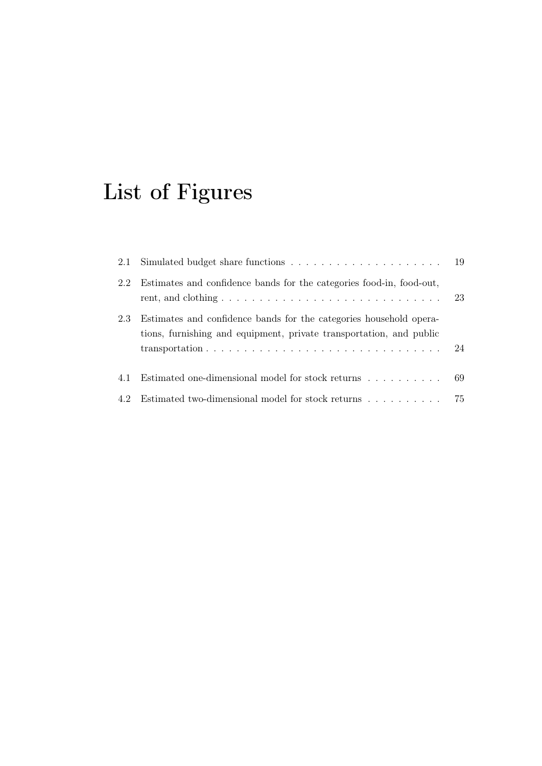# List of Figures

2.1 Simulated budget share functions . . . . . . . . . . . . . . . . . . . . . 19

2.2 Estimates and confidence bands for the categories food-in, food-out, rent, and clothing . . . . . . . . . . . . . . . . . . . . . . . . . . . . . . 23

2.3 Estimates and confidence bands for the categories household operations, furnishing and equipment, private transportation, and public transportation . . . . . . . . . . . . . . . . . . . . . . . . . . . . . . . . 24

4.1 Estimated one-dimensional model for stock returns . . . . . . . . . . 69

4.2 Estimated two-dimensional model for stock returns . . . . . . . . . . 75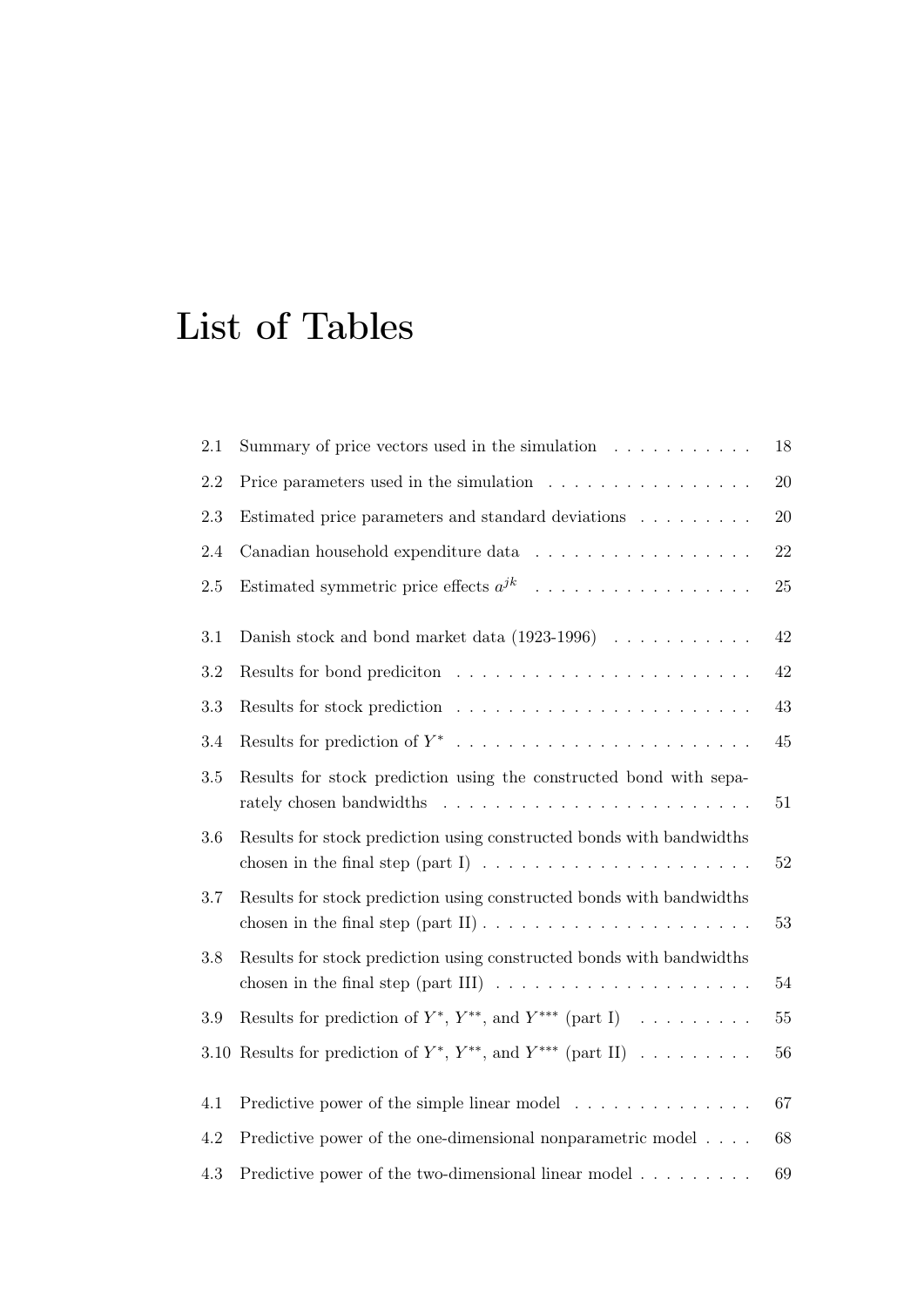# List of Tables

2.1 Summary of price vectors used in the simulation . . . . . . . . . . . 18

2.2 Price parameters used in the simulation . . . . . . . . . . . . . . . . 20

2.3 Estimated price parameters and standard deviations . . . . . . . . . 20

2.4 Canadian household expenditure data . . . . . . . . . . . . . . . . . 22

2.5 Estimated symmetric price effects $a^{jk}$ . . . . . . . . . . . . . . . . . 25

3.1 Danish stock and bond market data (1923-1996) . . . . . . . . . . . 42

3.2 Results for bond prediciton . . . . . . . . . . . . . . . . . . . . . . . 42

3.3 Results for stock prediction . . . . . . . . . . . . . . . . . . . . . . . 43

3.4 Results for prediction of $Y^*$ . . . . . . . . . . . . . . . . . . . . . . . 45

3.5 Results for stock prediction using the constructed bond with separately chosen bandwidths . . . . . . . . . . . . . . . . . . . . . . . . 51

3.6 Results for stock prediction using constructed bonds with bandwidths chosen in the final step (part I) . . . . . . . . . . . . . . . . . . . . . 52

3.7 Results for stock prediction using constructed bonds with bandwidths chosen in the final step (part II) . . . . . . . . . . . . . . . . . . . . . 53

3.8 Results for stock prediction using constructed bonds with bandwidths chosen in the final step (part III) . . . . . . . . . . . . . . . . . . . . 54

3.9 Results for prediction of $Y^*$, $Y^{**}$, and $Y^{***}$ (part I) . . . . . . . . . 55

3.10 Results for prediction of $Y^*$, $Y^{**}$, and $Y^{***}$ (part II) . . . . . . . . . 56

4.1 Predictive power of the simple linear model . . . . . . . . . . . . . . 67

4.2 Predictive power of the one-dimensional nonparametric model . . . . 68

4.3 Predictive power of the two-dimensional linear model . . . . . . . . . 69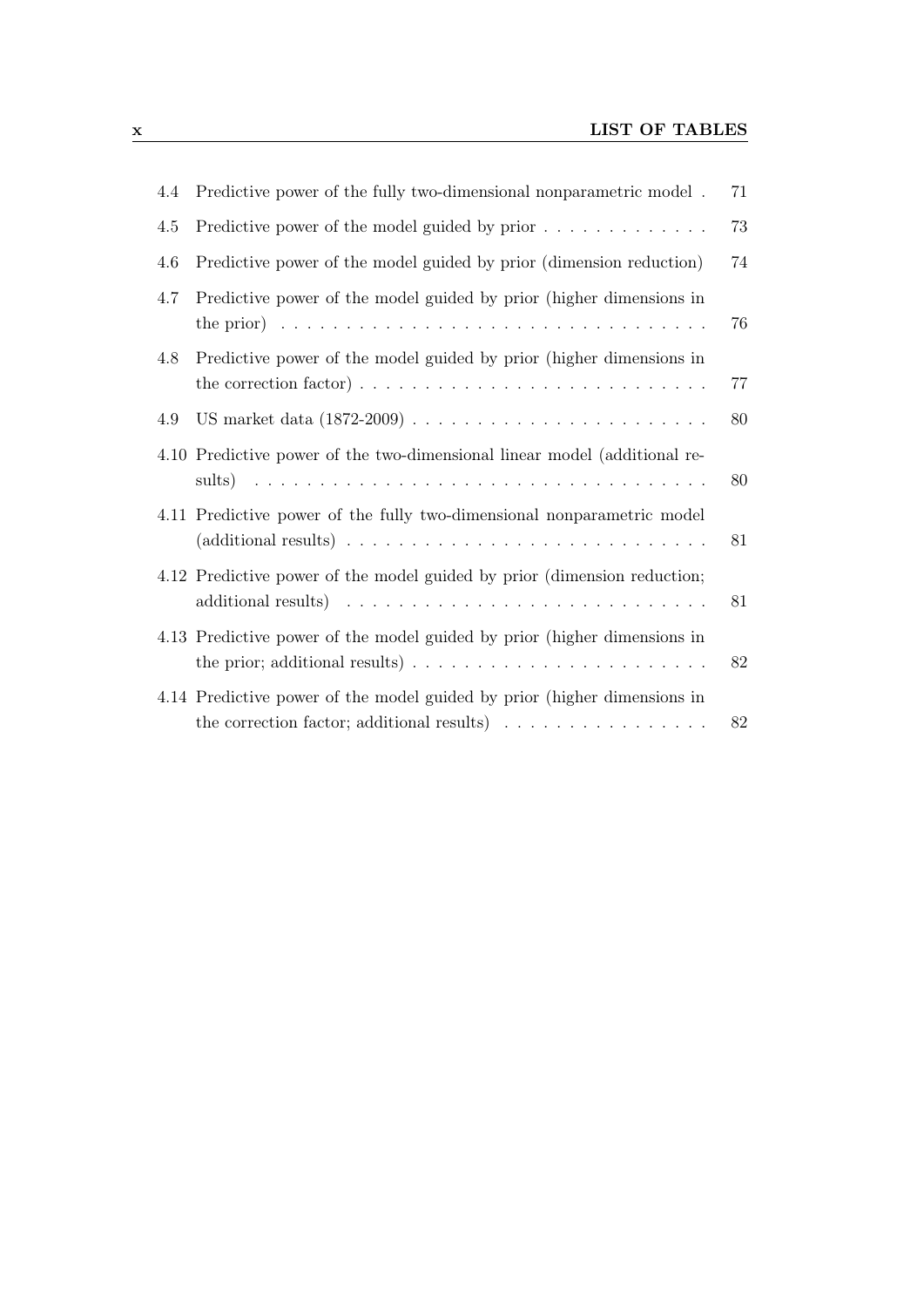| | | |
|---|---|---|
| 4.4 | Predictive power of the fully two-dimensional nonparametric model | 71 |
| 4.5 | Predictive power of the model guided by prior | 73 |
| 4.6 | Predictive power of the model guided by prior (dimension reduction) | 74 |
| 4.7 | Predictive power of the model guided by prior (higher dimensions in the prior) | 76 |
| 4.8 | Predictive power of the model guided by prior (higher dimensions in the correction factor) | 77 |
| 4.9 | US market data (1872-2009) | 80 |
| 4.10 | Predictive power of the two-dimensional linear model (additional results) | 80 |
| 4.11 | Predictive power of the fully two-dimensional nonparametric model (additional results) | 81 |
| 4.12 | Predictive power of the model guided by prior (dimension reduction; additional results) | 81 |
| 4.13 | Predictive power of the model guided by prior (higher dimensions in the prior; additional results) | 82 |
| 4.14 | Predictive power of the model guided by prior (higher dimensions in the correction factor; additional results) | 82 |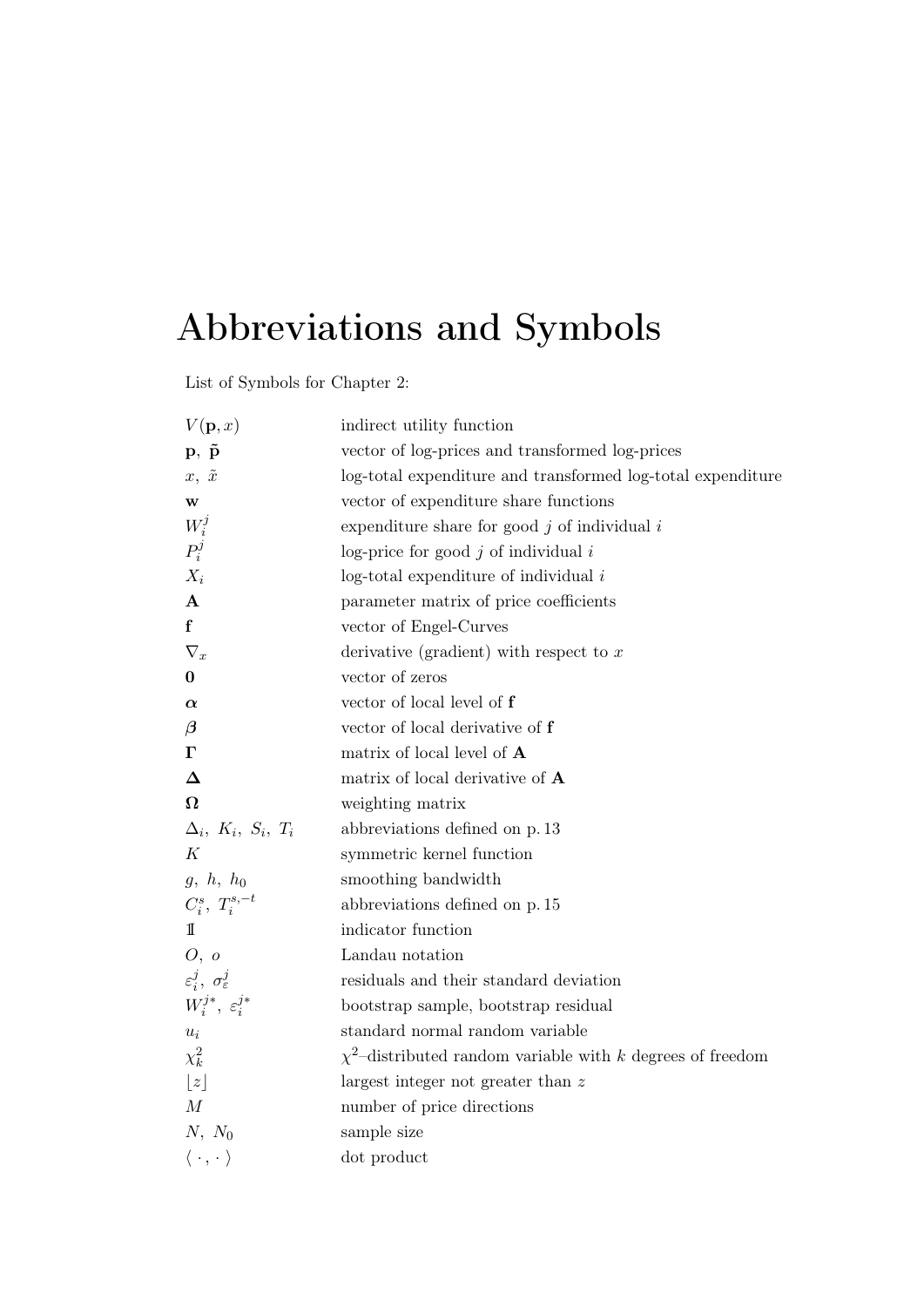# Abbreviations and Symbols

List of Symbols for Chapter 2:

| | |
|---|---|
| $V(\mathbf{p}, x)$ | indirect utility function |
| $\mathbf{p},\ \tilde{\mathbf{p}}$ | vector of log-prices and transformed log-prices |
| $x,\ \tilde{x}$ | log-total expenditure and transformed log-total expenditure |
| $\mathbf{w}$ | vector of expenditure share functions |
| $W_i^j$ | expenditure share for good $j$ of individual $i$ |
| $P_i^j$ | log-price for good $j$ of individual $i$ |
| $X_i$ | log-total expenditure of individual $i$ |
| $\mathbf{A}$ | parameter matrix of price coefficients |
| $\mathbf{f}$ | vector of Engel-Curves |
| $\nabla_x$ | derivative (gradient) with respect to $x$ |
| $\mathbf{0}$ | vector of zeros |
| $\boldsymbol{\alpha}$ | vector of local level of $\mathbf{f}$ |
| $\boldsymbol{\beta}$ | vector of local derivative of $\mathbf{f}$ |
| $\boldsymbol{\Gamma}$ | matrix of local level of $\mathbf{A}$ |
| $\boldsymbol{\Delta}$ | matrix of local derivative of $\mathbf{A}$ |
| $\boldsymbol{\Omega}$ | weighting matrix |
| $\Delta_i,\ K_i,\ S_i,\ T_i$ | abbreviations defined on p. 13 |
| $K$ | symmetric kernel function |
| $g,\ h,\ h_0$ | smoothing bandwidth |
| $C_i^s,\ T_i^{s,-t}$ | abbreviations defined on p. 15 |
| $\mathbb{1}$ | indicator function |
| $O,\ o$ | Landau notation |
| $\varepsilon_i^j,\ \sigma_\varepsilon^j$ | residuals and their standard deviation |
| $W_i^{j*},\ \varepsilon_i^{j*}$ | bootstrap sample, bootstrap residual |
| $u_i$ | standard normal random variable |
| $\chi_k^2$ | $\chi^2$–distributed random variable with $k$ degrees of freedom |
| $\lfloor z \rfloor$ | largest integer not greater than $z$ |
| $M$ | number of price directions |
| $N,\ N_0$ | sample size |
| $\langle\ \cdot\ ,\ \cdot\ \rangle$ | dot product |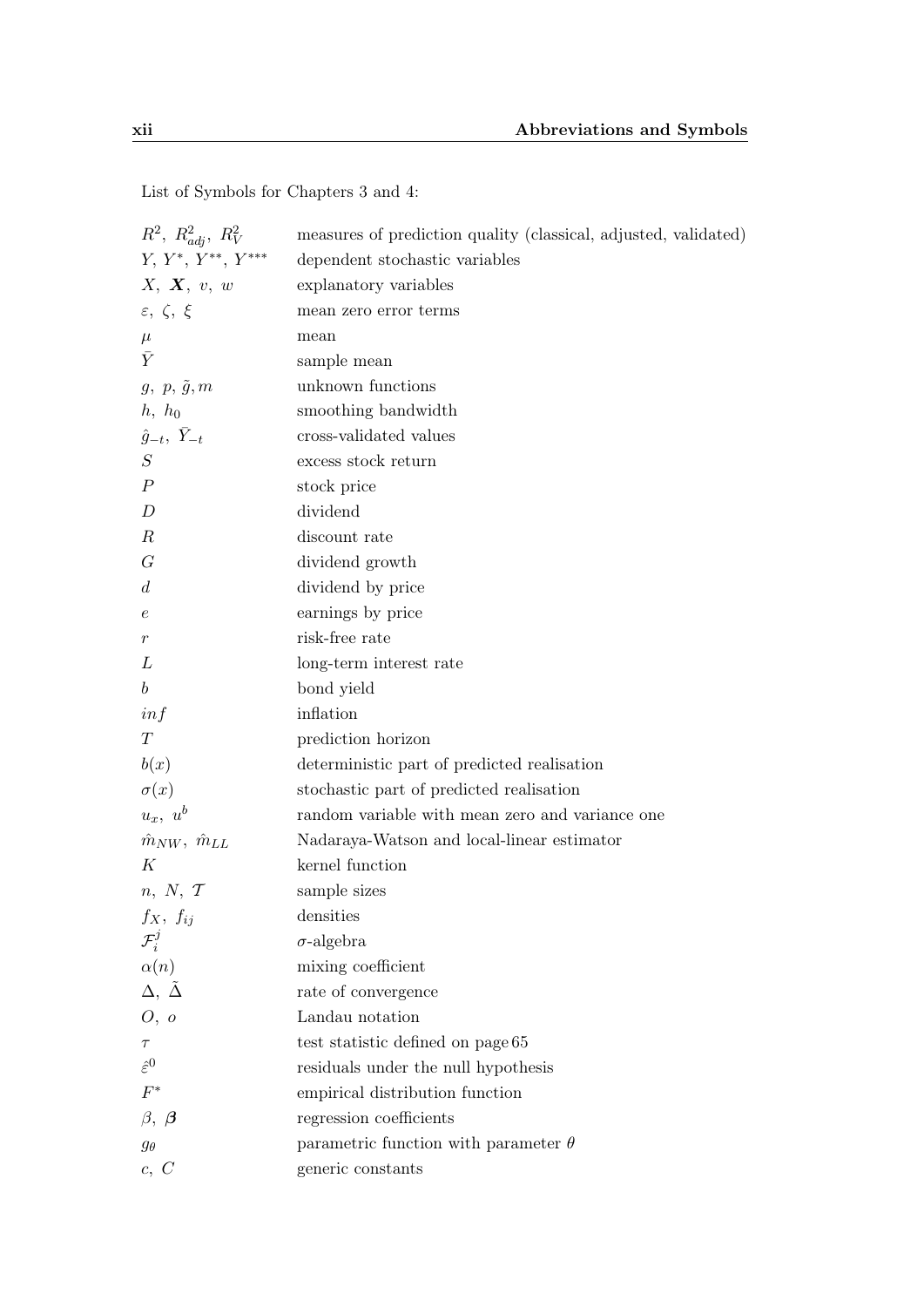List of Symbols for Chapters 3 and 4:

| | |
|---|---|
| $R^2,\ R^2_{adj},\ R^2_V$ | measures of prediction quality (classical, adjusted, validated) |
| $Y,\ Y^*,\ Y^{**},\ Y^{***}$ | dependent stochastic variables |
| $X,\ \boldsymbol{X},\ v,\ w$ | explanatory variables |
| $\varepsilon,\ \zeta,\ \xi$ | mean zero error terms |
| $\mu$ | mean |
| $\bar{Y}$ | sample mean |
| $g,\ p,\ \tilde{g}, m$ | unknown functions |
| $h,\ h_0$ | smoothing bandwidth |
| $\hat{g}_{-t},\ \bar{Y}_{-t}$ | cross-validated values |
| $S$ | excess stock return |
| $P$ | stock price |
| $D$ | dividend |
| $R$ | discount rate |
| $G$ | dividend growth |
| $d$ | dividend by price |
| $e$ | earnings by price |
| $r$ | risk-free rate |
| $L$ | long-term interest rate |
| $b$ | bond yield |
| $inf$ | inflation |
| $T$ | prediction horizon |
| $b(x)$ | deterministic part of predicted realisation |
| $\sigma(x)$ | stochastic part of predicted realisation |
| $u_x,\ u^b$ | random variable with mean zero and variance one |
| $\hat{m}_{NW},\ \hat{m}_{LL}$ | Nadaraya-Watson and local-linear estimator |
| $K$ | kernel function |
| $n,\ N,\ \mathcal{T}$ | sample sizes |
| $f_X,\ f_{ij}$ | densities |
| $\mathcal{F}_i^j$ | $\sigma$-algebra |
| $\alpha(n)$ | mixing coefficient |
| $\Delta,\ \tilde{\Delta}$ | rate of convergence |
| $O,\ o$ | Landau notation |
| $\tau$ | test statistic defined on page 65 |
| $\hat{\varepsilon}^0$ | residuals under the null hypothesis |
| $F^*$ | empirical distribution function |
| $\beta,\ \boldsymbol{\beta}$ | regression coefficients |
| $g_\theta$ | parametric function with parameter $\theta$ |
| $c,\ C$ | generic constants |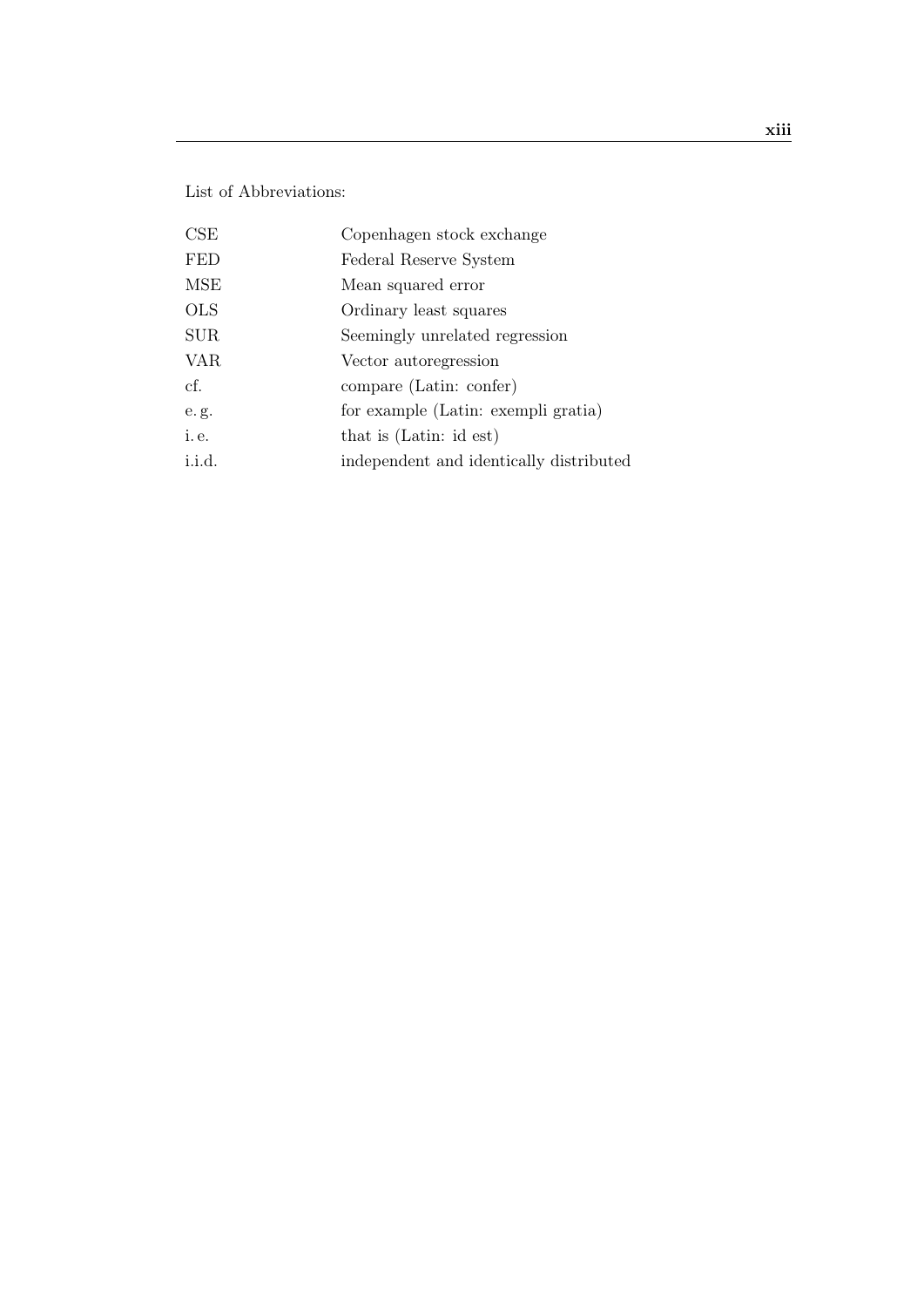List of Abbreviations:

| | |
|---|---|
| CSE | Copenhagen stock exchange |
| FED | Federal Reserve System |
| MSE | Mean squared error |
| OLS | Ordinary least squares |
| SUR | Seemingly unrelated regression |
| VAR | Vector autoregression |
| cf. | compare (Latin: confer) |
| e. g. | for example (Latin: exempli gratia) |
| i. e. | that is (Latin: id est) |
| i.i.d. | independent and identically distributed |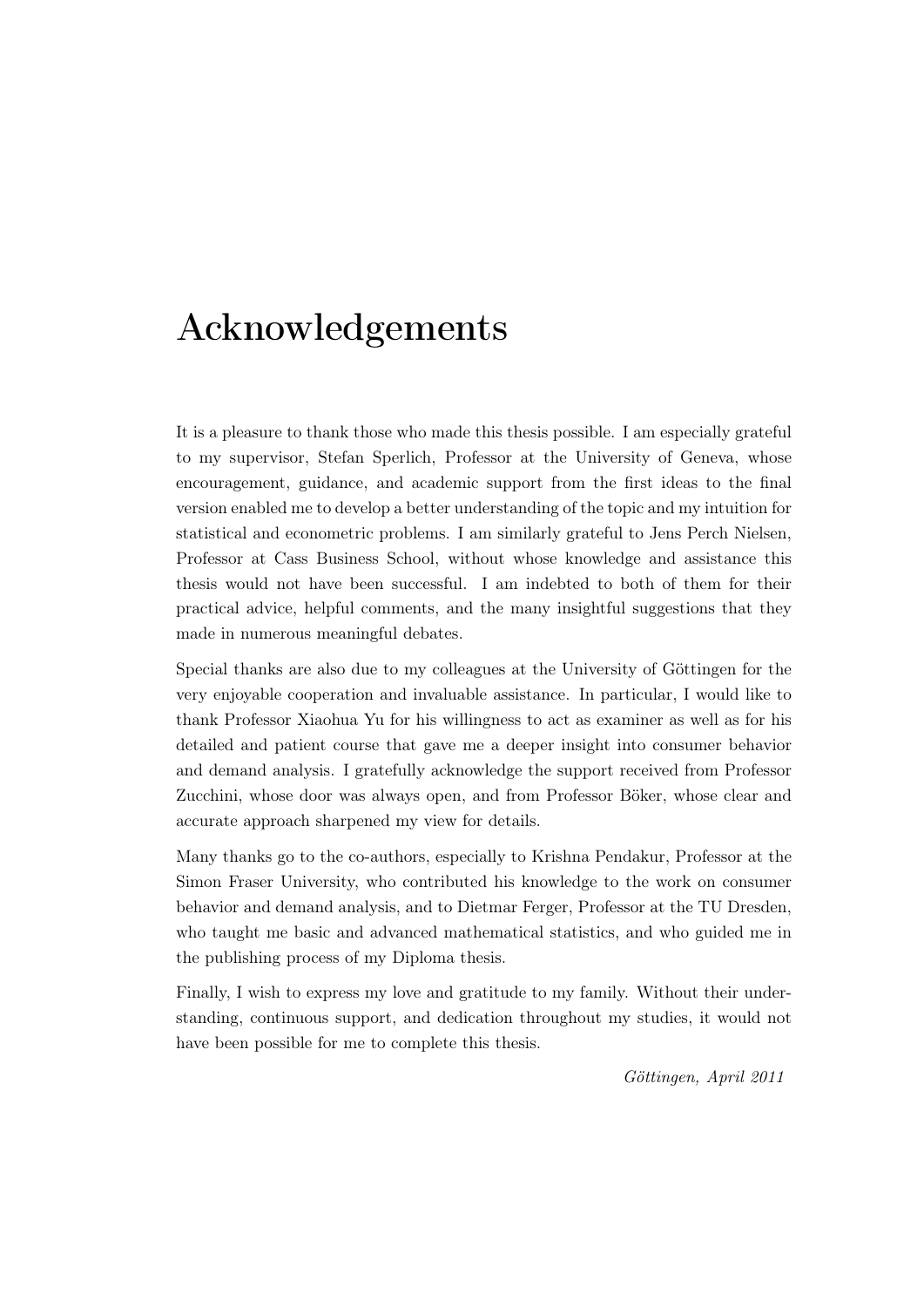# Acknowledgements

It is a pleasure to thank those who made this thesis possible. I am especially grateful to my supervisor, Stefan Sperlich, Professor at the University of Geneva, whose encouragement, guidance, and academic support from the first ideas to the final version enabled me to develop a better understanding of the topic and my intuition for statistical and econometric problems. I am similarly grateful to Jens Perch Nielsen, Professor at Cass Business School, without whose knowledge and assistance this thesis would not have been successful. I am indebted to both of them for their practical advice, helpful comments, and the many insightful suggestions that they made in numerous meaningful debates.

Special thanks are also due to my colleagues at the University of Göttingen for the very enjoyable cooperation and invaluable assistance. In particular, I would like to thank Professor Xiaohua Yu for his willingness to act as examiner as well as for his detailed and patient course that gave me a deeper insight into consumer behavior and demand analysis. I gratefully acknowledge the support received from Professor Zucchini, whose door was always open, and from Professor Böker, whose clear and accurate approach sharpened my view for details.

Many thanks go to the co-authors, especially to Krishna Pendakur, Professor at the Simon Fraser University, who contributed his knowledge to the work on consumer behavior and demand analysis, and to Dietmar Ferger, Professor at the TU Dresden, who taught me basic and advanced mathematical statistics, and who guided me in the publishing process of my Diploma thesis.

Finally, I wish to express my love and gratitude to my family. Without their understanding, continuous support, and dedication throughout my studies, it would not have been possible for me to complete this thesis.

*Göttingen, April 2011*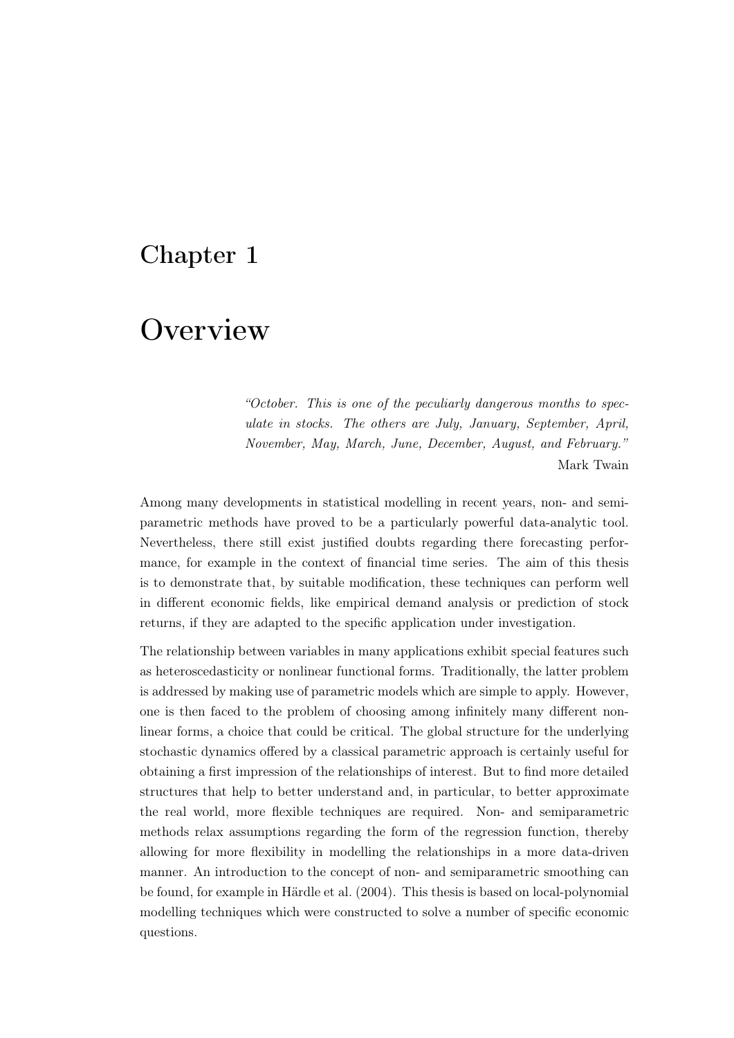# Chapter 1

# Overview

> *"October. This is one of the peculiarly dangerous months to speculate in stocks. The others are July, January, September, April, November, May, March, June, December, August, and February."*
>
> Mark Twain

Among many developments in statistical modelling in recent years, non- and semiparametric methods have proved to be a particularly powerful data-analytic tool. Nevertheless, there still exist justified doubts regarding there forecasting performance, for example in the context of financial time series. The aim of this thesis is to demonstrate that, by suitable modification, these techniques can perform well in different economic fields, like empirical demand analysis or prediction of stock returns, if they are adapted to the specific application under investigation.

The relationship between variables in many applications exhibit special features such as heteroscedasticity or nonlinear functional forms. Traditionally, the latter problem is addressed by making use of parametric models which are simple to apply. However, one is then faced to the problem of choosing among infinitely many different nonlinear forms, a choice that could be critical. The global structure for the underlying stochastic dynamics offered by a classical parametric approach is certainly useful for obtaining a first impression of the relationships of interest. But to find more detailed structures that help to better understand and, in particular, to better approximate the real world, more flexible techniques are required. Non- and semiparametric methods relax assumptions regarding the form of the regression function, thereby allowing for more flexibility in modelling the relationships in a more data-driven manner. An introduction to the concept of non- and semiparametric smoothing can be found, for example in Härdle et al. (2004). This thesis is based on local-polynomial modelling techniques which were constructed to solve a number of specific economic questions.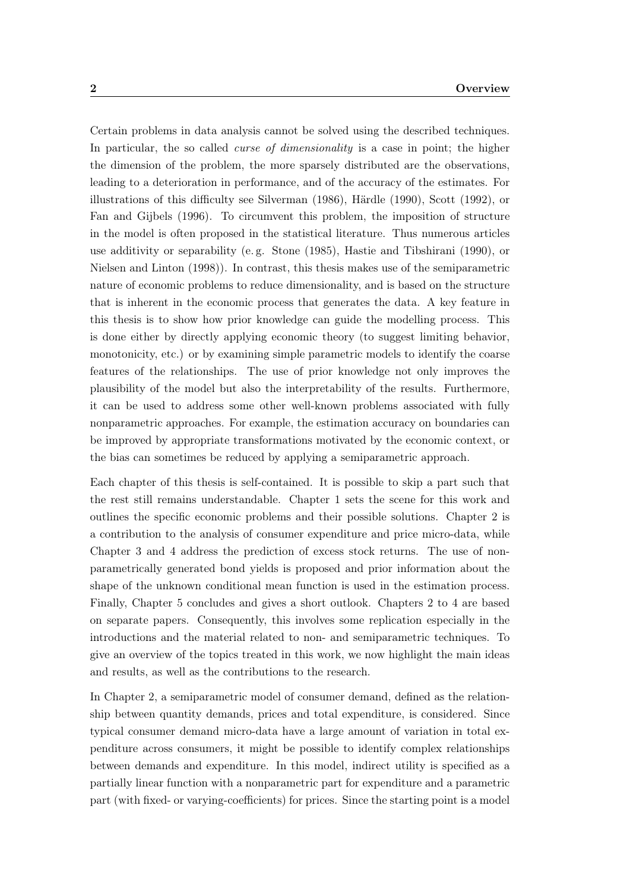Certain problems in data analysis cannot be solved using the described techniques. In particular, the so called *curse of dimensionality* is a case in point; the higher the dimension of the problem, the more sparsely distributed are the observations, leading to a deterioration in performance, and of the accuracy of the estimates. For illustrations of this difficulty see Silverman (1986), Härdle (1990), Scott (1992), or Fan and Gijbels (1996). To circumvent this problem, the imposition of structure in the model is often proposed in the statistical literature. Thus numerous articles use additivity or separability (e. g. Stone (1985), Hastie and Tibshirani (1990), or Nielsen and Linton (1998)). In contrast, this thesis makes use of the semiparametric nature of economic problems to reduce dimensionality, and is based on the structure that is inherent in the economic process that generates the data. A key feature in this thesis is to show how prior knowledge can guide the modelling process. This is done either by directly applying economic theory (to suggest limiting behavior, monotonicity, etc.) or by examining simple parametric models to identify the coarse features of the relationships. The use of prior knowledge not only improves the plausibility of the model but also the interpretability of the results. Furthermore, it can be used to address some other well-known problems associated with fully nonparametric approaches. For example, the estimation accuracy on boundaries can be improved by appropriate transformations motivated by the economic context, or the bias can sometimes be reduced by applying a semiparametric approach.

Each chapter of this thesis is self-contained. It is possible to skip a part such that the rest still remains understandable. Chapter 1 sets the scene for this work and outlines the specific economic problems and their possible solutions. Chapter 2 is a contribution to the analysis of consumer expenditure and price micro-data, while Chapter 3 and 4 address the prediction of excess stock returns. The use of nonparametrically generated bond yields is proposed and prior information about the shape of the unknown conditional mean function is used in the estimation process. Finally, Chapter 5 concludes and gives a short outlook. Chapters 2 to 4 are based on separate papers. Consequently, this involves some replication especially in the introductions and the material related to non- and semiparametric techniques. To give an overview of the topics treated in this work, we now highlight the main ideas and results, as well as the contributions to the research.

In Chapter 2, a semiparametric model of consumer demand, defined as the relationship between quantity demands, prices and total expenditure, is considered. Since typical consumer demand micro-data have a large amount of variation in total expenditure across consumers, it might be possible to identify complex relationships between demands and expenditure. In this model, indirect utility is specified as a partially linear function with a nonparametric part for expenditure and a parametric part (with fixed- or varying-coefficients) for prices. Since the starting point is a model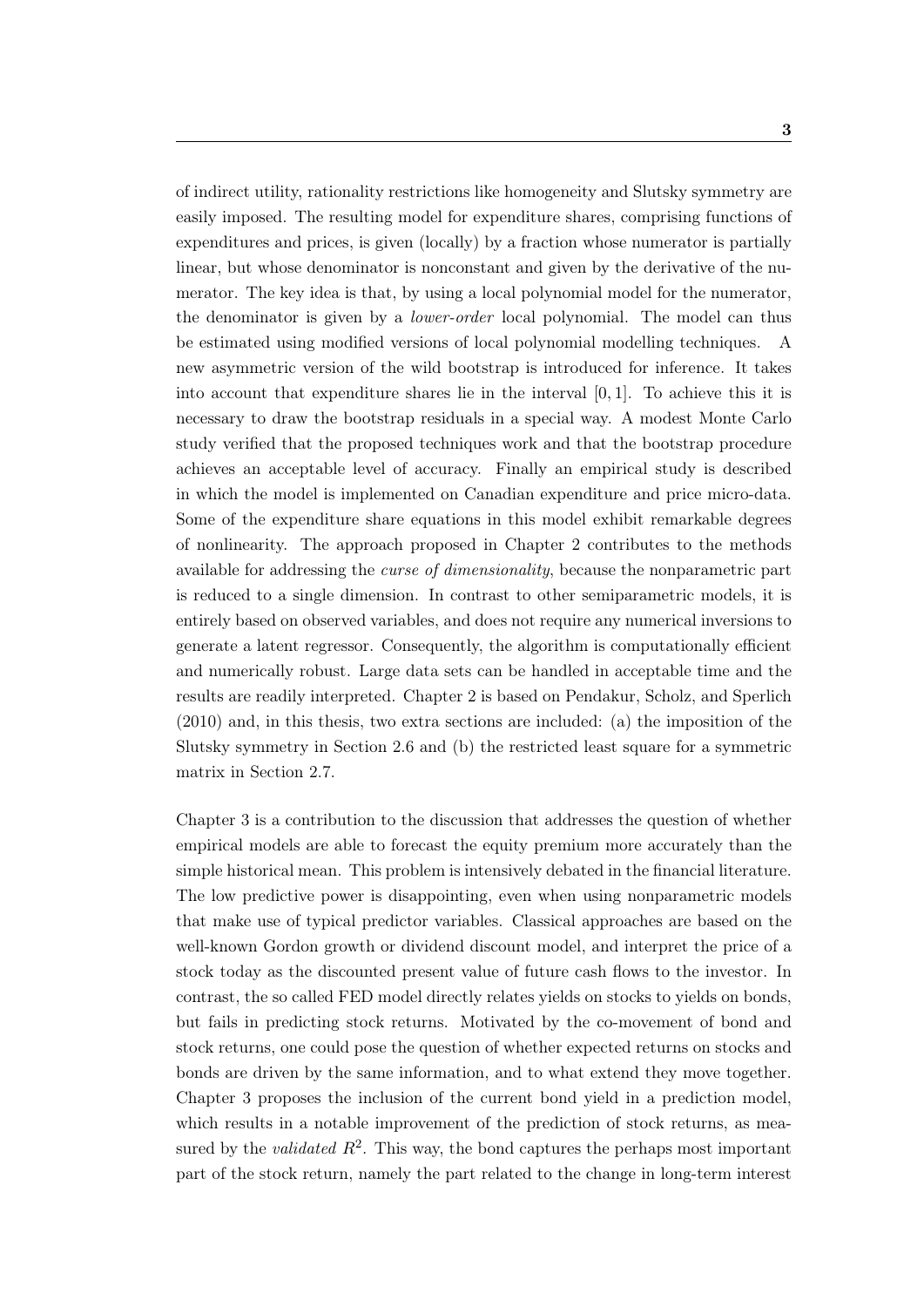of indirect utility, rationality restrictions like homogeneity and Slutsky symmetry are easily imposed. The resulting model for expenditure shares, comprising functions of expenditures and prices, is given (locally) by a fraction whose numerator is partially linear, but whose denominator is nonconstant and given by the derivative of the numerator. The key idea is that, by using a local polynomial model for the numerator, the denominator is given by a *lower-order* local polynomial. The model can thus be estimated using modified versions of local polynomial modelling techniques. A new asymmetric version of the wild bootstrap is introduced for inference. It takes into account that expenditure shares lie in the interval $[0, 1]$. To achieve this it is necessary to draw the bootstrap residuals in a special way. A modest Monte Carlo study verified that the proposed techniques work and that the bootstrap procedure achieves an acceptable level of accuracy. Finally an empirical study is described in which the model is implemented on Canadian expenditure and price micro-data. Some of the expenditure share equations in this model exhibit remarkable degrees of nonlinearity. The approach proposed in Chapter 2 contributes to the methods available for addressing the *curse of dimensionality*, because the nonparametric part is reduced to a single dimension. In contrast to other semiparametric models, it is entirely based on observed variables, and does not require any numerical inversions to generate a latent regressor. Consequently, the algorithm is computationally efficient and numerically robust. Large data sets can be handled in acceptable time and the results are readily interpreted. Chapter 2 is based on Pendakur, Scholz, and Sperlich (2010) and, in this thesis, two extra sections are included: (a) the imposition of the Slutsky symmetry in Section 2.6 and (b) the restricted least square for a symmetric matrix in Section 2.7.

Chapter 3 is a contribution to the discussion that addresses the question of whether empirical models are able to forecast the equity premium more accurately than the simple historical mean. This problem is intensively debated in the financial literature. The low predictive power is disappointing, even when using nonparametric models that make use of typical predictor variables. Classical approaches are based on the well-known Gordon growth or dividend discount model, and interpret the price of a stock today as the discounted present value of future cash flows to the investor. In contrast, the so called FED model directly relates yields on stocks to yields on bonds, but fails in predicting stock returns. Motivated by the co-movement of bond and stock returns, one could pose the question of whether expected returns on stocks and bonds are driven by the same information, and to what extend they move together. Chapter 3 proposes the inclusion of the current bond yield in a prediction model, which results in a notable improvement of the prediction of stock returns, as measured by the *validated* $R^2$. This way, the bond captures the perhaps most important part of the stock return, namely the part related to the change in long-term interest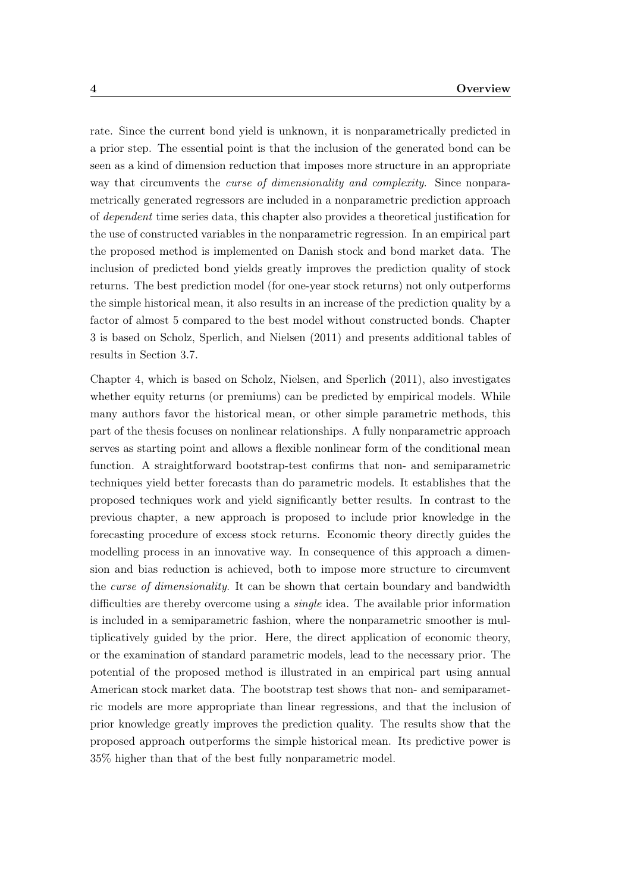rate. Since the current bond yield is unknown, it is nonparametrically predicted in a prior step. The essential point is that the inclusion of the generated bond can be seen as a kind of dimension reduction that imposes more structure in an appropriate way that circumvents the *curse of dimensionality and complexity*. Since nonparametrically generated regressors are included in a nonparametric prediction approach of *dependent* time series data, this chapter also provides a theoretical justification for the use of constructed variables in the nonparametric regression. In an empirical part the proposed method is implemented on Danish stock and bond market data. The inclusion of predicted bond yields greatly improves the prediction quality of stock returns. The best prediction model (for one-year stock returns) not only outperforms the simple historical mean, it also results in an increase of the prediction quality by a factor of almost 5 compared to the best model without constructed bonds. Chapter 3 is based on Scholz, Sperlich, and Nielsen (2011) and presents additional tables of results in Section 3.7.

Chapter 4, which is based on Scholz, Nielsen, and Sperlich (2011), also investigates whether equity returns (or premiums) can be predicted by empirical models. While many authors favor the historical mean, or other simple parametric methods, this part of the thesis focuses on nonlinear relationships. A fully nonparametric approach serves as starting point and allows a flexible nonlinear form of the conditional mean function. A straightforward bootstrap-test confirms that non- and semiparametric techniques yield better forecasts than do parametric models. It establishes that the proposed techniques work and yield significantly better results. In contrast to the previous chapter, a new approach is proposed to include prior knowledge in the forecasting procedure of excess stock returns. Economic theory directly guides the modelling process in an innovative way. In consequence of this approach a dimension and bias reduction is achieved, both to impose more structure to circumvent the *curse of dimensionality*. It can be shown that certain boundary and bandwidth difficulties are thereby overcome using a *single* idea. The available prior information is included in a semiparametric fashion, where the nonparametric smoother is multiplicatively guided by the prior. Here, the direct application of economic theory, or the examination of standard parametric models, lead to the necessary prior. The potential of the proposed method is illustrated in an empirical part using annual American stock market data. The bootstrap test shows that non- and semiparametric models are more appropriate than linear regressions, and that the inclusion of prior knowledge greatly improves the prediction quality. The results show that the proposed approach outperforms the simple historical mean. Its predictive power is 35% higher than that of the best fully nonparametric model.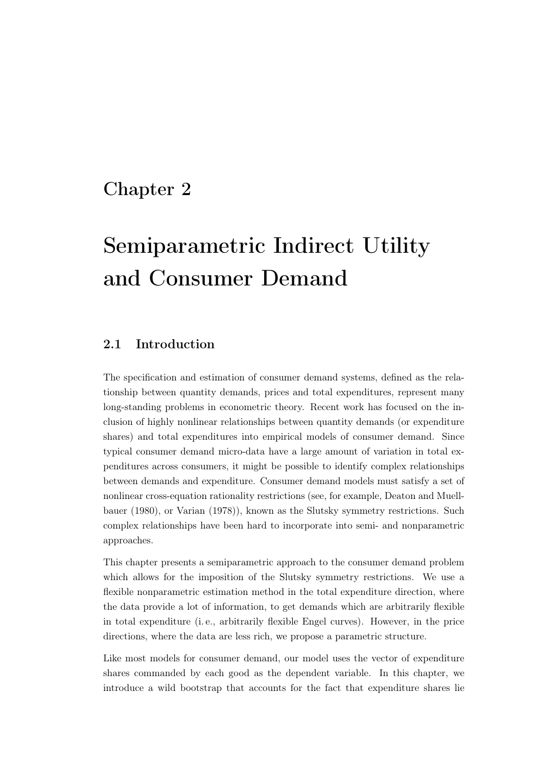# Chapter 2

# Semiparametric Indirect Utility and Consumer Demand

## 2.1 Introduction

The specification and estimation of consumer demand systems, defined as the relationship between quantity demands, prices and total expenditures, represent many long-standing problems in econometric theory. Recent work has focused on the inclusion of highly nonlinear relationships between quantity demands (or expenditure shares) and total expenditures into empirical models of consumer demand. Since typical consumer demand micro-data have a large amount of variation in total expenditures across consumers, it might be possible to identify complex relationships between demands and expenditure. Consumer demand models must satisfy a set of nonlinear cross-equation rationality restrictions (see, for example, Deaton and Muellbauer (1980), or Varian (1978)), known as the Slutsky symmetry restrictions. Such complex relationships have been hard to incorporate into semi- and nonparametric approaches.

This chapter presents a semiparametric approach to the consumer demand problem which allows for the imposition of the Slutsky symmetry restrictions. We use a flexible nonparametric estimation method in the total expenditure direction, where the data provide a lot of information, to get demands which are arbitrarily flexible in total expenditure (i. e., arbitrarily flexible Engel curves). However, in the price directions, where the data are less rich, we propose a parametric structure.

Like most models for consumer demand, our model uses the vector of expenditure shares commanded by each good as the dependent variable. In this chapter, we introduce a wild bootstrap that accounts for the fact that expenditure shares lie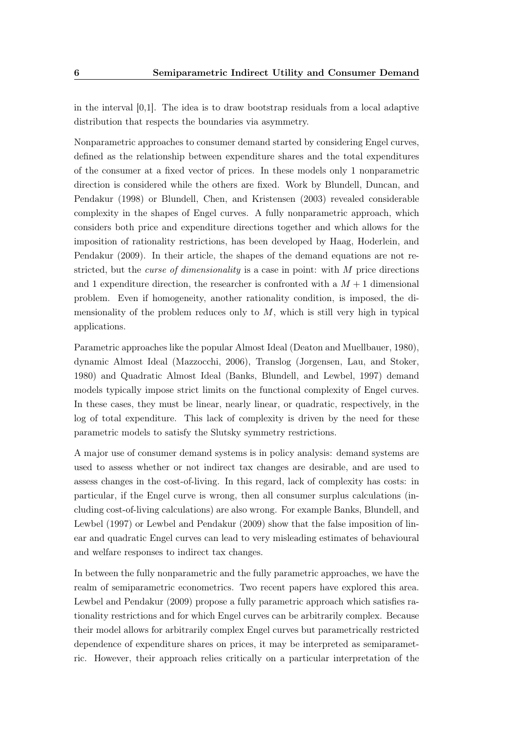in the interval [0,1]. The idea is to draw bootstrap residuals from a local adaptive distribution that respects the boundaries via asymmetry.

Nonparametric approaches to consumer demand started by considering Engel curves, defined as the relationship between expenditure shares and the total expenditures of the consumer at a fixed vector of prices. In these models only 1 nonparametric direction is considered while the others are fixed. Work by Blundell, Duncan, and Pendakur (1998) or Blundell, Chen, and Kristensen (2003) revealed considerable complexity in the shapes of Engel curves. A fully nonparametric approach, which considers both price and expenditure directions together and which allows for the imposition of rationality restrictions, has been developed by Haag, Hoderlein, and Pendakur (2009). In their article, the shapes of the demand equations are not restricted, but the *curse of dimensionality* is a case in point: with $M$ price directions and 1 expenditure direction, the researcher is confronted with a $M+1$ dimensional problem. Even if homogeneity, another rationality condition, is imposed, the dimensionality of the problem reduces only to $M$, which is still very high in typical applications.

Parametric approaches like the popular Almost Ideal (Deaton and Muellbauer, 1980), dynamic Almost Ideal (Mazzocchi, 2006), Translog (Jorgensen, Lau, and Stoker, 1980) and Quadratic Almost Ideal (Banks, Blundell, and Lewbel, 1997) demand models typically impose strict limits on the functional complexity of Engel curves. In these cases, they must be linear, nearly linear, or quadratic, respectively, in the log of total expenditure. This lack of complexity is driven by the need for these parametric models to satisfy the Slutsky symmetry restrictions.

A major use of consumer demand systems is in policy analysis: demand systems are used to assess whether or not indirect tax changes are desirable, and are used to assess changes in the cost-of-living. In this regard, lack of complexity has costs: in particular, if the Engel curve is wrong, then all consumer surplus calculations (including cost-of-living calculations) are also wrong. For example Banks, Blundell, and Lewbel (1997) or Lewbel and Pendakur (2009) show that the false imposition of linear and quadratic Engel curves can lead to very misleading estimates of behavioural and welfare responses to indirect tax changes.

In between the fully nonparametric and the fully parametric approaches, we have the realm of semiparametric econometrics. Two recent papers have explored this area. Lewbel and Pendakur (2009) propose a fully parametric approach which satisfies rationality restrictions and for which Engel curves can be arbitrarily complex. Because their model allows for arbitrarily complex Engel curves but parametrically restricted dependence of expenditure shares on prices, it may be interpreted as semiparametric. However, their approach relies critically on a particular interpretation of the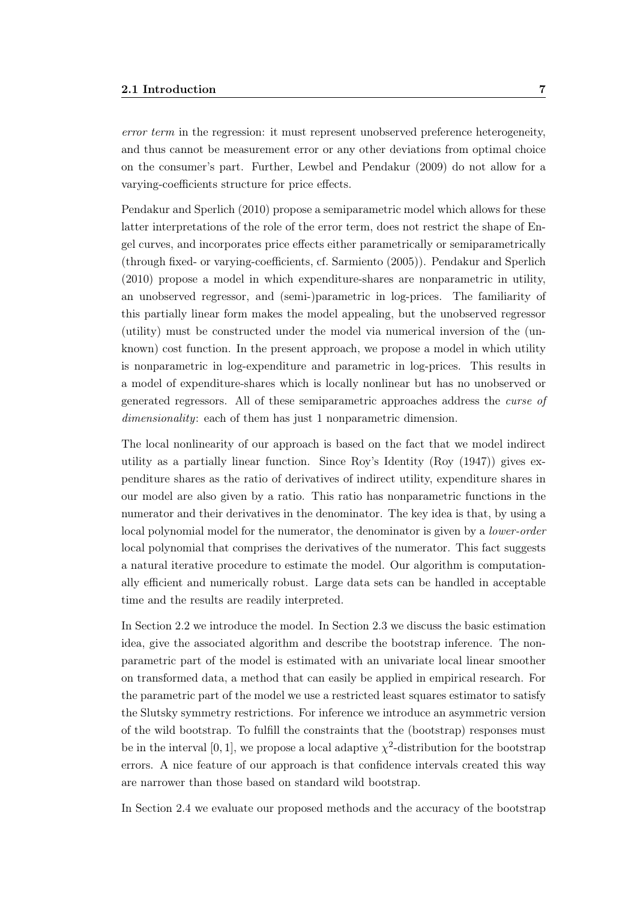*error term* in the regression: it must represent unobserved preference heterogeneity, and thus cannot be measurement error or any other deviations from optimal choice on the consumer's part. Further, Lewbel and Pendakur (2009) do not allow for a varying-coefficients structure for price effects.

Pendakur and Sperlich (2010) propose a semiparametric model which allows for these latter interpretations of the role of the error term, does not restrict the shape of Engel curves, and incorporates price effects either parametrically or semiparametrically (through fixed- or varying-coefficients, cf. Sarmiento (2005)). Pendakur and Sperlich (2010) propose a model in which expenditure-shares are nonparametric in utility, an unobserved regressor, and (semi-)parametric in log-prices. The familiarity of this partially linear form makes the model appealing, but the unobserved regressor (utility) must be constructed under the model via numerical inversion of the (unknown) cost function. In the present approach, we propose a model in which utility is nonparametric in log-expenditure and parametric in log-prices. This results in a model of expenditure-shares which is locally nonlinear but has no unobserved or generated regressors. All of these semiparametric approaches address the *curse of dimensionality*: each of them has just 1 nonparametric dimension.

The local nonlinearity of our approach is based on the fact that we model indirect utility as a partially linear function. Since Roy's Identity (Roy (1947)) gives expenditure shares as the ratio of derivatives of indirect utility, expenditure shares in our model are also given by a ratio. This ratio has nonparametric functions in the numerator and their derivatives in the denominator. The key idea is that, by using a local polynomial model for the numerator, the denominator is given by a *lower-order* local polynomial that comprises the derivatives of the numerator. This fact suggests a natural iterative procedure to estimate the model. Our algorithm is computationally efficient and numerically robust. Large data sets can be handled in acceptable time and the results are readily interpreted.

In Section 2.2 we introduce the model. In Section 2.3 we discuss the basic estimation idea, give the associated algorithm and describe the bootstrap inference. The nonparametric part of the model is estimated with an univariate local linear smoother on transformed data, a method that can easily be applied in empirical research. For the parametric part of the model we use a restricted least squares estimator to satisfy the Slutsky symmetry restrictions. For inference we introduce an asymmetric version of the wild bootstrap. To fulfill the constraints that the (bootstrap) responses must be in the interval $[0, 1]$, we propose a local adaptive $\chi^2$-distribution for the bootstrap errors. A nice feature of our approach is that confidence intervals created this way are narrower than those based on standard wild bootstrap.

In Section 2.4 we evaluate our proposed methods and the accuracy of the bootstrap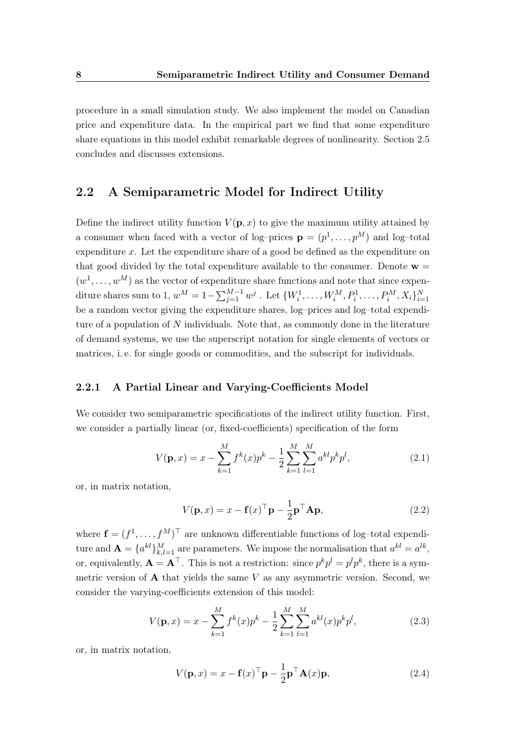procedure in a small simulation study. We also implement the model on Canadian price and expenditure data. In the empirical part we find that some expenditure share equations in this model exhibit remarkable degrees of nonlinearity. Section 2.5 concludes and discusses extensions.

## 2.2 A Semiparametric Model for Indirect Utility

Define the indirect utility function $V(\mathbf{p}, x)$ to give the maximum utility attained by a consumer when faced with a vector of log–prices $\mathbf{p} = (p^1, \ldots, p^M)$ and log–total expenditure $x$. Let the expenditure share of a good be defined as the expenditure on that good divided by the total expenditure available to the consumer. Denote $\mathbf{w} = (w^1, \ldots, w^M)$ as the vector of expenditure share functions and note that since expenditure shares sum to 1, $w^M = 1 - \sum_{j=1}^{M-1} w^j$ . Let $\{W_i^1, \ldots, W_i^M, P_i^1, \ldots, P_i^M, X_i\}_{i=1}^N$ be a random vector giving the expenditure shares, log–prices and log–total expenditure of a population of $N$ individuals. Note that, as commonly done in the literature of demand systems, we use the superscript notation for single elements of vectors or matrices, i. e. for single goods or commodities, and the subscript for individuals.

### 2.2.1 A Partial Linear and Varying-Coefficients Model

We consider two semiparametric specifications of the indirect utility function. First, we consider a partially linear (or, fixed-coefficients) specification of the form

$$V(\mathbf{p}, x) = x - \sum_{k=1}^{M} f^k(x) p^k - \frac{1}{2} \sum_{k=1}^{M} \sum_{l=1}^{M} a^{kl} p^k p^l, \tag{2.1}$$

or, in matrix notation,

$$V(\mathbf{p}, x) = x - \mathbf{f}(x)^\top \mathbf{p} - \frac{1}{2} \mathbf{p}^\top \mathbf{A} \mathbf{p}, \tag{2.2}$$

where $\mathbf{f} = (f^1, \ldots, f^M)^\top$ are unknown differentiable functions of log–total expenditure and $\mathbf{A} = \{a^{kl}\}_{k,l=1}^M$ are parameters. We impose the normalisation that $a^{kl} = a^{lk}$, or, equivalently, $\mathbf{A} = \mathbf{A}^\top$. This is not a restriction: since $p^k p^l = p^l p^k$, there is a symmetric version of $\mathbf{A}$ that yields the same $V$ as any asymmetric version. Second, we consider the varying-coefficients extension of this model:

$$V(\mathbf{p}, x) = x - \sum_{k=1}^{M} f^k(x) p^k - \frac{1}{2} \sum_{k=1}^{M} \sum_{l=1}^{M} a^{kl}(x) p^k p^l, \tag{2.3}$$

or, in matrix notation,

$$V(\mathbf{p}, x) = x - \mathbf{f}(x)^\top \mathbf{p} - \frac{1}{2} \mathbf{p}^\top \mathbf{A}(x) \mathbf{p}, \tag{2.4}$$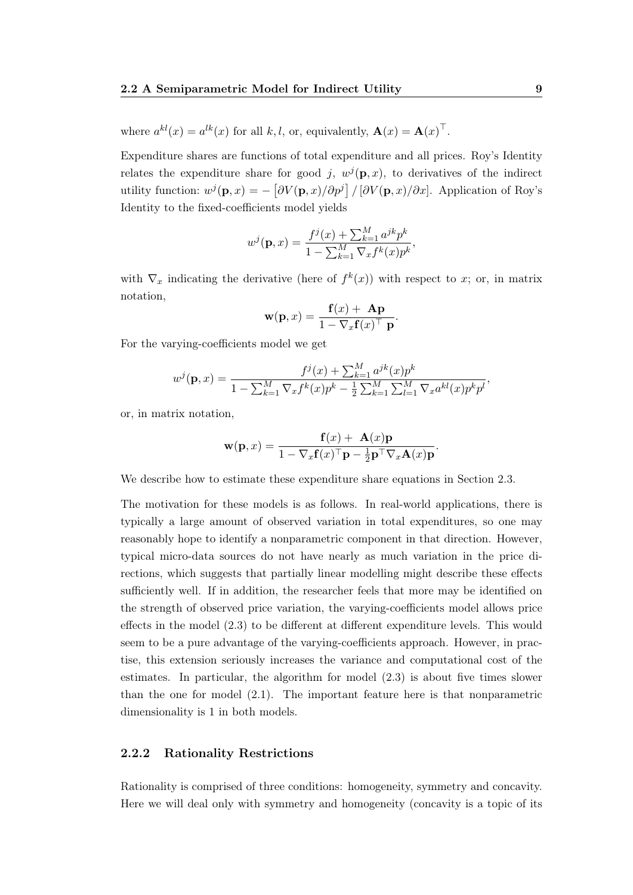where $a^{kl}(x) = a^{lk}(x)$ for all $k, l$, or, equivalently, $\mathbf{A}(x) = \mathbf{A}(x)^\top$.

Expenditure shares are functions of total expenditure and all prices. Roy's Identity relates the expenditure share for good $j$, $w^j(\mathbf{p}, x)$, to derivatives of the indirect utility function: $w^j(\mathbf{p}, x) = -\left[\partial V(\mathbf{p}, x)/\partial p^j\right] / \left[\partial V(\mathbf{p}, x)/\partial x\right]$. Application of Roy's Identity to the fixed-coefficients model yields

$$w^j(\mathbf{p}, x) = \frac{f^j(x) + \sum_{k=1}^M a^{jk} p^k}{1 - \sum_{k=1}^M \nabla_x f^k(x) p^k},$$

with $\nabla_x$ indicating the derivative (here of $f^k(x)$) with respect to $x$; or, in matrix notation,

$$\mathbf{w}(\mathbf{p}, x) = \frac{\mathbf{f}(x) + \mathbf{A}\mathbf{p}}{1 - \nabla_x \mathbf{f}(x)^\top \mathbf{p}}.$$

For the varying-coefficients model we get

$$w^j(\mathbf{p}, x) = \frac{f^j(x) + \sum_{k=1}^M a^{jk}(x) p^k}{1 - \sum_{k=1}^M \nabla_x f^k(x) p^k - \frac{1}{2} \sum_{k=1}^M \sum_{l=1}^M \nabla_x a^{kl}(x) p^k p^l},$$

or, in matrix notation,

$$\mathbf{w}(\mathbf{p}, x) = \frac{\mathbf{f}(x) + \mathbf{A}(x)\mathbf{p}}{1 - \nabla_x \mathbf{f}(x)^\top \mathbf{p} - \frac{1}{2} \mathbf{p}^\top \nabla_x \mathbf{A}(x) \mathbf{p}}.$$

We describe how to estimate these expenditure share equations in Section 2.3.

The motivation for these models is as follows. In real-world applications, there is typically a large amount of observed variation in total expenditures, so one may reasonably hope to identify a nonparametric component in that direction. However, typical micro-data sources do not have nearly as much variation in the price directions, which suggests that partially linear modelling might describe these effects sufficiently well. If in addition, the researcher feels that more may be identified on the strength of observed price variation, the varying-coefficients model allows price effects in the model (2.3) to be different at different expenditure levels. This would seem to be a pure advantage of the varying-coefficients approach. However, in practise, this extension seriously increases the variance and computational cost of the estimates. In particular, the algorithm for model (2.3) is about five times slower than the one for model (2.1). The important feature here is that nonparametric dimensionality is 1 in both models.

### 2.2.2 Rationality Restrictions

Rationality is comprised of three conditions: homogeneity, symmetry and concavity. Here we will deal only with symmetry and homogeneity (concavity is a topic of its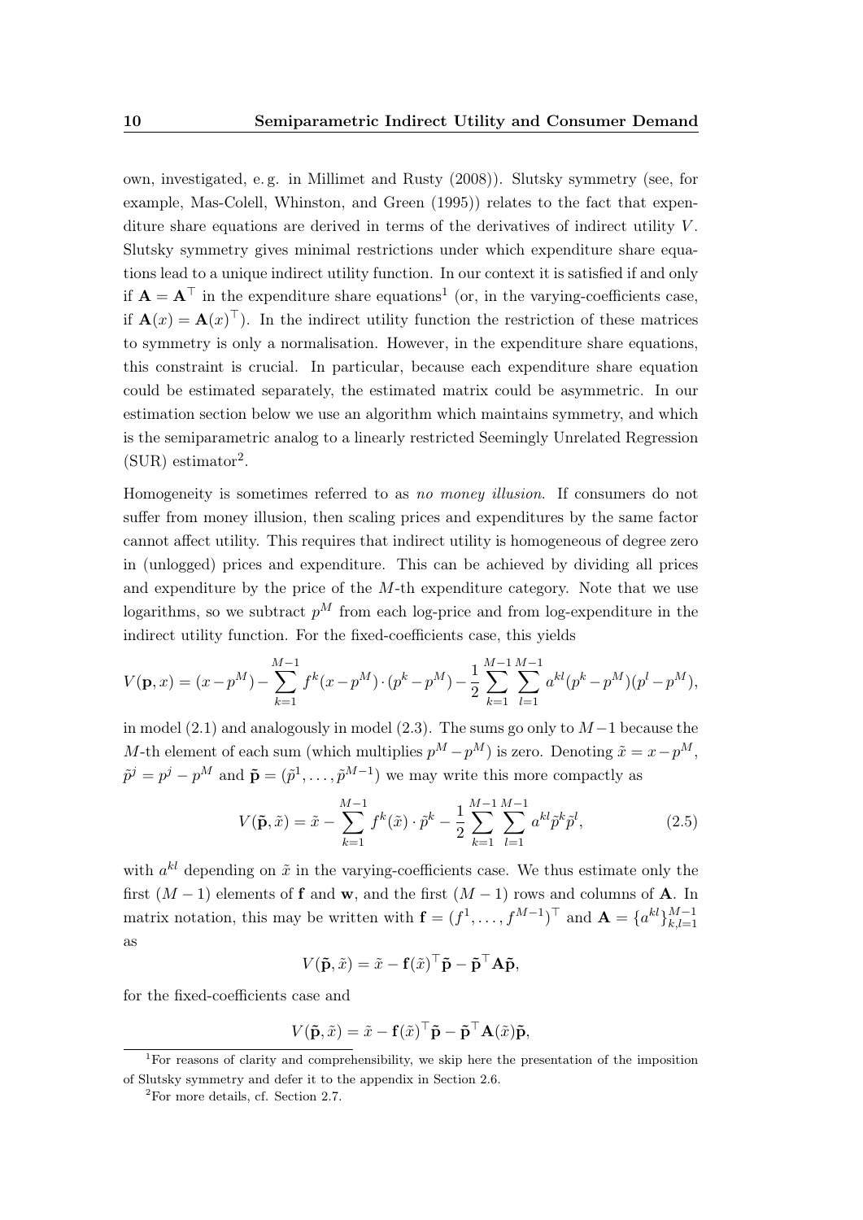own, investigated, e. g. in Millimet and Rusty (2008)). Slutsky symmetry (see, for example, Mas-Colell, Whinston, and Green (1995)) relates to the fact that expenditure share equations are derived in terms of the derivatives of indirect utility $V$. Slutsky symmetry gives minimal restrictions under which expenditure share equations lead to a unique indirect utility function. In our context it is satisfied if and only if $\mathbf{A} = \mathbf{A}^\top$ in the expenditure share equations[1] (or, in the varying-coefficients case, if $\mathbf{A}(x) = \mathbf{A}(x)^\top$). In the indirect utility function the restriction of these matrices to symmetry is only a normalisation. However, in the expenditure share equations, this constraint is crucial. In particular, because each expenditure share equation could be estimated separately, the estimated matrix could be asymmetric. In our estimation section below we use an algorithm which maintains symmetry, and which is the semiparametric analog to a linearly restricted Seemingly Unrelated Regression (SUR) estimator[2].

Homogeneity is sometimes referred to as *no money illusion*. If consumers do not suffer from money illusion, then scaling prices and expenditures by the same factor cannot affect utility. This requires that indirect utility is homogeneous of degree zero in (unlogged) prices and expenditure. This can be achieved by dividing all prices and expenditure by the price of the $M$-th expenditure category. Note that we use logarithms, so we subtract $p^M$ from each log-price and from log-expenditure in the indirect utility function. For the fixed-coefficients case, this yields

$$V(\mathbf{p}, x) = (x - p^M) - \sum_{k=1}^{M-1} f^k(x - p^M) \cdot (p^k - p^M) - \frac{1}{2} \sum_{k=1}^{M-1} \sum_{l=1}^{M-1} a^{kl}(p^k - p^M)(p^l - p^M),$$

in model (2.1) and analogously in model (2.3). The sums go only to $M-1$ because the $M$-th element of each sum (which multiplies $p^M - p^M$) is zero. Denoting $\tilde{x} = x - p^M$, $\tilde{p}^j = p^j - p^M$ and $\tilde{\mathbf{p}} = (\tilde{p}^1, \dots, \tilde{p}^{M-1})$ we may write this more compactly as

$$V(\tilde{\mathbf{p}}, \tilde{x}) = \tilde{x} - \sum_{k=1}^{M-1} f^k(\tilde{x}) \cdot \tilde{p}^k - \frac{1}{2} \sum_{k=1}^{M-1} \sum_{l=1}^{M-1} a^{kl} \tilde{p}^k \tilde{p}^l, \tag{2.5}$$

with $a^{kl}$ depending on $\tilde{x}$ in the varying-coefficients case. We thus estimate only the first $(M-1)$ elements of $\mathbf{f}$ and $\mathbf{w}$, and the first $(M-1)$ rows and columns of $\mathbf{A}$. In matrix notation, this may be written with $\mathbf{f} = (f^1, \dots, f^{M-1})^\top$ and $\mathbf{A} = \{a^{kl}\}_{k,l=1}^{M-1}$ as

$$V(\tilde{\mathbf{p}}, \tilde{x}) = \tilde{x} - \mathbf{f}(\tilde{x})^\top \tilde{\mathbf{p}} - \tilde{\mathbf{p}}^\top \mathbf{A} \tilde{\mathbf{p}},$$

for the fixed-coefficients case and

$$V(\tilde{\mathbf{p}}, \tilde{x}) = \tilde{x} - \mathbf{f}(\tilde{x})^\top \tilde{\mathbf{p}} - \tilde{\mathbf{p}}^\top \mathbf{A}(\tilde{x}) \tilde{\mathbf{p}},$$

---

[1] For reasons of clarity and comprehensibility, we skip here the presentation of the imposition of Slutsky symmetry and defer it to the appendix in Section 2.6.

[2] For more details, cf. Section 2.7.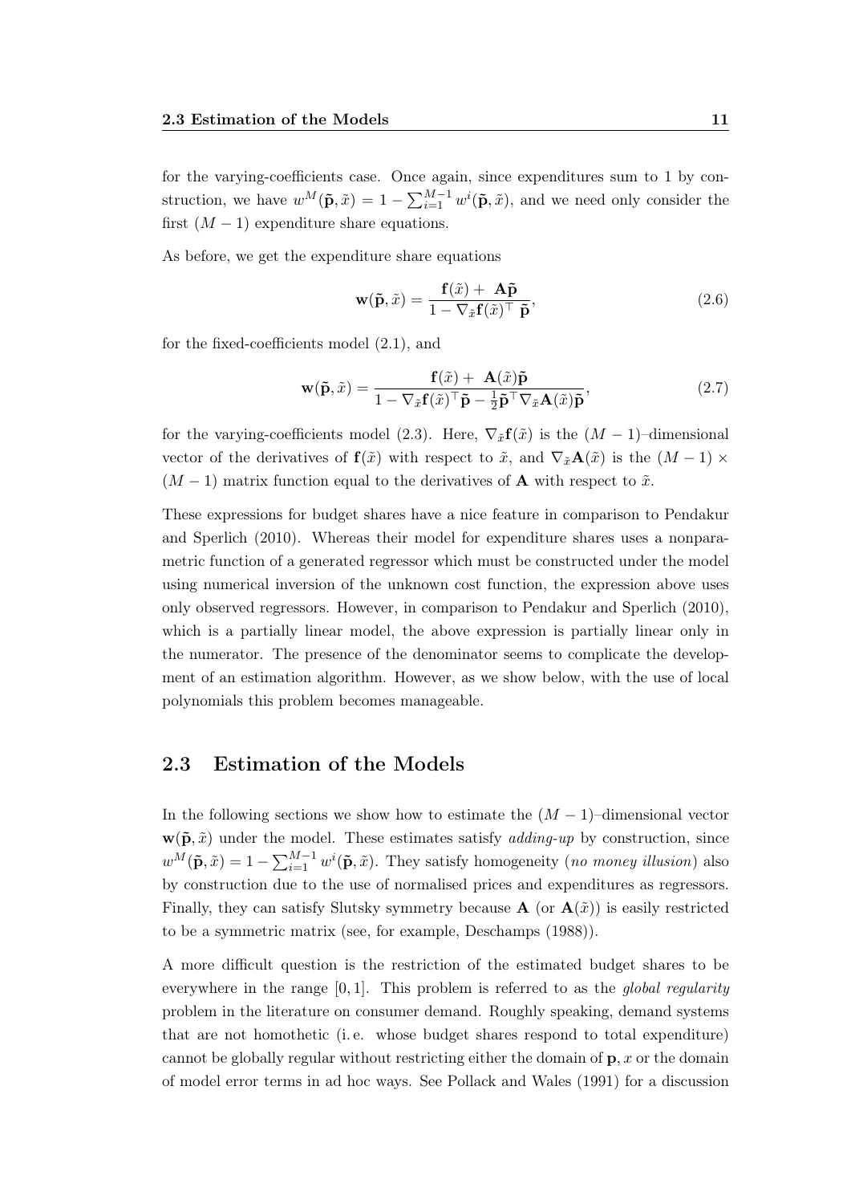for the varying-coefficients case. Once again, since expenditures sum to 1 by construction, we have $w^M(\tilde{\mathbf{p}}, \tilde{x}) = 1 - \sum_{i=1}^{M-1} w^i(\tilde{\mathbf{p}}, \tilde{x})$, and we need only consider the first $(M-1)$ expenditure share equations.

As before, we get the expenditure share equations

$$\mathbf{w}(\tilde{\mathbf{p}}, \tilde{x}) = \frac{\mathbf{f}(\tilde{x}) + \mathbf{A}\tilde{\mathbf{p}}}{1 - \nabla_{\tilde{x}}\mathbf{f}(\tilde{x})^{\top}\, \tilde{\mathbf{p}}}, \tag{2.6}$$

for the fixed-coefficients model (2.1), and

$$\mathbf{w}(\tilde{\mathbf{p}}, \tilde{x}) = \frac{\mathbf{f}(\tilde{x}) + \mathbf{A}(\tilde{x})\tilde{\mathbf{p}}}{1 - \nabla_{\tilde{x}}\mathbf{f}(\tilde{x})^{\top}\tilde{\mathbf{p}} - \frac{1}{2}\tilde{\mathbf{p}}^{\top}\nabla_{\tilde{x}}\mathbf{A}(\tilde{x})\tilde{\mathbf{p}}}, \tag{2.7}$$

for the varying-coefficients model (2.3). Here, $\nabla_{\tilde{x}}\mathbf{f}(\tilde{x})$ is the $(M-1)$–dimensional vector of the derivatives of $\mathbf{f}(\tilde{x})$ with respect to $\tilde{x}$, and $\nabla_{\tilde{x}}\mathbf{A}(\tilde{x})$ is the $(M-1) \times (M-1)$ matrix function equal to the derivatives of $\mathbf{A}$ with respect to $\tilde{x}$.

These expressions for budget shares have a nice feature in comparison to Pendakur and Sperlich (2010). Whereas their model for expenditure shares uses a nonparametric function of a generated regressor which must be constructed under the model using numerical inversion of the unknown cost function, the expression above uses only observed regressors. However, in comparison to Pendakur and Sperlich (2010), which is a partially linear model, the above expression is partially linear only in the numerator. The presence of the denominator seems to complicate the development of an estimation algorithm. However, as we show below, with the use of local polynomials this problem becomes manageable.

## 2.3 Estimation of the Models

In the following sections we show how to estimate the $(M-1)$–dimensional vector $\mathbf{w}(\tilde{\mathbf{p}}, \tilde{x})$ under the model. These estimates satisfy *adding-up* by construction, since $w^M(\tilde{\mathbf{p}}, \tilde{x}) = 1 - \sum_{i=1}^{M-1} w^i(\tilde{\mathbf{p}}, \tilde{x})$. They satisfy homogeneity (*no money illusion*) also by construction due to the use of normalised prices and expenditures as regressors. Finally, they can satisfy Slutsky symmetry because $\mathbf{A}$ (or $\mathbf{A}(\tilde{x})$) is easily restricted to be a symmetric matrix (see, for example, Deschamps (1988)).

A more difficult question is the restriction of the estimated budget shares to be everywhere in the range $[0, 1]$. This problem is referred to as the *global regularity* problem in the literature on consumer demand. Roughly speaking, demand systems that are not homothetic (i. e. whose budget shares respond to total expenditure) cannot be globally regular without restricting either the domain of $\mathbf{p}, x$ or the domain of model error terms in ad hoc ways. See Pollack and Wales (1991) for a discussion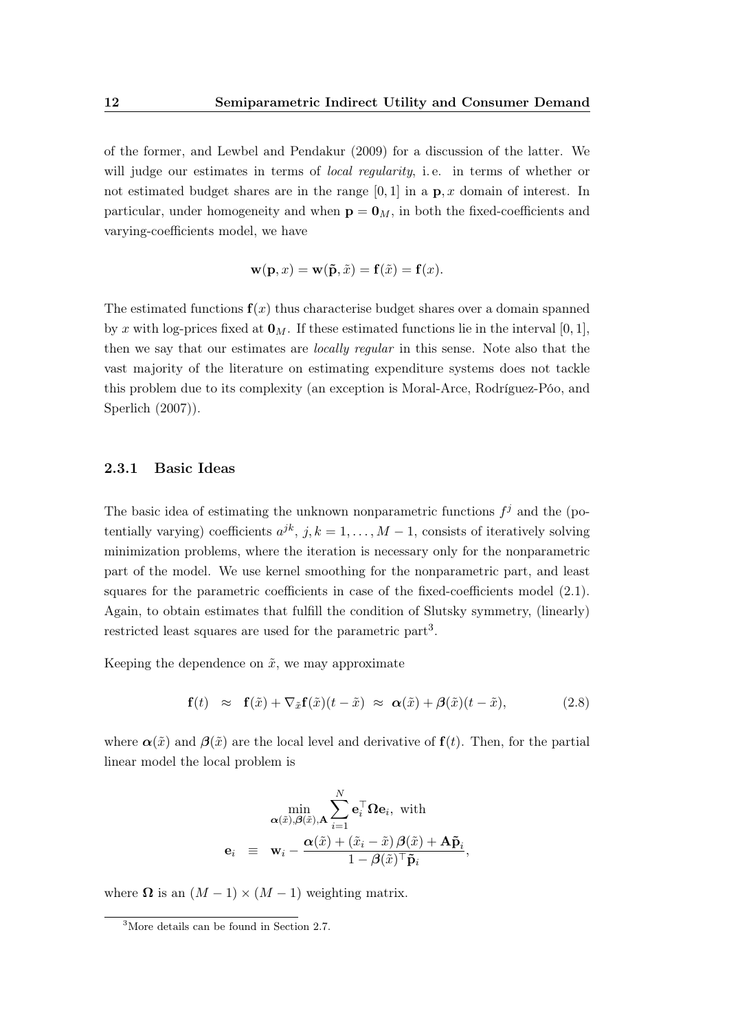of the former, and Lewbel and Pendakur (2009) for a discussion of the latter. We will judge our estimates in terms of *local regularity*, i.e. in terms of whether or not estimated budget shares are in the range $[0,1]$ in a $\mathbf{p}, x$ domain of interest. In particular, under homogeneity and when $\mathbf{p} = \mathbf{0}_M$, in both the fixed-coefficients and varying-coefficients model, we have

$$\mathbf{w}(\mathbf{p}, x) = \mathbf{w}(\tilde{\mathbf{p}}, \tilde{x}) = \mathbf{f}(\tilde{x}) = \mathbf{f}(x).$$

The estimated functions $\mathbf{f}(x)$ thus characterise budget shares over a domain spanned by $x$ with log-prices fixed at $\mathbf{0}_M$. If these estimated functions lie in the interval $[0,1]$, then we say that our estimates are *locally regular* in this sense. Note also that the vast majority of the literature on estimating expenditure systems does not tackle this problem due to its complexity (an exception is Moral-Arce, Rodríguez-Póo, and Sperlich (2007)).

### 2.3.1 Basic Ideas

The basic idea of estimating the unknown nonparametric functions $f^j$ and the (potentially varying) coefficients $a^{jk}$, $j,k = 1,\ldots,M-1$, consists of iteratively solving minimization problems, where the iteration is necessary only for the nonparametric part of the model. We use kernel smoothing for the nonparametric part, and least squares for the parametric coefficients in case of the fixed-coefficients model (2.1). Again, to obtain estimates that fulfill the condition of Slutsky symmetry, (linearly) restricted least squares are used for the parametric part[3].

Keeping the dependence on $\tilde{x}$, we may approximate

$$\mathbf{f}(t) \;\approx\; \mathbf{f}(\tilde{x}) + \nabla_{\tilde{x}}\mathbf{f}(\tilde{x})(t - \tilde{x}) \;\approx\; \boldsymbol{\alpha}(\tilde{x}) + \boldsymbol{\beta}(\tilde{x})(t - \tilde{x}), \tag{2.8}$$

where $\boldsymbol{\alpha}(\tilde{x})$ and $\boldsymbol{\beta}(\tilde{x})$ are the local level and derivative of $\mathbf{f}(t)$. Then, for the partial linear model the local problem is

$$\begin{aligned} &\min_{\boldsymbol{\alpha}(\tilde{x}),\boldsymbol{\beta}(\tilde{x}),\mathbf{A}} \sum_{i=1}^{N} \mathbf{e}_i^\top \boldsymbol{\Omega} \mathbf{e}_i, \text{ with} \\ \mathbf{e}_i \;\;\equiv\;\; &\mathbf{w}_i - \frac{\boldsymbol{\alpha}(\tilde{x}) + (\tilde{x}_i - \tilde{x})\,\boldsymbol{\beta}(\tilde{x}) + \mathbf{A}\tilde{\mathbf{p}}_i}{1 - \boldsymbol{\beta}(\tilde{x})^\top \tilde{\mathbf{p}}_i}, \end{aligned}$$

where $\boldsymbol{\Omega}$ is an $(M-1) \times (M-1)$ weighting matrix.

[3] More details can be found in Section 2.7.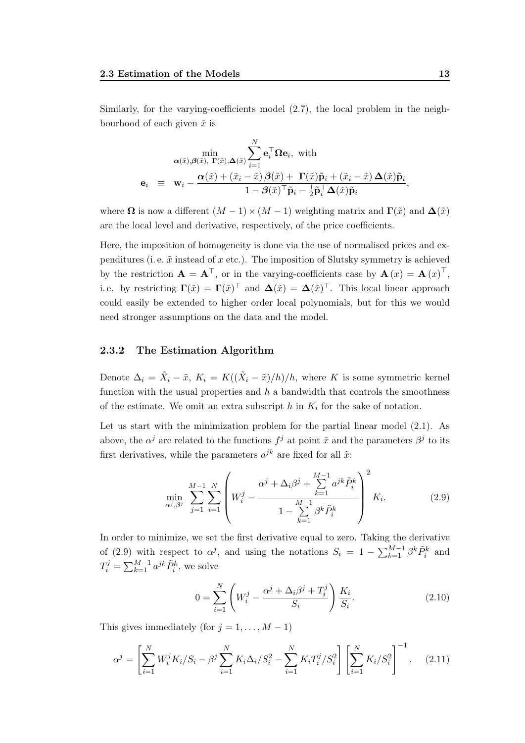Similarly, for the varying-coefficients model (2.7), the local problem in the neighbourhood of each given $\tilde{x}$ is

$$
\begin{aligned}
&\min_{\boldsymbol{\alpha}(\tilde{x}),\boldsymbol{\beta}(\tilde{x}),\ \boldsymbol{\Gamma}(\tilde{x}),\boldsymbol{\Delta}(\tilde{x})} \sum_{i=1}^{N} \mathbf{e}_i^\top \boldsymbol{\Omega} \mathbf{e}_i, \text{ with} \\
\mathbf{e}_i \quad \equiv \quad & \mathbf{w}_i - \frac{\boldsymbol{\alpha}(\tilde{x}) + (\tilde{x}_i - \tilde{x})\,\boldsymbol{\beta}(\tilde{x}) + \ \boldsymbol{\Gamma}(\tilde{x})\tilde{\mathbf{p}}_i + (\tilde{x}_i - \tilde{x})\,\boldsymbol{\Delta}(\tilde{x})\tilde{\mathbf{p}}_i}{1 - \boldsymbol{\beta}(\tilde{x})^\top \tilde{\mathbf{p}}_i - \frac{1}{2}\tilde{\mathbf{p}}_i^\top \boldsymbol{\Delta}(\tilde{x})\tilde{\mathbf{p}}_i},
\end{aligned}
$$

where $\boldsymbol{\Omega}$ is now a different $(M-1)\times(M-1)$ weighting matrix and $\boldsymbol{\Gamma}(\tilde{x})$ and $\boldsymbol{\Delta}(\tilde{x})$ are the local level and derivative, respectively, of the price coefficients.

Here, the imposition of homogeneity is done via the use of normalised prices and expenditures (i. e. $\tilde{x}$ instead of $x$ etc.). The imposition of Slutsky symmetry is achieved by the restriction $\mathbf{A} = \mathbf{A}^\top$, or in the varying-coefficients case by $\mathbf{A}(x) = \mathbf{A}(x)^\top$, i.e. by restricting $\boldsymbol{\Gamma}(\tilde{x}) = \boldsymbol{\Gamma}(\tilde{x})^\top$ and $\boldsymbol{\Delta}(\tilde{x}) = \boldsymbol{\Delta}(\tilde{x})^\top$. This local linear approach could easily be extended to higher order local polynomials, but for this we would need stronger assumptions on the data and the model.

### 2.3.2 The Estimation Algorithm

Denote $\Delta_i = \tilde{X}_i - \tilde{x}$, $K_i = K((\tilde{X}_i - \tilde{x})/h)/h$, where $K$ is some symmetric kernel function with the usual properties and $h$ a bandwidth that controls the smoothness of the estimate. We omit an extra subscript $h$ in $K_i$ for the sake of notation.

Let us start with the minimization problem for the partial linear model (2.1). As above, the $\alpha^j$ are related to the functions $f^j$ at point $\tilde{x}$ and the parameters $\beta^j$ to its first derivatives, while the parameters $a^{jk}$ are fixed for all $\tilde{x}$:

$$
\min_{\alpha^j,\beta^j} \sum_{j=1}^{M-1}\sum_{i=1}^{N}\left( W_i^j - \frac{\alpha^j + \Delta_i\beta^j + \sum\limits_{k=1}^{M-1} a^{jk}\tilde{P}_i^k}{1 - \sum\limits_{k=1}^{M-1}\beta^k\tilde{P}_i^k}\right)^2 K_i. \tag{2.9}
$$

In order to minimize, we set the first derivative equal to zero. Taking the derivative of (2.9) with respect to $\alpha^j$, and using the notations $S_i = 1 - \sum_{k=1}^{M-1}\beta^k\tilde{P}_i^k$ and $T_i^j = \sum_{k=1}^{M-1} a^{jk}\tilde{P}_i^k$, we solve

$$
0 = \sum_{i=1}^{N}\left( W_i^j - \frac{\alpha^j + \Delta_i\beta^j + T_i^j}{S_i}\right)\frac{K_i}{S_i}. \tag{2.10}
$$

This gives immediately (for $j = 1,\ldots,M-1$)

$$
\alpha^j = \left[\sum_{i=1}^{N} W_i^j K_i/S_i - \beta^j\sum_{i=1}^{N} K_i\Delta_i/S_i^2 - \sum_{i=1}^{N} K_i T_i^j/S_i^2\right]\left[\sum_{i=1}^{N} K_i/S_i^2\right]^{-1}. \tag{2.11}
$$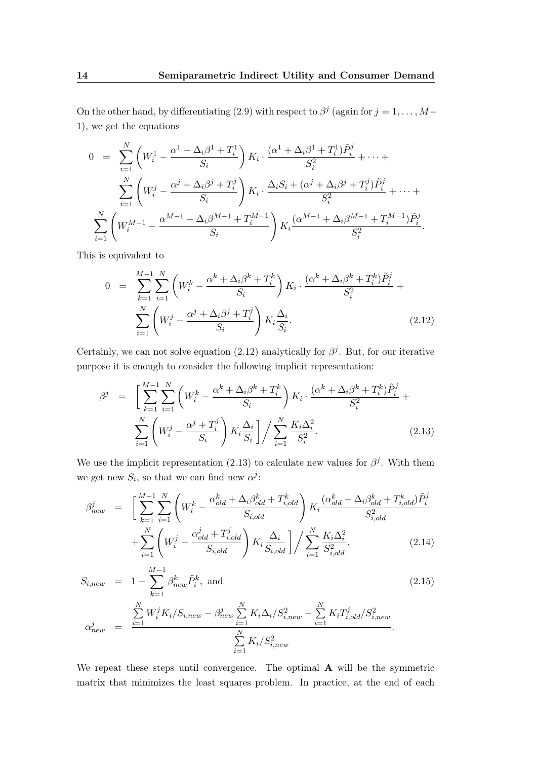On the other hand, by differentiating (2.9) with respect to $\beta^j$ (again for $j = 1, \ldots, M-1$), we get the equations

$$
\begin{aligned}
0 &= \sum_{i=1}^{N} \left( W_i^1 - \frac{\alpha^1 + \Delta_i \beta^1 + T_i^1}{S_i} \right) K_i \cdot \frac{(\alpha^1 + \Delta_i \beta^1 + T_i^1) \tilde{P}_i^j}{S_i^2} + \cdots + \\
&\quad \sum_{i=1}^{N} \left( W_i^j - \frac{\alpha^j + \Delta_i \beta^j + T_i^j}{S_i} \right) K_i \cdot \frac{\Delta_i S_i + (\alpha^j + \Delta_i \beta^j + T_i^j) \tilde{P}_i^j}{S_i^2} + \cdots + \\
&\sum_{i=1}^{N} \left( W_i^{M-1} - \frac{\alpha^{M-1} + \Delta_i \beta^{M-1} + T_i^{M-1}}{S_i} \right) K_i \frac{(\alpha^{M-1} + \Delta_i \beta^{M-1} + T_i^{M-1}) \tilde{P}_i^j}{S_i^2}.
\end{aligned}
$$

This is equivalent to

$$
\begin{aligned}
0 &= \sum_{k=1}^{M-1} \sum_{i=1}^{N} \left( W_i^k - \frac{\alpha^k + \Delta_i \beta^k + T_i^k}{S_i} \right) K_i \cdot \frac{(\alpha^k + \Delta_i \beta^k + T_i^k) \tilde{P}_i^j}{S_i^2} + \\
&\quad \sum_{i=1}^{N} \left( W_i^j - \frac{\alpha^j + \Delta_i \beta^j + T_i^j}{S_i} \right) K_i \frac{\Delta_i}{S_i}. \qquad (2.12)
\end{aligned}
$$

Certainly, we can not solve equation (2.12) analytically for $\beta^j$. But, for our iterative purpose it is enough to consider the following implicit representation:

$$
\begin{aligned}
\beta^j &= \Big[ \sum_{k=1}^{M-1} \sum_{i=1}^{N} \left( W_i^k - \frac{\alpha^k + \Delta_i \beta^k + T_i^k}{S_i} \right) K_i \cdot \frac{(\alpha^k + \Delta_i \beta^k + T_i^k) \tilde{P}_i^j}{S_i^2} + \\
&\quad \sum_{i=1}^{N} \left( W_i^j - \frac{\alpha^j + T_i^j}{S_i} \right) K_i \frac{\Delta_i}{S_i} \Big] \Big/ \sum_{i=1}^{N} \frac{K_i \Delta_i^2}{S_i^2}. \qquad (2.13)
\end{aligned}
$$

We use the implicit representation (2.13) to calculate new values for $\beta^j$. With them we get new $S_i$, so that we can find new $\alpha^j$:

$$
\begin{aligned}
\beta^j_{new} &= \Big[ \sum_{k=1}^{M-1} \sum_{i=1}^{N} \left( W_i^k - \frac{\alpha^k_{old} + \Delta_i \beta^k_{old} + T^k_{i,old}}{S_{i,old}} \right) K_i \frac{(\alpha^k_{old} + \Delta_i \beta^k_{old} + T^k_{i,old}) \tilde{P}_i^j}{S^2_{i,old}} \\
&\quad + \sum_{i=1}^{N} \left( W_i^j - \frac{\alpha^j_{old} + T^j_{i,old}}{S_{i,old}} \right) K_i \frac{\Delta_i}{S_{i,old}} \Big] \Big/ \sum_{i=1}^{N} \frac{K_i \Delta_i^2}{S^2_{i,old}}, \qquad (2.14) \\
S_{i,new} &= 1 - \sum_{k=1}^{M-1} \beta^k_{new} \tilde{P}_i^k, \text{ and} \qquad (2.15) \\
\alpha^j_{new} &= \frac{\sum_{i=1}^{N} W_i^j K_i / S_{i,new} - \beta^j_{new} \sum_{i=1}^{N} K_i \Delta_i / S^2_{i,new} - \sum_{i=1}^{N} K_i T^j_{i,old} / S^2_{i,new}}{\sum_{i=1}^{N} K_i / S^2_{i,new}}.
\end{aligned}
$$

We repeat these steps until convergence. The optimal $\mathbf{A}$ will be the symmetric matrix that minimizes the least squares problem. In practice, at the end of each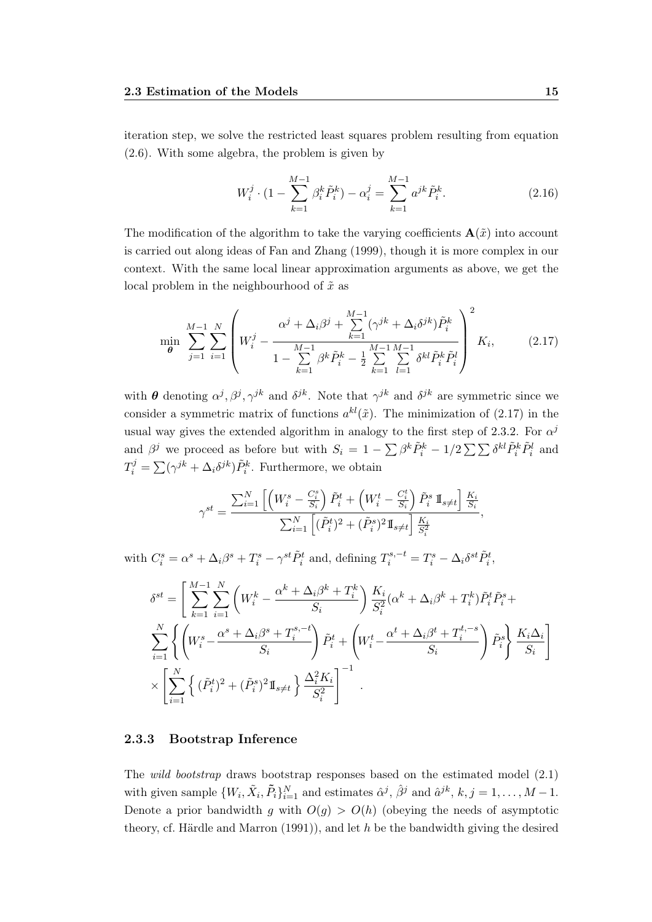iteration step, we solve the restricted least squares problem resulting from equation (2.6). With some algebra, the problem is given by

$$W_i^j \cdot (1 - \sum_{k=1}^{M-1} \beta_i^k \tilde{P}_i^k) - \alpha_i^j = \sum_{k=1}^{M-1} a^{jk} \tilde{P}_i^k. \tag{2.16}$$

The modification of the algorithm to take the varying coefficients $\mathbf{A}(\tilde{x})$ into account is carried out along ideas of Fan and Zhang (1999), though it is more complex in our context. With the same local linear approximation arguments as above, we get the local problem in the neighbourhood of $\tilde{x}$ as

$$\min_{\boldsymbol{\theta}} \sum_{j=1}^{M-1} \sum_{i=1}^{N} \left( W_i^j - \frac{\alpha^j + \Delta_i \beta^j + \sum_{k=1}^{M-1} (\gamma^{jk} + \Delta_i \delta^{jk}) \tilde{P}_i^k}{1 - \sum_{k=1}^{M-1} \beta^k \tilde{P}_i^k - \frac{1}{2} \sum_{k=1}^{M-1} \sum_{l=1}^{M-1} \delta^{kl} \tilde{P}_i^k \tilde{P}_i^l} \right)^2 K_i, \tag{2.17}$$

with $\boldsymbol{\theta}$ denoting $\alpha^j, \beta^j, \gamma^{jk}$ and $\delta^{jk}$. Note that $\gamma^{jk}$ and $\delta^{jk}$ are symmetric since we consider a symmetric matrix of functions $a^{kl}(\tilde{x})$. The minimization of (2.17) in the usual way gives the extended algorithm in analogy to the first step of 2.3.2. For $\alpha^j$ and $\beta^j$ we proceed as before but with $S_i = 1 - \sum \beta^k \tilde{P}_i^k - 1/2 \sum \sum \delta^{kl} \tilde{P}_i^k \tilde{P}_i^l$ and $T_i^j = \sum (\gamma^{jk} + \Delta_i \delta^{jk}) \tilde{P}_i^k$. Furthermore, we obtain

$$\gamma^{st} = \frac{\sum_{i=1}^{N} \left[ \left( W_i^s - \frac{C_i^s}{S_i} \right) \tilde{P}_i^t + \left( W_i^t - \frac{C_i^t}{S_i} \right) \tilde{P}_i^s \, \mathbb{I}_{s \neq t} \right] \frac{K_i}{S_i}}{\sum_{i=1}^{N} \left[ (\tilde{P}_i^t)^2 + (\tilde{P}_i^s)^2 \mathbb{I}_{s \neq t} \right] \frac{K_i}{S_i^2}},$$

with $C_i^s = \alpha^s + \Delta_i \beta^s + T_i^s - \gamma^{st} \tilde{P}_i^t$ and, defining $T_i^{s,-t} = T_i^s - \Delta_i \delta^{st} \tilde{P}_i^t$,

$$\begin{aligned}
\delta^{st} = & \left[ \sum_{k=1}^{M-1} \sum_{i=1}^{N} \left( W_i^k - \frac{\alpha^k + \Delta_i \beta^k + T_i^k}{S_i} \right) \frac{K_i}{S_i^2} (\alpha^k + \Delta_i \beta^k + T_i^k) \tilde{P}_i^t \tilde{P}_i^s + \right. \\
& \left. \sum_{i=1}^{N} \left\{ \left( W_i^s - \frac{\alpha^s + \Delta_i \beta^s + T_i^{s,-t}}{S_i} \right) \tilde{P}_i^t + \left( W_i^t - \frac{\alpha^t + \Delta_i \beta^t + T_i^{t,-s}}{S_i} \right) \tilde{P}_i^s \right\} \frac{K_i \Delta_i}{S_i} \right] \\
& \times \left[ \sum_{i=1}^{N} \left\{ (\tilde{P}_i^t)^2 + (\tilde{P}_i^s)^2 \mathbb{I}_{s \neq t} \right\} \frac{\Delta_i^2 K_i}{S_i^2} \right]^{-1}.
\end{aligned}$$

### 2.3.3 Bootstrap Inference

The *wild bootstrap* draws bootstrap responses based on the estimated model (2.1) with given sample $\{W_i, \tilde{X}_i, \tilde{P}_i\}_{i=1}^N$ and estimates $\hat{\alpha}^j$, $\hat{\beta}^j$ and $\hat{a}^{jk}$, $k, j = 1, \ldots, M-1$. Denote a prior bandwidth $g$ with $O(g) > O(h)$ (obeying the needs of asymptotic theory, cf. Härdle and Marron (1991)), and let $h$ be the bandwidth giving the desired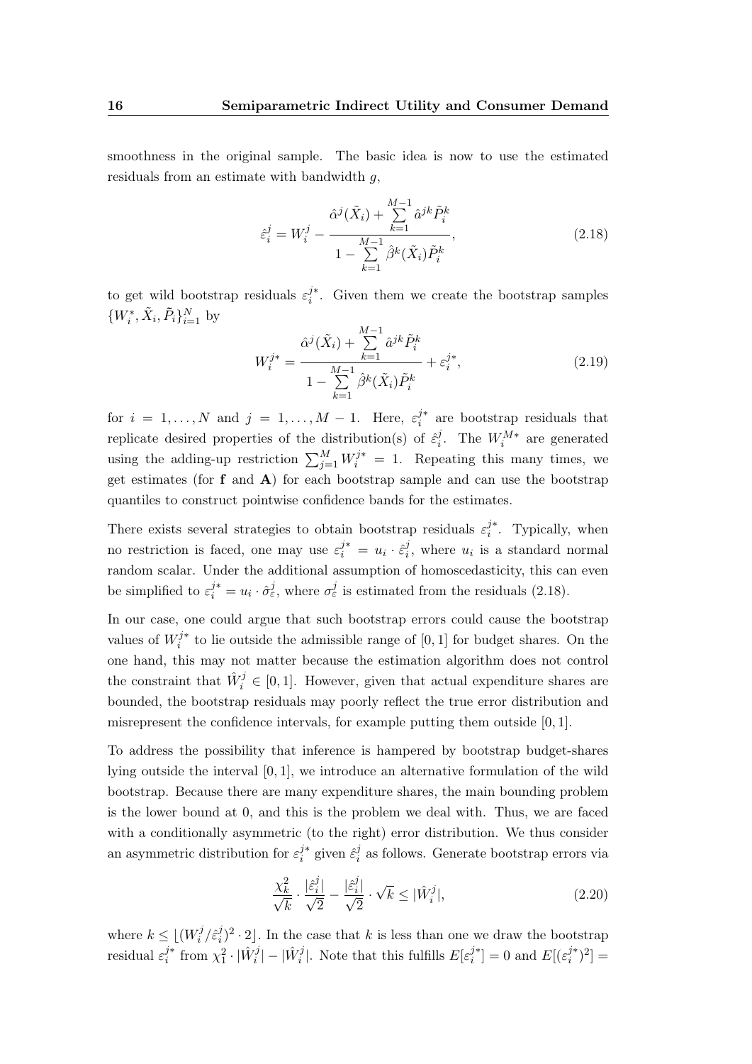smoothness in the original sample. The basic idea is now to use the estimated residuals from an estimate with bandwidth $g$,

$$\hat{\varepsilon}_i^j = W_i^j - \frac{\hat{\alpha}^j(\tilde{X}_i) + \sum_{k=1}^{M-1} \hat{a}^{jk} \tilde{P}_i^k}{1 - \sum_{k=1}^{M-1} \hat{\beta}^k(\tilde{X}_i) \tilde{P}_i^k}, \tag{2.18}$$

to get wild bootstrap residuals $\varepsilon_i^{j*}$. Given them we create the bootstrap samples $\{W_i^*, \tilde{X}_i, \tilde{P}_i\}_{i=1}^N$ by

$$W_i^{j*} = \frac{\hat{\alpha}^j(\tilde{X}_i) + \sum_{k=1}^{M-1} \hat{a}^{jk} \tilde{P}_i^k}{1 - \sum_{k=1}^{M-1} \hat{\beta}^k(\tilde{X}_i) \tilde{P}_i^k} + \varepsilon_i^{j*}, \tag{2.19}$$

for $i = 1, \ldots, N$ and $j = 1, \ldots, M-1$. Here, $\varepsilon_i^{j*}$ are bootstrap residuals that replicate desired properties of the distribution(s) of $\hat{\varepsilon}_i^j$. The $W_i^{M*}$ are generated using the adding-up restriction $\sum_{j=1}^M W_i^{j*} = 1$. Repeating this many times, we get estimates (for $\mathbf{f}$ and $\mathbf{A}$) for each bootstrap sample and can use the bootstrap quantiles to construct pointwise confidence bands for the estimates.

There exists several strategies to obtain bootstrap residuals $\varepsilon_i^{j*}$. Typically, when no restriction is faced, one may use $\varepsilon_i^{j*} = u_i \cdot \hat{\varepsilon}_i^j$, where $u_i$ is a standard normal random scalar. Under the additional assumption of homoscedasticity, this can even be simplified to $\varepsilon_i^{j*} = u_i \cdot \hat{\sigma}_\varepsilon^j$, where $\sigma_\varepsilon^j$ is estimated from the residuals (2.18).

In our case, one could argue that such bootstrap errors could cause the bootstrap values of $W_i^{j*}$ to lie outside the admissible range of $[0, 1]$ for budget shares. On the one hand, this may not matter because the estimation algorithm does not control the constraint that $\hat{W}_i^j \in [0, 1]$. However, given that actual expenditure shares are bounded, the bootstrap residuals may poorly reflect the true error distribution and misrepresent the confidence intervals, for example putting them outside $[0, 1]$.

To address the possibility that inference is hampered by bootstrap budget-shares lying outside the interval $[0, 1]$, we introduce an alternative formulation of the wild bootstrap. Because there are many expenditure shares, the main bounding problem is the lower bound at 0, and this is the problem we deal with. Thus, we are faced with a conditionally asymmetric (to the right) error distribution. We thus consider an asymmetric distribution for $\varepsilon_i^{j*}$ given $\hat{\varepsilon}_i^j$ as follows. Generate bootstrap errors via

$$\frac{\chi_k^2}{\sqrt{k}} \cdot \frac{|\hat{\varepsilon}_i^j|}{\sqrt{2}} - \frac{|\hat{\varepsilon}_i^j|}{\sqrt{2}} \cdot \sqrt{k} \leq |\hat{W}_i^j|, \tag{2.20}$$

where $k \leq \lfloor (W_i^j / \hat{\varepsilon}_i^j)^2 \cdot 2 \rfloor$. In the case that $k$ is less than one we draw the bootstrap residual $\varepsilon_i^{j*}$ from $\chi_1^2 \cdot |\hat{W}_i^j| - |\hat{W}_i^j|$. Note that this fulfills $E[\varepsilon_i^{j*}] = 0$ and $E[(\varepsilon_i^{j*})^2] =$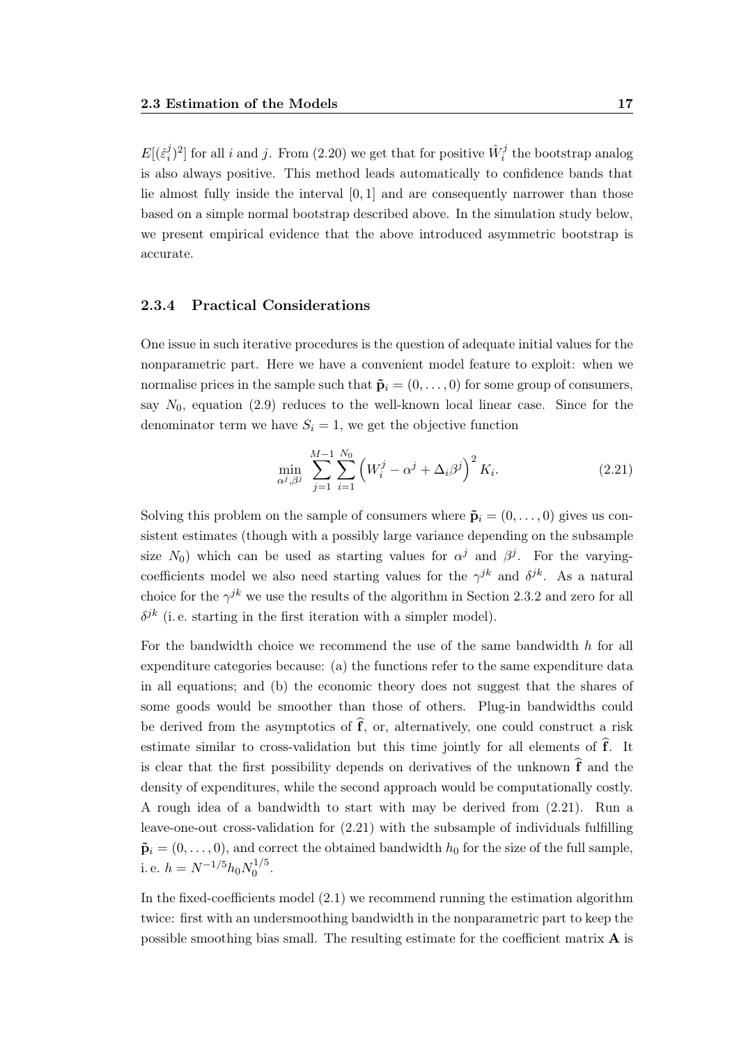$E[(\hat{\varepsilon}_i^j)^2]$ for all $i$ and $j$. From (2.20) we get that for positive $\hat{W}_i^j$ the bootstrap analog is also always positive. This method leads automatically to confidence bands that lie almost fully inside the interval $[0, 1]$ and are consequently narrower than those based on a simple normal bootstrap described above. In the simulation study below, we present empirical evidence that the above introduced asymmetric bootstrap is accurate.

### 2.3.4 Practical Considerations

One issue in such iterative procedures is the question of adequate initial values for the nonparametric part. Here we have a convenient model feature to exploit: when we normalise prices in the sample such that $\tilde{\mathbf{p}}_i = (0, \dots, 0)$ for some group of consumers, say $N_0$, equation (2.9) reduces to the well-known local linear case. Since for the denominator term we have $S_i = 1$, we get the objective function

$$\min_{\alpha^j, \beta^j} \sum_{j=1}^{M-1} \sum_{i=1}^{N_0} \left( W_i^j - \alpha^j + \Delta_i \beta^j \right)^2 K_i. \tag{2.21}$$

Solving this problem on the sample of consumers where $\tilde{\mathbf{p}}_i = (0, \dots, 0)$ gives us consistent estimates (though with a possibly large variance depending on the subsample size $N_0$) which can be used as starting values for $\alpha^j$ and $\beta^j$. For the varying-coefficients model we also need starting values for the $\gamma^{jk}$ and $\delta^{jk}$. As a natural choice for the $\gamma^{jk}$ we use the results of the algorithm in Section 2.3.2 and zero for all $\delta^{jk}$ (i.e. starting in the first iteration with a simpler model).

For the bandwidth choice we recommend the use of the same bandwidth $h$ for all expenditure categories because: (a) the functions refer to the same expenditure data in all equations; and (b) the economic theory does not suggest that the shares of some goods would be smoother than those of others. Plug-in bandwidths could be derived from the asymptotics of $\widehat{\mathbf{f}}$, or, alternatively, one could construct a risk estimate similar to cross-validation but this time jointly for all elements of $\widehat{\mathbf{f}}$. It is clear that the first possibility depends on derivatives of the unknown $\widehat{\mathbf{f}}$ and the density of expenditures, while the second approach would be computationally costly. A rough idea of a bandwidth to start with may be derived from (2.21). Run a leave-one-out cross-validation for (2.21) with the subsample of individuals fulfilling $\tilde{\mathbf{p}}_i = (0, \dots, 0)$, and correct the obtained bandwidth $h_0$ for the size of the full sample, i.e. $h = N^{-1/5} h_0 N_0^{1/5}$.

In the fixed-coefficients model (2.1) we recommend running the estimation algorithm twice: first with an undersmoothing bandwidth in the nonparametric part to keep the possible smoothing bias small. The resulting estimate for the coefficient matrix $\mathbf{A}$ is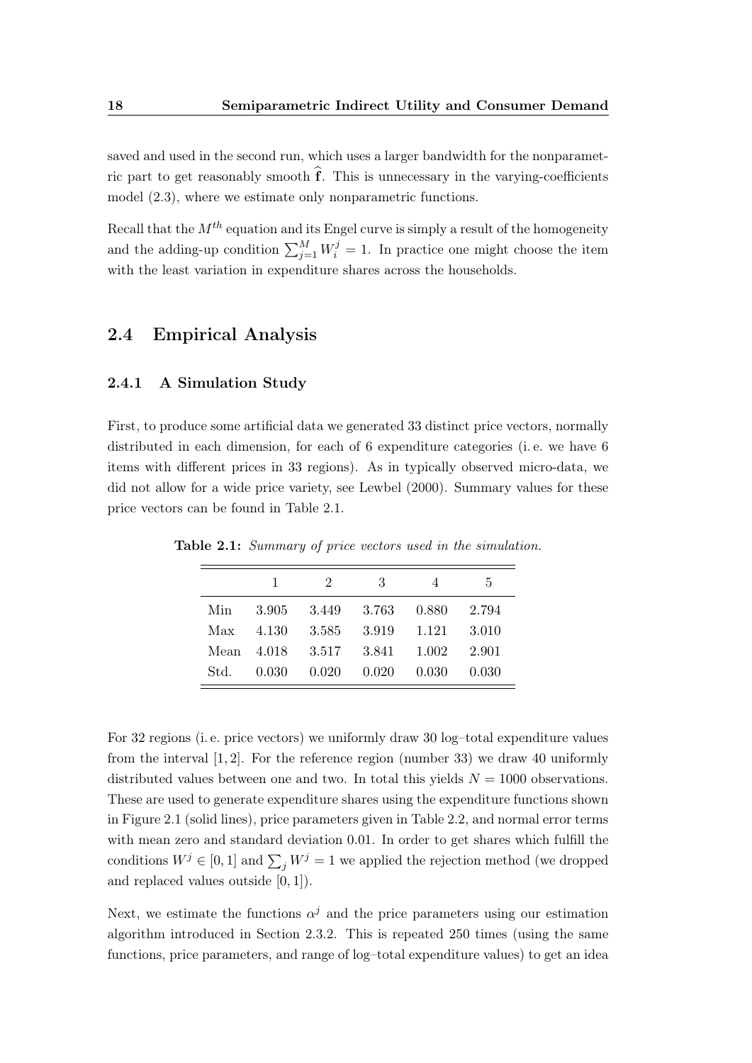saved and used in the second run, which uses a larger bandwidth for the nonparametric part to get reasonably smooth $\widehat{\mathbf{f}}$. This is unnecessary in the varying-coefficients model (2.3), where we estimate only nonparametric functions.

Recall that the $M^{th}$ equation and its Engel curve is simply a result of the homogeneity and the adding-up condition $\sum_{j=1}^{M} W_i^j = 1$. In practice one might choose the item with the least variation in expenditure shares across the households.

## 2.4 Empirical Analysis

### 2.4.1 A Simulation Study

First, to produce some artificial data we generated 33 distinct price vectors, normally distributed in each dimension, for each of 6 expenditure categories (i. e. we have 6 items with different prices in 33 regions). As in typically observed micro-data, we did not allow for a wide price variety, see Lewbel (2000). Summary values for these price vectors can be found in Table 2.1.

**Table 2.1:** *Summary of price vectors used in the simulation.*

| | 1 | 2 | 3 | 4 | 5 |
|---|---|---|---|---|---|
| Min | 3.905 | 3.449 | 3.763 | 0.880 | 2.794 |
| Max | 4.130 | 3.585 | 3.919 | 1.121 | 3.010 |
| Mean | 4.018 | 3.517 | 3.841 | 1.002 | 2.901 |
| Std. | 0.030 | 0.020 | 0.020 | 0.030 | 0.030 |

For 32 regions (i. e. price vectors) we uniformly draw 30 log–total expenditure values from the interval $[1, 2]$. For the reference region (number 33) we draw 40 uniformly distributed values between one and two. In total this yields $N = 1000$ observations. These are used to generate expenditure shares using the expenditure functions shown in Figure 2.1 (solid lines), price parameters given in Table 2.2, and normal error terms with mean zero and standard deviation 0.01. In order to get shares which fulfill the conditions $W^j \in [0, 1]$ and $\sum_j W^j = 1$ we applied the rejection method (we dropped and replaced values outside $[0, 1]$).

Next, we estimate the functions $\alpha^j$ and the price parameters using our estimation algorithm introduced in Section 2.3.2. This is repeated 250 times (using the same functions, price parameters, and range of log–total expenditure values) to get an idea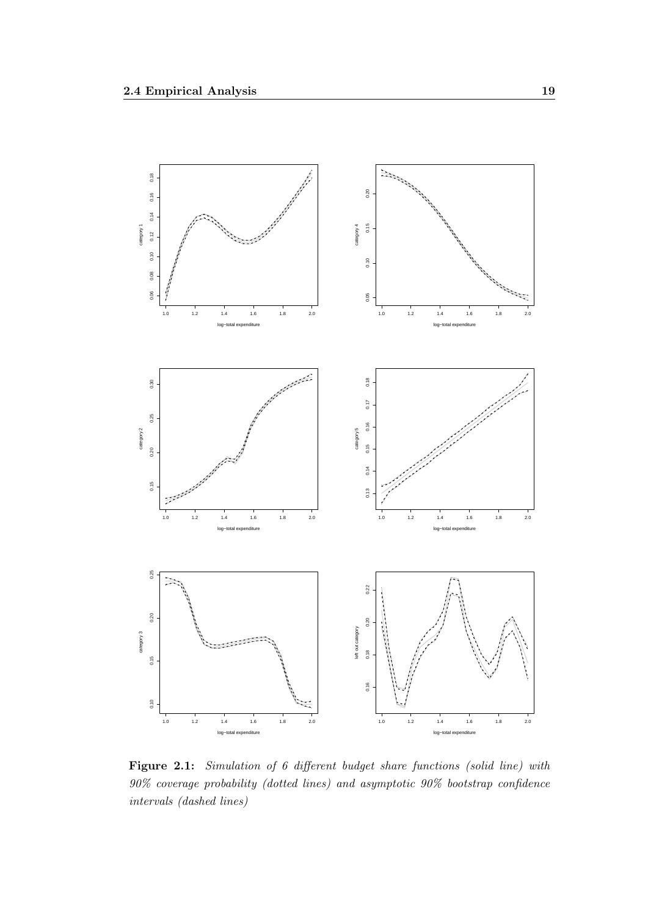**Figure 2.1:** *Simulation of 6 different budget share functions (solid line) with 90% coverage probability (dotted lines) and asymptotic 90% bootstrap confidence intervals (dashed lines)*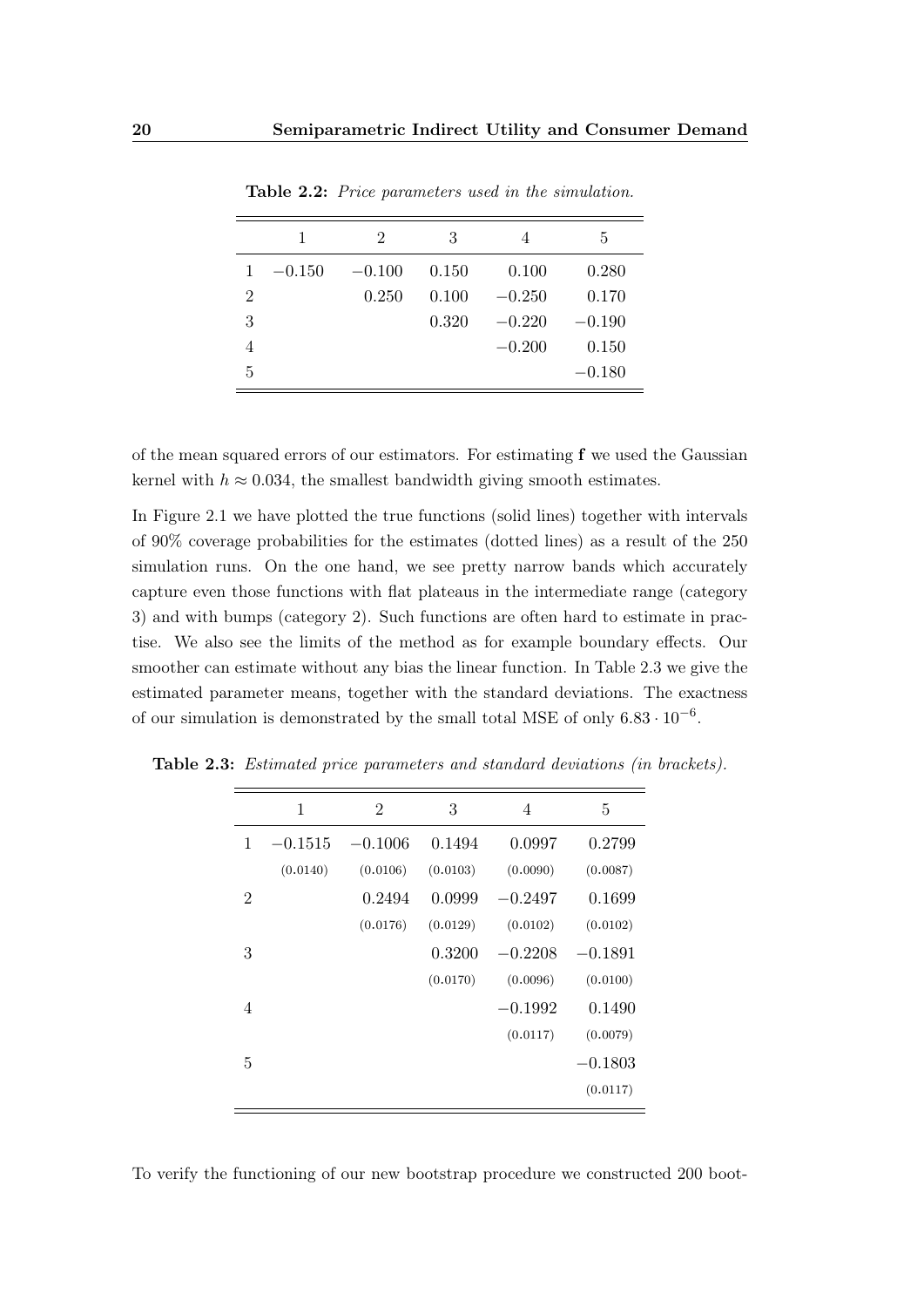**Table 2.2:** *Price parameters used in the simulation.*

| | 1 | 2 | 3 | 4 | 5 |
|---|---|---|---|---|---|
| 1 | $-0.150$ | $-0.100$ | 0.150 | 0.100 | 0.280 |
| 2 | | 0.250 | 0.100 | $-0.250$ | 0.170 |
| 3 | | | 0.320 | $-0.220$ | $-0.190$ |
| 4 | | | | $-0.200$ | 0.150 |
| 5 | | | | | $-0.180$ |

of the mean squared errors of our estimators. For estimating $\mathbf{f}$ we used the Gaussian kernel with $h \approx 0.034$, the smallest bandwidth giving smooth estimates.

In Figure 2.1 we have plotted the true functions (solid lines) together with intervals of 90% coverage probabilities for the estimates (dotted lines) as a result of the 250 simulation runs. On the one hand, we see pretty narrow bands which accurately capture even those functions with flat plateaus in the intermediate range (category 3) and with bumps (category 2). Such functions are often hard to estimate in practise. We also see the limits of the method as for example boundary effects. Our smoother can estimate without any bias the linear function. In Table 2.3 we give the estimated parameter means, together with the standard deviations. The exactness of our simulation is demonstrated by the small total MSE of only $6.83 \cdot 10^{-6}$.

**Table 2.3:** *Estimated price parameters and standard deviations (in brackets).*

| | 1 | 2 | 3 | 4 | 5 |
|---|---|---|---|---|---|
| 1 | $-0.1515$ | $-0.1006$ | 0.1494 | 0.0997 | 0.2799 |
| | (0.0140) | (0.0106) | (0.0103) | (0.0090) | (0.0087) |
| 2 | | 0.2494 | 0.0999 | $-0.2497$ | 0.1699 |
| | | (0.0176) | (0.0129) | (0.0102) | (0.0102) |
| 3 | | | 0.3200 | $-0.2208$ | $-0.1891$ |
| | | | (0.0170) | (0.0096) | (0.0100) |
| 4 | | | | $-0.1992$ | 0.1490 |
| | | | | (0.0117) | (0.0079) |
| 5 | | | | | $-0.1803$ |
| | | | | | (0.0117) |

To verify the functioning of our new bootstrap procedure we constructed 200 boot-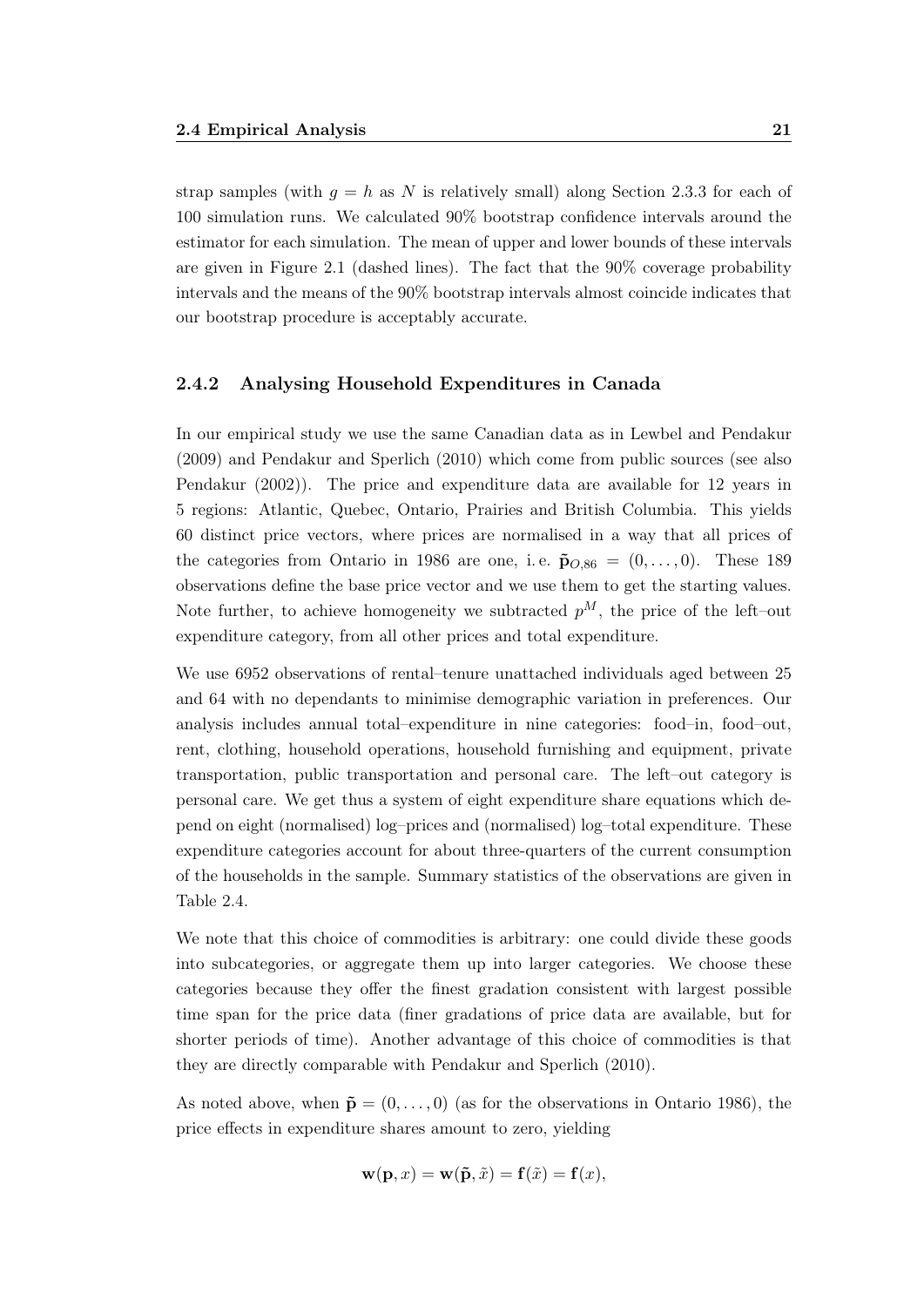strap samples (with $g = h$ as $N$ is relatively small) along Section 2.3.3 for each of 100 simulation runs. We calculated 90% bootstrap confidence intervals around the estimator for each simulation. The mean of upper and lower bounds of these intervals are given in Figure 2.1 (dashed lines). The fact that the 90% coverage probability intervals and the means of the 90% bootstrap intervals almost coincide indicates that our bootstrap procedure is acceptably accurate.

### 2.4.2 Analysing Household Expenditures in Canada

In our empirical study we use the same Canadian data as in Lewbel and Pendakur (2009) and Pendakur and Sperlich (2010) which come from public sources (see also Pendakur (2002)). The price and expenditure data are available for 12 years in 5 regions: Atlantic, Quebec, Ontario, Prairies and British Columbia. This yields 60 distinct price vectors, where prices are normalised in a way that all prices of the categories from Ontario in 1986 are one, i. e. $\tilde{\mathbf{p}}_{O,86} = (0, \ldots, 0)$. These 189 observations define the base price vector and we use them to get the starting values. Note further, to achieve homogeneity we subtracted $p^M$, the price of the left–out expenditure category, from all other prices and total expenditure.

We use 6952 observations of rental–tenure unattached individuals aged between 25 and 64 with no dependants to minimise demographic variation in preferences. Our analysis includes annual total–expenditure in nine categories: food–in, food–out, rent, clothing, household operations, household furnishing and equipment, private transportation, public transportation and personal care. The left–out category is personal care. We get thus a system of eight expenditure share equations which depend on eight (normalised) log–prices and (normalised) log–total expenditure. These expenditure categories account for about three-quarters of the current consumption of the households in the sample. Summary statistics of the observations are given in Table 2.4.

We note that this choice of commodities is arbitrary: one could divide these goods into subcategories, or aggregate them up into larger categories. We choose these categories because they offer the finest gradation consistent with largest possible time span for the price data (finer gradations of price data are available, but for shorter periods of time). Another advantage of this choice of commodities is that they are directly comparable with Pendakur and Sperlich (2010).

As noted above, when $\tilde{\mathbf{p}} = (0, \ldots, 0)$ (as for the observations in Ontario 1986), the price effects in expenditure shares amount to zero, yielding

$$\mathbf{w}(\mathbf{p}, x) = \mathbf{w}(\tilde{\mathbf{p}}, \tilde{x}) = \mathbf{f}(\tilde{x}) = \mathbf{f}(x),$$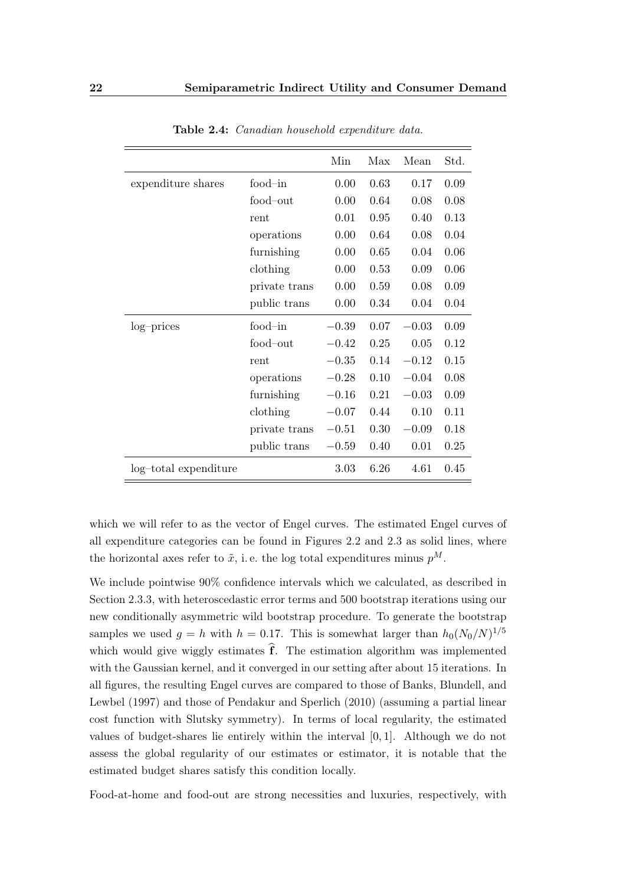**Table 2.4:** *Canadian household expenditure data.*

| | | Min | Max | Mean | Std. |
|---|---|---|---|---|---|
| expenditure shares | food–in | 0.00 | 0.63 | 0.17 | 0.09 |
| | food–out | 0.00 | 0.64 | 0.08 | 0.08 |
| | rent | 0.01 | 0.95 | 0.40 | 0.13 |
| | operations | 0.00 | 0.64 | 0.08 | 0.04 |
| | furnishing | 0.00 | 0.65 | 0.04 | 0.06 |
| | clothing | 0.00 | 0.53 | 0.09 | 0.06 |
| | private trans | 0.00 | 0.59 | 0.08 | 0.09 |
| | public trans | 0.00 | 0.34 | 0.04 | 0.04 |
| log–prices | food–in | $-0.39$ | 0.07 | $-0.03$ | 0.09 |
| | food–out | $-0.42$ | 0.25 | 0.05 | 0.12 |
| | rent | $-0.35$ | 0.14 | $-0.12$ | 0.15 |
| | operations | $-0.28$ | 0.10 | $-0.04$ | 0.08 |
| | furnishing | $-0.16$ | 0.21 | $-0.03$ | 0.09 |
| | clothing | $-0.07$ | 0.44 | 0.10 | 0.11 |
| | private trans | $-0.51$ | 0.30 | $-0.09$ | 0.18 |
| | public trans | $-0.59$ | 0.40 | 0.01 | 0.25 |
| log–total expenditure | | 3.03 | 6.26 | 4.61 | 0.45 |

which we will refer to as the vector of Engel curves. The estimated Engel curves of all expenditure categories can be found in Figures 2.2 and 2.3 as solid lines, where the horizontal axes refer to $\tilde{x}$, i. e. the log total expenditures minus $p^M$.

We include pointwise 90% confidence intervals which we calculated, as described in Section 2.3.3, with heteroscedastic error terms and 500 bootstrap iterations using our new conditionally asymmetric wild bootstrap procedure. To generate the bootstrap samples we used $g = h$ with $h = 0.17$. This is somewhat larger than $h_0(N_0/N)^{1/5}$ which would give wiggly estimates $\widehat{\mathbf{f}}$. The estimation algorithm was implemented with the Gaussian kernel, and it converged in our setting after about 15 iterations. In all figures, the resulting Engel curves are compared to those of Banks, Blundell, and Lewbel (1997) and those of Pendakur and Sperlich (2010) (assuming a partial linear cost function with Slutsky symmetry). In terms of local regularity, the estimated values of budget-shares lie entirely within the interval $[0, 1]$. Although we do not assess the global regularity of our estimates or estimator, it is notable that the estimated budget shares satisfy this condition locally.

Food-at-home and food-out are strong necessities and luxuries, respectively, with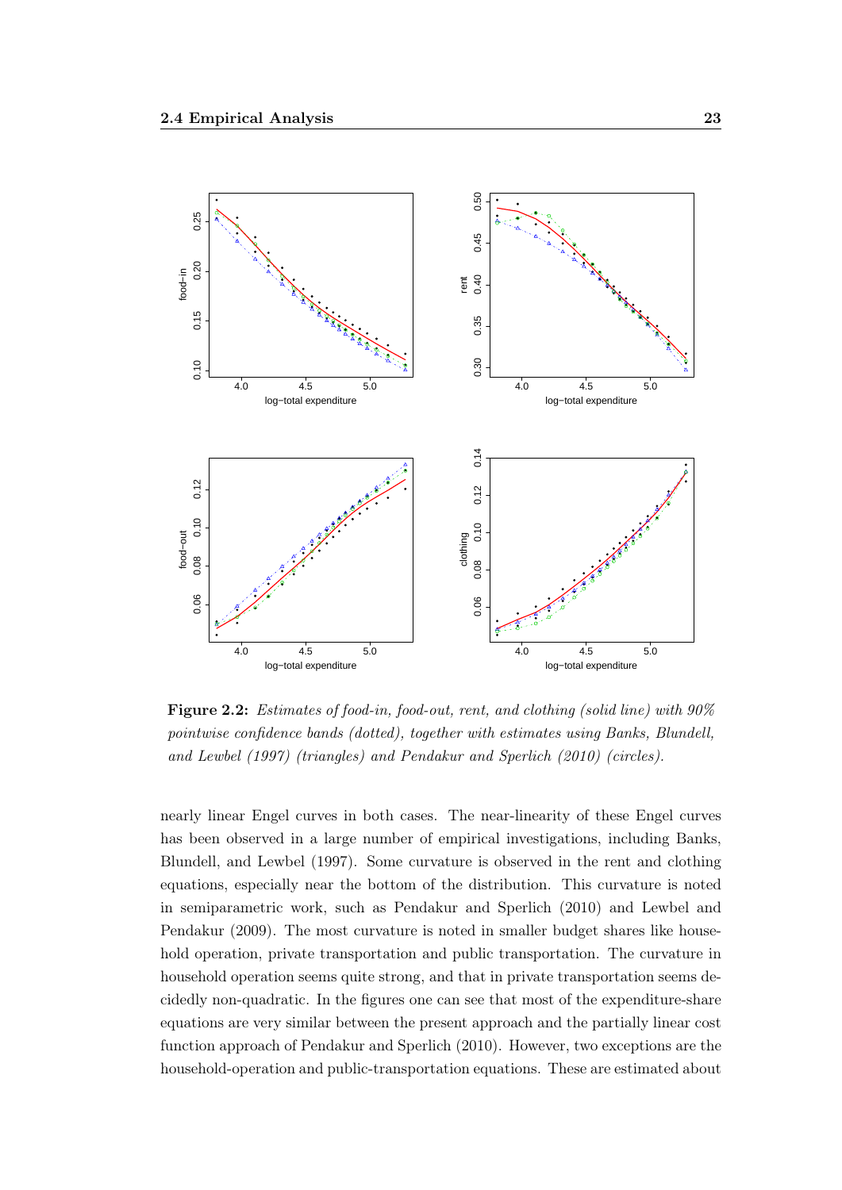**Figure 2.2:** *Estimates of food-in, food-out, rent, and clothing (solid line) with 90% pointwise confidence bands (dotted), together with estimates using Banks, Blundell, and Lewbel (1997) (triangles) and Pendakur and Sperlich (2010) (circles).*

nearly linear Engel curves in both cases. The near-linearity of these Engel curves has been observed in a large number of empirical investigations, including Banks, Blundell, and Lewbel (1997). Some curvature is observed in the rent and clothing equations, especially near the bottom of the distribution. This curvature is noted in semiparametric work, such as Pendakur and Sperlich (2010) and Lewbel and Pendakur (2009). The most curvature is noted in smaller budget shares like household operation, private transportation and public transportation. The curvature in household operation seems quite strong, and that in private transportation seems decidedly non-quadratic. In the figures one can see that most of the expenditure-share equations are very similar between the present approach and the partially linear cost function approach of Pendakur and Sperlich (2010). However, two exceptions are the household-operation and public-transportation equations. These are estimated about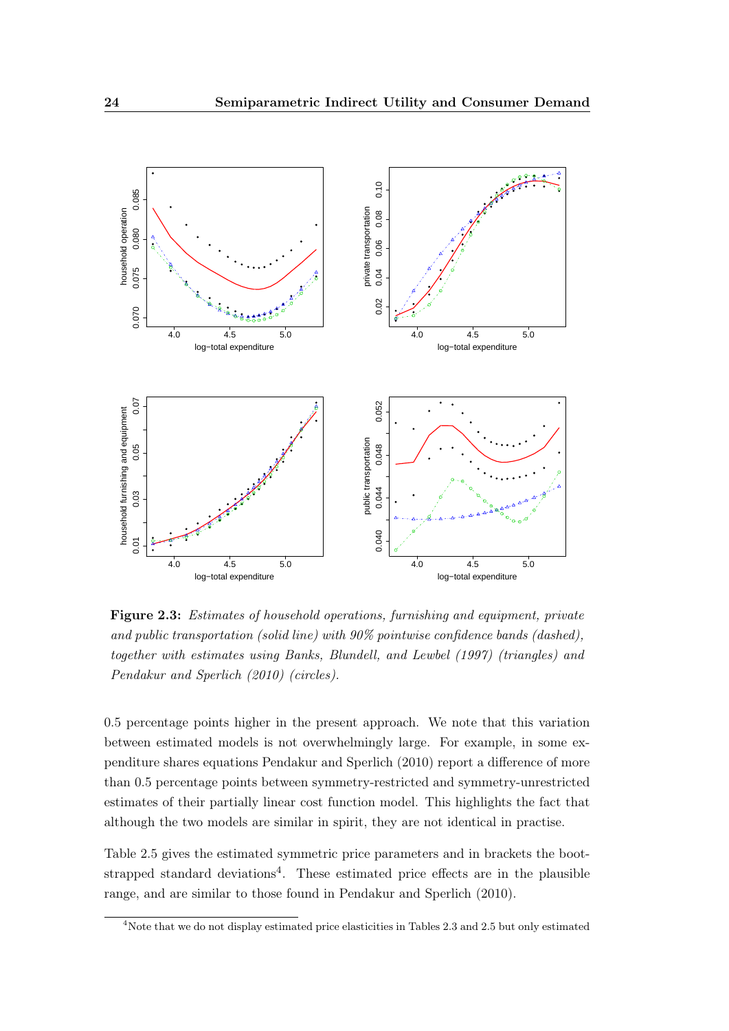**Figure 2.3:** *Estimates of household operations, furnishing and equipment, private and public transportation (solid line) with 90% pointwise confidence bands (dashed), together with estimates using Banks, Blundell, and Lewbel (1997) (triangles) and Pendakur and Sperlich (2010) (circles).*

0.5 percentage points higher in the present approach. We note that this variation between estimated models is not overwhelmingly large. For example, in some expenditure shares equations Pendakur and Sperlich (2010) report a difference of more than 0.5 percentage points between symmetry-restricted and symmetry-unrestricted estimates of their partially linear cost function model. This highlights the fact that although the two models are similar in spirit, they are not identical in practise.

Table 2.5 gives the estimated symmetric price parameters and in brackets the bootstrapped standard deviations[4]. These estimated price effects are in the plausible range, and are similar to those found in Pendakur and Sperlich (2010).

[4]Note that we do not display estimated price elasticities in Tables 2.3 and 2.5 but only estimated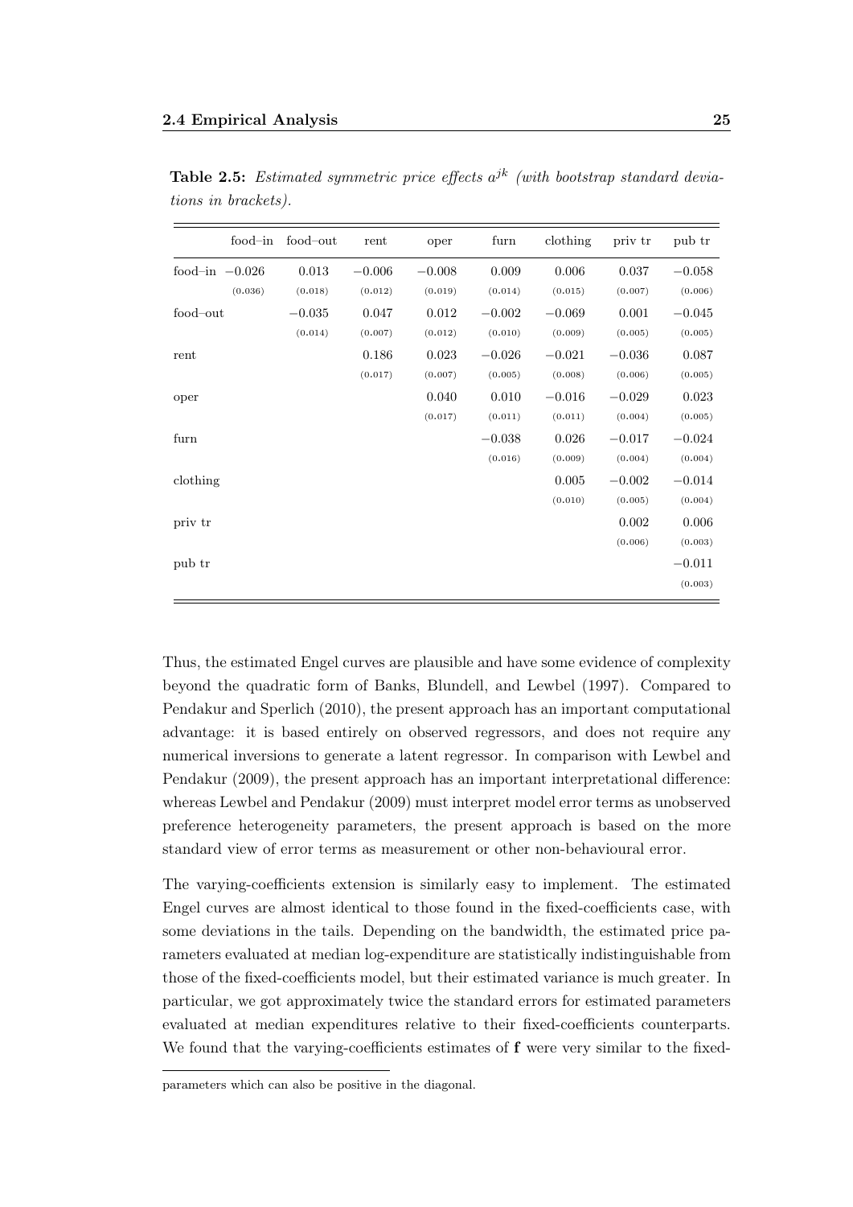**Table 2.5:** *Estimated symmetric price effects $a^{jk}$ (with bootstrap standard deviations in brackets).*

| | food–in | food–out | rent | oper | furn | clothing | priv tr | pub tr |
|---|---|---|---|---|---|---|---|---|
| food–in | −0.026 | 0.013 | −0.006 | −0.008 | 0.009 | 0.006 | 0.037 | −0.058 |
| | (0.036) | (0.018) | (0.012) | (0.019) | (0.014) | (0.015) | (0.007) | (0.006) |
| food–out | | −0.035 | 0.047 | 0.012 | −0.002 | −0.069 | 0.001 | −0.045 |
| | | (0.014) | (0.007) | (0.012) | (0.010) | (0.009) | (0.005) | (0.005) |
| rent | | | 0.186 | 0.023 | −0.026 | −0.021 | −0.036 | 0.087 |
| | | | (0.017) | (0.007) | (0.005) | (0.008) | (0.006) | (0.005) |
| oper | | | | 0.040 | 0.010 | −0.016 | −0.029 | 0.023 |
| | | | | (0.017) | (0.011) | (0.011) | (0.004) | (0.005) |
| furn | | | | | −0.038 | 0.026 | −0.017 | −0.024 |
| | | | | | (0.016) | (0.009) | (0.004) | (0.004) |
| clothing | | | | | | 0.005 | −0.002 | −0.014 |
| | | | | | | (0.010) | (0.005) | (0.004) |
| priv tr | | | | | | | 0.002 | 0.006 |
| | | | | | | | (0.006) | (0.003) |
| pub tr | | | | | | | | −0.011 |
| | | | | | | | | (0.003) |

Thus, the estimated Engel curves are plausible and have some evidence of complexity beyond the quadratic form of Banks, Blundell, and Lewbel (1997). Compared to Pendakur and Sperlich (2010), the present approach has an important computational advantage: it is based entirely on observed regressors, and does not require any numerical inversions to generate a latent regressor. In comparison with Lewbel and Pendakur (2009), the present approach has an important interpretational difference: whereas Lewbel and Pendakur (2009) must interpret model error terms as unobserved preference heterogeneity parameters, the present approach is based on the more standard view of error terms as measurement or other non-behavioural error.

The varying-coefficients extension is similarly easy to implement. The estimated Engel curves are almost identical to those found in the fixed-coefficients case, with some deviations in the tails. Depending on the bandwidth, the estimated price parameters evaluated at median log-expenditure are statistically indistinguishable from those of the fixed-coefficients model, but their estimated variance is much greater. In particular, we got approximately twice the standard errors for estimated parameters evaluated at median expenditures relative to their fixed-coefficients counterparts. We found that the varying-coefficients estimates of $\mathbf{f}$ were very similar to the fixed-

parameters which can also be positive in the diagonal.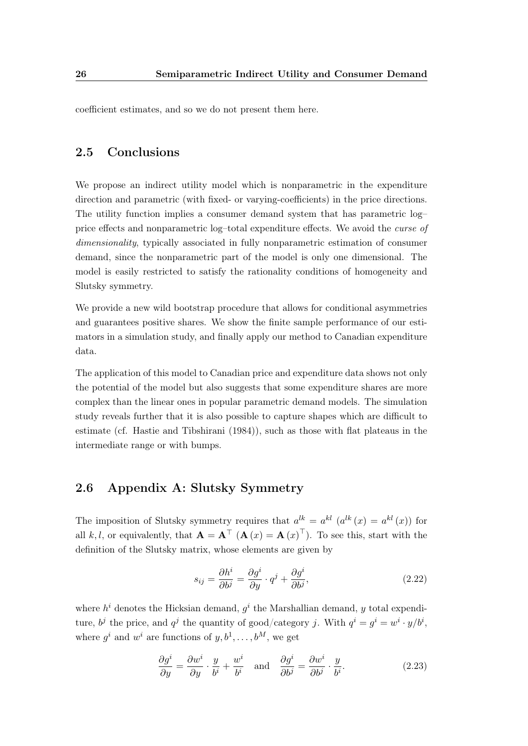coefficient estimates, and so we do not present them here.

## 2.5 Conclusions

We propose an indirect utility model which is nonparametric in the expenditure direction and parametric (with fixed- or varying-coefficients) in the price directions. The utility function implies a consumer demand system that has parametric log–price effects and nonparametric log–total expenditure effects. We avoid the *curse of dimensionality*, typically associated in fully nonparametric estimation of consumer demand, since the nonparametric part of the model is only one dimensional. The model is easily restricted to satisfy the rationality conditions of homogeneity and Slutsky symmetry.

We provide a new wild bootstrap procedure that allows for conditional asymmetries and guarantees positive shares. We show the finite sample performance of our estimators in a simulation study, and finally apply our method to Canadian expenditure data.

The application of this model to Canadian price and expenditure data shows not only the potential of the model but also suggests that some expenditure shares are more complex than the linear ones in popular parametric demand models. The simulation study reveals further that it is also possible to capture shapes which are difficult to estimate (cf. Hastie and Tibshirani (1984)), such as those with flat plateaus in the intermediate range or with bumps.

## 2.6 Appendix A: Slutsky Symmetry

The imposition of Slutsky symmetry requires that $a^{lk} = a^{kl}$ ($a^{lk}(x) = a^{kl}(x)$) for all $k, l$, or equivalently, that $\mathbf{A} = \mathbf{A}^\top$ ($\mathbf{A}(x) = \mathbf{A}(x)^\top$). To see this, start with the definition of the Slutsky matrix, whose elements are given by

$$s_{ij} = \frac{\partial h^i}{\partial b^j} = \frac{\partial g^i}{\partial y} \cdot q^j + \frac{\partial g^i}{\partial b^j}, \tag{2.22}$$

where $h^i$ denotes the Hicksian demand, $g^i$ the Marshallian demand, $y$ total expenditure, $b^j$ the price, and $q^j$ the quantity of good/category $j$. With $q^i = g^i = w^i \cdot y/b^i$, where $g^i$ and $w^i$ are functions of $y, b^1, \ldots, b^M$, we get

$$\frac{\partial g^i}{\partial y} = \frac{\partial w^i}{\partial y} \cdot \frac{y}{b^i} + \frac{w^i}{b^i} \quad \text{and} \quad \frac{\partial g^i}{\partial b^j} = \frac{\partial w^i}{\partial b^j} \cdot \frac{y}{b^i}. \tag{2.23}$$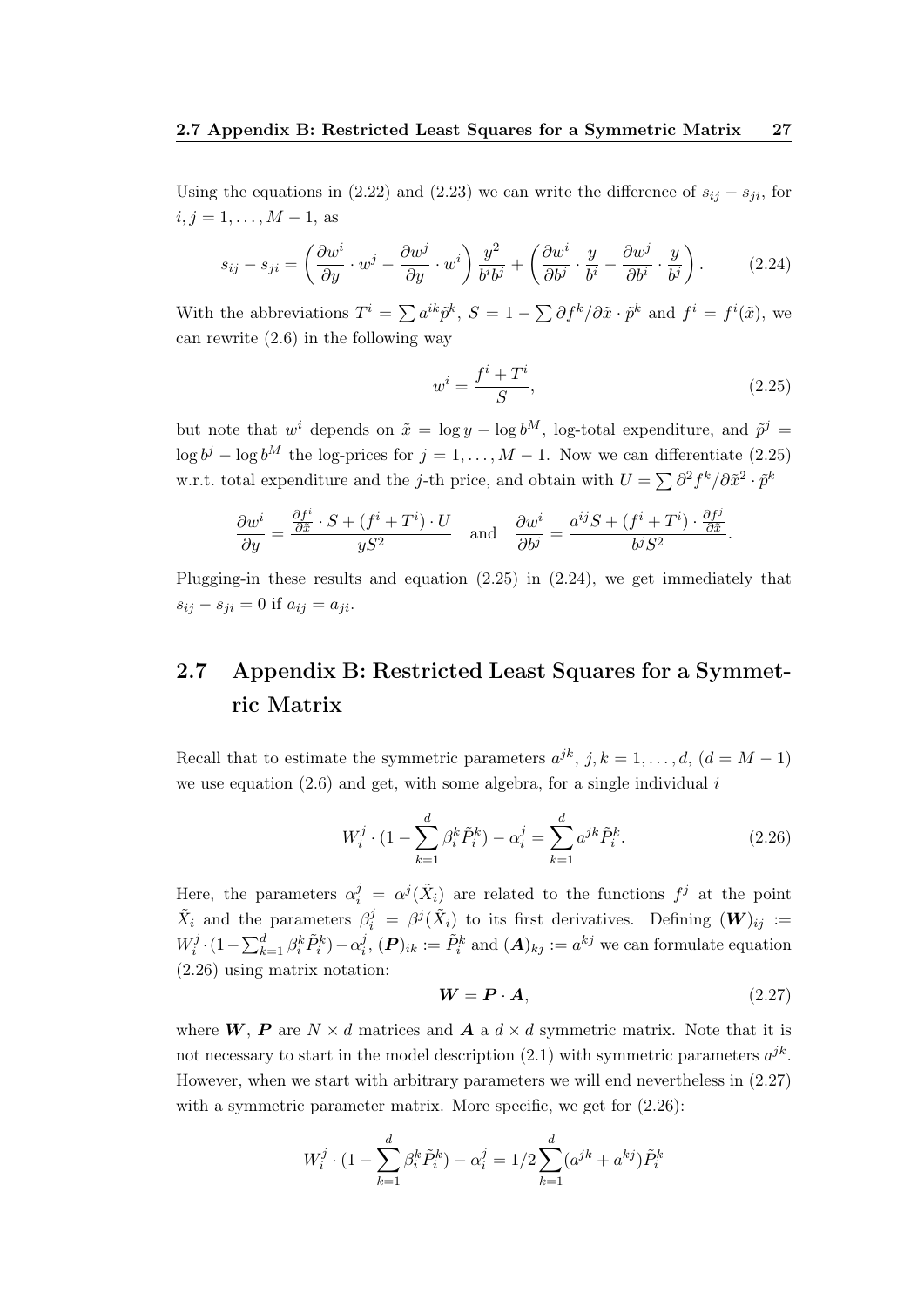Using the equations in (2.22) and (2.23) we can write the difference of $s_{ij} - s_{ji}$, for $i, j = 1, \ldots, M-1$, as

$$s_{ij} - s_{ji} = \left( \frac{\partial w^i}{\partial y} \cdot w^j - \frac{\partial w^j}{\partial y} \cdot w^i \right) \frac{y^2}{b^i b^j} + \left( \frac{\partial w^i}{\partial b^j} \cdot \frac{y}{b^i} - \frac{\partial w^j}{\partial b^i} \cdot \frac{y}{b^j} \right). \tag{2.24}$$

With the abbreviations $T^i = \sum a^{ik} \tilde{p}^k$, $S = 1 - \sum \partial f^k / \partial \tilde{x} \cdot \tilde{p}^k$ and $f^i = f^i(\tilde{x})$, we can rewrite (2.6) in the following way

$$w^i = \frac{f^i + T^i}{S}, \tag{2.25}$$

but note that $w^i$ depends on $\tilde{x} = \log y - \log b^M$, log-total expenditure, and $\tilde{p}^j = \log b^j - \log b^M$ the log-prices for $j = 1, \ldots, M-1$. Now we can differentiate (2.25) w.r.t. total expenditure and the $j$-th price, and obtain with $U = \sum \partial^2 f^k / \partial \tilde{x}^2 \cdot \tilde{p}^k$

$$\frac{\partial w^i}{\partial y} = \frac{\frac{\partial f^i}{\partial \tilde{x}} \cdot S + (f^i + T^i) \cdot U}{y S^2} \quad \text{and} \quad \frac{\partial w^i}{\partial b^j} = \frac{a^{ij} S + (f^i + T^i) \cdot \frac{\partial f^j}{\partial \tilde{x}}}{b^j S^2}.$$

Plugging-in these results and equation (2.25) in (2.24), we get immediately that $s_{ij} - s_{ji} = 0$ if $a_{ij} = a_{ji}$.

## 2.7 Appendix B: Restricted Least Squares for a Symmetric Matrix

Recall that to estimate the symmetric parameters $a^{jk}$, $j, k = 1, \ldots, d$, $(d = M-1)$ we use equation (2.6) and get, with some algebra, for a single individual $i$

$$W_i^j \cdot (1 - \sum_{k=1}^{d} \beta_i^k \tilde{P}_i^k) - \alpha_i^j = \sum_{k=1}^{d} a^{jk} \tilde{P}_i^k. \tag{2.26}$$

Here, the parameters $\alpha_i^j = \alpha^j(\tilde{X}_i)$ are related to the functions $f^j$ at the point $\tilde{X}_i$ and the parameters $\beta_i^j = \beta^j(\tilde{X}_i)$ to its first derivatives. Defining $(\boldsymbol{W})_{ij} := W_i^j \cdot (1 - \sum_{k=1}^{d} \beta_i^k \tilde{P}_i^k) - \alpha_i^j$, $(\boldsymbol{P})_{ik} := \tilde{P}_i^k$ and $(\boldsymbol{A})_{kj} := a^{kj}$ we can formulate equation (2.26) using matrix notation:

$$\boldsymbol{W} = \boldsymbol{P} \cdot \boldsymbol{A}, \tag{2.27}$$

where $\boldsymbol{W}$, $\boldsymbol{P}$ are $N \times d$ matrices and $\boldsymbol{A}$ a $d \times d$ symmetric matrix. Note that it is not necessary to start in the model description (2.1) with symmetric parameters $a^{jk}$. However, when we start with arbitrary parameters we will end nevertheless in (2.27) with a symmetric parameter matrix. More specific, we get for (2.26):

$$W_i^j \cdot (1 - \sum_{k=1}^{d} \beta_i^k \tilde{P}_i^k) - \alpha_i^j = 1/2 \sum_{k=1}^{d} (a^{jk} + a^{kj}) \tilde{P}_i^k$$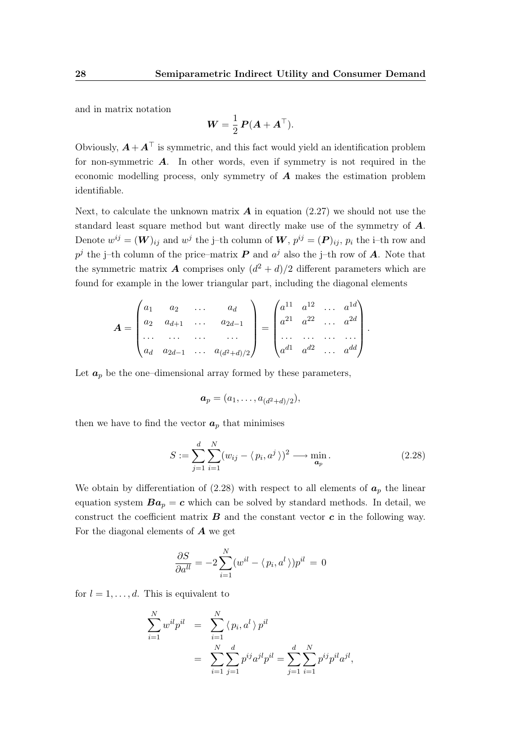and in matrix notation

$$\boldsymbol{W} = \frac{1}{2}\,\boldsymbol{P}(\boldsymbol{A} + \boldsymbol{A}^\top).$$

Obviously, $\boldsymbol{A} + \boldsymbol{A}^\top$ is symmetric, and this fact would yield an identification problem for non-symmetric $\boldsymbol{A}$. In other words, even if symmetry is not required in the economic modelling process, only symmetry of $\boldsymbol{A}$ makes the estimation problem identifiable.

Next, to calculate the unknown matrix $\boldsymbol{A}$ in equation (2.27) we should not use the standard least square method but want directly make use of the symmetry of $\boldsymbol{A}$. Denote $w^{ij} = (\boldsymbol{W})_{ij}$ and $w^j$ the j–th column of $\boldsymbol{W}$, $p^{ij} = (\boldsymbol{P})_{ij}$, $p_i$ the i–th row and $p^j$ the j–th column of the price–matrix $\boldsymbol{P}$ and $a^j$ also the j–th row of $\boldsymbol{A}$. Note that the symmetric matrix $\boldsymbol{A}$ comprises only $(d^2 + d)/2$ different parameters which are found for example in the lower triangular part, including the diagonal elements

$$\boldsymbol{A} = \begin{pmatrix} a_1 & a_2 & \dots & a_d \\ a_2 & a_{d+1} & \dots & a_{2d-1} \\ \dots & \dots & \dots & \dots \\ a_d & a_{2d-1} & \dots & a_{(d^2+d)/2} \end{pmatrix} = \begin{pmatrix} a^{11} & a^{12} & \dots & a^{1d} \\ a^{21} & a^{22} & \dots & a^{2d} \\ \dots & \dots & \dots & \dots \\ a^{d1} & a^{d2} & \dots & a^{dd} \end{pmatrix}.$$

Let $\boldsymbol{a}_p$ be the one–dimensional array formed by these parameters,

$$\boldsymbol{a}_p = (a_1, \dots, a_{(d^2+d)/2}),$$

then we have to find the vector $\boldsymbol{a}_p$ that minimises

$$S := \sum_{j=1}^{d}\sum_{i=1}^{N}(w_{ij} - \langle\, p_i, a^j\,\rangle)^2 \longrightarrow \min_{\boldsymbol{a}_p}. \tag{2.28}$$

We obtain by differentiation of (2.28) with respect to all elements of $\boldsymbol{a}_p$ the linear equation system $\boldsymbol{B}\boldsymbol{a}_p = \boldsymbol{c}$ which can be solved by standard methods. In detail, we construct the coefficient matrix $\boldsymbol{B}$ and the constant vector $\boldsymbol{c}$ in the following way. For the diagonal elements of $\boldsymbol{A}$ we get

$$\frac{\partial S}{\partial a^{ll}} = -2\sum_{i=1}^{N}(w^{il} - \langle\, p_i, a^l\,\rangle)p^{il} \,=\, 0$$

for $l = 1, \dots, d$. This is equivalent to

$$\begin{aligned} \sum_{i=1}^{N} w^{il}p^{il} &= \sum_{i=1}^{N}\langle\, p_i, a^l\,\rangle\, p^{il} \\ &= \sum_{i=1}^{N}\sum_{j=1}^{d} p^{ij}a^{jl}p^{il} = \sum_{j=1}^{d}\sum_{i=1}^{N} p^{ij}p^{il}a^{jl}, \end{aligned}$$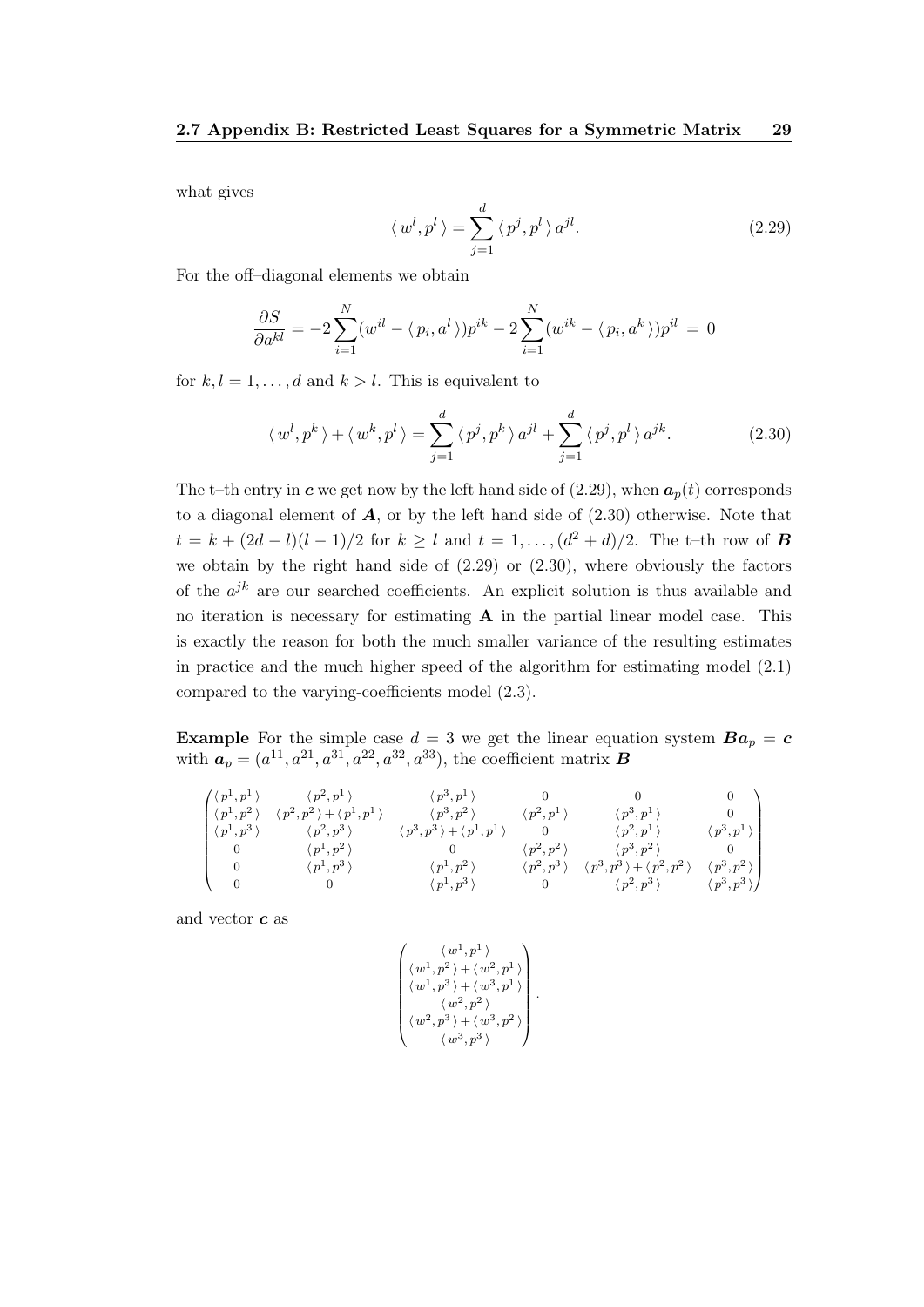what gives

$$\langle w^l, p^l \rangle = \sum_{j=1}^{d} \langle p^j, p^l \rangle \, a^{jl}. \tag{2.29}$$

For the off–diagonal elements we obtain

$$\frac{\partial S}{\partial a^{kl}} = -2 \sum_{i=1}^{N} (w^{il} - \langle p_i, a^l \rangle) p^{ik} - 2 \sum_{i=1}^{N} (w^{ik} - \langle p_i, a^k \rangle) p^{il} = 0$$

for $k, l = 1, \ldots, d$ and $k > l$. This is equivalent to

$$\langle w^l, p^k \rangle + \langle w^k, p^l \rangle = \sum_{j=1}^{d} \langle p^j, p^k \rangle \, a^{jl} + \sum_{j=1}^{d} \langle p^j, p^l \rangle \, a^{jk}. \tag{2.30}$$

The t–th entry in $\boldsymbol{c}$ we get now by the left hand side of (2.29), when $\boldsymbol{a}_p(t)$ corresponds to a diagonal element of $\boldsymbol{A}$, or by the left hand side of (2.30) otherwise. Note that $t = k + (2d - l)(l - 1)/2$ for $k \geq l$ and $t = 1, \ldots, (d^2 + d)/2$. The t–th row of $\boldsymbol{B}$ we obtain by the right hand side of (2.29) or (2.30), where obviously the factors of the $a^{jk}$ are our searched coefficients. An explicit solution is thus available and no iteration is necessary for estimating $\mathbf{A}$ in the partial linear model case. This is exactly the reason for both the much smaller variance of the resulting estimates in practice and the much higher speed of the algorithm for estimating model (2.1) compared to the varying-coefficients model (2.3).

**Example** For the simple case $d = 3$ we get the linear equation system $\boldsymbol{B}\boldsymbol{a}_p = \boldsymbol{c}$ with $\boldsymbol{a}_p = (a^{11}, a^{21}, a^{31}, a^{22}, a^{32}, a^{33})$, the coefficient matrix $\boldsymbol{B}$

$$\begin{pmatrix}
\langle p^1, p^1 \rangle & \langle p^2, p^1 \rangle & \langle p^3, p^1 \rangle & 0 & 0 & 0 \\
\langle p^1, p^2 \rangle & \langle p^2, p^2 \rangle + \langle p^1, p^1 \rangle & \langle p^3, p^2 \rangle & \langle p^2, p^1 \rangle & \langle p^3, p^1 \rangle & 0 \\
\langle p^1, p^3 \rangle & \langle p^2, p^3 \rangle & \langle p^3, p^3 \rangle + \langle p^1, p^1 \rangle & 0 & \langle p^2, p^1 \rangle & \langle p^3, p^1 \rangle \\
0 & \langle p^1, p^2 \rangle & 0 & \langle p^2, p^2 \rangle & \langle p^3, p^2 \rangle & 0 \\
0 & \langle p^1, p^3 \rangle & \langle p^1, p^2 \rangle & \langle p^2, p^3 \rangle & \langle p^3, p^3 \rangle + \langle p^2, p^2 \rangle & \langle p^3, p^2 \rangle \\
0 & 0 & \langle p^1, p^3 \rangle & 0 & \langle p^2, p^3 \rangle & \langle p^3, p^3 \rangle
\end{pmatrix}$$

and vector $\boldsymbol{c}$ as

$$\begin{pmatrix}
\langle w^1, p^1 \rangle \\
\langle w^1, p^2 \rangle + \langle w^2, p^1 \rangle \\
\langle w^1, p^3 \rangle + \langle w^3, p^1 \rangle \\
\langle w^2, p^2 \rangle \\
\langle w^2, p^3 \rangle + \langle w^3, p^2 \rangle \\
\langle w^3, p^3 \rangle
\end{pmatrix}.$$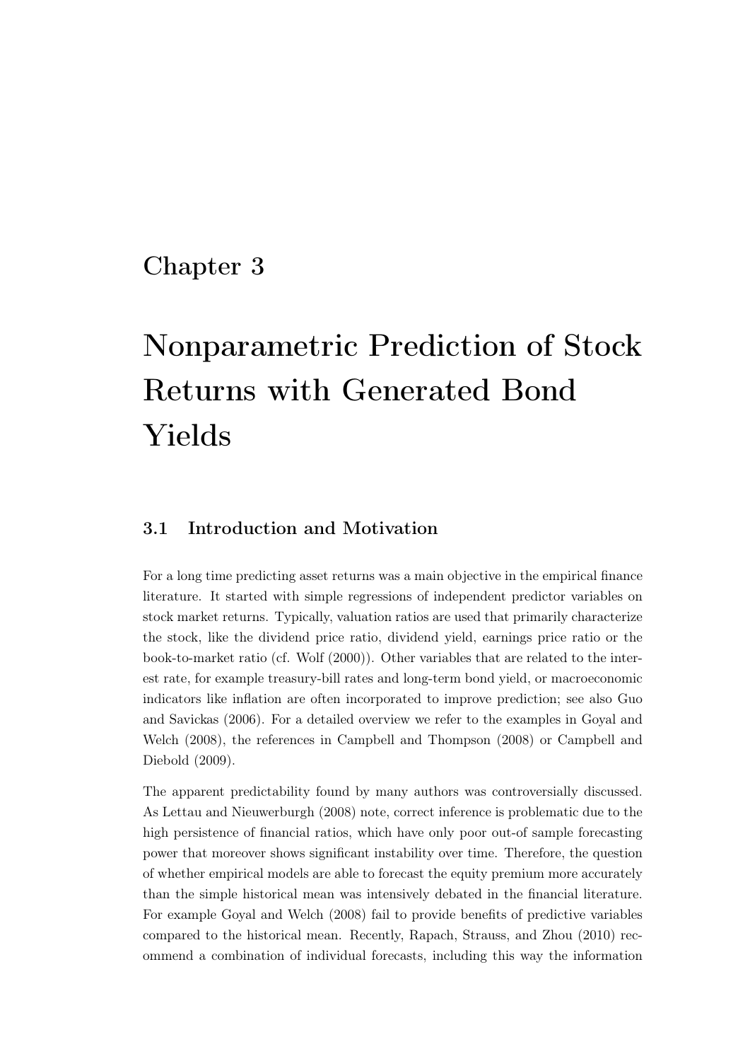# Chapter 3

# Nonparametric Prediction of Stock Returns with Generated Bond Yields

## 3.1 Introduction and Motivation

For a long time predicting asset returns was a main objective in the empirical finance literature. It started with simple regressions of independent predictor variables on stock market returns. Typically, valuation ratios are used that primarily characterize the stock, like the dividend price ratio, dividend yield, earnings price ratio or the book-to-market ratio (cf. Wolf (2000)). Other variables that are related to the interest rate, for example treasury-bill rates and long-term bond yield, or macroeconomic indicators like inflation are often incorporated to improve prediction; see also Guo and Savickas (2006). For a detailed overview we refer to the examples in Goyal and Welch (2008), the references in Campbell and Thompson (2008) or Campbell and Diebold (2009).

The apparent predictability found by many authors was controversially discussed. As Lettau and Nieuwerburgh (2008) note, correct inference is problematic due to the high persistence of financial ratios, which have only poor out-of sample forecasting power that moreover shows significant instability over time. Therefore, the question of whether empirical models are able to forecast the equity premium more accurately than the simple historical mean was intensively debated in the financial literature. For example Goyal and Welch (2008) fail to provide benefits of predictive variables compared to the historical mean. Recently, Rapach, Strauss, and Zhou (2010) recommend a combination of individual forecasts, including this way the information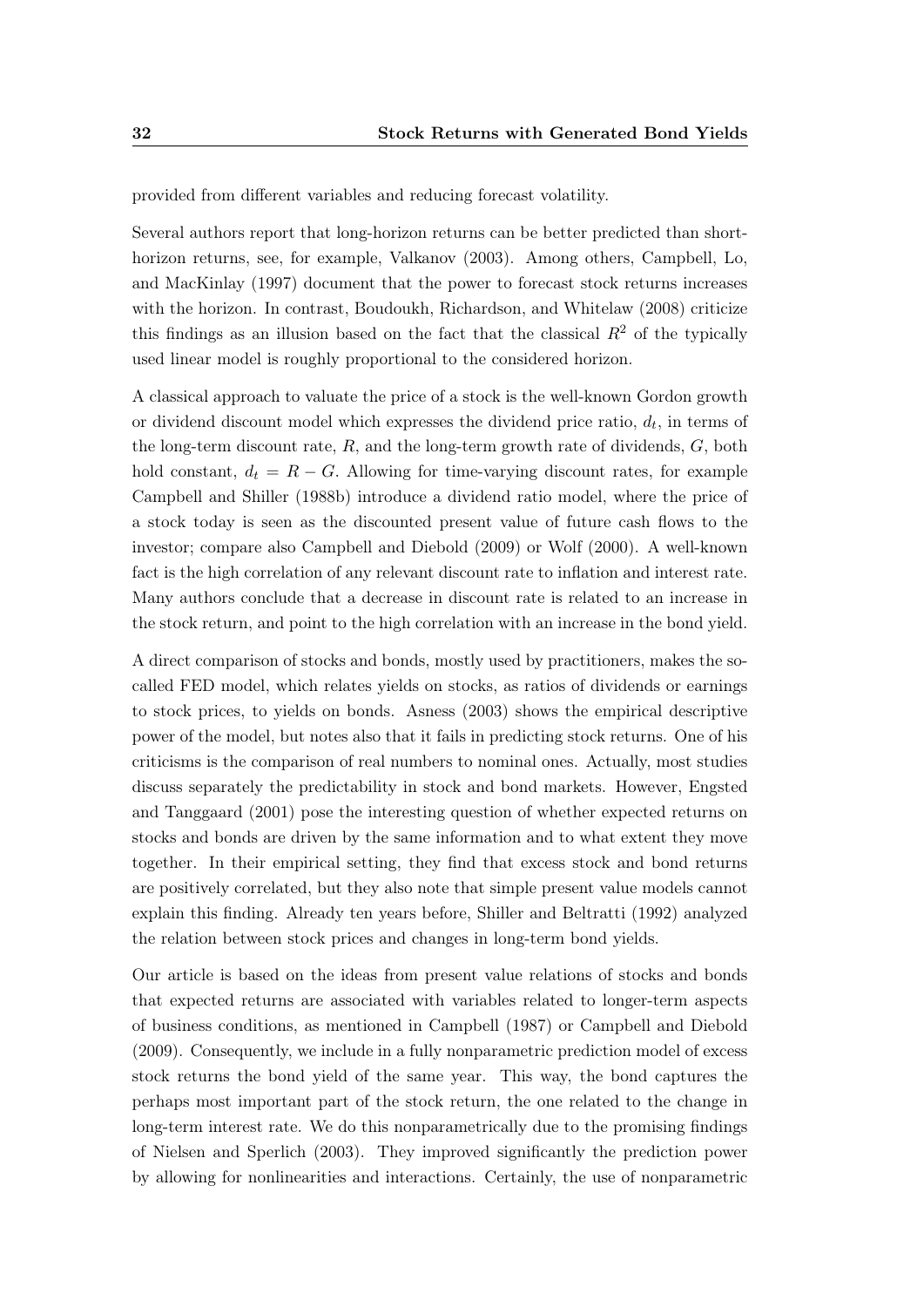provided from different variables and reducing forecast volatility.

Several authors report that long-horizon returns can be better predicted than short-horizon returns, see, for example, Valkanov (2003). Among others, Campbell, Lo, and MacKinlay (1997) document that the power to forecast stock returns increases with the horizon. In contrast, Boudoukh, Richardson, and Whitelaw (2008) criticize this findings as an illusion based on the fact that the classical $R^2$ of the typically used linear model is roughly proportional to the considered horizon.

A classical approach to valuate the price of a stock is the well-known Gordon growth or dividend discount model which expresses the dividend price ratio, $d_t$, in terms of the long-term discount rate, $R$, and the long-term growth rate of dividends, $G$, both hold constant, $d_t = R - G$. Allowing for time-varying discount rates, for example Campbell and Shiller (1988b) introduce a dividend ratio model, where the price of a stock today is seen as the discounted present value of future cash flows to the investor; compare also Campbell and Diebold (2009) or Wolf (2000). A well-known fact is the high correlation of any relevant discount rate to inflation and interest rate. Many authors conclude that a decrease in discount rate is related to an increase in the stock return, and point to the high correlation with an increase in the bond yield.

A direct comparison of stocks and bonds, mostly used by practitioners, makes the so-called FED model, which relates yields on stocks, as ratios of dividends or earnings to stock prices, to yields on bonds. Asness (2003) shows the empirical descriptive power of the model, but notes also that it fails in predicting stock returns. One of his criticisms is the comparison of real numbers to nominal ones. Actually, most studies discuss separately the predictability in stock and bond markets. However, Engsted and Tanggaard (2001) pose the interesting question of whether expected returns on stocks and bonds are driven by the same information and to what extent they move together. In their empirical setting, they find that excess stock and bond returns are positively correlated, but they also note that simple present value models cannot explain this finding. Already ten years before, Shiller and Beltratti (1992) analyzed the relation between stock prices and changes in long-term bond yields.

Our article is based on the ideas from present value relations of stocks and bonds that expected returns are associated with variables related to longer-term aspects of business conditions, as mentioned in Campbell (1987) or Campbell and Diebold (2009). Consequently, we include in a fully nonparametric prediction model of excess stock returns the bond yield of the same year. This way, the bond captures the perhaps most important part of the stock return, the one related to the change in long-term interest rate. We do this nonparametrically due to the promising findings of Nielsen and Sperlich (2003). They improved significantly the prediction power by allowing for nonlinearities and interactions. Certainly, the use of nonparametric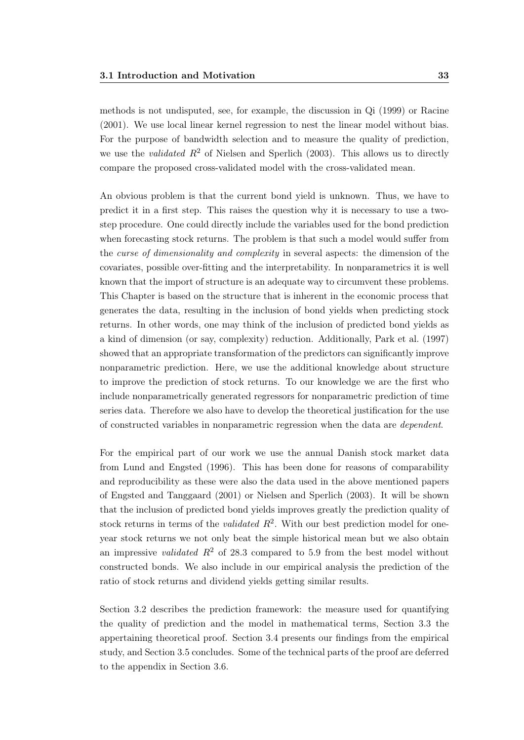methods is not undisputed, see, for example, the discussion in Qi (1999) or Racine (2001). We use local linear kernel regression to nest the linear model without bias. For the purpose of bandwidth selection and to measure the quality of prediction, we use the *validated* $R^2$ of Nielsen and Sperlich (2003). This allows us to directly compare the proposed cross-validated model with the cross-validated mean.

An obvious problem is that the current bond yield is unknown. Thus, we have to predict it in a first step. This raises the question why it is necessary to use a two-step procedure. One could directly include the variables used for the bond prediction when forecasting stock returns. The problem is that such a model would suffer from the *curse of dimensionality and complexity* in several aspects: the dimension of the covariates, possible over-fitting and the interpretability. In nonparametrics it is well known that the import of structure is an adequate way to circumvent these problems. This Chapter is based on the structure that is inherent in the economic process that generates the data, resulting in the inclusion of bond yields when predicting stock returns. In other words, one may think of the inclusion of predicted bond yields as a kind of dimension (or say, complexity) reduction. Additionally, Park et al. (1997) showed that an appropriate transformation of the predictors can significantly improve nonparametric prediction. Here, we use the additional knowledge about structure to improve the prediction of stock returns. To our knowledge we are the first who include nonparametrically generated regressors for nonparametric prediction of time series data. Therefore we also have to develop the theoretical justification for the use of constructed variables in nonparametric regression when the data are *dependent*.

For the empirical part of our work we use the annual Danish stock market data from Lund and Engsted (1996). This has been done for reasons of comparability and reproducibility as these were also the data used in the above mentioned papers of Engsted and Tanggaard (2001) or Nielsen and Sperlich (2003). It will be shown that the inclusion of predicted bond yields improves greatly the prediction quality of stock returns in terms of the *validated* $R^2$. With our best prediction model for one-year stock returns we not only beat the simple historical mean but we also obtain an impressive *validated* $R^2$ of 28.3 compared to 5.9 from the best model without constructed bonds. We also include in our empirical analysis the prediction of the ratio of stock returns and dividend yields getting similar results.

Section 3.2 describes the prediction framework: the measure used for quantifying the quality of prediction and the model in mathematical terms, Section 3.3 the appertaining theoretical proof. Section 3.4 presents our findings from the empirical study, and Section 3.5 concludes. Some of the technical parts of the proof are deferred to the appendix in Section 3.6.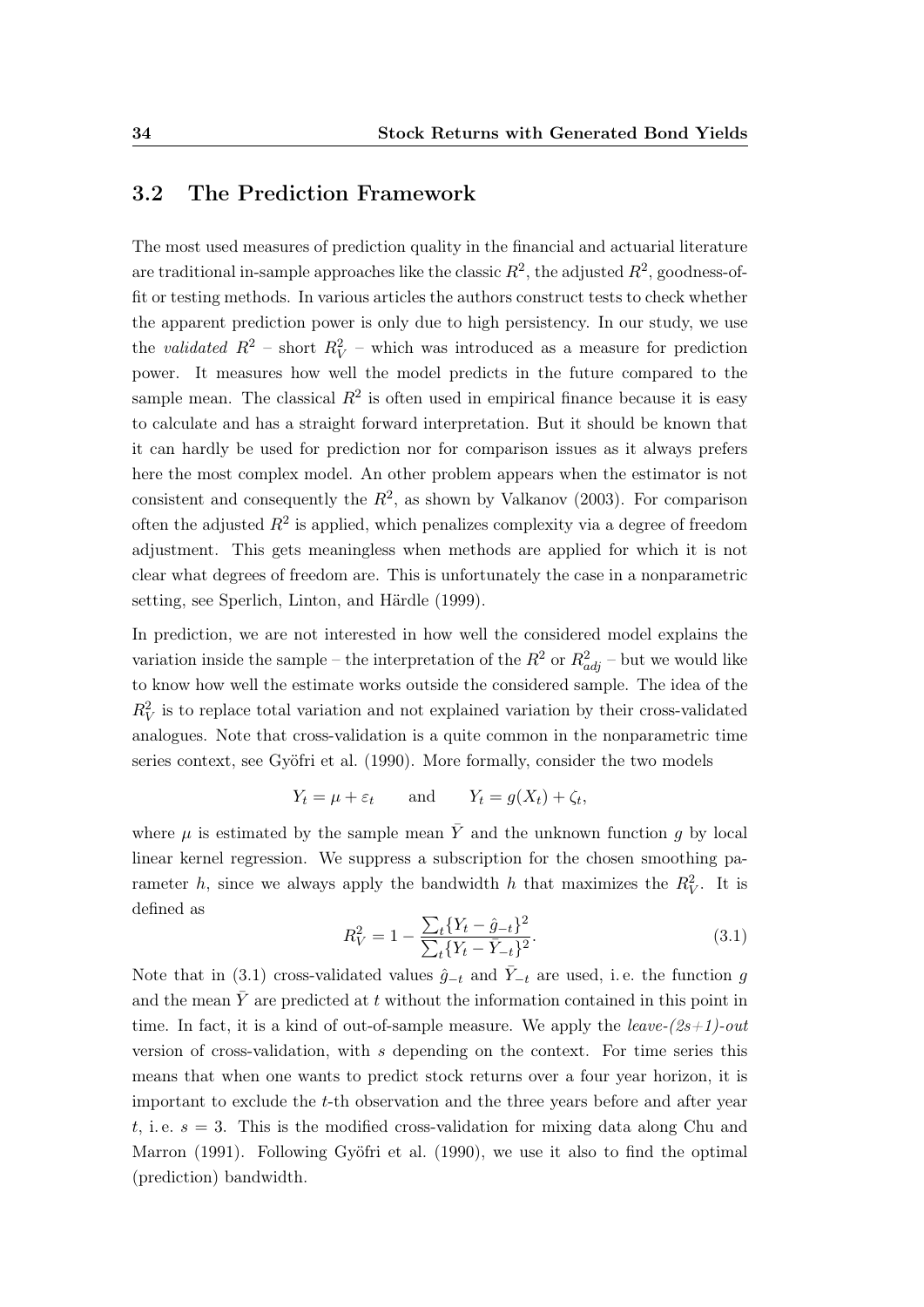## 3.2 The Prediction Framework

The most used measures of prediction quality in the financial and actuarial literature are traditional in-sample approaches like the classic $R^2$, the adjusted $R^2$, goodness-of-fit or testing methods. In various articles the authors construct tests to check whether the apparent prediction power is only due to high persistency. In our study, we use the *validated* $R^2$ – short $R^2_V$ – which was introduced as a measure for prediction power. It measures how well the model predicts in the future compared to the sample mean. The classical $R^2$ is often used in empirical finance because it is easy to calculate and has a straight forward interpretation. But it should be known that it can hardly be used for prediction nor for comparison issues as it always prefers here the most complex model. An other problem appears when the estimator is not consistent and consequently the $R^2$, as shown by Valkanov (2003). For comparison often the adjusted $R^2$ is applied, which penalizes complexity via a degree of freedom adjustment. This gets meaningless when methods are applied for which it is not clear what degrees of freedom are. This is unfortunately the case in a nonparametric setting, see Sperlich, Linton, and Härdle (1999).

In prediction, we are not interested in how well the considered model explains the variation inside the sample – the interpretation of the $R^2$ or $R^2_{adj}$ – but we would like to know how well the estimate works outside the considered sample. The idea of the $R^2_V$ is to replace total variation and not explained variation by their cross-validated analogues. Note that cross-validation is a quite common in the nonparametric time series context, see Györfi et al. (1990). More formally, consider the two models

$$Y_t = \mu + \varepsilon_t \qquad \text{and} \qquad Y_t = g(X_t) + \zeta_t,$$

where $\mu$ is estimated by the sample mean $\bar{Y}$ and the unknown function $g$ by local linear kernel regression. We suppress a subscription for the chosen smoothing parameter $h$, since we always apply the bandwidth $h$ that maximizes the $R^2_V$. It is defined as

$$R^2_V = 1 - \frac{\sum_t \{Y_t - \hat{g}_{-t}\}^2}{\sum_t \{Y_t - \bar{Y}_{-t}\}^2}. \tag{3.1}$$

Note that in (3.1) cross-validated values $\hat{g}_{-t}$ and $\bar{Y}_{-t}$ are used, i. e. the function $g$ and the mean $\bar{Y}$ are predicted at $t$ without the information contained in this point in time. In fact, it is a kind of out-of-sample measure. We apply the *leave-(2s+1)-out* version of cross-validation, with $s$ depending on the context. For time series this means that when one wants to predict stock returns over a four year horizon, it is important to exclude the $t$-th observation and the three years before and after year $t$, i. e. $s = 3$. This is the modified cross-validation for mixing data along Chu and Marron (1991). Following Györfi et al. (1990), we use it also to find the optimal (prediction) bandwidth.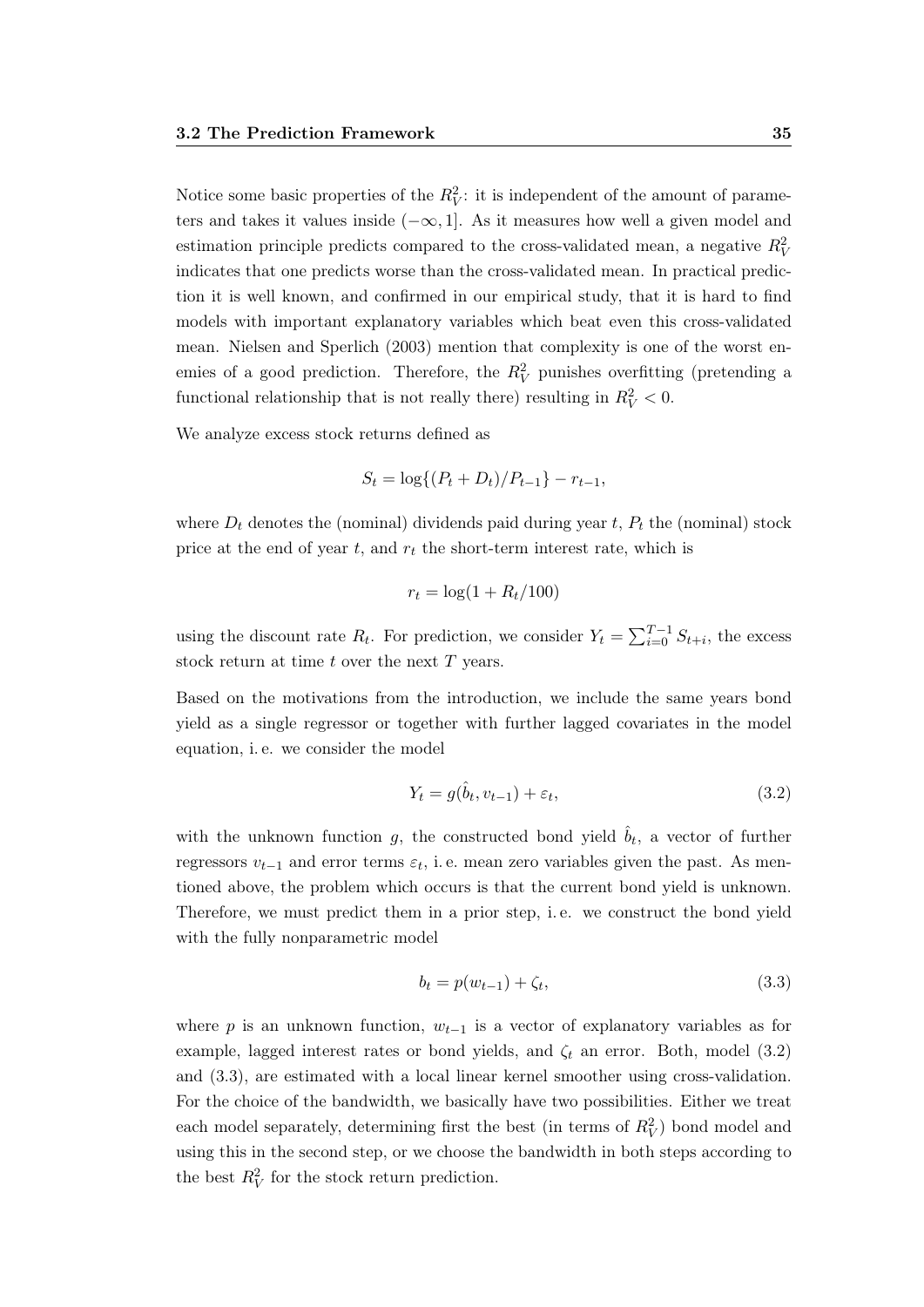Notice some basic properties of the $R_V^2$: it is independent of the amount of parameters and takes it values inside $(-\infty, 1]$. As it measures how well a given model and estimation principle predicts compared to the cross-validated mean, a negative $R_V^2$ indicates that one predicts worse than the cross-validated mean. In practical prediction it is well known, and confirmed in our empirical study, that it is hard to find models with important explanatory variables which beat even this cross-validated mean. Nielsen and Sperlich (2003) mention that complexity is one of the worst enemies of a good prediction. Therefore, the $R_V^2$ punishes overfitting (pretending a functional relationship that is not really there) resulting in $R_V^2 < 0$.

We analyze excess stock returns defined as

$$S_t = \log\{(P_t + D_t)/P_{t-1}\} - r_{t-1},$$

where $D_t$ denotes the (nominal) dividends paid during year $t$, $P_t$ the (nominal) stock price at the end of year $t$, and $r_t$ the short-term interest rate, which is

$$r_t = \log(1 + R_t/100)$$

using the discount rate $R_t$. For prediction, we consider $Y_t = \sum_{i=0}^{T-1} S_{t+i}$, the excess stock return at time $t$ over the next $T$ years.

Based on the motivations from the introduction, we include the same years bond yield as a single regressor or together with further lagged covariates in the model equation, i. e. we consider the model

$$Y_t = g(\hat{b}_t, v_{t-1}) + \varepsilon_t, \tag{3.2}$$

with the unknown function $g$, the constructed bond yield $\hat{b}_t$, a vector of further regressors $v_{t-1}$ and error terms $\varepsilon_t$, i. e. mean zero variables given the past. As mentioned above, the problem which occurs is that the current bond yield is unknown. Therefore, we must predict them in a prior step, i. e. we construct the bond yield with the fully nonparametric model

$$b_t = p(w_{t-1}) + \zeta_t, \tag{3.3}$$

where $p$ is an unknown function, $w_{t-1}$ is a vector of explanatory variables as for example, lagged interest rates or bond yields, and $\zeta_t$ an error. Both, model (3.2) and (3.3), are estimated with a local linear kernel smoother using cross-validation. For the choice of the bandwidth, we basically have two possibilities. Either we treat each model separately, determining first the best (in terms of $R_V^2$) bond model and using this in the second step, or we choose the bandwidth in both steps according to the best $R_V^2$ for the stock return prediction.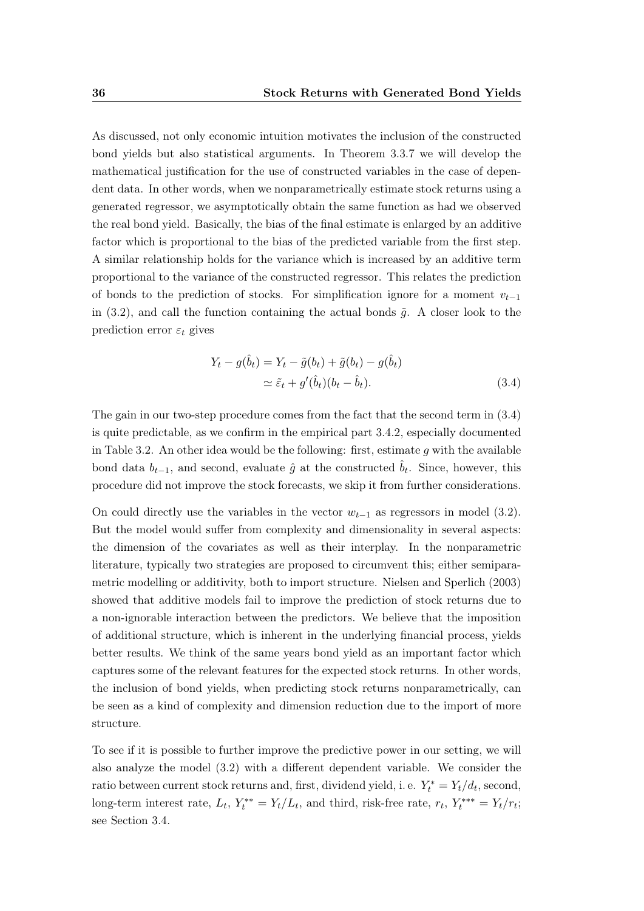As discussed, not only economic intuition motivates the inclusion of the constructed bond yields but also statistical arguments. In Theorem 3.3.7 we will develop the mathematical justification for the use of constructed variables in the case of dependent data. In other words, when we nonparametrically estimate stock returns using a generated regressor, we asymptotically obtain the same function as had we observed the real bond yield. Basically, the bias of the final estimate is enlarged by an additive factor which is proportional to the bias of the predicted variable from the first step. A similar relationship holds for the variance which is increased by an additive term proportional to the variance of the constructed regressor. This relates the prediction of bonds to the prediction of stocks. For simplification ignore for a moment $v_{t-1}$ in (3.2), and call the function containing the actual bonds $\tilde{g}$. A closer look to the prediction error $\varepsilon_t$ gives

$$\begin{aligned} Y_t - g(\hat{b}_t) &= Y_t - \tilde{g}(b_t) + \tilde{g}(b_t) - g(\hat{b}_t) \\ &\simeq \tilde{\varepsilon}_t + g'(\hat{b}_t)(b_t - \hat{b}_t). \end{aligned} \tag{3.4}$$

The gain in our two-step procedure comes from the fact that the second term in (3.4) is quite predictable, as we confirm in the empirical part 3.4.2, especially documented in Table 3.2. An other idea would be the following: first, estimate $g$ with the available bond data $b_{t-1}$, and second, evaluate $\hat{g}$ at the constructed $\hat{b}_t$. Since, however, this procedure did not improve the stock forecasts, we skip it from further considerations.

On could directly use the variables in the vector $w_{t-1}$ as regressors in model (3.2). But the model would suffer from complexity and dimensionality in several aspects: the dimension of the covariates as well as their interplay. In the nonparametric literature, typically two strategies are proposed to circumvent this; either semiparametric modelling or additivity, both to import structure. Nielsen and Sperlich (2003) showed that additive models fail to improve the prediction of stock returns due to a non-ignorable interaction between the predictors. We believe that the imposition of additional structure, which is inherent in the underlying financial process, yields better results. We think of the same years bond yield as an important factor which captures some of the relevant features for the expected stock returns. In other words, the inclusion of bond yields, when predicting stock returns nonparametrically, can be seen as a kind of complexity and dimension reduction due to the import of more structure.

To see if it is possible to further improve the predictive power in our setting, we will also analyze the model (3.2) with a different dependent variable. We consider the ratio between current stock returns and, first, dividend yield, i. e. $Y_t^* = Y_t/d_t$, second, long-term interest rate, $L_t$, $Y_t^{**} = Y_t/L_t$, and third, risk-free rate, $r_t$, $Y_t^{***} = Y_t/r_t$; see Section 3.4.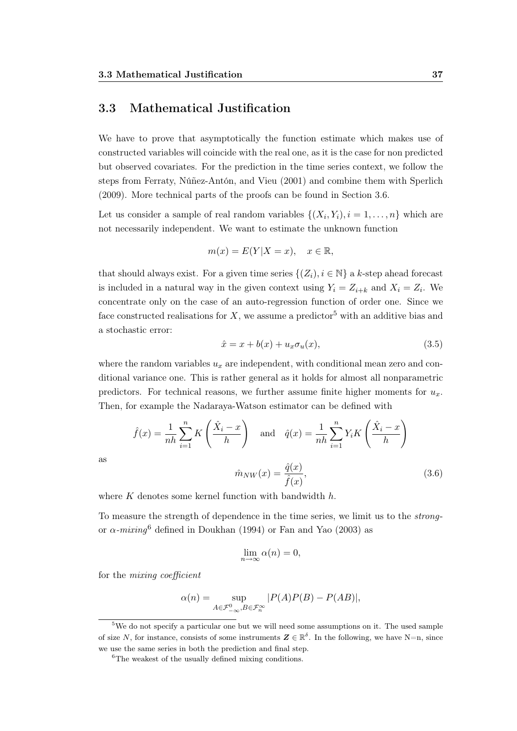## 3.3 Mathematical Justification

We have to prove that asymptotically the function estimate which makes use of constructed variables will coincide with the real one, as it is the case for non predicted but observed covariates. For the prediction in the time series context, we follow the steps from Ferraty, Núñez-Antón, and Vieu (2001) and combine them with Sperlich (2009). More technical parts of the proofs can be found in Section 3.6.

Let us consider a sample of real random variables $\{(X_i, Y_i), i = 1, \ldots, n\}$ which are not necessarily independent. We want to estimate the unknown function

$$m(x) = E(Y|X = x), \quad x \in \mathbb{R},$$

that should always exist. For a given time series $\{(Z_i), i \in \mathbb{N}\}$ a $k$-step ahead forecast is included in a natural way in the given context using $Y_i = Z_{i+k}$ and $X_i = Z_i$. We concentrate only on the case of an auto-regression function of order one. Since we face constructed realisations for $X$, we assume a predictor[5] with an additive bias and a stochastic error:

$$\hat{x} = x + b(x) + u_x \sigma_u(x), \tag{3.5}$$

where the random variables $u_x$ are independent, with conditional mean zero and conditional variance one. This is rather general as it holds for almost all nonparametric predictors. For technical reasons, we further assume finite higher moments for $u_x$. Then, for example the Nadaraya-Watson estimator can be defined with

$$\hat{f}(x) = \frac{1}{nh} \sum_{i=1}^{n} K\left(\frac{\hat{X}_i - x}{h}\right) \quad \text{and} \quad \hat{q}(x) = \frac{1}{nh} \sum_{i=1}^{n} Y_i K\left(\frac{\hat{X}_i - x}{h}\right)$$

as

$$\hat{m}_{NW}(x) = \frac{\hat{q}(x)}{\hat{f}(x)}, \tag{3.6}$$

where $K$ denotes some kernel function with bandwidth $h$.

To measure the strength of dependence in the time series, we limit us to the *strong-* or *$\alpha$-mixing*[6] defined in Doukhan (1994) or Fan and Yao (2003) as

$$\lim_{n \to \infty} \alpha(n) = 0,$$

for the *mixing coefficient*

$$\alpha(n) = \sup_{A \in \mathcal{F}_{-\infty}^{0}, B \in \mathcal{F}_{n}^{\infty}} |P(A)P(B) - P(AB)|,$$

---

[5] We do not specify a particular one but we will need some assumptions on it. The used sample of size $N$, for instance, consists of some instruments $\boldsymbol{Z} \in \mathbb{R}^{\delta}$. In the following, we have N=n, since we use the same series in both the prediction and final step.

[6] The weakest of the usually defined mixing conditions.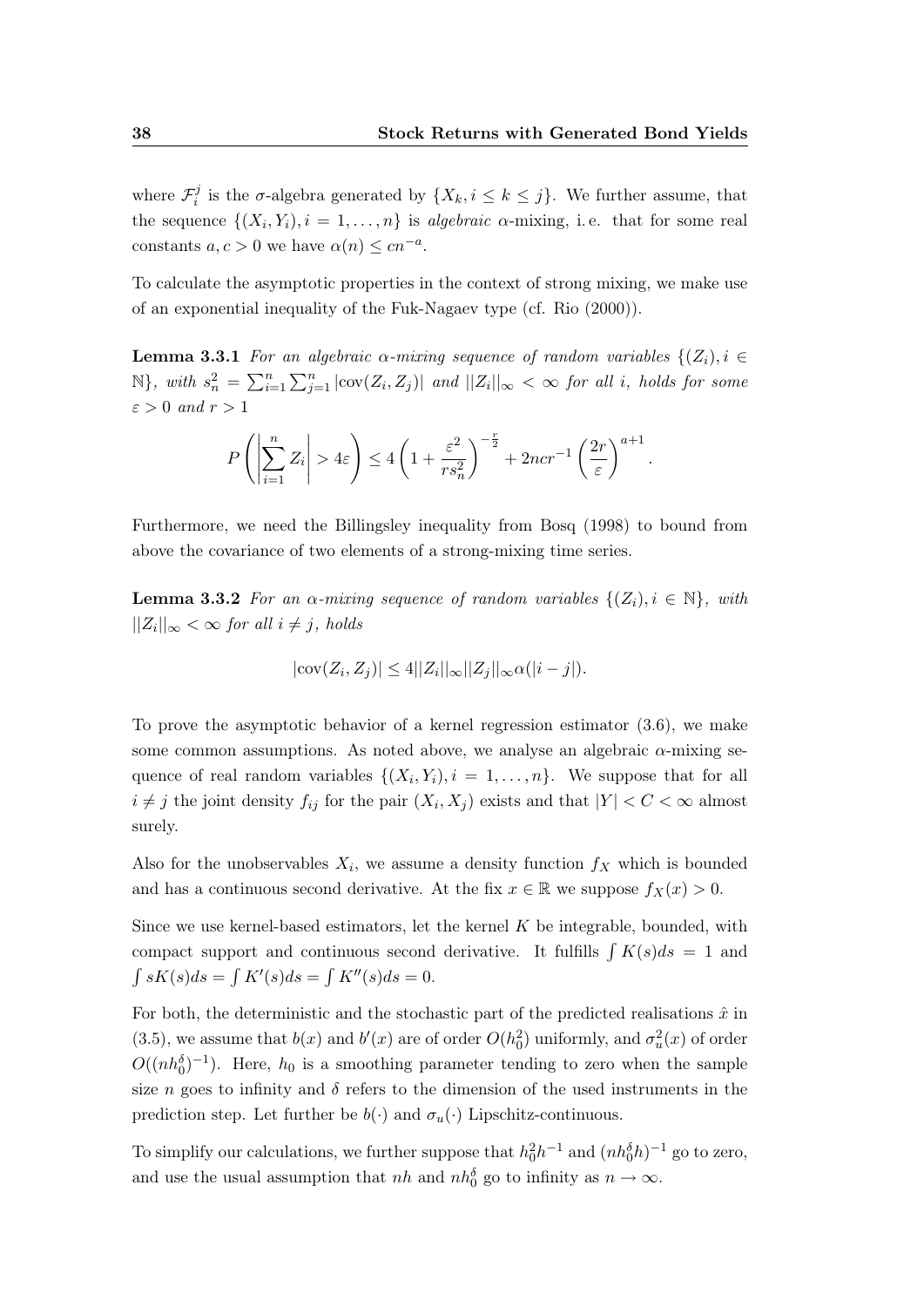where $\mathcal{F}_i^j$ is the $\sigma$-algebra generated by $\{X_k, i \leq k \leq j\}$. We further assume, that the sequence $\{(X_i, Y_i), i = 1, \ldots, n\}$ is *algebraic* $\alpha$-mixing, i.e. that for some real constants $a, c > 0$ we have $\alpha(n) \leq cn^{-a}$.

To calculate the asymptotic properties in the context of strong mixing, we make use of an exponential inequality of the Fuk-Nagaev type (cf. Rio (2000)).

**Lemma 3.3.1** *For an algebraic $\alpha$-mixing sequence of random variables $\{(Z_i), i \in \mathbb{N}\}$, with $s_n^2 = \sum_{i=1}^n \sum_{j=1}^n |\text{cov}(Z_i, Z_j)|$ and $||Z_i||_\infty < \infty$ for all $i$, holds for some $\varepsilon > 0$ and $r > 1$*

$$P\left(\left|\sum_{i=1}^n Z_i\right| > 4\varepsilon\right) \leq 4\left(1 + \frac{\varepsilon^2}{rs_n^2}\right)^{-\frac{r}{2}} + 2ncr^{-1}\left(\frac{2r}{\varepsilon}\right)^{a+1}.$$

Furthermore, we need the Billingsley inequality from Bosq (1998) to bound from above the covariance of two elements of a strong-mixing time series.

**Lemma 3.3.2** *For an $\alpha$-mixing sequence of random variables $\{(Z_i), i \in \mathbb{N}\}$, with $||Z_i||_\infty < \infty$ for all $i \neq j$, holds*

$$|\text{cov}(Z_i, Z_j)| \leq 4||Z_i||_\infty ||Z_j||_\infty \alpha(|i - j|).$$

To prove the asymptotic behavior of a kernel regression estimator (3.6), we make some common assumptions. As noted above, we analyse an algebraic $\alpha$-mixing sequence of real random variables $\{(X_i, Y_i), i = 1, \ldots, n\}$. We suppose that for all $i \neq j$ the joint density $f_{ij}$ for the pair $(X_i, X_j)$ exists and that $|Y| < C < \infty$ almost surely.

Also for the unobservables $X_i$, we assume a density function $f_X$ which is bounded and has a continuous second derivative. At the fix $x \in \mathbb{R}$ we suppose $f_X(x) > 0$.

Since we use kernel-based estimators, let the kernel $K$ be integrable, bounded, with compact support and continuous second derivative. It fulfills $\int K(s)ds = 1$ and $\int sK(s)ds = \int K'(s)ds = \int K''(s)ds = 0$.

For both, the deterministic and the stochastic part of the predicted realisations $\hat{x}$ in (3.5), we assume that $b(x)$ and $b'(x)$ are of order $O(h_0^2)$ uniformly, and $\sigma_u^2(x)$ of order $O((nh_0^\delta)^{-1})$. Here, $h_0$ is a smoothing parameter tending to zero when the sample size $n$ goes to infinity and $\delta$ refers to the dimension of the used instruments in the prediction step. Let further be $b(\cdot)$ and $\sigma_u(\cdot)$ Lipschitz-continuous.

To simplify our calculations, we further suppose that $h_0^2 h^{-1}$ and $(nh_0^\delta h)^{-1}$ go to zero, and use the usual assumption that $nh$ and $nh_0^\delta$ go to infinity as $n \to \infty$.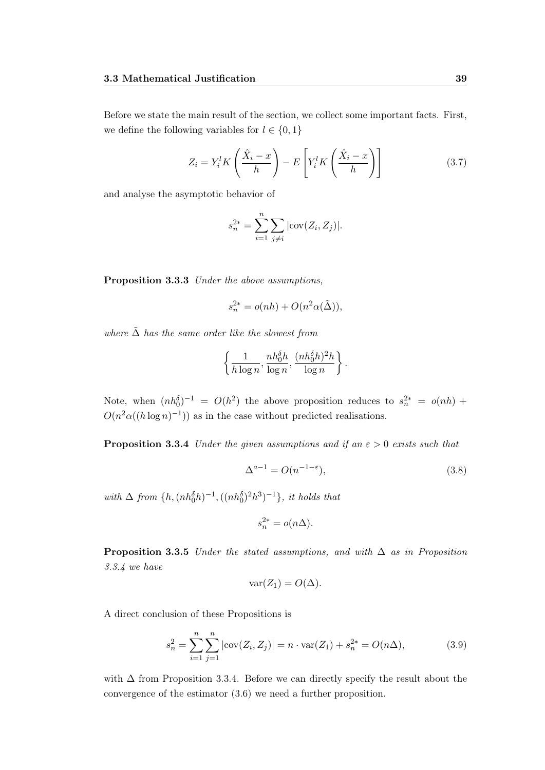Before we state the main result of the section, we collect some important facts. First, we define the following variables for $l \in \{0, 1\}$

$$Z_i = Y_i^l K\left(\frac{\hat{X}_i - x}{h}\right) - E\left[Y_i^l K\left(\frac{\hat{X}_i - x}{h}\right)\right] \tag{3.7}$$

and analyse the asymptotic behavior of

$$s_n^{2*} = \sum_{i=1}^{n} \sum_{j \neq i} |\mathrm{cov}(Z_i, Z_j)|.$$

**Proposition 3.3.3** *Under the above assumptions,*

$$s_n^{2*} = o(nh) + O(n^2 \alpha(\tilde{\Delta})),$$

*where* $\tilde{\Delta}$ *has the same order like the slowest from*

$$\left\{\frac{1}{h \log n}, \frac{nh_0^\delta h}{\log n}, \frac{(nh_0^\delta h)^2 h}{\log n}\right\}.$$

Note, when $(nh_0^\delta)^{-1} = O(h^2)$ the above proposition reduces to $s_n^{2*} = o(nh) + O(n^2 \alpha((h \log n)^{-1}))$ as in the case without predicted realisations.

**Proposition 3.3.4** *Under the given assumptions and if an* $\varepsilon > 0$ *exists such that*

$$\Delta^{a-1} = O(n^{-1-\varepsilon}), \tag{3.8}$$

*with* $\Delta$ *from* $\{h, (nh_0^\delta h)^{-1}, ((nh_0^\delta)^2 h^3)^{-1}\}$*, it holds that*

$$s_n^{2*} = o(n\Delta).$$

**Proposition 3.3.5** *Under the stated assumptions, and with* $\Delta$ *as in Proposition 3.3.4 we have*

$$\mathrm{var}(Z_1) = O(\Delta).$$

A direct conclusion of these Propositions is

$$s_n^2 = \sum_{i=1}^{n} \sum_{j=1}^{n} |\mathrm{cov}(Z_i, Z_j)| = n \cdot \mathrm{var}(Z_1) + s_n^{2*} = O(n\Delta), \tag{3.9}$$

with $\Delta$ from Proposition 3.3.4. Before we can directly specify the result about the convergence of the estimator (3.6) we need a further proposition.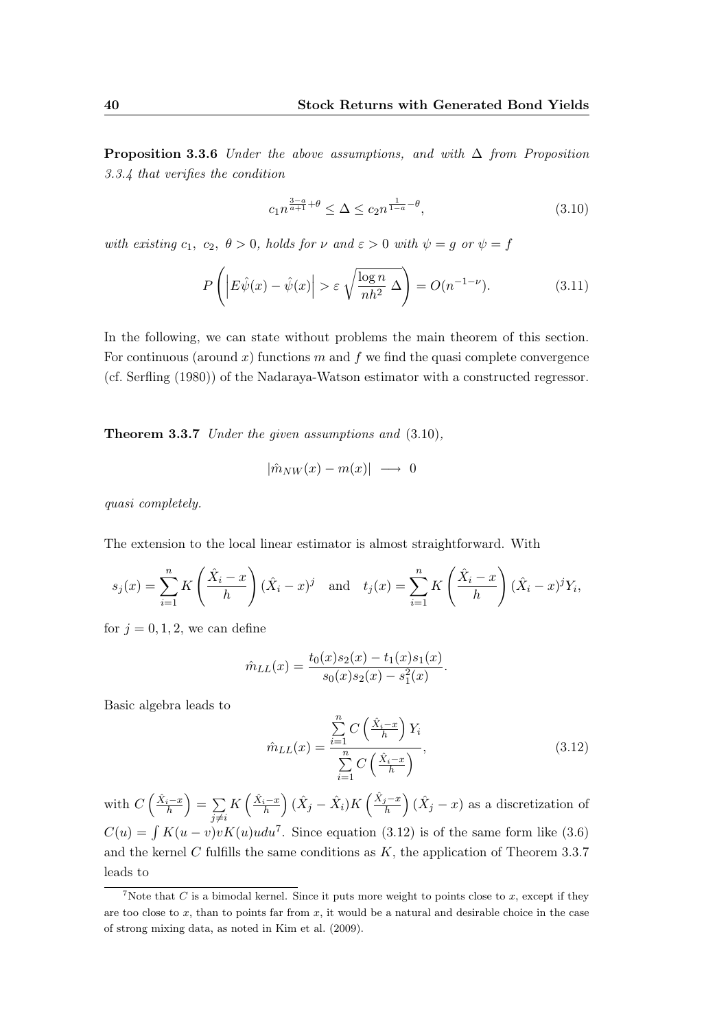**Proposition 3.3.6** *Under the above assumptions, and with* $\Delta$ *from Proposition 3.3.4 that verifies the condition*

$$c_1 n^{\frac{3-a}{a+1}+\theta} \leq \Delta \leq c_2 n^{\frac{1}{1-a}-\theta}, \tag{3.10}$$

*with existing* $c_1, \ c_2, \ \theta > 0$*, holds for* $\nu$ *and* $\varepsilon > 0$ *with* $\psi = g$ *or* $\psi = f$

$$P\left(\left|E\hat{\psi}(x) - \hat{\psi}(x)\right| > \varepsilon \sqrt{\frac{\log n}{nh^2}\,\Delta}\right) = O(n^{-1-\nu}). \tag{3.11}$$

In the following, we can state without problems the main theorem of this section. For continuous (around $x$) functions $m$ and $f$ we find the quasi complete convergence (cf. Serfling (1980)) of the Nadaraya-Watson estimator with a constructed regressor.

**Theorem 3.3.7** *Under the given assumptions and* (3.10),

$$|\hat{m}_{NW}(x) - m(x)| \ \longrightarrow \ 0$$

*quasi completely.*

The extension to the local linear estimator is almost straightforward. With

$$s_j(x) = \sum_{i=1}^{n} K\left(\frac{\hat{X}_i - x}{h}\right)(\hat{X}_i - x)^j \quad \text{and} \quad t_j(x) = \sum_{i=1}^{n} K\left(\frac{\hat{X}_i - x}{h}\right)(\hat{X}_i - x)^j Y_i,$$

for $j = 0, 1, 2$, we can define

$$\hat{m}_{LL}(x) = \frac{t_0(x)s_2(x) - t_1(x)s_1(x)}{s_0(x)s_2(x) - s_1^2(x)}.$$

Basic algebra leads to

$$\hat{m}_{LL}(x) = \frac{\sum\limits_{i=1}^{n} C\left(\frac{\hat{X}_i - x}{h}\right) Y_i}{\sum\limits_{i=1}^{n} C\left(\frac{\hat{X}_i - x}{h}\right)}, \tag{3.12}$$

with $C\left(\frac{\hat{X}_i - x}{h}\right) = \sum\limits_{j \neq i} K\left(\frac{\hat{X}_i - x}{h}\right)(\hat{X}_j - \hat{X}_i) K\left(\frac{\hat{X}_j - x}{h}\right)(\hat{X}_j - x)$ as a discretization of $C(u) = \int K(u - v) v K(u) u du$[7]. Since equation (3.12) is of the same form like (3.6) and the kernel $C$ fulfills the same conditions as $K$, the application of Theorem 3.3.7 leads to

[7] Note that $C$ is a bimodal kernel. Since it puts more weight to points close to $x$, except if they are too close to $x$, than to points far from $x$, it would be a natural and desirable choice in the case of strong mixing data, as noted in Kim et al. (2009).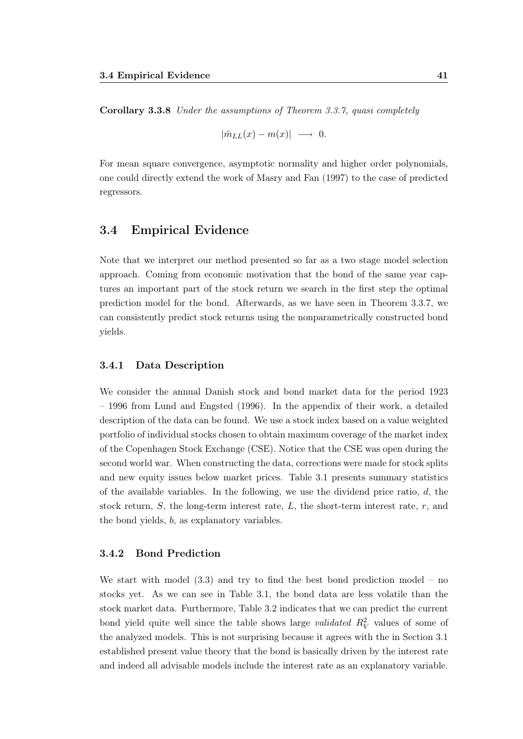**Corollary 3.3.8** *Under the assumptions of Theorem 3.3.7, quasi completely*

$$|\hat{m}_{LL}(x) - m(x)| \longrightarrow 0.$$

For mean square convergence, asymptotic normality and higher order polynomials, one could directly extend the work of Masry and Fan (1997) to the case of predicted regressors.

## 3.4 Empirical Evidence

Note that we interpret our method presented so far as a two stage model selection approach. Coming from economic motivation that the bond of the same year captures an important part of the stock return we search in the first step the optimal prediction model for the bond. Afterwards, as we have seen in Theorem 3.3.7, we can consistently predict stock returns using the nonparametrically constructed bond yields.

### 3.4.1 Data Description

We consider the annual Danish stock and bond market data for the period 1923 – 1996 from Lund and Engsted (1996). In the appendix of their work, a detailed description of the data can be found. We use a stock index based on a value weighted portfolio of individual stocks chosen to obtain maximum coverage of the market index of the Copenhagen Stock Exchange (CSE). Notice that the CSE was open during the second world war. When constructing the data, corrections were made for stock splits and new equity issues below market prices. Table 3.1 presents summary statistics of the available variables. In the following, we use the dividend price ratio, $d$, the stock return, $S$, the long-term interest rate, $L$, the short-term interest rate, $r$, and the bond yields, $b$, as explanatory variables.

### 3.4.2 Bond Prediction

We start with model (3.3) and try to find the best bond prediction model – no stocks yet. As we can see in Table 3.1, the bond data are less volatile than the stock market data. Furthermore, Table 3.2 indicates that we can predict the current bond yield quite well since the table shows large *validated* $R_V^2$ values of some of the analyzed models. This is not surprising because it agrees with the in Section 3.1 established present value theory that the bond is basically driven by the interest rate and indeed all advisable models include the interest rate as an explanatory variable.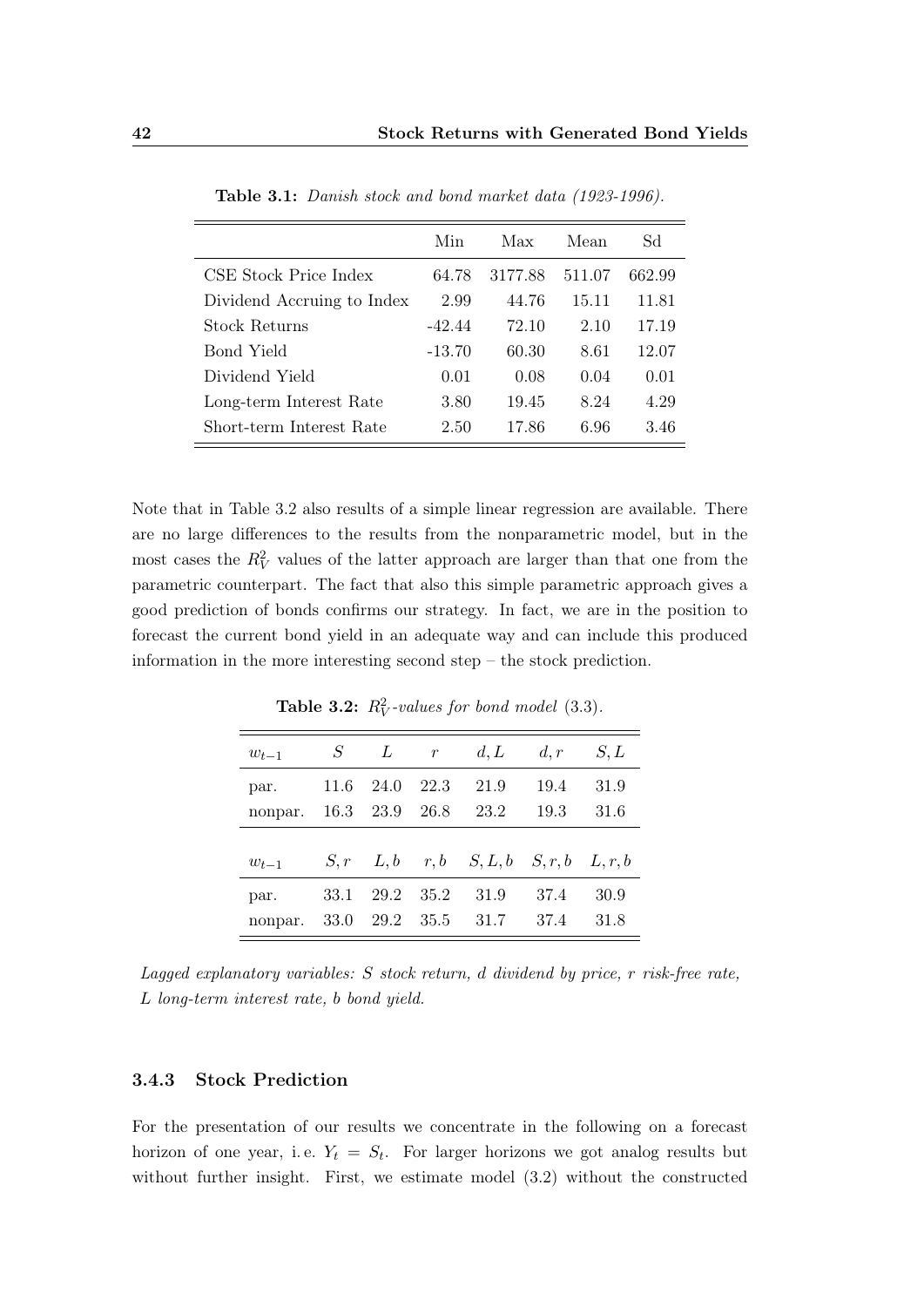**Table 3.1:** *Danish stock and bond market data (1923-1996).*

| | Min | Max | Mean | Sd |
|---|---|---|---|---|
| CSE Stock Price Index | 64.78 | 3177.88 | 511.07 | 662.99 |
| Dividend Accruing to Index | 2.99 | 44.76 | 15.11 | 11.81 |
| Stock Returns | -42.44 | 72.10 | 2.10 | 17.19 |
| Bond Yield | -13.70 | 60.30 | 8.61 | 12.07 |
| Dividend Yield | 0.01 | 0.08 | 0.04 | 0.01 |
| Long-term Interest Rate | 3.80 | 19.45 | 8.24 | 4.29 |
| Short-term Interest Rate | 2.50 | 17.86 | 6.96 | 3.46 |

Note that in Table 3.2 also results of a simple linear regression are available. There are no large differences to the results from the nonparametric model, but in the most cases the $R_V^2$ values of the latter approach are larger than that one from the parametric counterpart. The fact that also this simple parametric approach gives a good prediction of bonds confirms our strategy. In fact, we are in the position to forecast the current bond yield in an adequate way and can include this produced information in the more interesting second step – the stock prediction.

**Table 3.2:** *$R_V^2$-values for bond model* (3.3).

| $w_{t-1}$ | $S$ | $L$ | $r$ | $d, L$ | $d, r$ | $S, L$ |
|---|---|---|---|---|---|---|
| par. | 11.6 | 24.0 | 22.3 | 21.9 | 19.4 | 31.9 |
| nonpar. | 16.3 | 23.9 | 26.8 | 23.2 | 19.3 | 31.6 |
| $w_{t-1}$ | $S, r$ | $L, b$ | $r, b$ | $S, L, b$ | $S, r, b$ | $L, r, b$ |
| par. | 33.1 | 29.2 | 35.2 | 31.9 | 37.4 | 30.9 |
| nonpar. | 33.0 | 29.2 | 35.5 | 31.7 | 37.4 | 31.8 |

*Lagged explanatory variables: $S$ stock return, $d$ dividend by price, $r$ risk-free rate, $L$ long-term interest rate, $b$ bond yield.*

### 3.4.3 Stock Prediction

For the presentation of our results we concentrate in the following on a forecast horizon of one year, i. e. $Y_t = S_t$. For larger horizons we got analog results but without further insight. First, we estimate model (3.2) without the constructed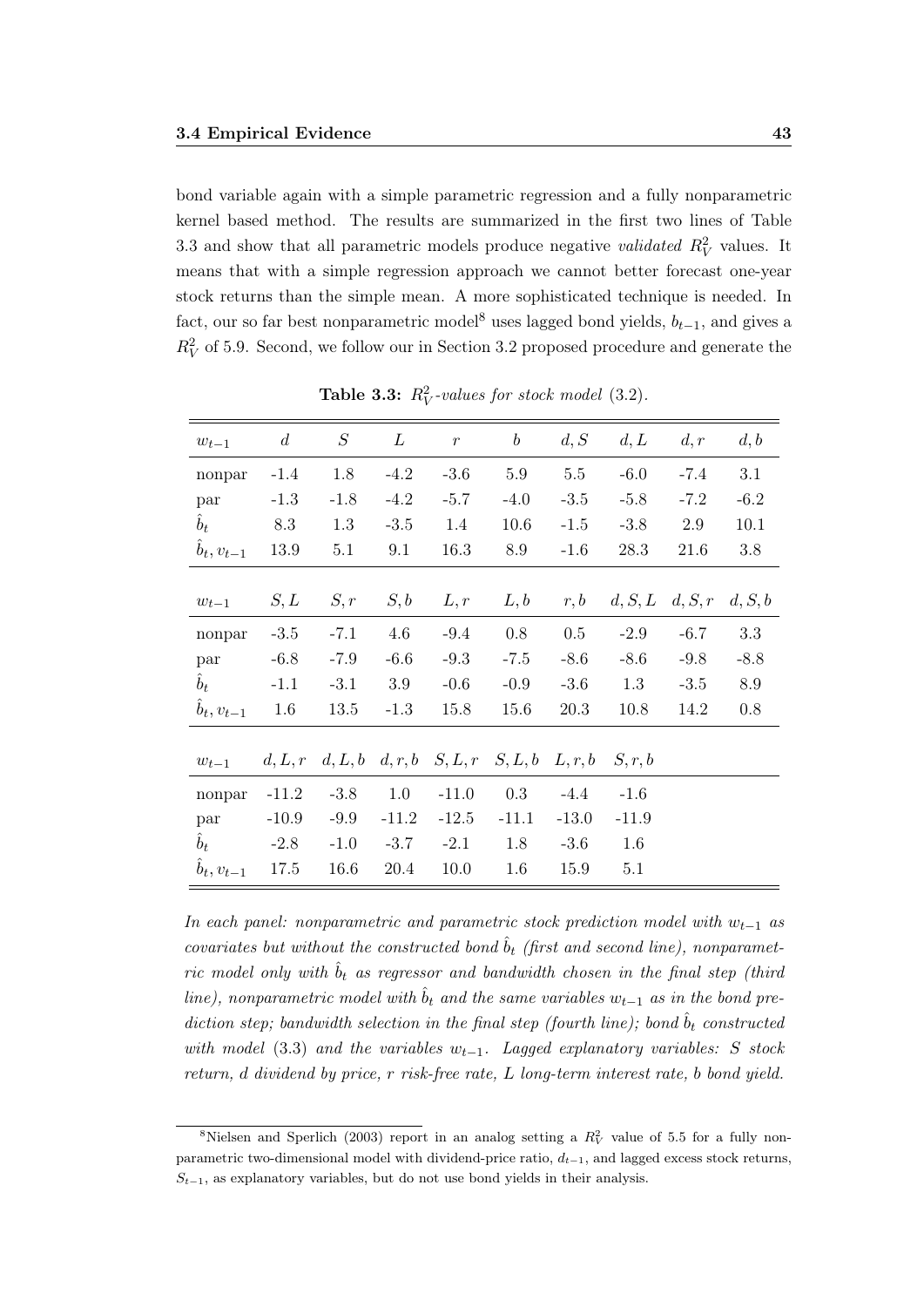bond variable again with a simple parametric regression and a fully nonparametric kernel based method. The results are summarized in the first two lines of Table 3.3 and show that all parametric models produce negative *validated* $R_V^2$ values. It means that with a simple regression approach we cannot better forecast one-year stock returns than the simple mean. A more sophisticated technique is needed. In fact, our so far best nonparametric model[8] uses lagged bond yields, $b_{t-1}$, and gives a $R_V^2$ of 5.9. Second, we follow our in Section 3.2 proposed procedure and generate the

**Table 3.3:** *$R_V^2$-values for stock model (3.2).*

| $w_{t-1}$ | $d$ | $S$ | $L$ | $r$ | $b$ | $d,S$ | $d,L$ | $d,r$ | $d,b$ |
|---|---|---|---|---|---|---|---|---|---|
| nonpar | -1.4 | 1.8 | -4.2 | -3.6 | 5.9 | 5.5 | -6.0 | -7.4 | 3.1 |
| par | -1.3 | -1.8 | -4.2 | -5.7 | -4.0 | -3.5 | -5.8 | -7.2 | -6.2 |
| $\hat{b}_t$ | 8.3 | 1.3 | -3.5 | 1.4 | 10.6 | -1.5 | -3.8 | 2.9 | 10.1 |
| $\hat{b}_t, v_{t-1}$ | 13.9 | 5.1 | 9.1 | 16.3 | 8.9 | -1.6 | 28.3 | 21.6 | 3.8 |
| $w_{t-1}$ | $S,L$ | $S,r$ | $S,b$ | $L,r$ | $L,b$ | $r,b$ | $d,S,L$ | $d,S,r$ | $d,S,b$ |
| nonpar | -3.5 | -7.1 | 4.6 | -9.4 | 0.8 | 0.5 | -2.9 | -6.7 | 3.3 |
| par | -6.8 | -7.9 | -6.6 | -9.3 | -7.5 | -8.6 | -8.6 | -9.8 | -8.8 |
| $\hat{b}_t$ | -1.1 | -3.1 | 3.9 | -0.6 | -0.9 | -3.6 | 1.3 | -3.5 | 8.9 |
| $\hat{b}_t, v_{t-1}$ | 1.6 | 13.5 | -1.3 | 15.8 | 15.6 | 20.3 | 10.8 | 14.2 | 0.8 |
| $w_{t-1}$ | $d,L,r$ | $d,L,b$ | $d,r,b$ | $S,L,r$ | $S,L,b$ | $L,r,b$ | $S,r,b$ | | |
| nonpar | -11.2 | -3.8 | 1.0 | -11.0 | 0.3 | -4.4 | -1.6 | | |
| par | -10.9 | -9.9 | -11.2 | -12.5 | -11.1 | -13.0 | -11.9 | | |
| $\hat{b}_t$ | -2.8 | -1.0 | -3.7 | -2.1 | 1.8 | -3.6 | 1.6 | | |
| $\hat{b}_t, v_{t-1}$ | 17.5 | 16.6 | 20.4 | 10.0 | 1.6 | 15.9 | 5.1 | | |

*In each panel: nonparametric and parametric stock prediction model with $w_{t-1}$ as covariates but without the constructed bond $\hat{b}_t$ (first and second line), nonparametric model only with $\hat{b}_t$ as regressor and bandwidth chosen in the final step (third line), nonparametric model with $\hat{b}_t$ and the same variables $w_{t-1}$ as in the bond prediction step; bandwidth selection in the final step (fourth line); bond $\hat{b}_t$ constructed with model (3.3) and the variables $w_{t-1}$. Lagged explanatory variables: $S$ stock return, $d$ dividend by price, $r$ risk-free rate, $L$ long-term interest rate, $b$ bond yield.*

[8] Nielsen and Sperlich (2003) report in an analog setting a $R_V^2$ value of 5.5 for a fully nonparametric two-dimensional model with dividend-price ratio, $d_{t-1}$, and lagged excess stock returns, $S_{t-1}$, as explanatory variables, but do not use bond yields in their analysis.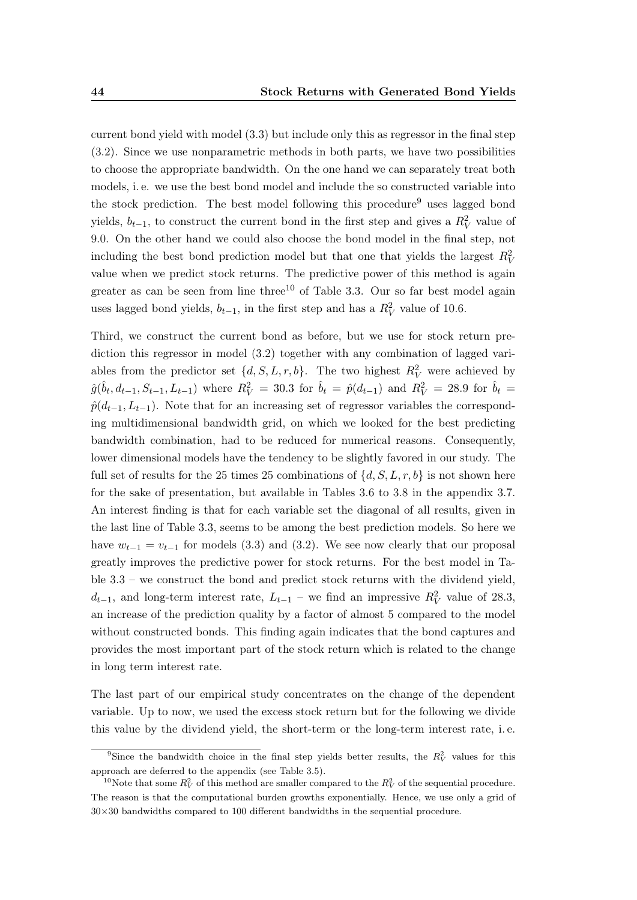current bond yield with model (3.3) but include only this as regressor in the final step (3.2). Since we use nonparametric methods in both parts, we have two possibilities to choose the appropriate bandwidth. On the one hand we can separately treat both models, i. e. we use the best bond model and include the so constructed variable into the stock prediction. The best model following this procedure[9] uses lagged bond yields, $b_{t-1}$, to construct the current bond in the first step and gives a $R_V^2$ value of 9.0. On the other hand we could also choose the bond model in the final step, not including the best bond prediction model but that one that yields the largest $R_V^2$ value when we predict stock returns. The predictive power of this method is again greater as can be seen from line three[10] of Table 3.3. Our so far best model again uses lagged bond yields, $b_{t-1}$, in the first step and has a $R_V^2$ value of 10.6.

Third, we construct the current bond as before, but we use for stock return prediction this regressor in model (3.2) together with any combination of lagged variables from the predictor set $\{d, S, L, r, b\}$. The two highest $R_V^2$ were achieved by $\hat{g}(\hat{b}_t, d_{t-1}, S_{t-1}, L_{t-1})$ where $R_V^2 = 30.3$ for $\hat{b}_t = \hat{p}(d_{t-1})$ and $R_V^2 = 28.9$ for $\hat{b}_t = \hat{p}(d_{t-1}, L_{t-1})$. Note that for an increasing set of regressor variables the corresponding multidimensional bandwidth grid, on which we looked for the best predicting bandwidth combination, had to be reduced for numerical reasons. Consequently, lower dimensional models have the tendency to be slightly favored in our study. The full set of results for the 25 times 25 combinations of $\{d, S, L, r, b\}$ is not shown here for the sake of presentation, but available in Tables 3.6 to 3.8 in the appendix 3.7. An interest finding is that for each variable set the diagonal of all results, given in the last line of Table 3.3, seems to be among the best prediction models. So here we have $w_{t-1} = v_{t-1}$ for models (3.3) and (3.2). We see now clearly that our proposal greatly improves the predictive power for stock returns. For the best model in Table 3.3 – we construct the bond and predict stock returns with the dividend yield, $d_{t-1}$, and long-term interest rate, $L_{t-1}$ – we find an impressive $R_V^2$ value of 28.3, an increase of the prediction quality by a factor of almost 5 compared to the model without constructed bonds. This finding again indicates that the bond captures and provides the most important part of the stock return which is related to the change in long term interest rate.

The last part of our empirical study concentrates on the change of the dependent variable. Up to now, we used the excess stock return but for the following we divide this value by the dividend yield, the short-term or the long-term interest rate, i. e.

[9] Since the bandwidth choice in the final step yields better results, the $R_V^2$ values for this approach are deferred to the appendix (see Table 3.5).

[10] Note that some $R_V^2$ of this method are smaller compared to the $R_V^2$ of the sequential procedure. The reason is that the computational burden growths exponentially. Hence, we use only a grid of $30 \times 30$ bandwidths compared to 100 different bandwidths in the sequential procedure.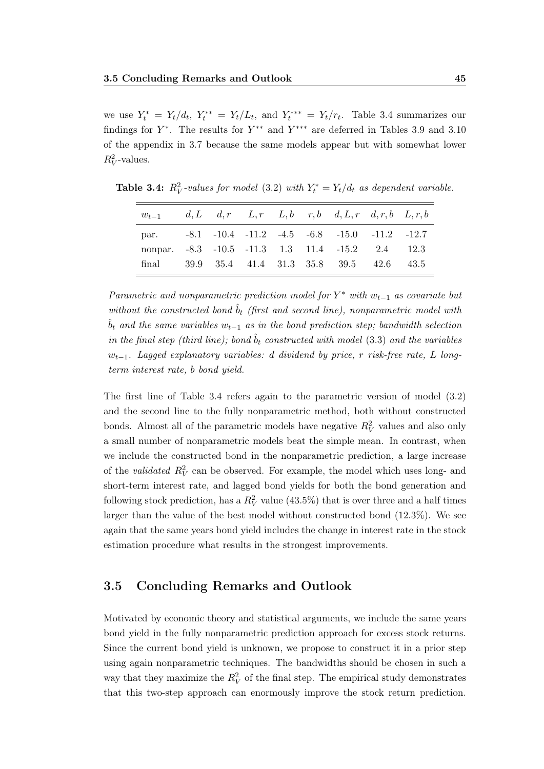we use $Y_t^* = Y_t/d_t$, $Y_t^{**} = Y_t/L_t$, and $Y_t^{***} = Y_t/r_t$. Table 3.4 summarizes our findings for $Y^*$. The results for $Y^{**}$ and $Y^{***}$ are deferred in Tables 3.9 and 3.10 of the appendix in 3.7 because the same models appear but with somewhat lower $R_V^2$-values.

**Table 3.4:** *$R_V^2$-values for model (3.2) with $Y_t^* = Y_t/d_t$ as dependent variable.*

| $w_{t-1}$ | $d, L$ | $d, r$ | $L, r$ | $L, b$ | $r, b$ | $d, L, r$ | $d, r, b$ | $L, r, b$ |
|---|---|---|---|---|---|---|---|---|
| par. | -8.1 | -10.4 | -11.2 | -4.5 | -6.8 | -15.0 | -11.2 | -12.7 |
| nonpar. | -8.3 | -10.5 | -11.3 | 1.3 | 11.4 | -15.2 | 2.4 | 12.3 |
| final | 39.9 | 35.4 | 41.4 | 31.3 | 35.8 | 39.5 | 42.6 | 43.5 |

*Parametric and nonparametric prediction model for $Y^*$ with $w_{t-1}$ as covariate but without the constructed bond $\hat{b}_t$ (first and second line), nonparametric model with $\hat{b}_t$ and the same variables $w_{t-1}$ as in the bond prediction step; bandwidth selection in the final step (third line); bond $\hat{b}_t$ constructed with model (3.3) and the variables $w_{t-1}$. Lagged explanatory variables: $d$ dividend by price, $r$ risk-free rate, $L$ long-term interest rate, $b$ bond yield.*

The first line of Table 3.4 refers again to the parametric version of model (3.2) and the second line to the fully nonparametric method, both without constructed bonds. Almost all of the parametric models have negative $R_V^2$ values and also only a small number of nonparametric models beat the simple mean. In contrast, when we include the constructed bond in the nonparametric prediction, a large increase of the *validated* $R_V^2$ can be observed. For example, the model which uses long- and short-term interest rate, and lagged bond yields for both the bond generation and following stock prediction, has a $R_V^2$ value (43.5%) that is over three and a half times larger than the value of the best model without constructed bond (12.3%). We see again that the same years bond yield includes the change in interest rate in the stock estimation procedure what results in the strongest improvements.

## 3.5 Concluding Remarks and Outlook

Motivated by economic theory and statistical arguments, we include the same years bond yield in the fully nonparametric prediction approach for excess stock returns. Since the current bond yield is unknown, we propose to construct it in a prior step using again nonparametric techniques. The bandwidths should be chosen in such a way that they maximize the $R_V^2$ of the final step. The empirical study demonstrates that this two-step approach can enormously improve the stock return prediction.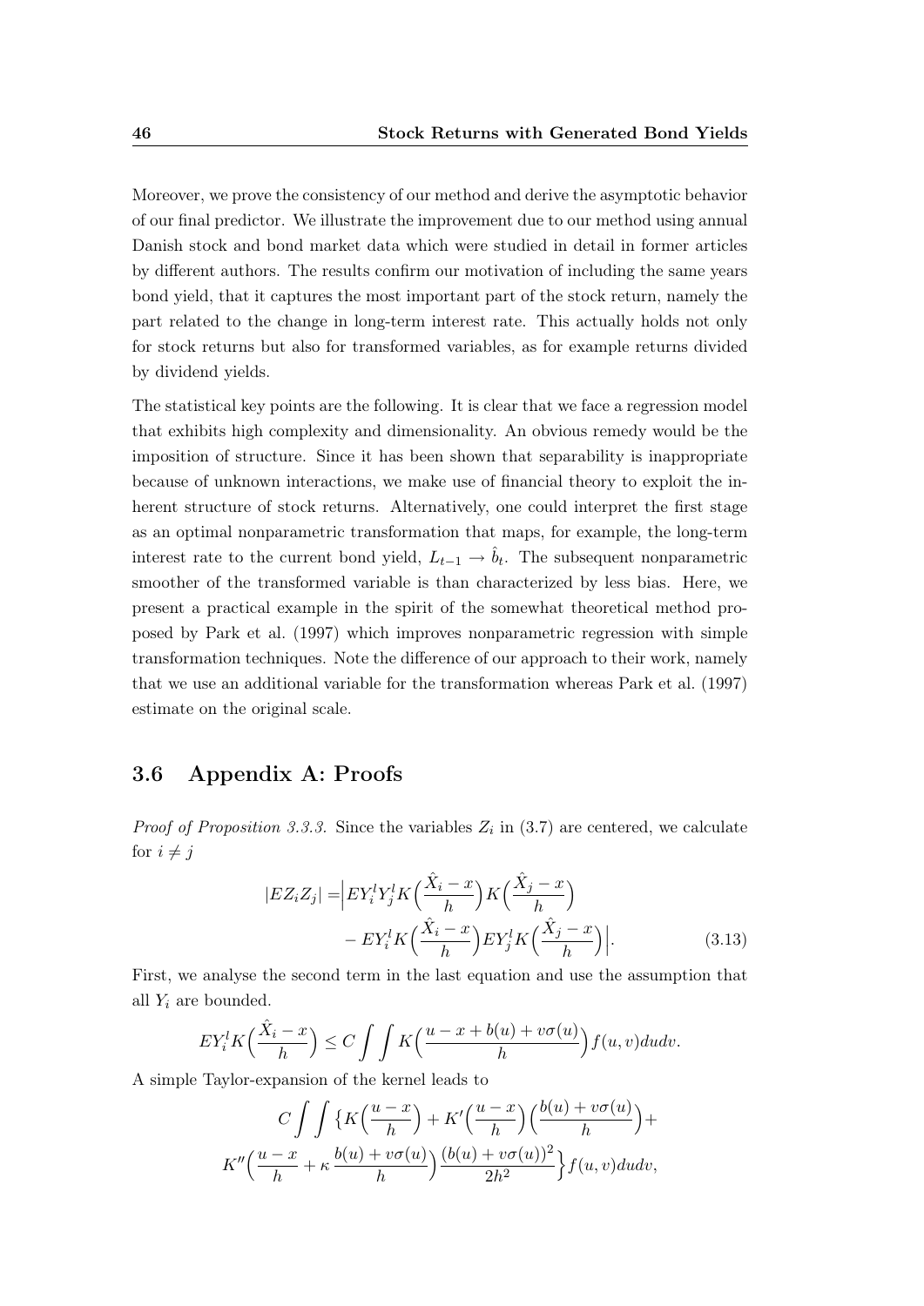Moreover, we prove the consistency of our method and derive the asymptotic behavior of our final predictor. We illustrate the improvement due to our method using annual Danish stock and bond market data which were studied in detail in former articles by different authors. The results confirm our motivation of including the same years bond yield, that it captures the most important part of the stock return, namely the part related to the change in long-term interest rate. This actually holds not only for stock returns but also for transformed variables, as for example returns divided by dividend yields.

The statistical key points are the following. It is clear that we face a regression model that exhibits high complexity and dimensionality. An obvious remedy would be the imposition of structure. Since it has been shown that separability is inappropriate because of unknown interactions, we make use of financial theory to exploit the inherent structure of stock returns. Alternatively, one could interpret the first stage as an optimal nonparametric transformation that maps, for example, the long-term interest rate to the current bond yield, $L_{t-1} \to \hat{b}_t$. The subsequent nonparametric smoother of the transformed variable is than characterized by less bias. Here, we present a practical example in the spirit of the somewhat theoretical method proposed by Park et al. (1997) which improves nonparametric regression with simple transformation techniques. Note the difference of our approach to their work, namely that we use an additional variable for the transformation whereas Park et al. (1997) estimate on the original scale.

## 3.6 Appendix A: Proofs

*Proof of Proposition 3.3.3.* Since the variables $Z_i$ in (3.7) are centered, we calculate for $i \neq j$

$$|EZ_iZ_j| = \Big| EY_i^l Y_j^l K\Big(\frac{\hat{X}_i - x}{h}\Big) K\Big(\frac{\hat{X}_j - x}{h}\Big) - EY_i^l K\Big(\frac{\hat{X}_i - x}{h}\Big) EY_j^l K\Big(\frac{\hat{X}_j - x}{h}\Big) \Big|. \tag{3.13}$$

First, we analyse the second term in the last equation and use the assumption that all $Y_i$ are bounded.

$$EY_i^l K\Big(\frac{\hat{X}_i - x}{h}\Big) \leq C \int\int K\Big(\frac{u - x + b(u) + v\sigma(u)}{h}\Big) f(u,v) du dv.$$

A simple Taylor-expansion of the kernel leads to

$$C \int\int \Big\{ K\Big(\frac{u-x}{h}\Big) + K'\Big(\frac{u-x}{h}\Big)\Big(\frac{b(u) + v\sigma(u)}{h}\Big) + K''\Big(\frac{u-x}{h} + \kappa \frac{b(u) + v\sigma(u)}{h}\Big) \frac{(b(u) + v\sigma(u))^2}{2h^2} \Big\} f(u,v) du dv,$$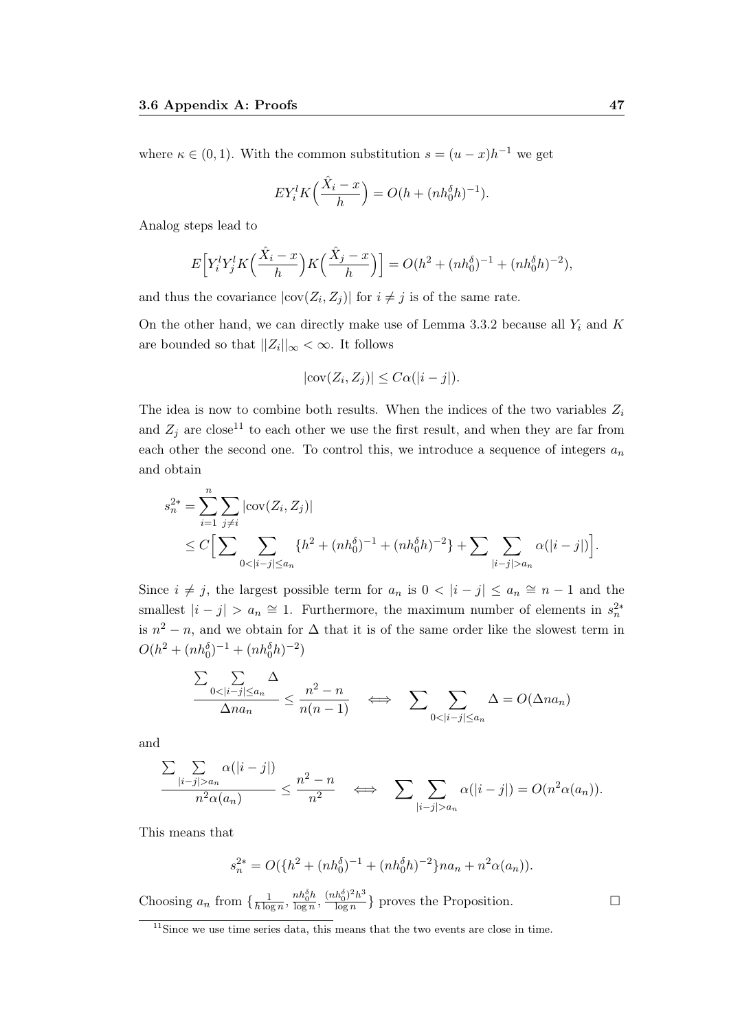where $\kappa \in (0, 1)$. With the common substitution $s = (u - x)h^{-1}$ we get

$$EY_i^l K\Big(\frac{\hat{X}_i - x}{h}\Big) = O(h + (nh_0^\delta h)^{-1}).$$

Analog steps lead to

$$E\Big[Y_i^l Y_j^l K\Big(\frac{\hat{X}_i - x}{h}\Big) K\Big(\frac{\hat{X}_j - x}{h}\Big)\Big] = O(h^2 + (nh_0^\delta)^{-1} + (nh_0^\delta h)^{-2}),$$

and thus the covariance $|\text{cov}(Z_i, Z_j)|$ for $i \neq j$ is of the same rate.

On the other hand, we can directly make use of Lemma 3.3.2 because all $Y_i$ and $K$ are bounded so that $||Z_i||_\infty < \infty$. It follows

$$|\text{cov}(Z_i, Z_j)| \leq C\alpha(|i - j|).$$

The idea is now to combine both results. When the indices of the two variables $Z_i$ and $Z_j$ are close[11] to each other we use the first result, and when they are far from each other the second one. To control this, we introduce a sequence of integers $a_n$ and obtain

$$\begin{aligned}
s_n^{2*} &= \sum_{i=1}^{n} \sum_{j \neq i} |\text{cov}(Z_i, Z_j)| \\
&\leq C\Big[\sum \sum_{0<|i-j|\leq a_n} \{h^2 + (nh_0^\delta)^{-1} + (nh_0^\delta h)^{-2}\} + \sum \sum_{|i-j|>a_n} \alpha(|i - j|)\Big].
\end{aligned}$$

Since $i \neq j$, the largest possible term for $a_n$ is $0 < |i - j| \leq a_n \cong n - 1$ and the smallest $|i - j| > a_n \cong 1$. Furthermore, the maximum number of elements in $s_n^{2*}$ is $n^2 - n$, and we obtain for $\Delta$ that it is of the same order like the slowest term in $O(h^2 + (nh_0^\delta)^{-1} + (nh_0^\delta h)^{-2})$

$$\frac{\sum \sum_{0<|i-j|\leq a_n} \Delta}{\Delta n a_n} \leq \frac{n^2 - n}{n(n-1)} \iff \sum \sum_{0<|i-j|\leq a_n} \Delta = O(\Delta n a_n)$$

and

$$\frac{\sum \sum_{|i-j|>a_n} \alpha(|i - j|)}{n^2 \alpha(a_n)} \leq \frac{n^2 - n}{n^2} \iff \sum \sum_{|i-j|>a_n} \alpha(|i - j|) = O(n^2 \alpha(a_n)).$$

This means that

$$s_n^{2*} = O(\{h^2 + (nh_0^\delta)^{-1} + (nh_0^\delta h)^{-2}\} n a_n + n^2 \alpha(a_n)).$$

Choosing $a_n$ from $\{\frac{1}{h \log n}, \frac{nh_0^\delta h}{\log n}, \frac{(nh_0^\delta)^2 h^3}{\log n}\}$ proves the Proposition. □

[11] Since we use time series data, this means that the two events are close in time.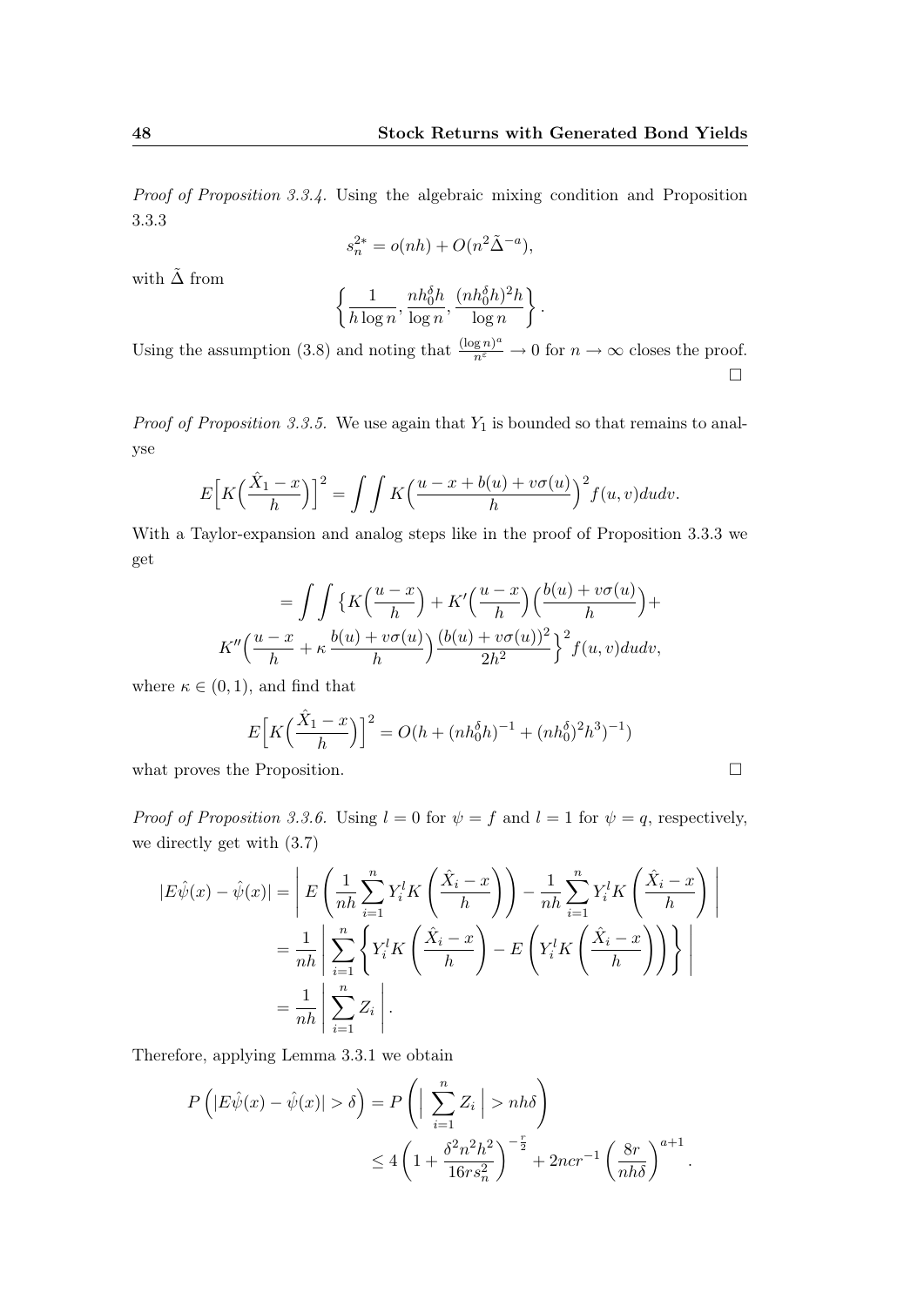*Proof of Proposition 3.3.4.* Using the algebraic mixing condition and Proposition 3.3.3

$$s_n^{2*} = o(nh) + O(n^2 \tilde{\Delta}^{-a}),$$

with $\tilde{\Delta}$ from

$$\left\{ \frac{1}{h \log n}, \frac{n h_0^\delta h}{\log n}, \frac{(n h_0^\delta h)^2 h}{\log n} \right\}.$$

Using the assumption (3.8) and noting that $\frac{(\log n)^a}{n^\varepsilon} \to 0$ for $n \to \infty$ closes the proof.
□

*Proof of Proposition 3.3.5.* We use again that $Y_1$ is bounded so that remains to analyse

$$E\Big[K\Big(\frac{\hat{X}_1 - x}{h}\Big)\Big]^2 = \int \int K\Big(\frac{u - x + b(u) + v\sigma(u)}{h}\Big)^2 f(u,v) du dv.$$

With a Taylor-expansion and analog steps like in the proof of Proposition 3.3.3 we get

$$= \int \int \big\{K\Big(\frac{u-x}{h}\Big) + K'\Big(\frac{u-x}{h}\Big)\Big(\frac{b(u) + v\sigma(u)}{h}\Big) + $$
$$K''\Big(\frac{u-x}{h} + \kappa \, \frac{b(u) + v\sigma(u)}{h}\Big) \frac{(b(u) + v\sigma(u))^2}{2h^2}\big\}^2 f(u,v) du dv,$$

where $\kappa \in (0,1)$, and find that

$$E\Big[K\Big(\frac{\hat{X}_1 - x}{h}\Big)\Big]^2 = O(h + (n h_0^\delta h)^{-1} + (n h_0^\delta)^2 h^3)^{-1})$$

what proves the Proposition. □

*Proof of Proposition 3.3.6.* Using $l = 0$ for $\psi = f$ and $l = 1$ for $\psi = q$, respectively, we directly get with (3.7)

$$\begin{aligned}
|E\hat{\psi}(x) - \hat{\psi}(x)| &= \left| E\left(\frac{1}{nh}\sum_{i=1}^n Y_i^l K\left(\frac{\hat{X}_i - x}{h}\right)\right) - \frac{1}{nh}\sum_{i=1}^n Y_i^l K\left(\frac{\hat{X}_i - x}{h}\right) \right| \\
&= \frac{1}{nh}\left| \sum_{i=1}^n \left\{ Y_i^l K\left(\frac{\hat{X}_i - x}{h}\right) - E\left(Y_i^l K\left(\frac{\hat{X}_i - x}{h}\right)\right)\right\} \right| \\
&= \frac{1}{nh}\left| \sum_{i=1}^n Z_i \right|.
\end{aligned}$$

Therefore, applying Lemma 3.3.1 we obtain

$$\begin{aligned}
P\left(|E\hat{\psi}(x) - \hat{\psi}(x)| > \delta\right) &= P\left( \Big| \sum_{i=1}^n Z_i \Big| > nh\delta \right) \\
&\leq 4\left(1 + \frac{\delta^2 n^2 h^2}{16 r s_n^2}\right)^{-\frac{r}{2}} + 2ncr^{-1}\left(\frac{8r}{nh\delta}\right)^{a+1}.
\end{aligned}$$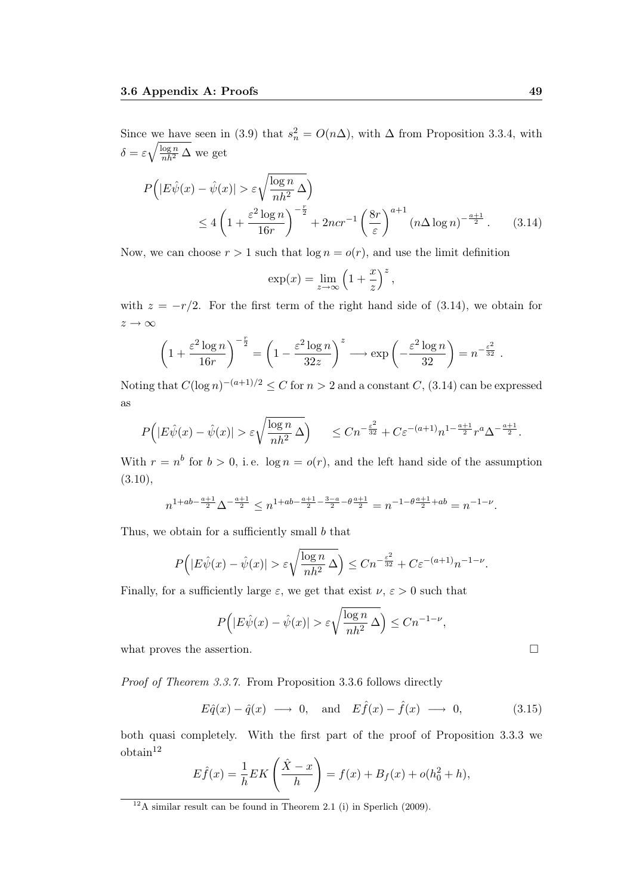Since we have seen in (3.9) that $s_n^2 = O(n\Delta)$, with $\Delta$ from Proposition 3.3.4, with $\delta = \varepsilon\sqrt{\frac{\log n}{nh^2}\,\Delta}$ we get

$$
P\Big(|E\hat{\psi}(x) - \hat{\psi}(x)| > \varepsilon\sqrt{\frac{\log n}{nh^2}\,\Delta}\Big) \\
\leq 4\left(1 + \frac{\varepsilon^2 \log n}{16r}\right)^{-\frac{r}{2}} + 2ncr^{-1}\left(\frac{8r}{\varepsilon}\right)^{a+1}(n\Delta \log n)^{-\frac{a+1}{2}}. \qquad (3.14)
$$

Now, we can choose $r > 1$ such that $\log n = o(r)$, and use the limit definition

$$
\exp(x) = \lim_{z\to\infty}\left(1 + \frac{x}{z}\right)^z,
$$

with $z = -r/2$. For the first term of the right hand side of (3.14), we obtain for $z \to \infty$

$$
\left(1 + \frac{\varepsilon^2 \log n}{16r}\right)^{-\frac{r}{2}} = \left(1 - \frac{\varepsilon^2 \log n}{32z}\right)^z \longrightarrow \exp\left(-\frac{\varepsilon^2 \log n}{32}\right) = n^{-\frac{\varepsilon^2}{32}}.
$$

Noting that $C(\log n)^{-(a+1)/2} \leq C$ for $n > 2$ and a constant $C$, (3.14) can be expressed as

$$
P\Big(|E\hat{\psi}(x) - \hat{\psi}(x)| > \varepsilon\sqrt{\frac{\log n}{nh^2}\,\Delta}\Big) \qquad \leq Cn^{-\frac{\varepsilon^2}{32}} + C\varepsilon^{-(a+1)} n^{1-\frac{a+1}{2}} r^a \Delta^{-\frac{a+1}{2}}.
$$

With $r = n^b$ for $b > 0$, i. e. $\log n = o(r)$, and the left hand side of the assumption (3.10),

$$
n^{1+ab-\frac{a+1}{2}}\Delta^{-\frac{a+1}{2}} \leq n^{1+ab-\frac{a+1}{2}-\frac{3-a}{2}-\theta\frac{a+1}{2}} = n^{-1-\theta\frac{a+1}{2}+ab} = n^{-1-\nu}.
$$

Thus, we obtain for a sufficiently small $b$ that

$$
P\Big(|E\hat{\psi}(x) - \hat{\psi}(x)| > \varepsilon\sqrt{\frac{\log n}{nh^2}\,\Delta}\Big) \leq Cn^{-\frac{\varepsilon^2}{32}} + C\varepsilon^{-(a+1)} n^{-1-\nu}.
$$

Finally, for a sufficiently large $\varepsilon$, we get that exist $\nu$, $\varepsilon > 0$ such that

$$
P\Big(|E\hat{\psi}(x) - \hat{\psi}(x)| > \varepsilon\sqrt{\frac{\log n}{nh^2}\,\Delta}\Big) \leq Cn^{-1-\nu},
$$

what proves the assertion. □

*Proof of Theorem 3.3.7.* From Proposition 3.3.6 follows directly

$$
E\hat{q}(x) - \hat{q}(x) \longrightarrow 0, \quad \text{and} \quad E\hat{f}(x) - \hat{f}(x) \longrightarrow 0, \qquad (3.15)
$$

both quasi completely. With the first part of the proof of Proposition 3.3.3 we obtain[12]

$$
E\hat{f}(x) = \frac{1}{h}EK\left(\frac{\hat{X} - x}{h}\right) = f(x) + B_f(x) + o(h_0^2 + h),
$$

[12] A similar result can be found in Theorem 2.1 (i) in Sperlich (2009).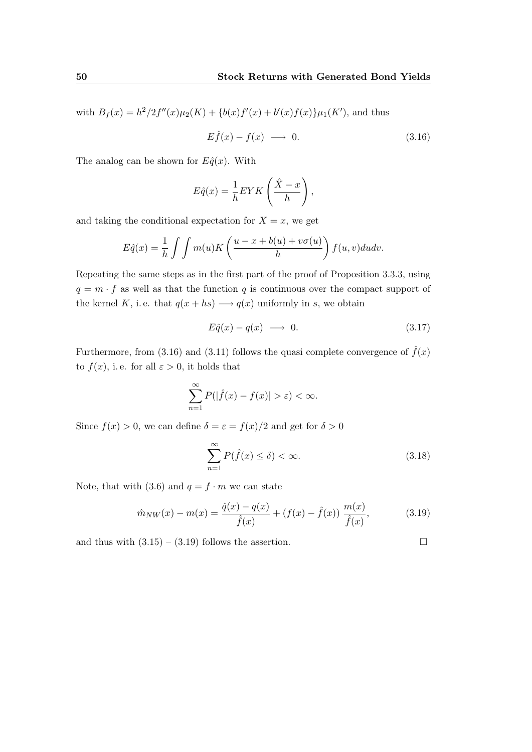with $B_f(x) = h^2/2f''(x)\mu_2(K) + \{b(x)f'(x) + b'(x)f(x)\}\mu_1(K')$, and thus

$$E\hat{f}(x) - f(x) \longrightarrow 0. \tag{3.16}$$

The analog can be shown for $E\hat{q}(x)$. With

$$E\hat{q}(x) = \frac{1}{h} EYK\left(\frac{\hat{X} - x}{h}\right),$$

and taking the conditional expectation for $X = x$, we get

$$E\hat{q}(x) = \frac{1}{h} \int \int m(u) K\left(\frac{u - x + b(u) + v\sigma(u)}{h}\right) f(u, v) du dv.$$

Repeating the same steps as in the first part of the proof of Proposition 3.3.3, using $q = m \cdot f$ as well as that the function $q$ is continuous over the compact support of the kernel $K$, i. e. that $q(x + hs) \longrightarrow q(x)$ uniformly in $s$, we obtain

$$E\hat{q}(x) - q(x) \longrightarrow 0. \tag{3.17}$$

Furthermore, from (3.16) and (3.11) follows the quasi complete convergence of $\hat{f}(x)$ to $f(x)$, i. e. for all $\varepsilon > 0$, it holds that

$$\sum_{n=1}^{\infty} P(|\hat{f}(x) - f(x)| > \varepsilon) < \infty.$$

Since $f(x) > 0$, we can define $\delta = \varepsilon = f(x)/2$ and get for $\delta > 0$

$$\sum_{n=1}^{\infty} P(\hat{f}(x) \leq \delta) < \infty. \tag{3.18}$$

Note, that with (3.6) and $q = f \cdot m$ we can state

$$\hat{m}_{NW}(x) - m(x) = \frac{\hat{q}(x) - q(x)}{\hat{f}(x)} + (f(x) - \hat{f}(x)) \frac{m(x)}{\hat{f}(x)}, \tag{3.19}$$

and thus with (3.15) – (3.19) follows the assertion. □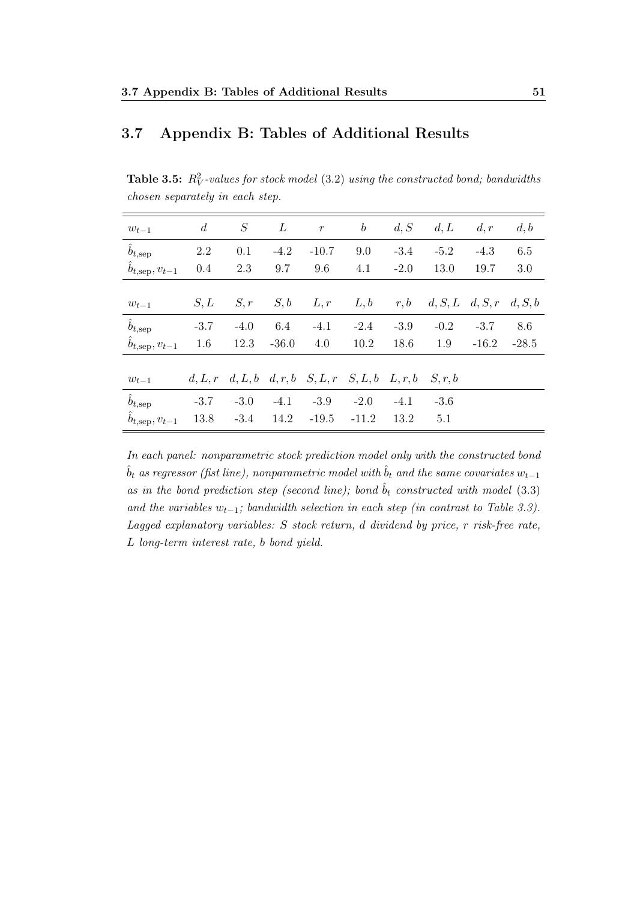## 3.7 Appendix B: Tables of Additional Results

**Table 3.5:** *$R^2_V$-values for stock model (3.2) using the constructed bond; bandwidths chosen separately in each step.*

| $w_{t-1}$ | $d$ | $S$ | $L$ | $r$ | $b$ | $d,S$ | $d,L$ | $d,r$ | $d,b$ |
|---|---|---|---|---|---|---|---|---|---|
| $\hat{b}_{t,\text{sep}}$ | 2.2 | 0.1 | -4.2 | -10.7 | 9.0 | -3.4 | -5.2 | -4.3 | 6.5 |
| $\hat{b}_{t,\text{sep}}, v_{t-1}$ | 0.4 | 2.3 | 9.7 | 9.6 | 4.1 | -2.0 | 13.0 | 19.7 | 3.0 |
| $w_{t-1}$ | $S,L$ | $S,r$ | $S,b$ | $L,r$ | $L,b$ | $r,b$ | $d,S,L$ | $d,S,r$ | $d,S,b$ |
| $\hat{b}_{t,\text{sep}}$ | -3.7 | -4.0 | 6.4 | -4.1 | -2.4 | -3.9 | -0.2 | -3.7 | 8.6 |
| $\hat{b}_{t,\text{sep}}, v_{t-1}$ | 1.6 | 12.3 | -36.0 | 4.0 | 10.2 | 18.6 | 1.9 | -16.2 | -28.5 |
| $w_{t-1}$ | $d,L,r$ | $d,L,b$ | $d,r,b$ | $S,L,r$ | $S,L,b$ | $L,r,b$ | $S,r,b$ | | |
| $\hat{b}_{t,\text{sep}}$ | -3.7 | -3.0 | -4.1 | -3.9 | -2.0 | -4.1 | -3.6 | | |
| $\hat{b}_{t,\text{sep}}, v_{t-1}$ | 13.8 | -3.4 | 14.2 | -19.5 | -11.2 | 13.2 | 5.1 | | |

*In each panel: nonparametric stock prediction model only with the constructed bond $\hat{b}_t$ as regressor (fist line), nonparametric model with $\hat{b}_t$ and the same covariates $w_{t-1}$ as in the bond prediction step (second line); bond $\hat{b}_t$ constructed with model (3.3) and the variables $w_{t-1}$; bandwidth selection in each step (in contrast to Table 3.3). Lagged explanatory variables: $S$ stock return, $d$ dividend by price, $r$ risk-free rate, $L$ long-term interest rate, $b$ bond yield.*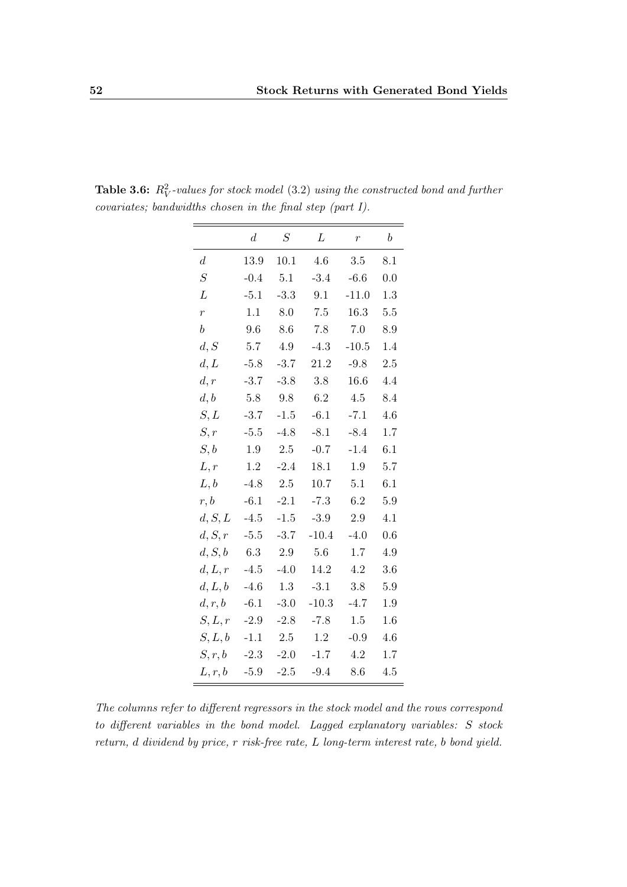**Table 3.6:** *$R_V^2$-values for stock model (3.2) using the constructed bond and further covariates; bandwidths chosen in the final step (part I).*

| | $d$ | $S$ | $L$ | $r$ | $b$ |
|---|---|---|---|---|---|
| $d$ | 13.9 | 10.1 | 4.6 | 3.5 | 8.1 |
| $S$ | -0.4 | 5.1 | -3.4 | -6.6 | 0.0 |
| $L$ | -5.1 | -3.3 | 9.1 | -11.0 | 1.3 |
| $r$ | 1.1 | 8.0 | 7.5 | 16.3 | 5.5 |
| $b$ | 9.6 | 8.6 | 7.8 | 7.0 | 8.9 |
| $d, S$ | 5.7 | 4.9 | -4.3 | -10.5 | 1.4 |
| $d, L$ | -5.8 | -3.7 | 21.2 | -9.8 | 2.5 |
| $d, r$ | -3.7 | -3.8 | 3.8 | 16.6 | 4.4 |
| $d, b$ | 5.8 | 9.8 | 6.2 | 4.5 | 8.4 |
| $S, L$ | -3.7 | -1.5 | -6.1 | -7.1 | 4.6 |
| $S, r$ | -5.5 | -4.8 | -8.1 | -8.4 | 1.7 |
| $S, b$ | 1.9 | 2.5 | -0.7 | -1.4 | 6.1 |
| $L, r$ | 1.2 | -2.4 | 18.1 | 1.9 | 5.7 |
| $L, b$ | -4.8 | 2.5 | 10.7 | 5.1 | 6.1 |
| $r, b$ | -6.1 | -2.1 | -7.3 | 6.2 | 5.9 |
| $d, S, L$ | -4.5 | -1.5 | -3.9 | 2.9 | 4.1 |
| $d, S, r$ | -5.5 | -3.7 | -10.4 | -4.0 | 0.6 |
| $d, S, b$ | 6.3 | 2.9 | 5.6 | 1.7 | 4.9 |
| $d, L, r$ | -4.5 | -4.0 | 14.2 | 4.2 | 3.6 |
| $d, L, b$ | -4.6 | 1.3 | -3.1 | 3.8 | 5.9 |
| $d, r, b$ | -6.1 | -3.0 | -10.3 | -4.7 | 1.9 |
| $S, L, r$ | -2.9 | -2.8 | -7.8 | 1.5 | 1.6 |
| $S, L, b$ | -1.1 | 2.5 | 1.2 | -0.9 | 4.6 |
| $S, r, b$ | -2.3 | -2.0 | -1.7 | 4.2 | 1.7 |
| $L, r, b$ | -5.9 | -2.5 | -9.4 | 8.6 | 4.5 |

*The columns refer to different regressors in the stock model and the rows correspond to different variables in the bond model. Lagged explanatory variables: $S$ stock return, $d$ dividend by price, $r$ risk-free rate, $L$ long-term interest rate, $b$ bond yield.*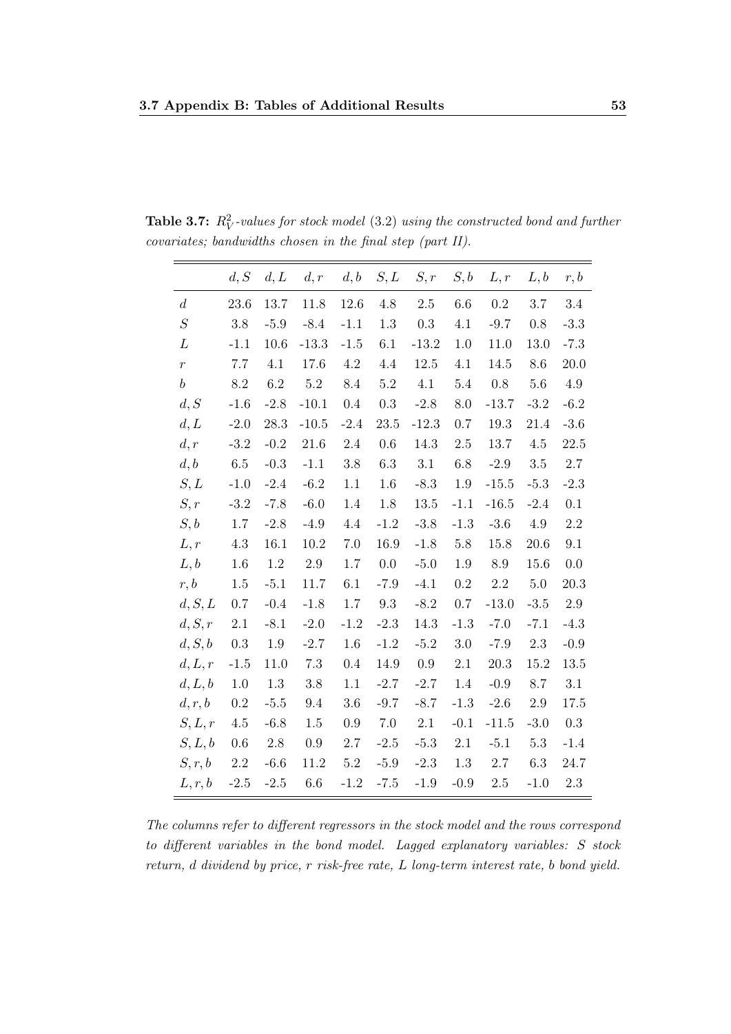**Table 3.7:** *$R^2_V$-values for stock model (3.2) using the constructed bond and further covariates; bandwidths chosen in the final step (part II).*

| | $d,S$ | $d,L$ | $d,r$ | $d,b$ | $S,L$ | $S,r$ | $S,b$ | $L,r$ | $L,b$ | $r,b$ |
|---|---|---|---|---|---|---|---|---|---|---|
| $d$ | 23.6 | 13.7 | 11.8 | 12.6 | 4.8 | 2.5 | 6.6 | 0.2 | 3.7 | 3.4 |
| $S$ | 3.8 | -5.9 | -8.4 | -1.1 | 1.3 | 0.3 | 4.1 | -9.7 | 0.8 | -3.3 |
| $L$ | -1.1 | 10.6 | -13.3 | -1.5 | 6.1 | -13.2 | 1.0 | 11.0 | 13.0 | -7.3 |
| $r$ | 7.7 | 4.1 | 17.6 | 4.2 | 4.4 | 12.5 | 4.1 | 14.5 | 8.6 | 20.0 |
| $b$ | 8.2 | 6.2 | 5.2 | 8.4 | 5.2 | 4.1 | 5.4 | 0.8 | 5.6 | 4.9 |
| $d,S$ | -1.6 | -2.8 | -10.1 | 0.4 | 0.3 | -2.8 | 8.0 | -13.7 | -3.2 | -6.2 |
| $d,L$ | -2.0 | 28.3 | -10.5 | -2.4 | 23.5 | -12.3 | 0.7 | 19.3 | 21.4 | -3.6 |
| $d,r$ | -3.2 | -0.2 | 21.6 | 2.4 | 0.6 | 14.3 | 2.5 | 13.7 | 4.5 | 22.5 |
| $d,b$ | 6.5 | -0.3 | -1.1 | 3.8 | 6.3 | 3.1 | 6.8 | -2.9 | 3.5 | 2.7 |
| $S,L$ | -1.0 | -2.4 | -6.2 | 1.1 | 1.6 | -8.3 | 1.9 | -15.5 | -5.3 | -2.3 |
| $S,r$ | -3.2 | -7.8 | -6.0 | 1.4 | 1.8 | 13.5 | -1.1 | -16.5 | -2.4 | 0.1 |
| $S,b$ | 1.7 | -2.8 | -4.9 | 4.4 | -1.2 | -3.8 | -1.3 | -3.6 | 4.9 | 2.2 |
| $L,r$ | 4.3 | 16.1 | 10.2 | 7.0 | 16.9 | -1.8 | 5.8 | 15.8 | 20.6 | 9.1 |
| $L,b$ | 1.6 | 1.2 | 2.9 | 1.7 | 0.0 | -5.0 | 1.9 | 8.9 | 15.6 | 0.0 |
| $r,b$ | 1.5 | -5.1 | 11.7 | 6.1 | -7.9 | -4.1 | 0.2 | 2.2 | 5.0 | 20.3 |
| $d,S,L$ | 0.7 | -0.4 | -1.8 | 1.7 | 9.3 | -8.2 | 0.7 | -13.0 | -3.5 | 2.9 |
| $d,S,r$ | 2.1 | -8.1 | -2.0 | -1.2 | -2.3 | 14.3 | -1.3 | -7.0 | -7.1 | -4.3 |
| $d,S,b$ | 0.3 | 1.9 | -2.7 | 1.6 | -1.2 | -5.2 | 3.0 | -7.9 | 2.3 | -0.9 |
| $d,L,r$ | -1.5 | 11.0 | 7.3 | 0.4 | 14.9 | 0.9 | 2.1 | 20.3 | 15.2 | 13.5 |
| $d,L,b$ | 1.0 | 1.3 | 3.8 | 1.1 | -2.7 | -2.7 | 1.4 | -0.9 | 8.7 | 3.1 |
| $d,r,b$ | 0.2 | -5.5 | 9.4 | 3.6 | -9.7 | -8.7 | -1.3 | -2.6 | 2.9 | 17.5 |
| $S,L,r$ | 4.5 | -6.8 | 1.5 | 0.9 | 7.0 | 2.1 | -0.1 | -11.5 | -3.0 | 0.3 |
| $S,L,b$ | 0.6 | 2.8 | 0.9 | 2.7 | -2.5 | -5.3 | 2.1 | -5.1 | 5.3 | -1.4 |
| $S,r,b$ | 2.2 | -6.6 | 11.2 | 5.2 | -5.9 | -2.3 | 1.3 | 2.7 | 6.3 | 24.7 |
| $L,r,b$ | -2.5 | -2.5 | 6.6 | -1.2 | -7.5 | -1.9 | -0.9 | 2.5 | -1.0 | 2.3 |

*The columns refer to different regressors in the stock model and the rows correspond to different variables in the bond model. Lagged explanatory variables: $S$ stock return, $d$ dividend by price, $r$ risk-free rate, $L$ long-term interest rate, $b$ bond yield.*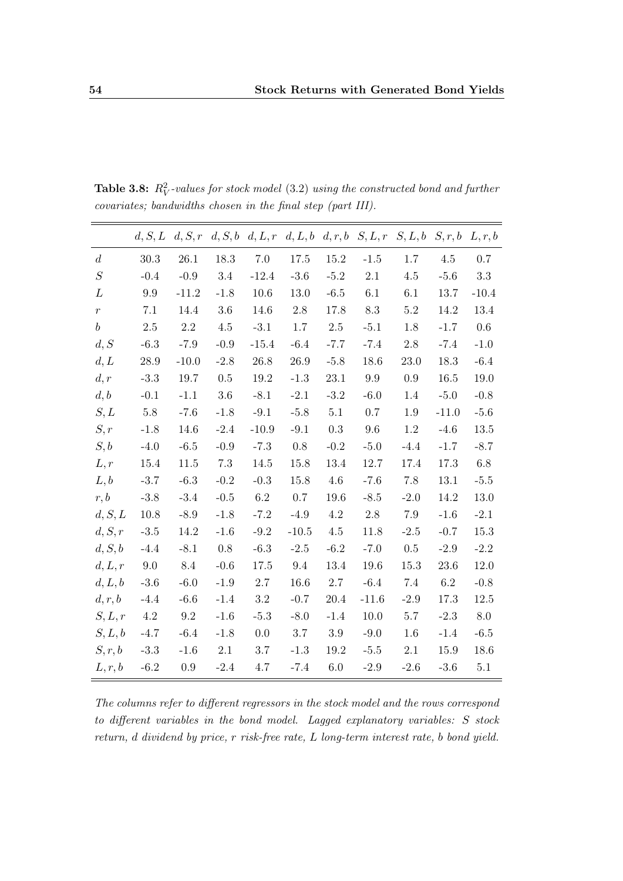**Table 3.8:** *$R^2_V$-values for stock model (3.2) using the constructed bond and further covariates; bandwidths chosen in the final step (part III).*

| | $d,S,L$ | $d,S,r$ | $d,S,b$ | $d,L,r$ | $d,L,b$ | $d,r,b$ | $S,L,r$ | $S,L,b$ | $S,r,b$ | $L,r,b$ |
|---|---|---|---|---|---|---|---|---|---|---|
| $d$ | 30.3 | 26.1 | 18.3 | 7.0 | 17.5 | 15.2 | -1.5 | 1.7 | 4.5 | 0.7 |
| $S$ | -0.4 | -0.9 | 3.4 | -12.4 | -3.6 | -5.2 | 2.1 | 4.5 | -5.6 | 3.3 |
| $L$ | 9.9 | -11.2 | -1.8 | 10.6 | 13.0 | -6.5 | 6.1 | 6.1 | 13.7 | -10.4 |
| $r$ | 7.1 | 14.4 | 3.6 | 14.6 | 2.8 | 17.8 | 8.3 | 5.2 | 14.2 | 13.4 |
| $b$ | 2.5 | 2.2 | 4.5 | -3.1 | 1.7 | 2.5 | -5.1 | 1.8 | -1.7 | 0.6 |
| $d,S$ | -6.3 | -7.9 | -0.9 | -15.4 | -6.4 | -7.7 | -7.4 | 2.8 | -7.4 | -1.0 |
| $d,L$ | 28.9 | -10.0 | -2.8 | 26.8 | 26.9 | -5.8 | 18.6 | 23.0 | 18.3 | -6.4 |
| $d,r$ | -3.3 | 19.7 | 0.5 | 19.2 | -1.3 | 23.1 | 9.9 | 0.9 | 16.5 | 19.0 |
| $d,b$ | -0.1 | -1.1 | 3.6 | -8.1 | -2.1 | -3.2 | -6.0 | 1.4 | -5.0 | -0.8 |
| $S,L$ | 5.8 | -7.6 | -1.8 | -9.1 | -5.8 | 5.1 | 0.7 | 1.9 | -11.0 | -5.6 |
| $S,r$ | -1.8 | 14.6 | -2.4 | -10.9 | -9.1 | 0.3 | 9.6 | 1.2 | -4.6 | 13.5 |
| $S,b$ | -4.0 | -6.5 | -0.9 | -7.3 | 0.8 | -0.2 | -5.0 | -4.4 | -1.7 | -8.7 |
| $L,r$ | 15.4 | 11.5 | 7.3 | 14.5 | 15.8 | 13.4 | 12.7 | 17.4 | 17.3 | 6.8 |
| $L,b$ | -3.7 | -6.3 | -0.2 | -0.3 | 15.8 | 4.6 | -7.6 | 7.8 | 13.1 | -5.5 |
| $r,b$ | -3.8 | -3.4 | -0.5 | 6.2 | 0.7 | 19.6 | -8.5 | -2.0 | 14.2 | 13.0 |
| $d,S,L$ | 10.8 | -8.9 | -1.8 | -7.2 | -4.9 | 4.2 | 2.8 | 7.9 | -1.6 | -2.1 |
| $d,S,r$ | -3.5 | 14.2 | -1.6 | -9.2 | -10.5 | 4.5 | 11.8 | -2.5 | -0.7 | 15.3 |
| $d,S,b$ | -4.4 | -8.1 | 0.8 | -6.3 | -2.5 | -6.2 | -7.0 | 0.5 | -2.9 | -2.2 |
| $d,L,r$ | 9.0 | 8.4 | -0.6 | 17.5 | 9.4 | 13.4 | 19.6 | 15.3 | 23.6 | 12.0 |
| $d,L,b$ | -3.6 | -6.0 | -1.9 | 2.7 | 16.6 | 2.7 | -6.4 | 7.4 | 6.2 | -0.8 |
| $d,r,b$ | -4.4 | -6.6 | -1.4 | 3.2 | -0.7 | 20.4 | -11.6 | -2.9 | 17.3 | 12.5 |
| $S,L,r$ | 4.2 | 9.2 | -1.6 | -5.3 | -8.0 | -1.4 | 10.0 | 5.7 | -2.3 | 8.0 |
| $S,L,b$ | -4.7 | -6.4 | -1.8 | 0.0 | 3.7 | 3.9 | -9.0 | 1.6 | -1.4 | -6.5 |
| $S,r,b$ | -3.3 | -1.6 | 2.1 | 3.7 | -1.3 | 19.2 | -5.5 | 2.1 | 15.9 | 18.6 |
| $L,r,b$ | -6.2 | 0.9 | -2.4 | 4.7 | -7.4 | 6.0 | -2.9 | -2.6 | -3.6 | 5.1 |

*The columns refer to different regressors in the stock model and the rows correspond to different variables in the bond model. Lagged explanatory variables: $S$ stock return, $d$ dividend by price, $r$ risk-free rate, $L$ long-term interest rate, $b$ bond yield.*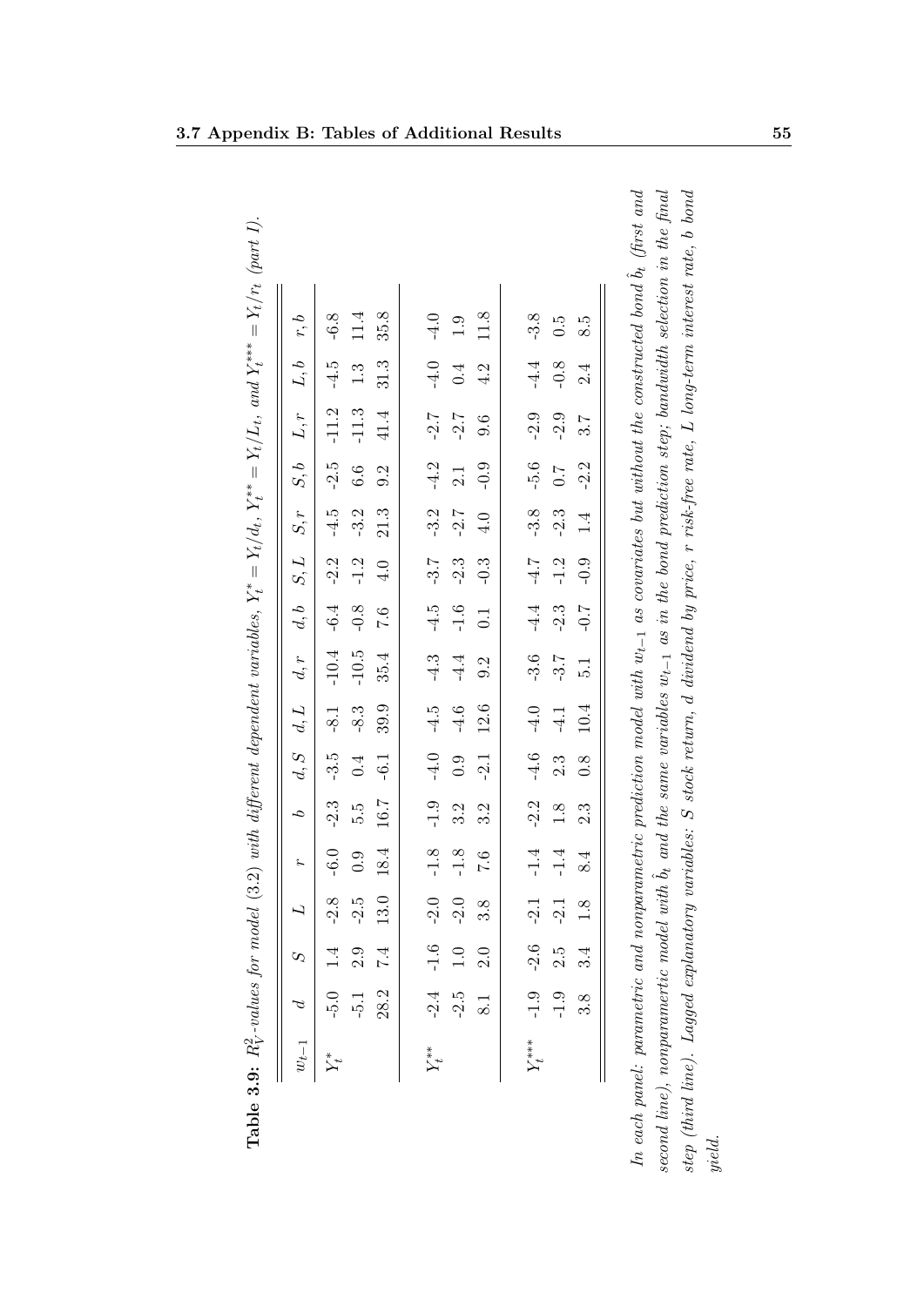**Table 3.9:** $R_V^2$-values for model (3.2) with different dependent variables, $Y_t^* = Y_t/d_t$, $Y_t^{**} = Y_t/L_t$, and $Y_t^{***} = Y_t/r_t$ (part I).

| $w_{t-1}$ | $d$ | $S$ | $L$ | $r$ | $b$ | $d,S$ | $d,L$ | $d,r$ | $d,b$ | $S,L$ | $S,r$ | $S,b$ | $L,r$ | $L,b$ | $r,b$ |
|---|---|---|---|---|---|---|---|---|---|---|---|---|---|---|---|
| $Y_t^*$ | -5.0 | 1.4 | -2.8 | -6.0 | -2.3 | -3.5 | -8.1 | -10.4 | -6.4 | -2.2 | -4.5 | -2.5 | -11.2 | -4.5 | -6.8 |
| | -5.1 | 2.9 | -2.5 | 0.9 | 5.5 | 0.4 | -8.3 | -10.5 | -0.8 | -1.2 | -3.2 | 6.6 | -11.3 | 1.3 | 11.4 |
| | 28.2 | 7.4 | 13.0 | 18.4 | 16.7 | -6.1 | 39.9 | 35.4 | 7.6 | 4.0 | 21.3 | 9.2 | 41.4 | 31.3 | 35.8 |
| $Y_t^{**}$ | -2.4 | -1.6 | -2.0 | -1.8 | -1.9 | -4.0 | -4.5 | -4.3 | -4.5 | -3.7 | -3.2 | -4.2 | -2.7 | -4.0 | -4.0 |
| | -2.5 | 1.0 | -2.0 | -1.8 | 3.2 | 0.9 | -4.6 | -4.4 | -1.6 | -2.3 | -2.7 | 2.1 | -2.7 | 0.4 | 1.9 |
| | 8.1 | 2.0 | 3.8 | 7.6 | 3.2 | -2.1 | 12.6 | 9.2 | 0.1 | -0.3 | 4.0 | -0.9 | 9.6 | 4.2 | 11.8 |
| $Y_t^{***}$ | -1.9 | -2.6 | -2.1 | -1.4 | -2.2 | -4.6 | -4.0 | -3.6 | -4.4 | -4.7 | -3.8 | -5.6 | -2.9 | -4.4 | -3.8 |
| | -1.9 | 2.5 | -2.1 | -1.4 | 1.8 | 2.3 | -4.1 | -3.7 | -2.3 | -1.2 | -2.3 | 0.7 | -2.9 | -0.8 | 0.5 |
| | 3.8 | 3.4 | 1.8 | 8.4 | 2.3 | 0.8 | 10.4 | 5.1 | -0.7 | -0.9 | 1.4 | -2.2 | 3.7 | 2.4 | 8.5 |

*In each panel: parametric and nonparametric prediction model with $w_{t-1}$ as covariates but without the constructed bond $\hat{b}_t$ (first and second line), nonparametric model with $\hat{b}_t$ and the same variables $w_{t-1}$ as in the bond prediction step; bandwidth selection in the final step (third line). Lagged explanatory variables: $S$ stock return, $d$ dividend by price, $r$ risk-free rate, $L$ long-term interest rate, $b$ bond yield.*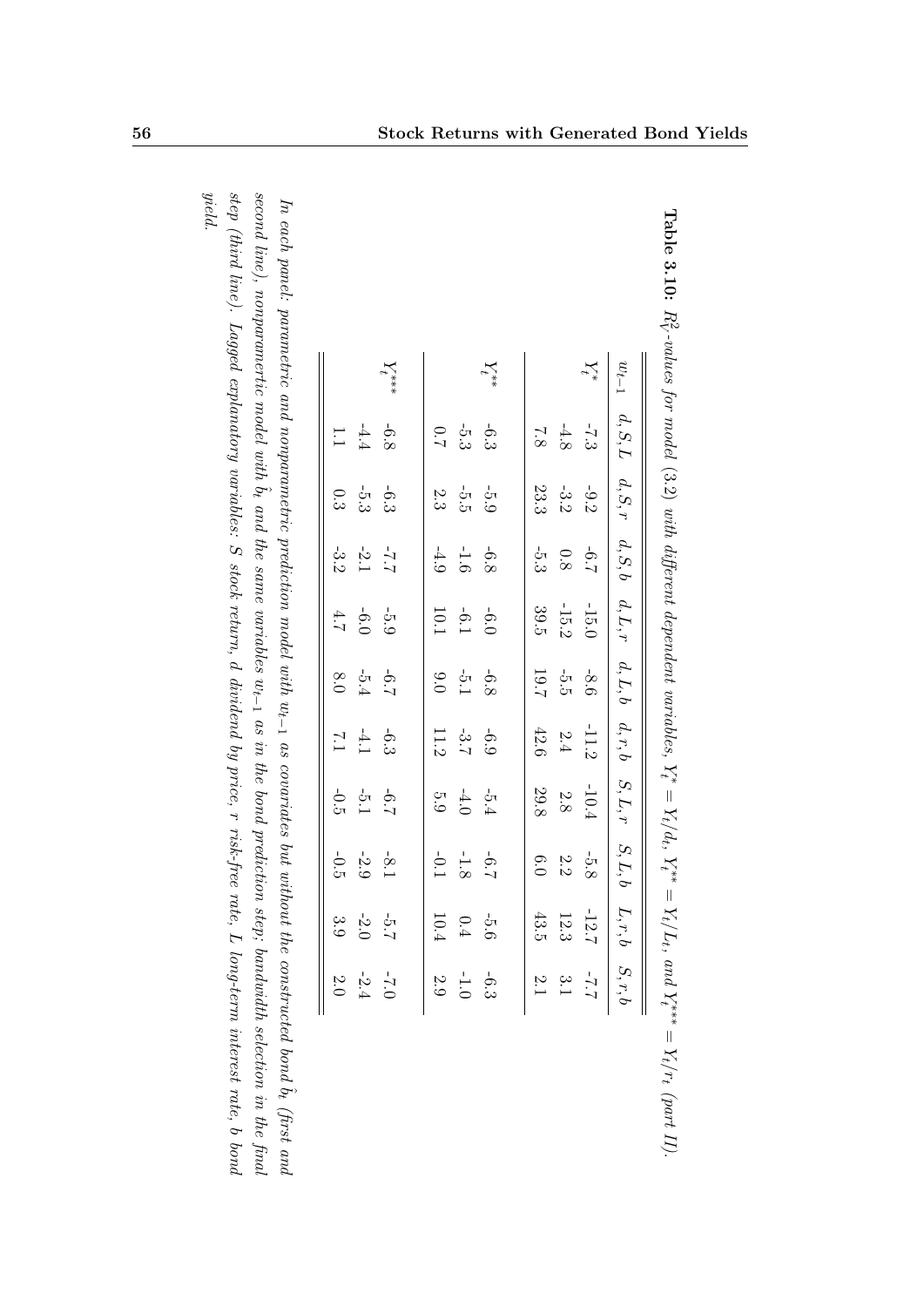**Table 3.10:** $R_V^2$-values for model (3.2) with different dependent variables, $Y_t^* = Y_t/d_t$, $Y_t^{**} = Y_t/L_t$, and $Y_t^{***} = Y_t/r_t$ (part II).

| $u_{t-1}$ | $d,S,L$ | $d,S,r$ | $d,S,b$ | $d,L,r$ | $d,L,b$ | $d,r,b$ | $S,L,r$ | $S,L,b$ | $L,r,b$ | $S,r,b$ |
|---|---|---|---|---|---|---|---|---|---|---|
| $Y_t^*$ | -7.3 | -9.2 | -6.7 | -15.0 | -8.6 | -11.2 | -10.4 | -5.8 | -12.7 | -7.7 |
| | -4.8 | -3.2 | 0.8 | -15.2 | -5.5 | 2.4 | 2.8 | 2.2 | 12.3 | 3.1 |
| | 7.8 | 23.3 | -5.3 | 39.5 | 19.7 | 42.6 | 29.8 | 6.0 | 43.5 | 2.1 |
| $Y_t^{**}$ | -6.3 | -5.9 | -6.8 | -6.0 | -6.8 | -6.9 | -5.4 | -6.7 | -5.6 | -6.3 |
| | -5.3 | -5.5 | -1.6 | -6.1 | -5.1 | -3.7 | -4.0 | -1.8 | 0.4 | -1.0 |
| | 0.7 | 2.3 | -4.9 | 10.1 | 9.0 | 11.2 | 5.9 | -0.1 | 10.4 | 2.9 |
| $Y_t^{***}$ | -6.8 | -6.3 | -7.7 | -5.9 | -6.7 | -6.3 | -6.7 | -8.1 | -5.7 | -7.0 |
| | -4.4 | -5.3 | -2.1 | -6.0 | -5.4 | -4.1 | -5.1 | -2.9 | -2.0 | -2.4 |
| | 1.1 | 0.3 | -3.2 | 4.7 | 8.0 | 7.1 | -0.5 | -0.5 | 3.9 | 2.0 |

*In each panel: parametric and nonparametric prediction model with $u_{t-1}$ as covariates but without the constructed bond $\hat{b}_t$ (first and second line), nonparametric model with $\hat{b}_t$ and the same variables $u_{t-1}$ as in the bond prediction step; bandwidth selection in the final step (third line). Lagged explanatory variables: S stock return, d dividend by price, r risk-free rate, L long-term interest rate, b bond yield.*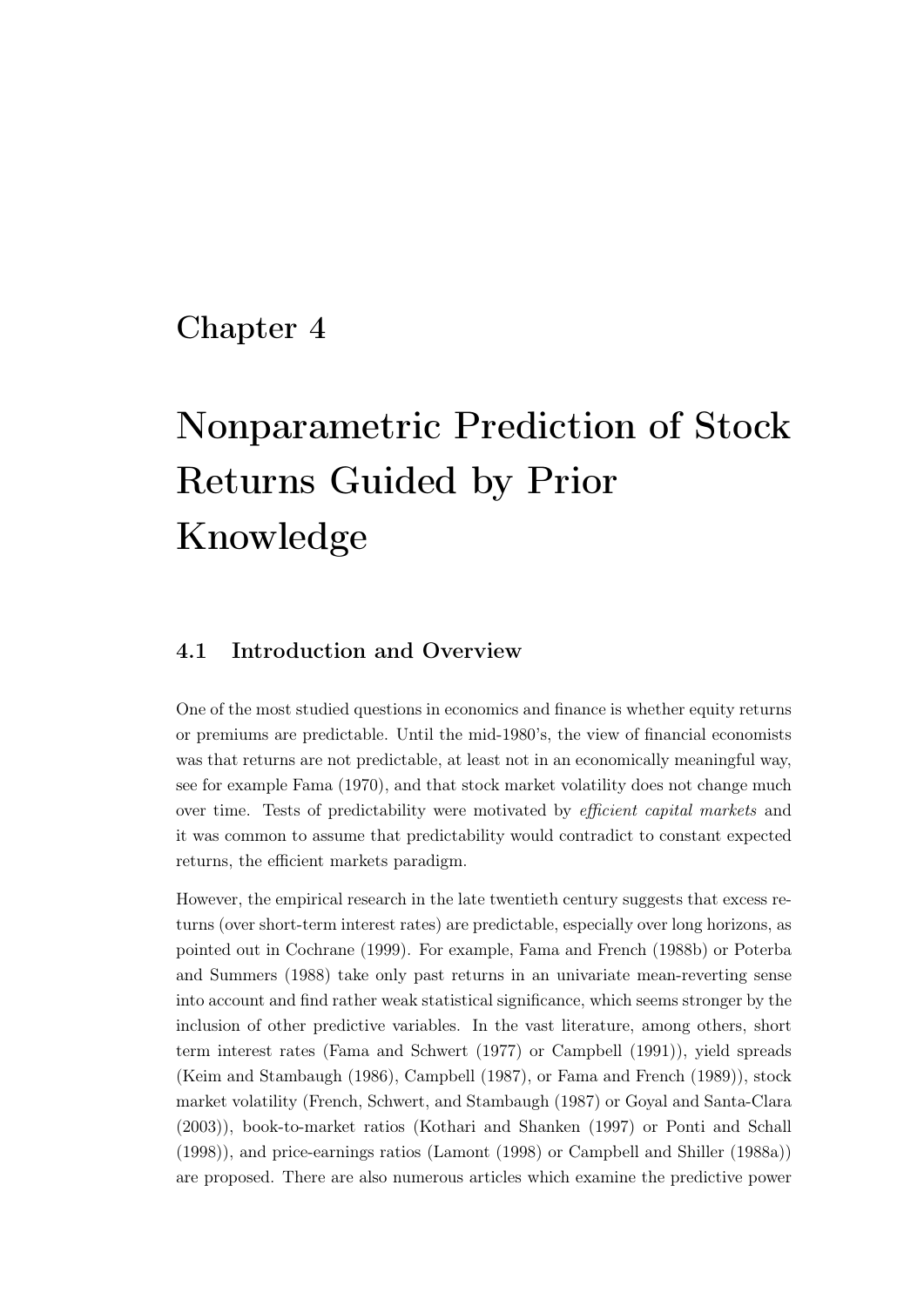# Chapter 4

# Nonparametric Prediction of Stock Returns Guided by Prior Knowledge

## 4.1 Introduction and Overview

One of the most studied questions in economics and finance is whether equity returns or premiums are predictable. Until the mid-1980's, the view of financial economists was that returns are not predictable, at least not in an economically meaningful way, see for example Fama (1970), and that stock market volatility does not change much over time. Tests of predictability were motivated by *efficient capital markets* and it was common to assume that predictability would contradict to constant expected returns, the efficient markets paradigm.

However, the empirical research in the late twentieth century suggests that excess returns (over short-term interest rates) are predictable, especially over long horizons, as pointed out in Cochrane (1999). For example, Fama and French (1988b) or Poterba and Summers (1988) take only past returns in an univariate mean-reverting sense into account and find rather weak statistical significance, which seems stronger by the inclusion of other predictive variables. In the vast literature, among others, short term interest rates (Fama and Schwert (1977) or Campbell (1991)), yield spreads (Keim and Stambaugh (1986), Campbell (1987), or Fama and French (1989)), stock market volatility (French, Schwert, and Stambaugh (1987) or Goyal and Santa-Clara (2003)), book-to-market ratios (Kothari and Shanken (1997) or Ponti and Schall (1998)), and price-earnings ratios (Lamont (1998) or Campbell and Shiller (1988a)) are proposed. There are also numerous articles which examine the predictive power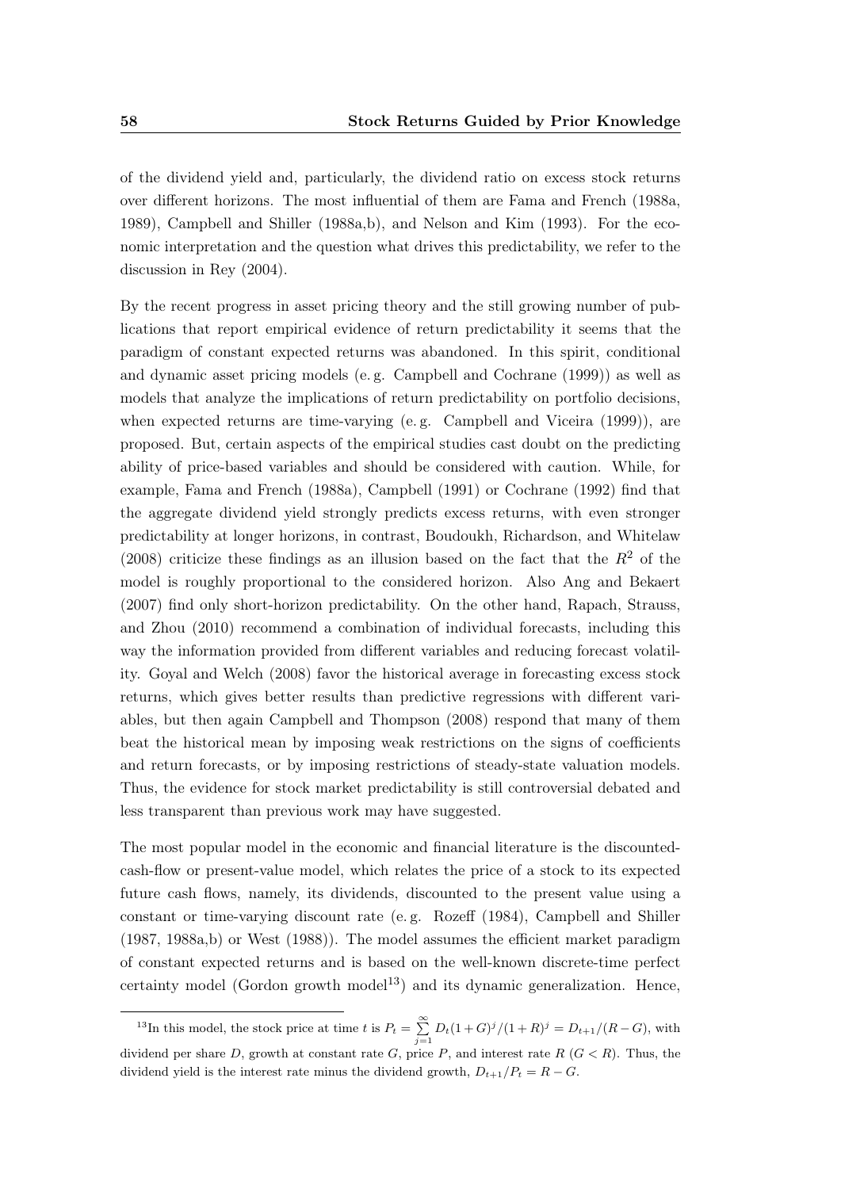of the dividend yield and, particularly, the dividend ratio on excess stock returns over different horizons. The most influential of them are Fama and French (1988a, 1989), Campbell and Shiller (1988a,b), and Nelson and Kim (1993). For the economic interpretation and the question what drives this predictability, we refer to the discussion in Rey (2004).

By the recent progress in asset pricing theory and the still growing number of publications that report empirical evidence of return predictability it seems that the paradigm of constant expected returns was abandoned. In this spirit, conditional and dynamic asset pricing models (e. g. Campbell and Cochrane (1999)) as well as models that analyze the implications of return predictability on portfolio decisions, when expected returns are time-varying (e. g. Campbell and Viceira (1999)), are proposed. But, certain aspects of the empirical studies cast doubt on the predicting ability of price-based variables and should be considered with caution. While, for example, Fama and French (1988a), Campbell (1991) or Cochrane (1992) find that the aggregate dividend yield strongly predicts excess returns, with even stronger predictability at longer horizons, in contrast, Boudoukh, Richardson, and Whitelaw (2008) criticize these findings as an illusion based on the fact that the $R^2$ of the model is roughly proportional to the considered horizon. Also Ang and Bekaert (2007) find only short-horizon predictability. On the other hand, Rapach, Strauss, and Zhou (2010) recommend a combination of individual forecasts, including this way the information provided from different variables and reducing forecast volatility. Goyal and Welch (2008) favor the historical average in forecasting excess stock returns, which gives better results than predictive regressions with different variables, but then again Campbell and Thompson (2008) respond that many of them beat the historical mean by imposing weak restrictions on the signs of coefficients and return forecasts, or by imposing restrictions of steady-state valuation models. Thus, the evidence for stock market predictability is still controversial debated and less transparent than previous work may have suggested.

The most popular model in the economic and financial literature is the discounted-cash-flow or present-value model, which relates the price of a stock to its expected future cash flows, namely, its dividends, discounted to the present value using a constant or time-varying discount rate (e. g. Rozeff (1984), Campbell and Shiller (1987, 1988a,b) or West (1988)). The model assumes the efficient market paradigm of constant expected returns and is based on the well-known discrete-time perfect certainty model (Gordon growth model[13]) and its dynamic generalization. Hence,

[13] In this model, the stock price at time $t$ is $P_t = \sum_{j=1}^{\infty} D_t(1+G)^j/(1+R)^j = D_{t+1}/(R-G)$, with dividend per share $D$, growth at constant rate $G$, price $P$, and interest rate $R$ ($G < R$). Thus, the dividend yield is the interest rate minus the dividend growth, $D_{t+1}/P_t = R - G$.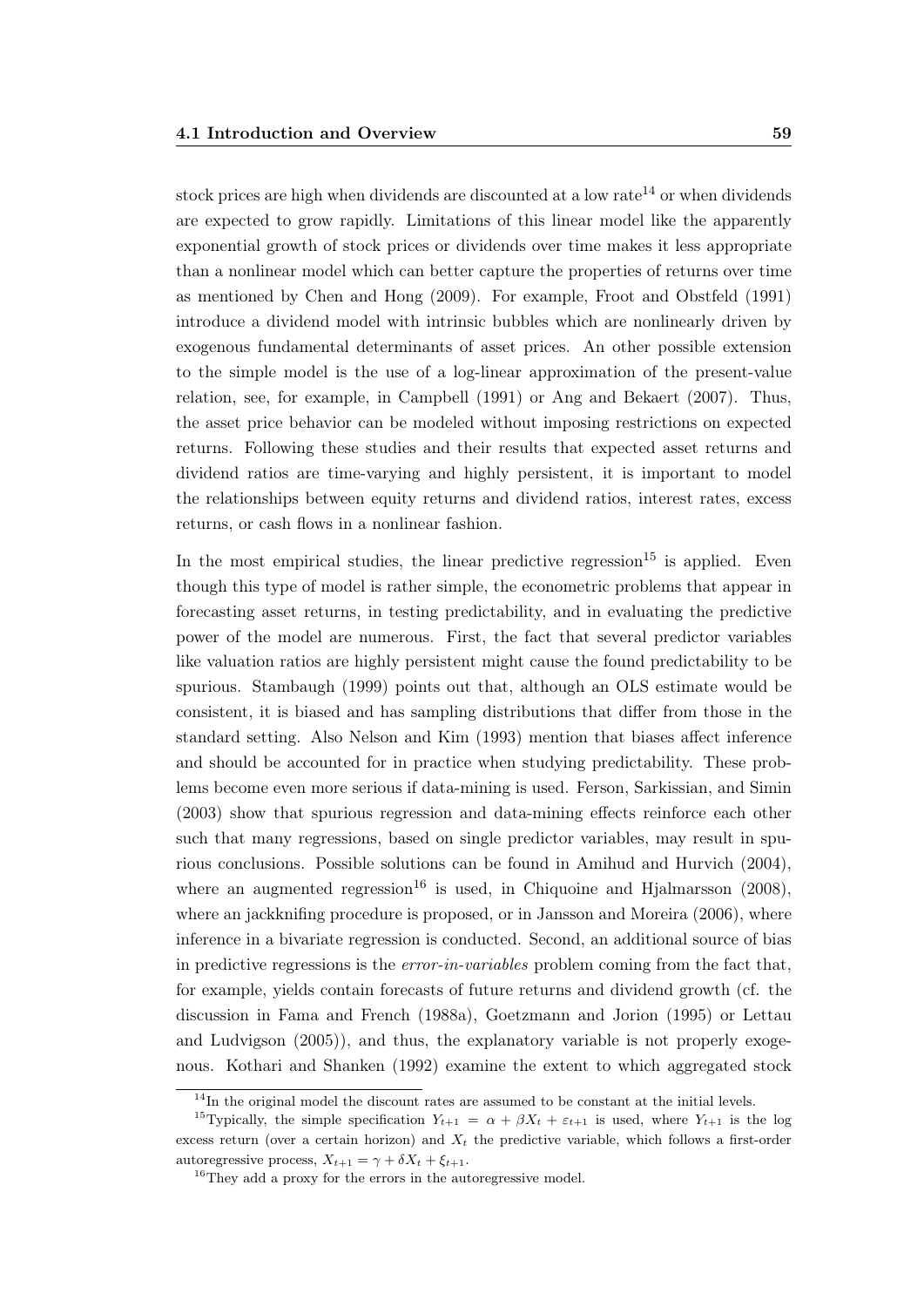stock prices are high when dividends are discounted at a low rate[14] or when dividends are expected to grow rapidly. Limitations of this linear model like the apparently exponential growth of stock prices or dividends over time makes it less appropriate than a nonlinear model which can better capture the properties of returns over time as mentioned by Chen and Hong (2009). For example, Froot and Obstfeld (1991) introduce a dividend model with intrinsic bubbles which are nonlinearly driven by exogenous fundamental determinants of asset prices. An other possible extension to the simple model is the use of a log-linear approximation of the present-value relation, see, for example, in Campbell (1991) or Ang and Bekaert (2007). Thus, the asset price behavior can be modeled without imposing restrictions on expected returns. Following these studies and their results that expected asset returns and dividend ratios are time-varying and highly persistent, it is important to model the relationships between equity returns and dividend ratios, interest rates, excess returns, or cash flows in a nonlinear fashion.

In the most empirical studies, the linear predictive regression[15] is applied. Even though this type of model is rather simple, the econometric problems that appear in forecasting asset returns, in testing predictability, and in evaluating the predictive power of the model are numerous. First, the fact that several predictor variables like valuation ratios are highly persistent might cause the found predictability to be spurious. Stambaugh (1999) points out that, although an OLS estimate would be consistent, it is biased and has sampling distributions that differ from those in the standard setting. Also Nelson and Kim (1993) mention that biases affect inference and should be accounted for in practice when studying predictability. These problems become even more serious if data-mining is used. Ferson, Sarkissian, and Simin (2003) show that spurious regression and data-mining effects reinforce each other such that many regressions, based on single predictor variables, may result in spurious conclusions. Possible solutions can be found in Amihud and Hurvich (2004), where an augmented regression[16] is used, in Chiquoine and Hjalmarsson (2008), where an jackknifing procedure is proposed, or in Jansson and Moreira (2006), where inference in a bivariate regression is conducted. Second, an additional source of bias in predictive regressions is the *error-in-variables* problem coming from the fact that, for example, yields contain forecasts of future returns and dividend growth (cf. the discussion in Fama and French (1988a), Goetzmann and Jorion (1995) or Lettau and Ludvigson (2005)), and thus, the explanatory variable is not properly exogenous. Kothari and Shanken (1992) examine the extent to which aggregated stock

---

[14] In the original model the discount rates are assumed to be constant at the initial levels.

[15] Typically, the simple specification $Y_{t+1} = \alpha + \beta X_t + \varepsilon_{t+1}$ is used, where $Y_{t+1}$ is the log excess return (over a certain horizon) and $X_t$ the predictive variable, which follows a first-order autoregressive process, $X_{t+1} = \gamma + \delta X_t + \xi_{t+1}$.

[16] They add a proxy for the errors in the autoregressive model.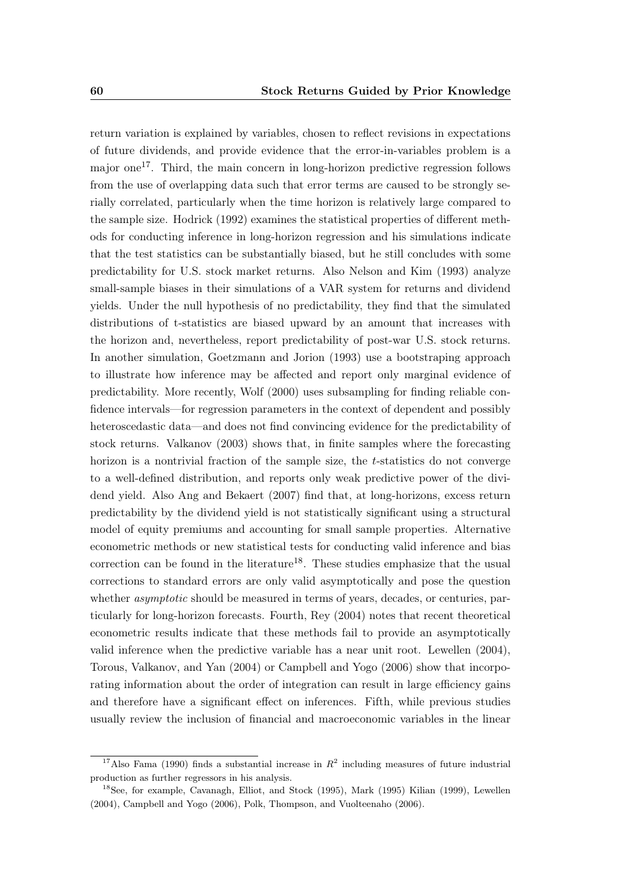return variation is explained by variables, chosen to reflect revisions in expectations of future dividends, and provide evidence that the error-in-variables problem is a major one[17]. Third, the main concern in long-horizon predictive regression follows from the use of overlapping data such that error terms are caused to be strongly serially correlated, particularly when the time horizon is relatively large compared to the sample size. Hodrick (1992) examines the statistical properties of different methods for conducting inference in long-horizon regression and his simulations indicate that the test statistics can be substantially biased, but he still concludes with some predictability for U.S. stock market returns. Also Nelson and Kim (1993) analyze small-sample biases in their simulations of a VAR system for returns and dividend yields. Under the null hypothesis of no predictability, they find that the simulated distributions of t-statistics are biased upward by an amount that increases with the horizon and, nevertheless, report predictability of post-war U.S. stock returns. In another simulation, Goetzmann and Jorion (1993) use a bootstraping approach to illustrate how inference may be affected and report only marginal evidence of predictability. More recently, Wolf (2000) uses subsampling for finding reliable confidence intervals—for regression parameters in the context of dependent and possibly heteroscedastic data—and does not find convincing evidence for the predictability of stock returns. Valkanov (2003) shows that, in finite samples where the forecasting horizon is a nontrivial fraction of the sample size, the $t$-statistics do not converge to a well-defined distribution, and reports only weak predictive power of the dividend yield. Also Ang and Bekaert (2007) find that, at long-horizons, excess return predictability by the dividend yield is not statistically significant using a structural model of equity premiums and accounting for small sample properties. Alternative econometric methods or new statistical tests for conducting valid inference and bias correction can be found in the literature[18]. These studies emphasize that the usual corrections to standard errors are only valid asymptotically and pose the question whether *asymptotic* should be measured in terms of years, decades, or centuries, particularly for long-horizon forecasts. Fourth, Rey (2004) notes that recent theoretical econometric results indicate that these methods fail to provide an asymptotically valid inference when the predictive variable has a near unit root. Lewellen (2004), Torous, Valkanov, and Yan (2004) or Campbell and Yogo (2006) show that incorporating information about the order of integration can result in large efficiency gains and therefore have a significant effect on inferences. Fifth, while previous studies usually review the inclusion of financial and macroeconomic variables in the linear

[17] Also Fama (1990) finds a substantial increase in $R^2$ including measures of future industrial production as further regressors in his analysis.

[18] See, for example, Cavanagh, Elliot, and Stock (1995), Mark (1995) Kilian (1999), Lewellen (2004), Campbell and Yogo (2006), Polk, Thompson, and Vuolteenaho (2006).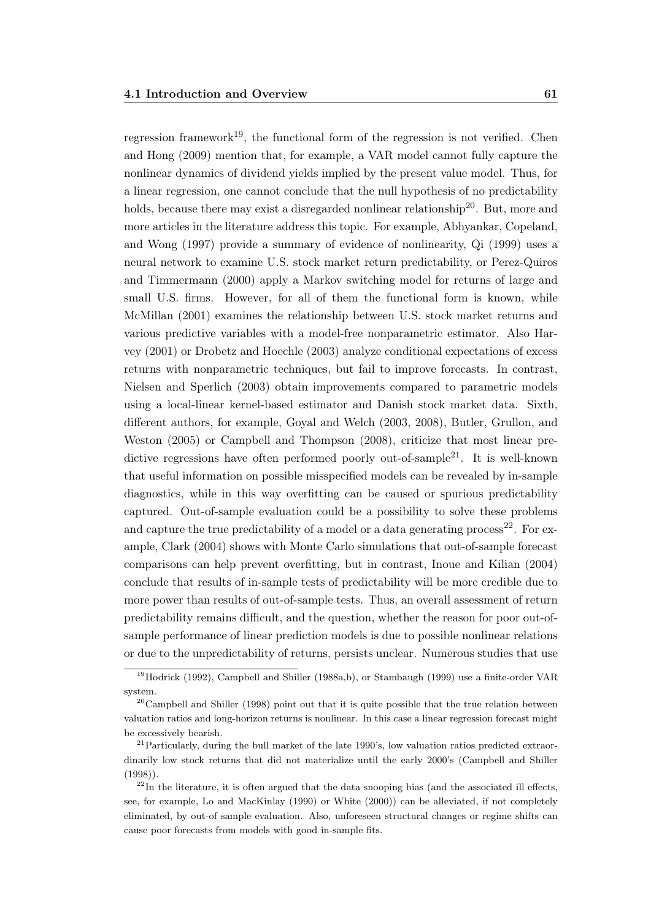regression framework[19], the functional form of the regression is not verified. Chen and Hong (2009) mention that, for example, a VAR model cannot fully capture the nonlinear dynamics of dividend yields implied by the present value model. Thus, for a linear regression, one cannot conclude that the null hypothesis of no predictability holds, because there may exist a disregarded nonlinear relationship[20]. But, more and more articles in the literature address this topic. For example, Abhyankar, Copeland, and Wong (1997) provide a summary of evidence of nonlinearity, Qi (1999) uses a neural network to examine U.S. stock market return predictability, or Perez-Quiros and Timmermann (2000) apply a Markov switching model for returns of large and small U.S. firms. However, for all of them the functional form is known, while McMillan (2001) examines the relationship between U.S. stock market returns and various predictive variables with a model-free nonparametric estimator. Also Harvey (2001) or Drobetz and Hoechle (2003) analyze conditional expectations of excess returns with nonparametric techniques, but fail to improve forecasts. In contrast, Nielsen and Sperlich (2003) obtain improvements compared to parametric models using a local-linear kernel-based estimator and Danish stock market data. Sixth, different authors, for example, Goyal and Welch (2003, 2008), Butler, Grullon, and Weston (2005) or Campbell and Thompson (2008), criticize that most linear predictive regressions have often performed poorly out-of-sample[21]. It is well-known that useful information on possible misspecified models can be revealed by in-sample diagnostics, while in this way overfitting can be caused or spurious predictability captured. Out-of-sample evaluation could be a possibility to solve these problems and capture the true predictability of a model or a data generating process[22]. For example, Clark (2004) shows with Monte Carlo simulations that out-of-sample forecast comparisons can help prevent overfitting, but in contrast, Inoue and Kilian (2004) conclude that results of in-sample tests of predictability will be more credible due to more power than results of out-of-sample tests. Thus, an overall assessment of return predictability remains difficult, and the question, whether the reason for poor out-of-sample performance of linear prediction models is due to possible nonlinear relations or due to the unpredictability of returns, persists unclear. Numerous studies that use

---

[19] Hodrick (1992), Campbell and Shiller (1988a,b), or Stambaugh (1999) use a finite-order VAR system.

[20] Campbell and Shiller (1998) point out that it is quite possible that the true relation between valuation ratios and long-horizon returns is nonlinear. In this case a linear regression forecast might be excessively bearish.

[21] Particularly, during the bull market of the late 1990's, low valuation ratios predicted extraordinarily low stock returns that did not materialize until the early 2000's (Campbell and Shiller (1998)).

[22] In the literature, it is often argued that the data snooping bias (and the associated ill effects, see, for example, Lo and MacKinlay (1990) or White (2000)) can be alleviated, if not completely eliminated, by out-of sample evaluation. Also, unforeseen structural changes or regime shifts can cause poor forecasts from models with good in-sample fits.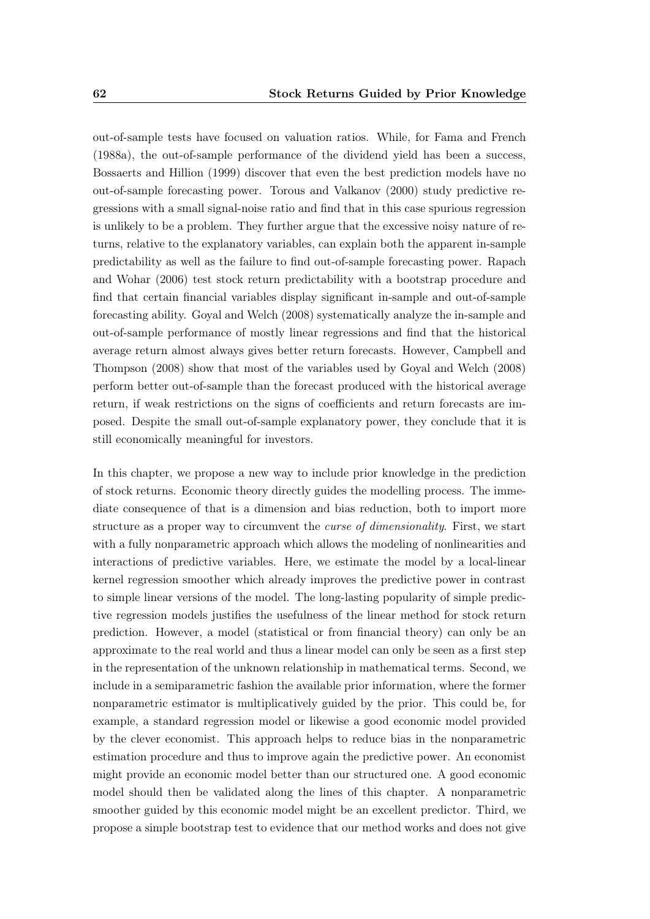out-of-sample tests have focused on valuation ratios. While, for Fama and French (1988a), the out-of-sample performance of the dividend yield has been a success, Bossaerts and Hillion (1999) discover that even the best prediction models have no out-of-sample forecasting power. Torous and Valkanov (2000) study predictive regressions with a small signal-noise ratio and find that in this case spurious regression is unlikely to be a problem. They further argue that the excessive noisy nature of returns, relative to the explanatory variables, can explain both the apparent in-sample predictability as well as the failure to find out-of-sample forecasting power. Rapach and Wohar (2006) test stock return predictability with a bootstrap procedure and find that certain financial variables display significant in-sample and out-of-sample forecasting ability. Goyal and Welch (2008) systematically analyze the in-sample and out-of-sample performance of mostly linear regressions and find that the historical average return almost always gives better return forecasts. However, Campbell and Thompson (2008) show that most of the variables used by Goyal and Welch (2008) perform better out-of-sample than the forecast produced with the historical average return, if weak restrictions on the signs of coefficients and return forecasts are imposed. Despite the small out-of-sample explanatory power, they conclude that it is still economically meaningful for investors.

In this chapter, we propose a new way to include prior knowledge in the prediction of stock returns. Economic theory directly guides the modelling process. The immediate consequence of that is a dimension and bias reduction, both to import more structure as a proper way to circumvent the *curse of dimensionality*. First, we start with a fully nonparametric approach which allows the modeling of nonlinearities and interactions of predictive variables. Here, we estimate the model by a local-linear kernel regression smoother which already improves the predictive power in contrast to simple linear versions of the model. The long-lasting popularity of simple predictive regression models justifies the usefulness of the linear method for stock return prediction. However, a model (statistical or from financial theory) can only be an approximate to the real world and thus a linear model can only be seen as a first step in the representation of the unknown relationship in mathematical terms. Second, we include in a semiparametric fashion the available prior information, where the former nonparametric estimator is multiplicatively guided by the prior. This could be, for example, a standard regression model or likewise a good economic model provided by the clever economist. This approach helps to reduce bias in the nonparametric estimation procedure and thus to improve again the predictive power. An economist might provide an economic model better than our structured one. A good economic model should then be validated along the lines of this chapter. A nonparametric smoother guided by this economic model might be an excellent predictor. Third, we propose a simple bootstrap test to evidence that our method works and does not give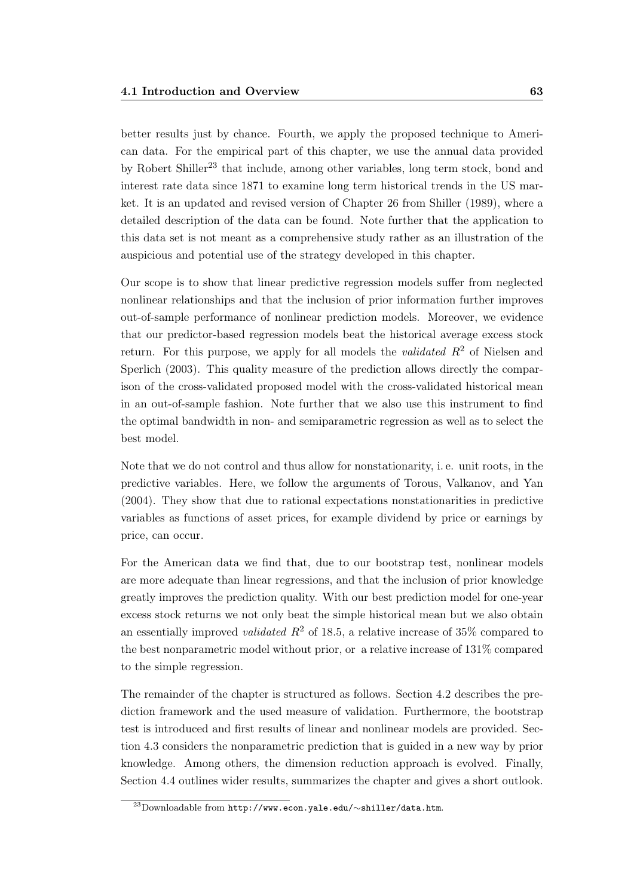better results just by chance. Fourth, we apply the proposed technique to American data. For the empirical part of this chapter, we use the annual data provided by Robert Shiller[23] that include, among other variables, long term stock, bond and interest rate data since 1871 to examine long term historical trends in the US market. It is an updated and revised version of Chapter 26 from Shiller (1989), where a detailed description of the data can be found. Note further that the application to this data set is not meant as a comprehensive study rather as an illustration of the auspicious and potential use of the strategy developed in this chapter.

Our scope is to show that linear predictive regression models suffer from neglected nonlinear relationships and that the inclusion of prior information further improves out-of-sample performance of nonlinear prediction models. Moreover, we evidence that our predictor-based regression models beat the historical average excess stock return. For this purpose, we apply for all models the *validated* $R^2$ of Nielsen and Sperlich (2003). This quality measure of the prediction allows directly the comparison of the cross-validated proposed model with the cross-validated historical mean in an out-of-sample fashion. Note further that we also use this instrument to find the optimal bandwidth in non- and semiparametric regression as well as to select the best model.

Note that we do not control and thus allow for nonstationarity, i. e. unit roots, in the predictive variables. Here, we follow the arguments of Torous, Valkanov, and Yan (2004). They show that due to rational expectations nonstationarities in predictive variables as functions of asset prices, for example dividend by price or earnings by price, can occur.

For the American data we find that, due to our bootstrap test, nonlinear models are more adequate than linear regressions, and that the inclusion of prior knowledge greatly improves the prediction quality. With our best prediction model for one-year excess stock returns we not only beat the simple historical mean but we also obtain an essentially improved *validated* $R^2$ of 18.5, a relative increase of 35% compared to the best nonparametric model without prior, or a relative increase of 131% compared to the simple regression.

The remainder of the chapter is structured as follows. Section 4.2 describes the prediction framework and the used measure of validation. Furthermore, the bootstrap test is introduced and first results of linear and nonlinear models are provided. Section 4.3 considers the nonparametric prediction that is guided in a new way by prior knowledge. Among others, the dimension reduction approach is evolved. Finally, Section 4.4 outlines wider results, summarizes the chapter and gives a short outlook.

[23] Downloadable from `http://www.econ.yale.edu/~shiller/data.htm`.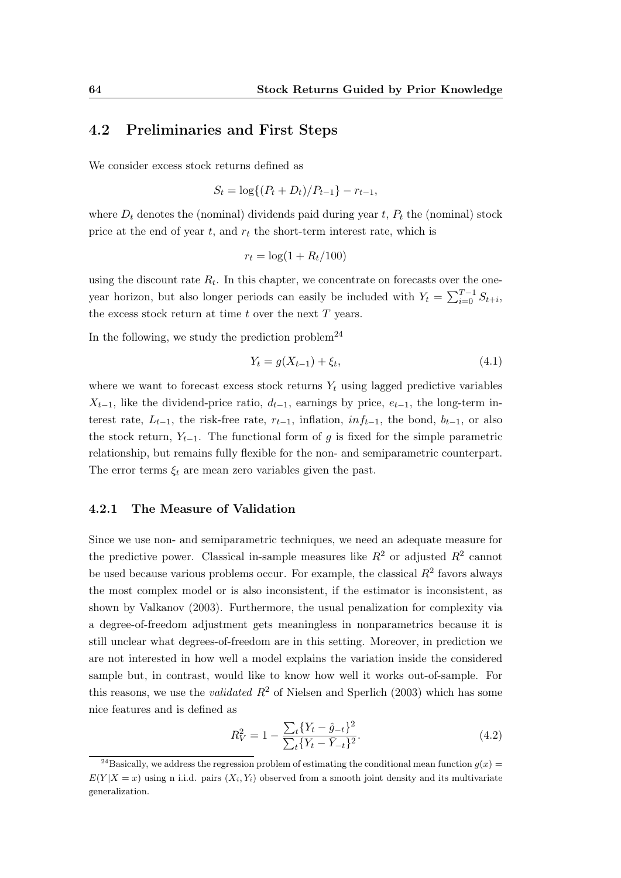## 4.2 Preliminaries and First Steps

We consider excess stock returns defined as

$$S_t = \log\{(P_t + D_t)/P_{t-1}\} - r_{t-1},$$

where $D_t$ denotes the (nominal) dividends paid during year $t$, $P_t$ the (nominal) stock price at the end of year $t$, and $r_t$ the short-term interest rate, which is

$$r_t = \log(1 + R_t/100)$$

using the discount rate $R_t$. In this chapter, we concentrate on forecasts over the one-year horizon, but also longer periods can easily be included with $Y_t = \sum_{i=0}^{T-1} S_{t+i}$, the excess stock return at time $t$ over the next $T$ years.

In the following, we study the prediction problem[24]

$$Y_t = g(X_{t-1}) + \xi_t, \tag{4.1}$$

where we want to forecast excess stock returns $Y_t$ using lagged predictive variables $X_{t-1}$, like the dividend-price ratio, $d_{t-1}$, earnings by price, $e_{t-1}$, the long-term interest rate, $L_{t-1}$, the risk-free rate, $r_{t-1}$, inflation, $inf_{t-1}$, the bond, $b_{t-1}$, or also the stock return, $Y_{t-1}$. The functional form of $g$ is fixed for the simple parametric relationship, but remains fully flexible for the non- and semiparametric counterpart. The error terms $\xi_t$ are mean zero variables given the past.

### 4.2.1 The Measure of Validation

Since we use non- and semiparametric techniques, we need an adequate measure for the predictive power. Classical in-sample measures like $R^2$ or adjusted $R^2$ cannot be used because various problems occur. For example, the classical $R^2$ favors always the most complex model or is also inconsistent, if the estimator is inconsistent, as shown by Valkanov (2003). Furthermore, the usual penalization for complexity via a degree-of-freedom adjustment gets meaningless in nonparametrics because it is still unclear what degrees-of-freedom are in this setting. Moreover, in prediction we are not interested in how well a model explains the variation inside the considered sample but, in contrast, would like to know how well it works out-of-sample. For this reasons, we use the *validated* $R^2$ of Nielsen and Sperlich (2003) which has some nice features and is defined as

$$R_V^2 = 1 - \frac{\sum_t \{Y_t - \hat{g}_{-t}\}^2}{\sum_t \{Y_t - \bar{Y}_{-t}\}^2}. \tag{4.2}$$

[24] Basically, we address the regression problem of estimating the conditional mean function $g(x) = E(Y|X = x)$ using n i.i.d. pairs $(X_i, Y_i)$ observed from a smooth joint density and its multivariate generalization.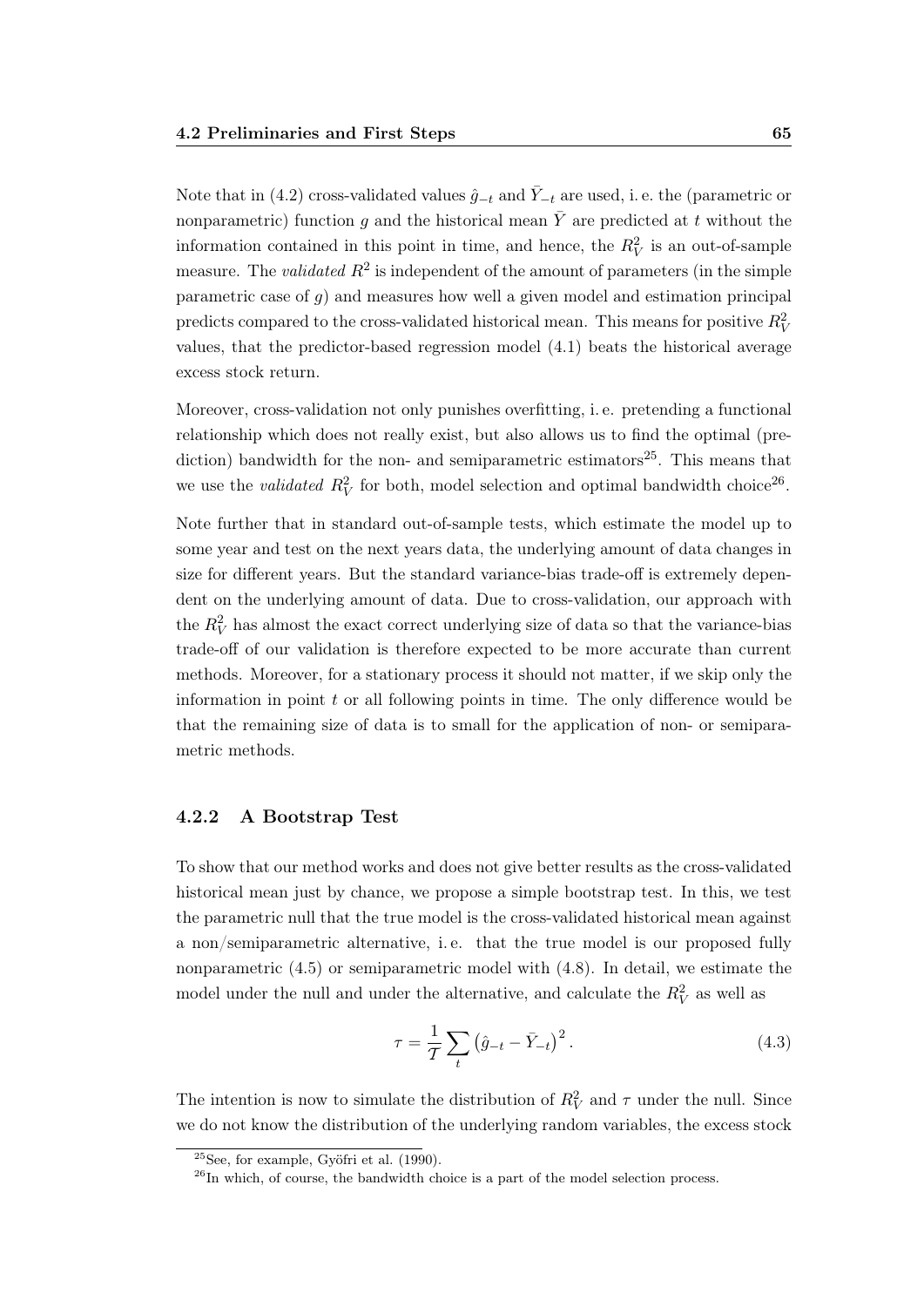Note that in (4.2) cross-validated values $\hat{g}_{-t}$ and $\bar{Y}_{-t}$ are used, i. e. the (parametric or nonparametric) function $g$ and the historical mean $\bar{Y}$ are predicted at $t$ without the information contained in this point in time, and hence, the $R_V^2$ is an out-of-sample measure. The *validated* $R^2$ is independent of the amount of parameters (in the simple parametric case of $g$) and measures how well a given model and estimation principal predicts compared to the cross-validated historical mean. This means for positive $R_V^2$ values, that the predictor-based regression model (4.1) beats the historical average excess stock return.

Moreover, cross-validation not only punishes overfitting, i. e. pretending a functional relationship which does not really exist, but also allows us to find the optimal (prediction) bandwidth for the non- and semiparametric estimators[25]. This means that we use the *validated* $R_V^2$ for both, model selection and optimal bandwidth choice[26].

Note further that in standard out-of-sample tests, which estimate the model up to some year and test on the next years data, the underlying amount of data changes in size for different years. But the standard variance-bias trade-off is extremely dependent on the underlying amount of data. Due to cross-validation, our approach with the $R_V^2$ has almost the exact correct underlying size of data so that the variance-bias trade-off of our validation is therefore expected to be more accurate than current methods. Moreover, for a stationary process it should not matter, if we skip only the information in point $t$ or all following points in time. The only difference would be that the remaining size of data is to small for the application of non- or semiparametric methods.

### 4.2.2 A Bootstrap Test

To show that our method works and does not give better results as the cross-validated historical mean just by chance, we propose a simple bootstrap test. In this, we test the parametric null that the true model is the cross-validated historical mean against a non/semiparametric alternative, i. e. that the true model is our proposed fully nonparametric (4.5) or semiparametric model with (4.8). In detail, we estimate the model under the null and under the alternative, and calculate the $R_V^2$ as well as

$$\tau = \frac{1}{\mathcal{T}} \sum_t \left( \hat{g}_{-t} - \bar{Y}_{-t} \right)^2 . \tag{4.3}$$

The intention is now to simulate the distribution of $R_V^2$ and $\tau$ under the null. Since we do not know the distribution of the underlying random variables, the excess stock

[25] See, for example, Györfi et al. (1990).

[26] In which, of course, the bandwidth choice is a part of the model selection process.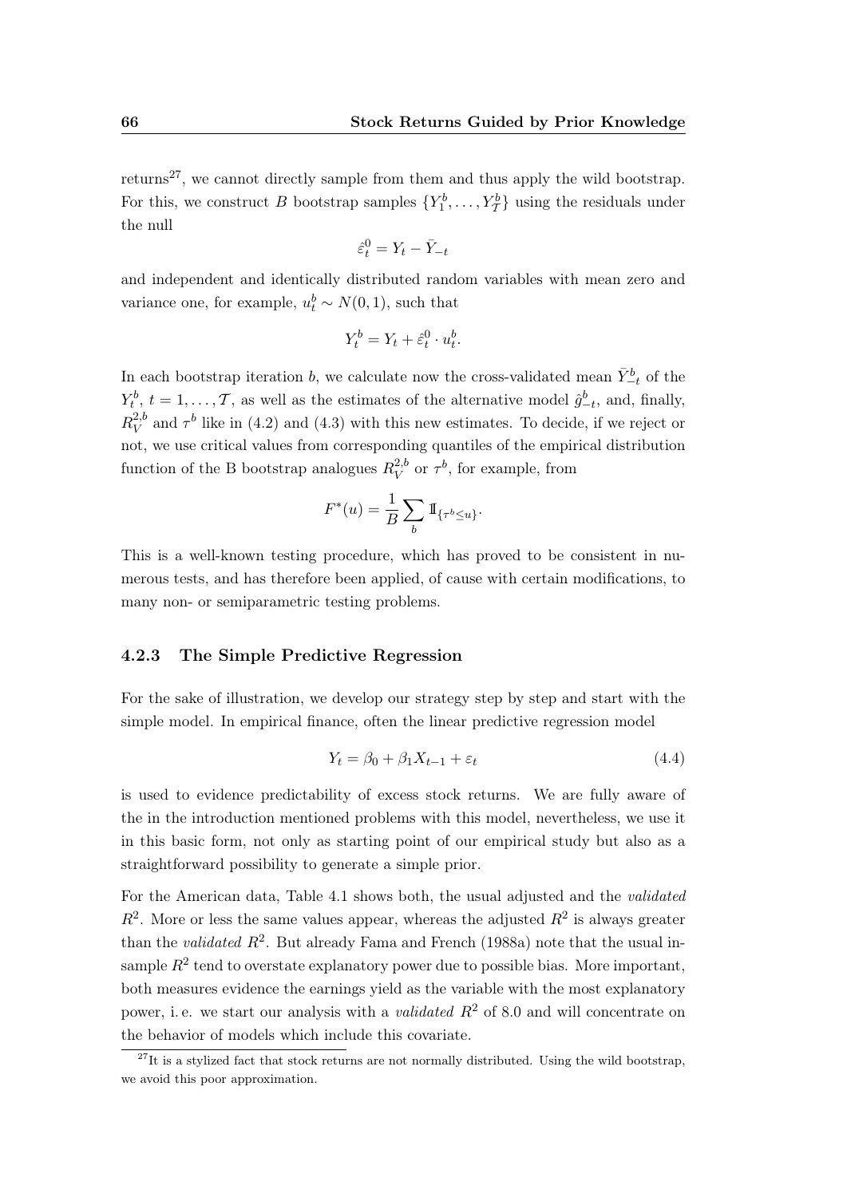returns[27], we cannot directly sample from them and thus apply the wild bootstrap. For this, we construct $B$ bootstrap samples $\{Y_1^b, \ldots, Y_{\mathcal{T}}^b\}$ using the residuals under the null

$$\hat{\varepsilon}_t^0 = Y_t - \bar{Y}_{-t}$$

and independent and identically distributed random variables with mean zero and variance one, for example, $u_t^b \sim N(0,1)$, such that

$$Y_t^b = Y_t + \hat{\varepsilon}_t^0 \cdot u_t^b.$$

In each bootstrap iteration $b$, we calculate now the cross-validated mean $\bar{Y}_{-t}^b$ of the $Y_t^b$, $t = 1, \ldots, \mathcal{T}$, as well as the estimates of the alternative model $\hat{g}_{-t}^b$, and, finally, $R_V^{2,b}$ and $\tau^b$ like in (4.2) and (4.3) with this new estimates. To decide, if we reject or not, we use critical values from corresponding quantiles of the empirical distribution function of the B bootstrap analogues $R_V^{2,b}$ or $\tau^b$, for example, from

$$F^*(u) = \frac{1}{B} \sum_b \mathbb{1}_{\{\tau^b \leq u\}}.$$

This is a well-known testing procedure, which has proved to be consistent in numerous tests, and has therefore been applied, of cause with certain modifications, to many non- or semiparametric testing problems.

### 4.2.3 The Simple Predictive Regression

For the sake of illustration, we develop our strategy step by step and start with the simple model. In empirical finance, often the linear predictive regression model

$$Y_t = \beta_0 + \beta_1 X_{t-1} + \varepsilon_t \tag{4.4}$$

is used to evidence predictability of excess stock returns. We are fully aware of the in the introduction mentioned problems with this model, nevertheless, we use it in this basic form, not only as starting point of our empirical study but also as a straightforward possibility to generate a simple prior.

For the American data, Table 4.1 shows both, the usual adjusted and the *validated* $R^2$. More or less the same values appear, whereas the adjusted $R^2$ is always greater than the *validated* $R^2$. But already Fama and French (1988a) note that the usual in-sample $R^2$ tend to overstate explanatory power due to possible bias. More important, both measures evidence the earnings yield as the variable with the most explanatory power, i. e. we start our analysis with a *validated* $R^2$ of 8.0 and will concentrate on the behavior of models which include this covariate.

[27] It is a stylized fact that stock returns are not normally distributed. Using the wild bootstrap, we avoid this poor approximation.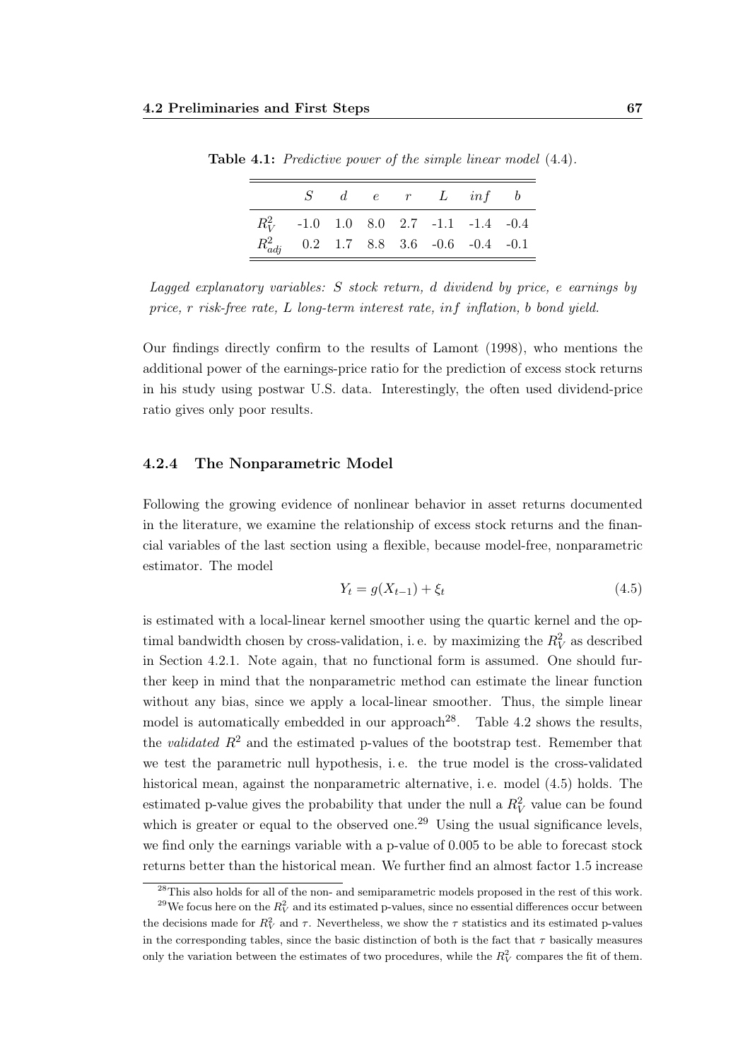**Table 4.1:** *Predictive power of the simple linear model* (4.4).

|  | $S$ | $d$ | $e$ | $r$ | $L$ | $inf$ | $b$ |
|---|---|---|---|---|---|---|---|
| $R^2_V$ | -1.0 | 1.0 | 8.0 | 2.7 | -1.1 | -1.4 | -0.4 |
| $R^2_{adj}$ | 0.2 | 1.7 | 8.8 | 3.6 | -0.6 | -0.4 | -0.1 |

*Lagged explanatory variables: $S$ stock return, $d$ dividend by price, $e$ earnings by price, $r$ risk-free rate, $L$ long-term interest rate, $inf$ inflation, $b$ bond yield.*

Our findings directly confirm to the results of Lamont (1998), who mentions the additional power of the earnings-price ratio for the prediction of excess stock returns in his study using postwar U.S. data. Interestingly, the often used dividend-price ratio gives only poor results.

### 4.2.4 The Nonparametric Model

Following the growing evidence of nonlinear behavior in asset returns documented in the literature, we examine the relationship of excess stock returns and the financial variables of the last section using a flexible, because model-free, nonparametric estimator. The model

$$Y_t = g(X_{t-1}) + \xi_t \tag{4.5}$$

is estimated with a local-linear kernel smoother using the quartic kernel and the optimal bandwidth chosen by cross-validation, i. e. by maximizing the $R^2_V$ as described in Section 4.2.1. Note again, that no functional form is assumed. One should further keep in mind that the nonparametric method can estimate the linear function without any bias, since we apply a local-linear smoother. Thus, the simple linear model is automatically embedded in our approach[28]. Table 4.2 shows the results, the *validated* $R^2$ and the estimated p-values of the bootstrap test. Remember that we test the parametric null hypothesis, i. e. the true model is the cross-validated historical mean, against the nonparametric alternative, i. e. model (4.5) holds. The estimated p-value gives the probability that under the null a $R^2_V$ value can be found which is greater or equal to the observed one.[29] Using the usual significance levels, we find only the earnings variable with a p-value of 0.005 to be able to forecast stock returns better than the historical mean. We further find an almost factor 1.5 increase

[28] This also holds for all of the non- and semiparametric models proposed in the rest of this work.

[29] We focus here on the $R^2_V$ and its estimated p-values, since no essential differences occur between the decisions made for $R^2_V$ and $\tau$. Nevertheless, we show the $\tau$ statistics and its estimated p-values in the corresponding tables, since the basic distinction of both is the fact that $\tau$ basically measures only the variation between the estimates of two procedures, while the $R^2_V$ compares the fit of them.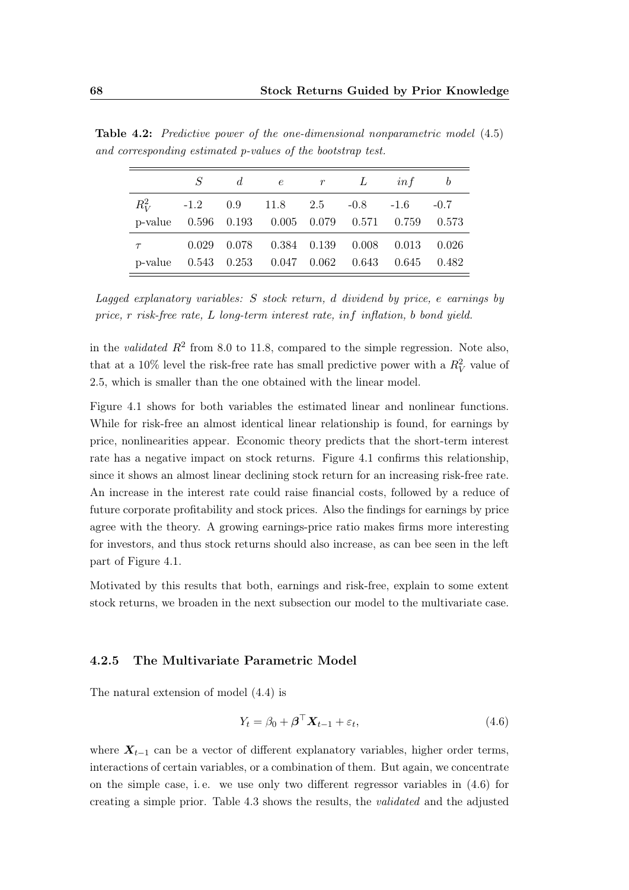**Table 4.2:** *Predictive power of the one-dimensional nonparametric model (4.5) and corresponding estimated p-values of the bootstrap test.*

| | $S$ | $d$ | $e$ | $r$ | $L$ | $inf$ | $b$ |
|---|---|---|---|---|---|---|---|
| $R^2_V$ | -1.2 | 0.9 | 11.8 | 2.5 | -0.8 | -1.6 | -0.7 |
| p-value | 0.596 | 0.193 | 0.005 | 0.079 | 0.571 | 0.759 | 0.573 |
| $\tau$ | 0.029 | 0.078 | 0.384 | 0.139 | 0.008 | 0.013 | 0.026 |
| p-value | 0.543 | 0.253 | 0.047 | 0.062 | 0.643 | 0.645 | 0.482 |

*Lagged explanatory variables: $S$ stock return, $d$ dividend by price, $e$ earnings by price, $r$ risk-free rate, $L$ long-term interest rate, $inf$ inflation, $b$ bond yield.*

in the *validated* $R^2$ from 8.0 to 11.8, compared to the simple regression. Note also, that at a 10% level the risk-free rate has small predictive power with a $R^2_V$ value of 2.5, which is smaller than the one obtained with the linear model.

Figure 4.1 shows for both variables the estimated linear and nonlinear functions. While for risk-free an almost identical linear relationship is found, for earnings by price, nonlinearities appear. Economic theory predicts that the short-term interest rate has a negative impact on stock returns. Figure 4.1 confirms this relationship, since it shows an almost linear declining stock return for an increasing risk-free rate. An increase in the interest rate could raise financial costs, followed by a reduce of future corporate profitability and stock prices. Also the findings for earnings by price agree with the theory. A growing earnings-price ratio makes firms more interesting for investors, and thus stock returns should also increase, as can bee seen in the left part of Figure 4.1.

Motivated by this results that both, earnings and risk-free, explain to some extent stock returns, we broaden in the next subsection our model to the multivariate case.

### 4.2.5 The Multivariate Parametric Model

The natural extension of model (4.4) is

$$Y_t = \beta_0 + \boldsymbol{\beta}^\top \boldsymbol{X}_{t-1} + \varepsilon_t, \tag{4.6}$$

where $\boldsymbol{X}_{t-1}$ can be a vector of different explanatory variables, higher order terms, interactions of certain variables, or a combination of them. But again, we concentrate on the simple case, i. e. we use only two different regressor variables in (4.6) for creating a simple prior. Table 4.3 shows the results, the *validated* and the adjusted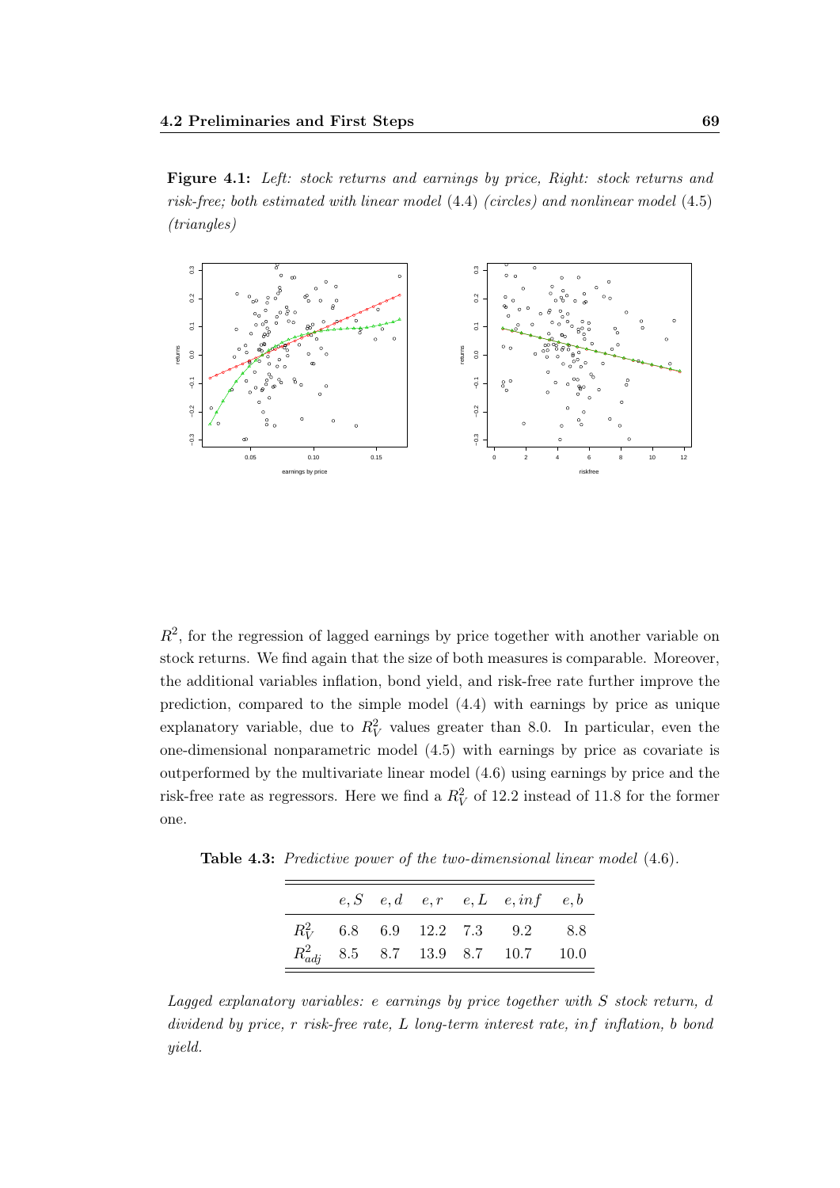**Figure 4.1:** *Left: stock returns and earnings by price, Right: stock returns and risk-free; both estimated with linear model* (4.4) *(circles) and nonlinear model* (4.5) *(triangles)*

$R^2$, for the regression of lagged earnings by price together with another variable on stock returns. We find again that the size of both measures is comparable. Moreover, the additional variables inflation, bond yield, and risk-free rate further improve the prediction, compared to the simple model (4.4) with earnings by price as unique explanatory variable, due to $R^2_V$ values greater than 8.0. In particular, even the one-dimensional nonparametric model (4.5) with earnings by price as covariate is outperformed by the multivariate linear model (4.6) using earnings by price and the risk-free rate as regressors. Here we find a $R^2_V$ of 12.2 instead of 11.8 for the former one.

**Table 4.3:** *Predictive power of the two-dimensional linear model* (4.6).

| | $e, S$ | $e, d$ | $e, r$ | $e, L$ | $e, inf$ | $e, b$ |
|---|---|---|---|---|---|---|
| $R^2_V$ | 6.8 | 6.9 | 12.2 | 7.3 | 9.2 | 8.8 |
| $R^2_{adj}$ | 8.5 | 8.7 | 13.9 | 8.7 | 10.7 | 10.0 |

*Lagged explanatory variables: $e$ earnings by price together with $S$ stock return, $d$ dividend by price, $r$ risk-free rate, $L$ long-term interest rate, $inf$ inflation, $b$ bond yield.*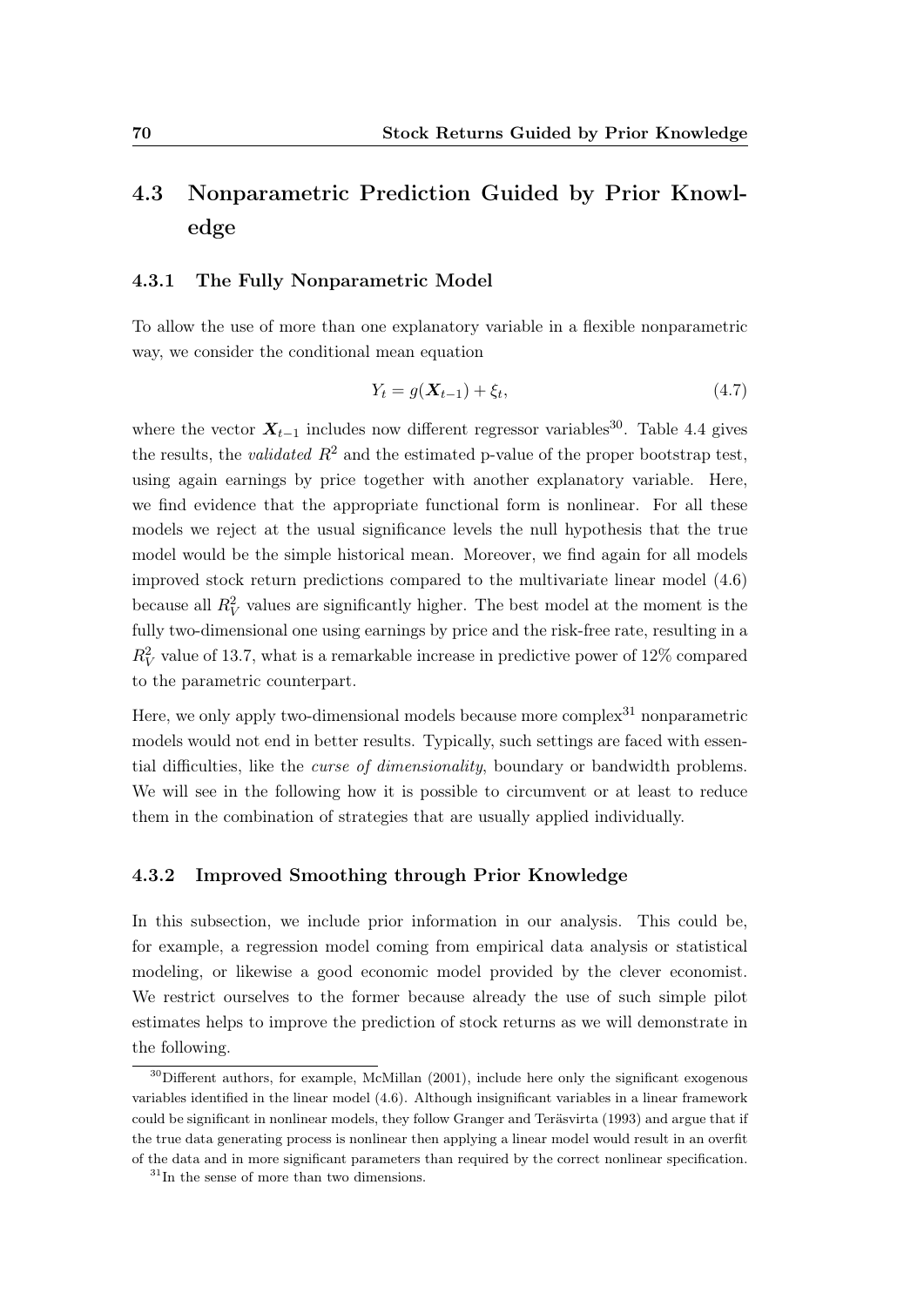## 4.3 Nonparametric Prediction Guided by Prior Knowledge

### 4.3.1 The Fully Nonparametric Model

To allow the use of more than one explanatory variable in a flexible nonparametric way, we consider the conditional mean equation

$$Y_t = g(\boldsymbol{X}_{t-1}) + \xi_t, \tag{4.7}$$

where the vector $\boldsymbol{X}_{t-1}$ includes now different regressor variables[30]. Table 4.4 gives the results, the *validated* $R^2$ and the estimated p-value of the proper bootstrap test, using again earnings by price together with another explanatory variable. Here, we find evidence that the appropriate functional form is nonlinear. For all these models we reject at the usual significance levels the null hypothesis that the true model would be the simple historical mean. Moreover, we find again for all models improved stock return predictions compared to the multivariate linear model (4.6) because all $R_V^2$ values are significantly higher. The best model at the moment is the fully two-dimensional one using earnings by price and the risk-free rate, resulting in a $R_V^2$ value of 13.7, what is a remarkable increase in predictive power of 12% compared to the parametric counterpart.

Here, we only apply two-dimensional models because more complex[31] nonparametric models would not end in better results. Typically, such settings are faced with essential difficulties, like the *curse of dimensionality*, boundary or bandwidth problems. We will see in the following how it is possible to circumvent or at least to reduce them in the combination of strategies that are usually applied individually.

### 4.3.2 Improved Smoothing through Prior Knowledge

In this subsection, we include prior information in our analysis. This could be, for example, a regression model coming from empirical data analysis or statistical modeling, or likewise a good economic model provided by the clever economist. We restrict ourselves to the former because already the use of such simple pilot estimates helps to improve the prediction of stock returns as we will demonstrate in the following.

[30] Different authors, for example, McMillan (2001), include here only the significant exogenous variables identified in the linear model (4.6). Although insignificant variables in a linear framework could be significant in nonlinear models, they follow Granger and Teräsvirta (1993) and argue that if the true data generating process is nonlinear then applying a linear model would result in an overfit of the data and in more significant parameters than required by the correct nonlinear specification.

[31] In the sense of more than two dimensions.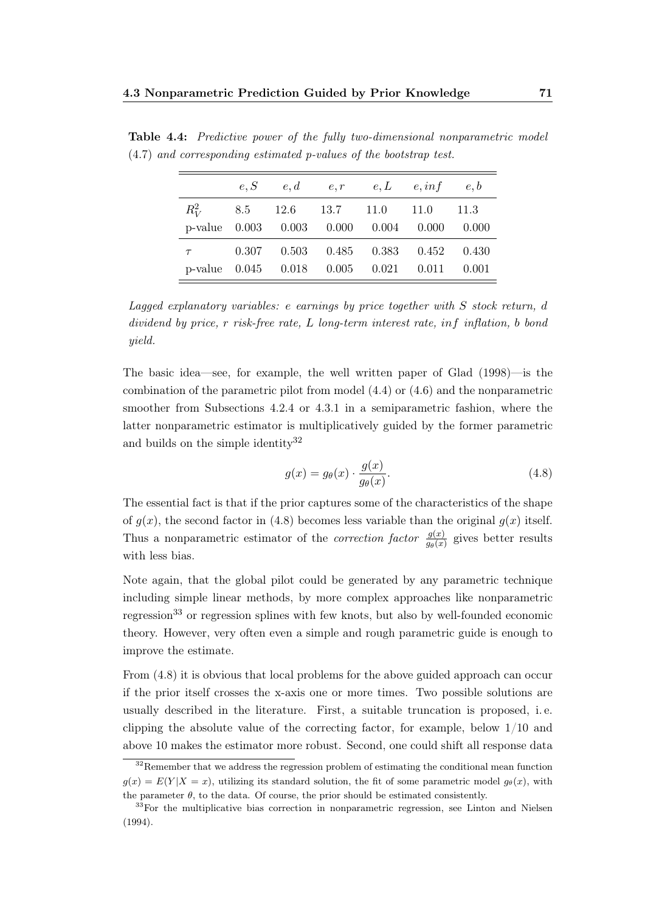**Table 4.4:** *Predictive power of the fully two-dimensional nonparametric model (4.7) and corresponding estimated p-values of the bootstrap test.*

| | $e, S$ | $e, d$ | $e, r$ | $e, L$ | $e, inf$ | $e, b$ |
|---|---|---|---|---|---|---|
| $R_V^2$ | 8.5 | 12.6 | 13.7 | 11.0 | 11.0 | 11.3 |
| p-value | 0.003 | 0.003 | 0.000 | 0.004 | 0.000 | 0.000 |
| $\tau$ | 0.307 | 0.503 | 0.485 | 0.383 | 0.452 | 0.430 |
| p-value | 0.045 | 0.018 | 0.005 | 0.021 | 0.011 | 0.001 |

*Lagged explanatory variables: $e$ earnings by price together with $S$ stock return, $d$ dividend by price, $r$ risk-free rate, $L$ long-term interest rate, $inf$ inflation, $b$ bond yield.*

The basic idea—see, for example, the well written paper of Glad (1998)—is the combination of the parametric pilot from model (4.4) or (4.6) and the nonparametric smoother from Subsections 4.2.4 or 4.3.1 in a semiparametric fashion, where the latter nonparametric estimator is multiplicatively guided by the former parametric and builds on the simple identity[32]

$$g(x) = g_\theta(x) \cdot \frac{g(x)}{g_\theta(x)}. \tag{4.8}$$

The essential fact is that if the prior captures some of the characteristics of the shape of $g(x)$, the second factor in (4.8) becomes less variable than the original $g(x)$ itself. Thus a nonparametric estimator of the *correction factor* $\frac{g(x)}{g_\theta(x)}$ gives better results with less bias.

Note again, that the global pilot could be generated by any parametric technique including simple linear methods, by more complex approaches like nonparametric regression[33] or regression splines with few knots, but also by well-founded economic theory. However, very often even a simple and rough parametric guide is enough to improve the estimate.

From (4.8) it is obvious that local problems for the above guided approach can occur if the prior itself crosses the x-axis one or more times. Two possible solutions are usually described in the literature. First, a suitable truncation is proposed, i. e. clipping the absolute value of the correcting factor, for example, below $1/10$ and above 10 makes the estimator more robust. Second, one could shift all response data

[32] Remember that we address the regression problem of estimating the conditional mean function $g(x) = E(Y|X = x)$, utilizing its standard solution, the fit of some parametric model $g_\theta(x)$, with the parameter $\theta$, to the data. Of course, the prior should be estimated consistently.

[33] For the multiplicative bias correction in nonparametric regression, see Linton and Nielsen (1994).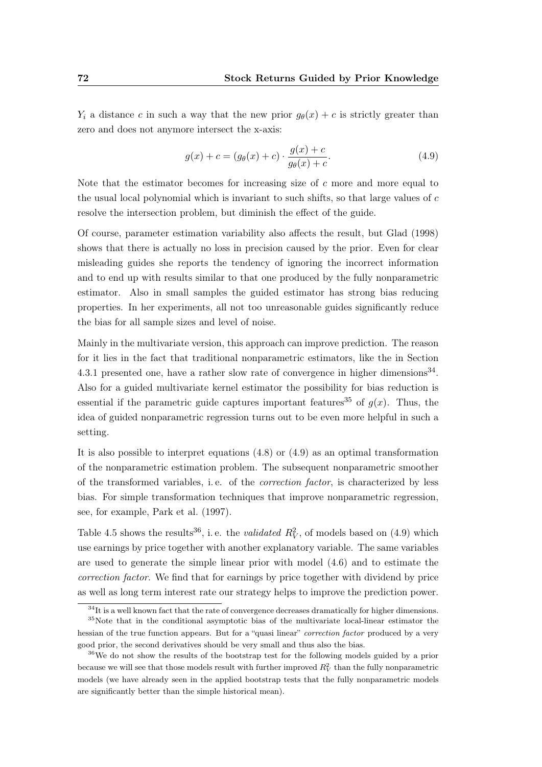$Y_i$ a distance $c$ in such a way that the new prior $g_\theta(x) + c$ is strictly greater than zero and does not anymore intersect the x-axis:

$$g(x) + c = (g_\theta(x) + c) \cdot \frac{g(x) + c}{g_\theta(x) + c}. \tag{4.9}$$

Note that the estimator becomes for increasing size of $c$ more and more equal to the usual local polynomial which is invariant to such shifts, so that large values of $c$ resolve the intersection problem, but diminish the effect of the guide.

Of course, parameter estimation variability also affects the result, but Glad (1998) shows that there is actually no loss in precision caused by the prior. Even for clear misleading guides she reports the tendency of ignoring the incorrect information and to end up with results similar to that one produced by the fully nonparametric estimator. Also in small samples the guided estimator has strong bias reducing properties. In her experiments, all not too unreasonable guides significantly reduce the bias for all sample sizes and level of noise.

Mainly in the multivariate version, this approach can improve prediction. The reason for it lies in the fact that traditional nonparametric estimators, like the in Section 4.3.1 presented one, have a rather slow rate of convergence in higher dimensions[34]. Also for a guided multivariate kernel estimator the possibility for bias reduction is essential if the parametric guide captures important features[35] of $g(x)$. Thus, the idea of guided nonparametric regression turns out to be even more helpful in such a setting.

It is also possible to interpret equations (4.8) or (4.9) as an optimal transformation of the nonparametric estimation problem. The subsequent nonparametric smoother of the transformed variables, i. e. of the *correction factor*, is characterized by less bias. For simple transformation techniques that improve nonparametric regression, see, for example, Park et al. (1997).

Table 4.5 shows the results[36], i. e. the *validated* $R^2_V$, of models based on (4.9) which use earnings by price together with another explanatory variable. The same variables are used to generate the simple linear prior with model (4.6) and to estimate the *correction factor*. We find that for earnings by price together with dividend by price as well as long term interest rate our strategy helps to improve the prediction power.

---

[34] It is a well known fact that the rate of convergence decreases dramatically for higher dimensions.

[35] Note that in the conditional asymptotic bias of the multivariate local-linear estimator the hessian of the true function appears. But for a "quasi linear" *correction factor* produced by a very good prior, the second derivatives should be very small and thus also the bias.

[36] We do not show the results of the bootstrap test for the following models guided by a prior because we will see that those models result with further improved $R^2_V$ than the fully nonparametric models (we have already seen in the applied bootstrap tests that the fully nonparametric models are significantly better than the simple historical mean).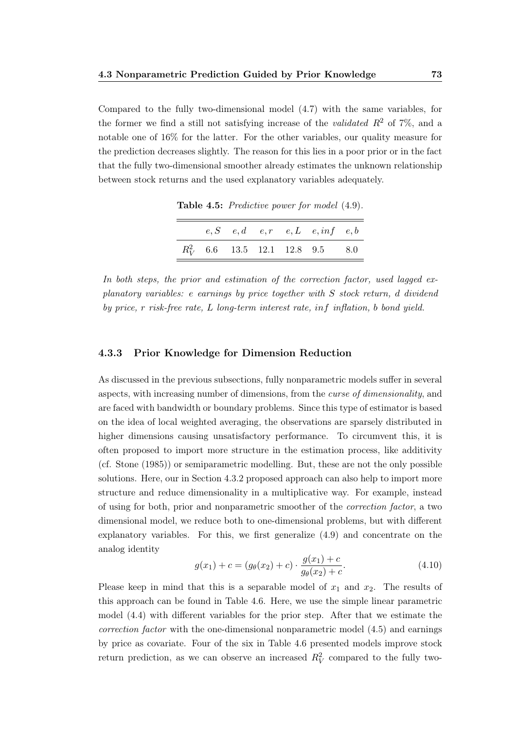Compared to the fully two-dimensional model (4.7) with the same variables, for the former we find a still not satisfying increase of the *validated* $R^2$ of 7%, and a notable one of 16% for the latter. For the other variables, our quality measure for the prediction decreases slightly. The reason for this lies in a poor prior or in the fact that the fully two-dimensional smoother already estimates the unknown relationship between stock returns and the used explanatory variables adequately.

**Table 4.5:** *Predictive power for model* (4.9).

| | $e,S$ | $e,d$ | $e,r$ | $e,L$ | $e,inf$ | $e,b$ |
|---|---|---|---|---|---|---|
| $R^2_V$ | 6.6 | 13.5 | 12.1 | 12.8 | 9.5 | 8.0 |

*In both steps, the prior and estimation of the correction factor, used lagged explanatory variables: e earnings by price together with S stock return, d dividend by price, r risk-free rate, L long-term interest rate, inf inflation, b bond yield.*

### 4.3.3 Prior Knowledge for Dimension Reduction

As discussed in the previous subsections, fully nonparametric models suffer in several aspects, with increasing number of dimensions, from the *curse of dimensionality*, and are faced with bandwidth or boundary problems. Since this type of estimator is based on the idea of local weighted averaging, the observations are sparsely distributed in higher dimensions causing unsatisfactory performance. To circumvent this, it is often proposed to import more structure in the estimation process, like additivity (cf. Stone (1985)) or semiparametric modelling. But, these are not the only possible solutions. Here, our in Section 4.3.2 proposed approach can also help to import more structure and reduce dimensionality in a multiplicative way. For example, instead of using for both, prior and nonparametric smoother of the *correction factor*, a two dimensional model, we reduce both to one-dimensional problems, but with different explanatory variables. For this, we first generalize (4.9) and concentrate on the analog identity

$$g(x_1) + c = (g_\theta(x_2) + c) \cdot \frac{g(x_1) + c}{g_\theta(x_2) + c}. \tag{4.10}$$

Please keep in mind that this is a separable model of $x_1$ and $x_2$. The results of this approach can be found in Table 4.6. Here, we use the simple linear parametric model (4.4) with different variables for the prior step. After that we estimate the *correction factor* with the one-dimensional nonparametric model (4.5) and earnings by price as covariate. Four of the six in Table 4.6 presented models improve stock return prediction, as we can observe an increased $R^2_V$ compared to the fully two-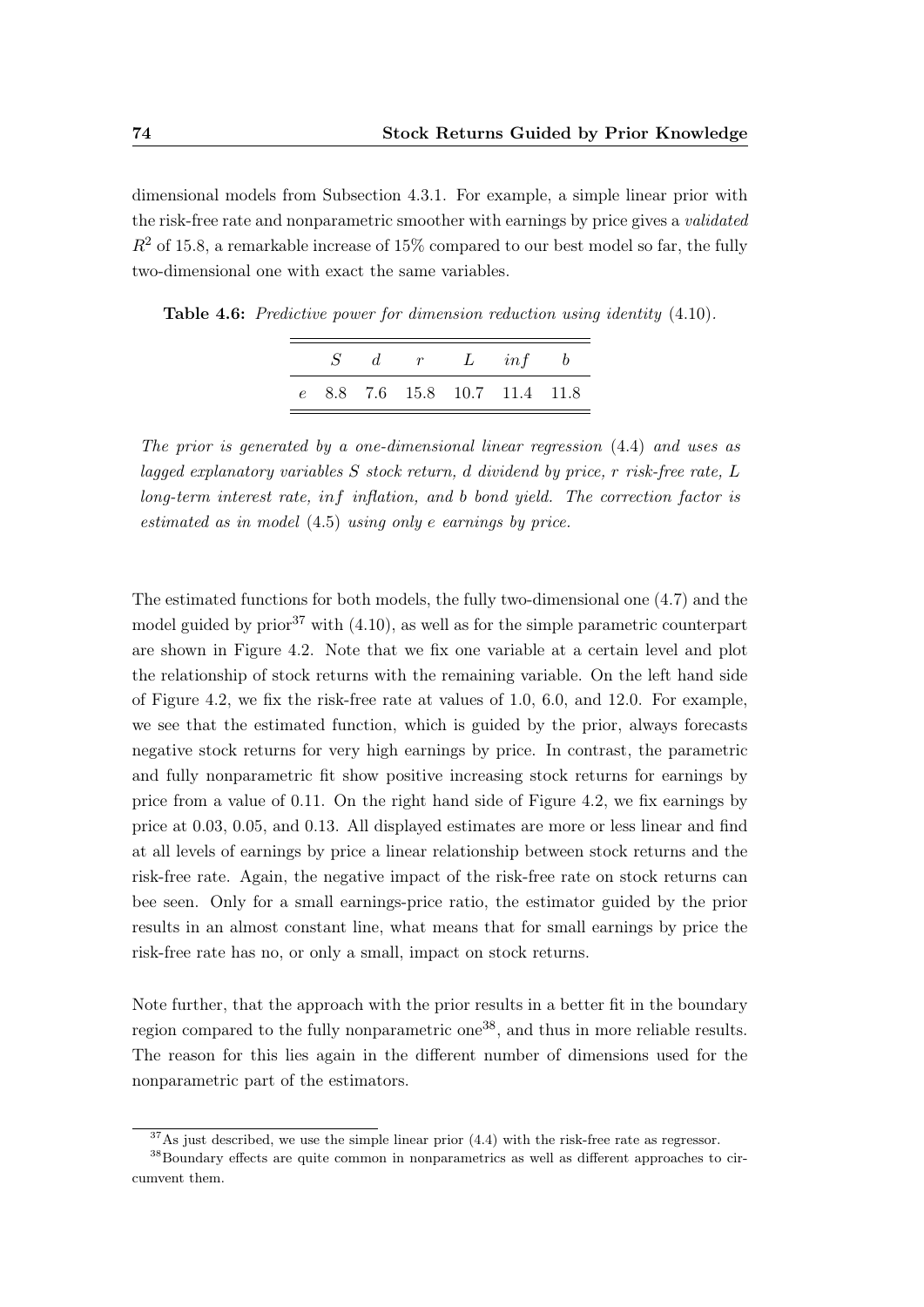dimensional models from Subsection 4.3.1. For example, a simple linear prior with the risk-free rate and nonparametric smoother with earnings by price gives a *validated* $R^2$ of 15.8, a remarkable increase of 15% compared to our best model so far, the fully two-dimensional one with exact the same variables.

**Table 4.6:** *Predictive power for dimension reduction using identity* (4.10).

|  | $S$ | $d$ | $r$ | $L$ | $inf$ | $b$ |
|---|---|---|---|---|---|---|
| $e$ | 8.8 | 7.6 | 15.8 | 10.7 | 11.4 | 11.8 |

*The prior is generated by a one-dimensional linear regression* (4.4) *and uses as lagged explanatory variables $S$ stock return, $d$ dividend by price, $r$ risk-free rate, $L$ long-term interest rate, $inf$ inflation, and $b$ bond yield. The correction factor is estimated as in model* (4.5) *using only $e$ earnings by price.*

The estimated functions for both models, the fully two-dimensional one (4.7) and the model guided by prior[37] with (4.10), as well as for the simple parametric counterpart are shown in Figure 4.2. Note that we fix one variable at a certain level and plot the relationship of stock returns with the remaining variable. On the left hand side of Figure 4.2, we fix the risk-free rate at values of 1.0, 6.0, and 12.0. For example, we see that the estimated function, which is guided by the prior, always forecasts negative stock returns for very high earnings by price. In contrast, the parametric and fully nonparametric fit show positive increasing stock returns for earnings by price from a value of 0.11. On the right hand side of Figure 4.2, we fix earnings by price at 0.03, 0.05, and 0.13. All displayed estimates are more or less linear and find at all levels of earnings by price a linear relationship between stock returns and the risk-free rate. Again, the negative impact of the risk-free rate on stock returns can bee seen. Only for a small earnings-price ratio, the estimator guided by the prior results in an almost constant line, what means that for small earnings by price the risk-free rate has no, or only a small, impact on stock returns.

Note further, that the approach with the prior results in a better fit in the boundary region compared to the fully nonparametric one[38], and thus in more reliable results. The reason for this lies again in the different number of dimensions used for the nonparametric part of the estimators.

[37] As just described, we use the simple linear prior (4.4) with the risk-free rate as regressor.

[38] Boundary effects are quite common in nonparametrics as well as different approaches to circumvent them.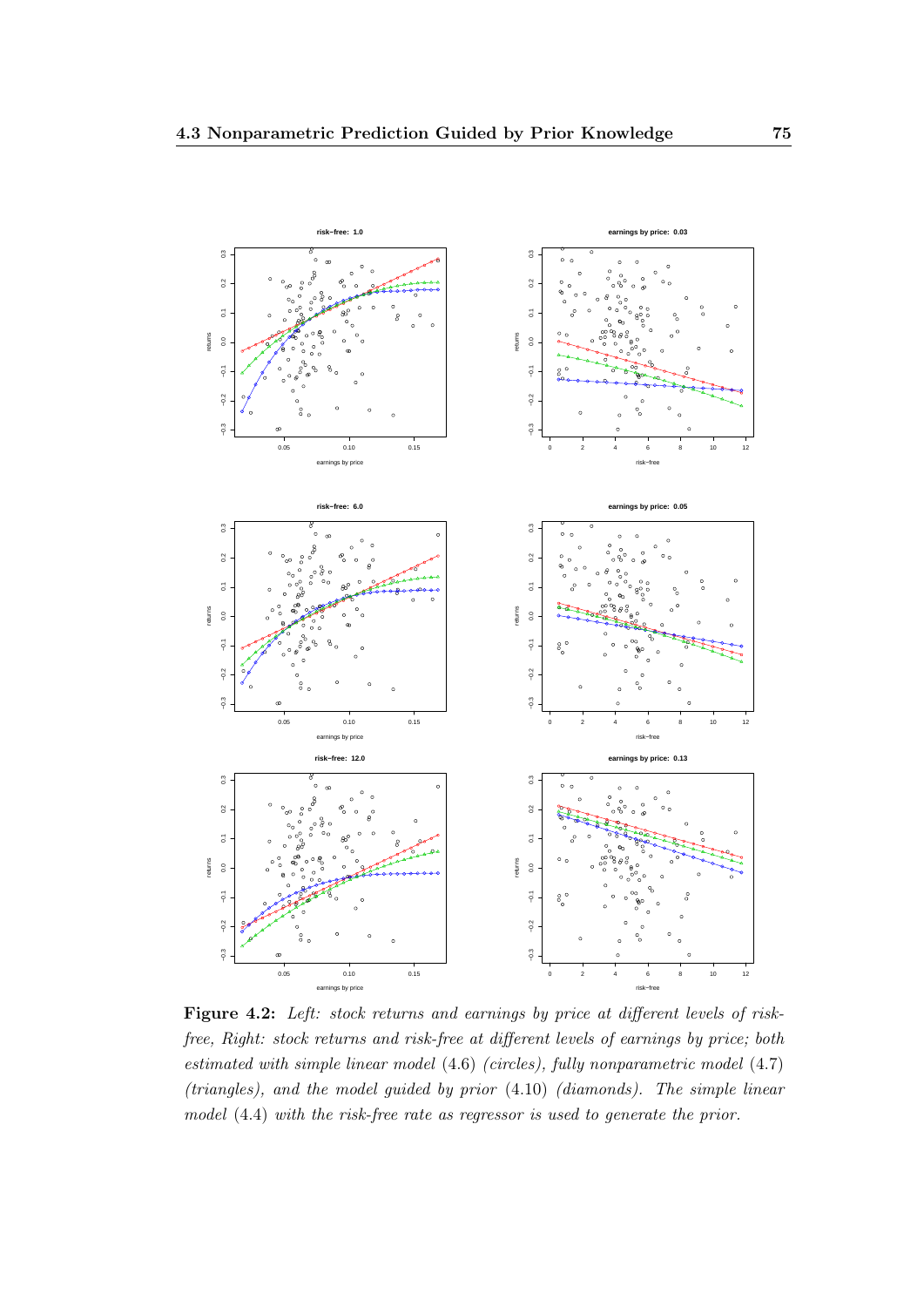**Figure 4.2:** *Left: stock returns and earnings by price at different levels of risk-free, Right: stock returns and risk-free at different levels of earnings by price; both estimated with simple linear model* (4.6) *(circles), fully nonparametric model* (4.7) *(triangles), and the model guided by prior* (4.10) *(diamonds). The simple linear model* (4.4) *with the risk-free rate as regressor is used to generate the prior.*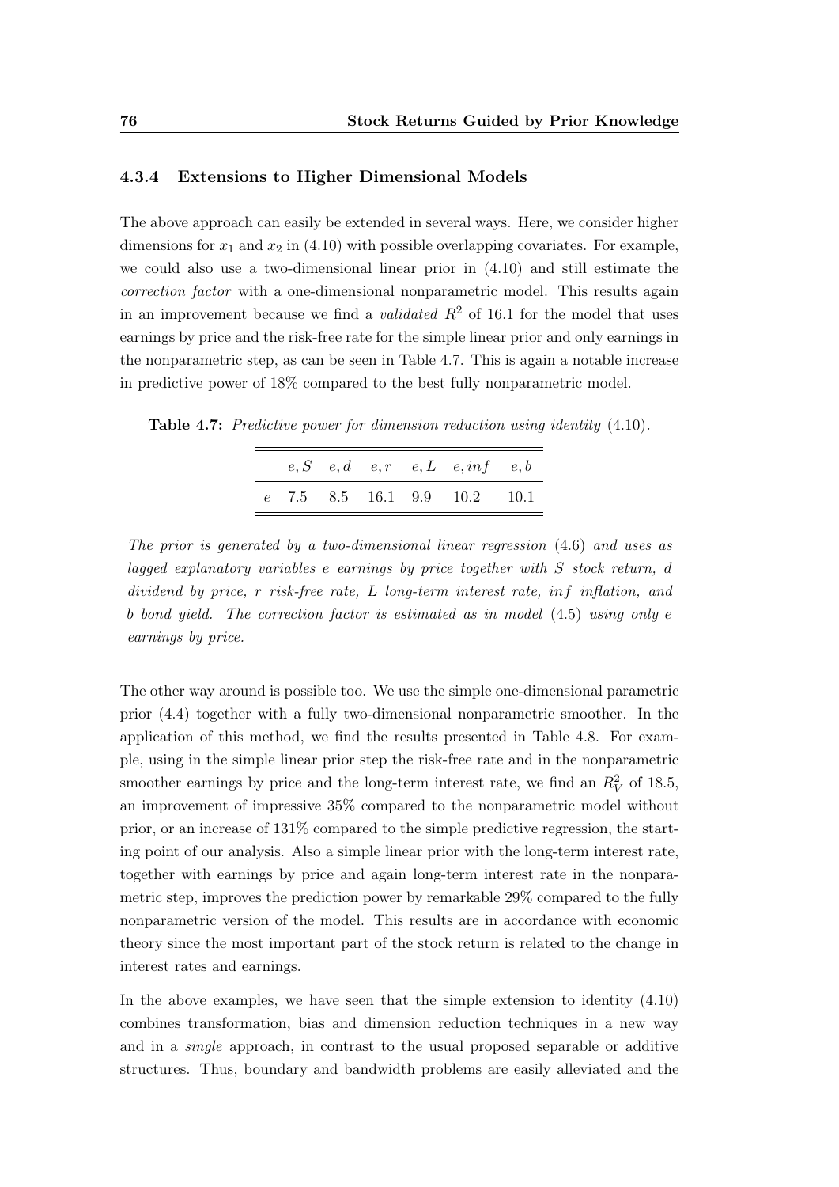### 4.3.4 Extensions to Higher Dimensional Models

The above approach can easily be extended in several ways. Here, we consider higher dimensions for $x_1$ and $x_2$ in (4.10) with possible overlapping covariates. For example, we could also use a two-dimensional linear prior in (4.10) and still estimate the *correction factor* with a one-dimensional nonparametric model. This results again in an improvement because we find a *validated* $R^2$ of 16.1 for the model that uses earnings by price and the risk-free rate for the simple linear prior and only earnings in the nonparametric step, as can be seen in Table 4.7. This is again a notable increase in predictive power of 18% compared to the best fully nonparametric model.

**Table 4.7:** *Predictive power for dimension reduction using identity* (4.10).

| | $e, S$ | $e, d$ | $e, r$ | $e, L$ | $e, inf$ | $e, b$ |
|---|---|---|---|---|---|---|
| $e$ | 7.5 | 8.5 | 16.1 | 9.9 | 10.2 | 10.1 |

*The prior is generated by a two-dimensional linear regression* (4.6) *and uses as lagged explanatory variables $e$ earnings by price together with $S$ stock return, $d$ dividend by price, $r$ risk-free rate, $L$ long-term interest rate, $inf$ inflation, and $b$ bond yield. The correction factor is estimated as in model* (4.5) *using only $e$ earnings by price.*

The other way around is possible too. We use the simple one-dimensional parametric prior (4.4) together with a fully two-dimensional nonparametric smoother. In the application of this method, we find the results presented in Table 4.8. For example, using in the simple linear prior step the risk-free rate and in the nonparametric smoother earnings by price and the long-term interest rate, we find an $R_V^2$ of 18.5, an improvement of impressive 35% compared to the nonparametric model without prior, or an increase of 131% compared to the simple predictive regression, the starting point of our analysis. Also a simple linear prior with the long-term interest rate, together with earnings by price and again long-term interest rate in the nonparametric step, improves the prediction power by remarkable 29% compared to the fully nonparametric version of the model. This results are in accordance with economic theory since the most important part of the stock return is related to the change in interest rates and earnings.

In the above examples, we have seen that the simple extension to identity (4.10) combines transformation, bias and dimension reduction techniques in a new way and in a *single* approach, in contrast to the usual proposed separable or additive structures. Thus, boundary and bandwidth problems are easily alleviated and the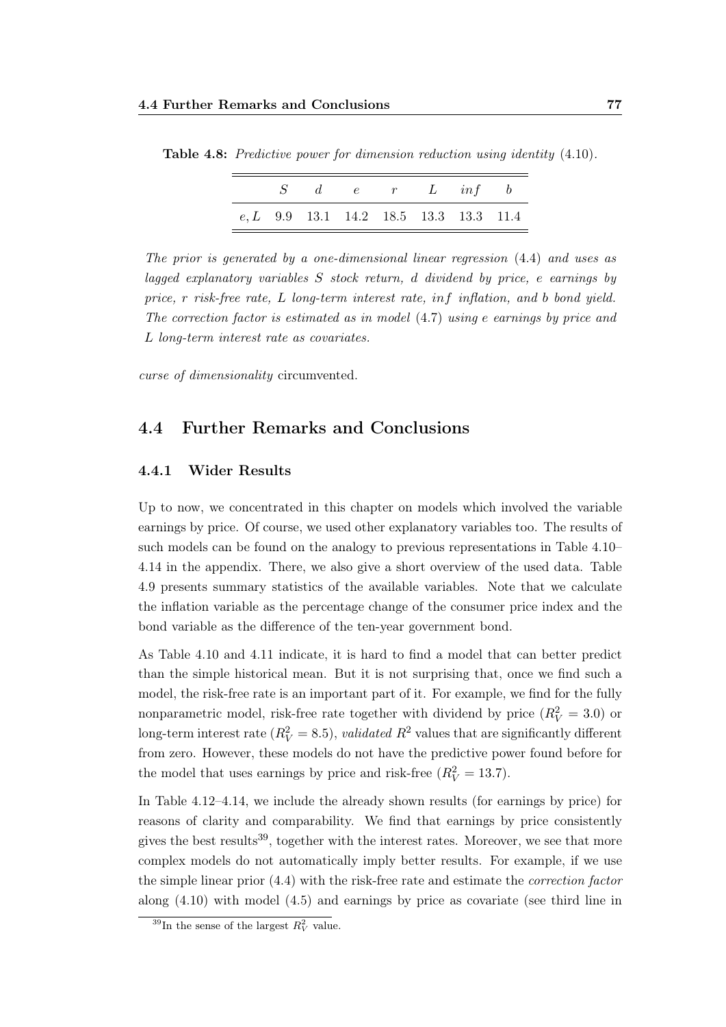**Table 4.8:** *Predictive power for dimension reduction using identity* (4.10).

| | $S$ | $d$ | $e$ | $r$ | $L$ | $inf$ | $b$ |
|---|---|---|---|---|---|---|---|
| $e, L$ | 9.9 | 13.1 | 14.2 | 18.5 | 13.3 | 13.3 | 11.4 |

*The prior is generated by a one-dimensional linear regression* (4.4) *and uses as lagged explanatory variables $S$ stock return, $d$ dividend by price, $e$ earnings by price, $r$ risk-free rate, $L$ long-term interest rate, $inf$ inflation, and $b$ bond yield. The correction factor is estimated as in model* (4.7) *using $e$ earnings by price and $L$ long-term interest rate as covariates.*

*curse of dimensionality* circumvented.

## 4.4 Further Remarks and Conclusions

### 4.4.1 Wider Results

Up to now, we concentrated in this chapter on models which involved the variable earnings by price. Of course, we used other explanatory variables too. The results of such models can be found on the analogy to previous representations in Table 4.10–4.14 in the appendix. There, we also give a short overview of the used data. Table 4.9 presents summary statistics of the available variables. Note that we calculate the inflation variable as the percentage change of the consumer price index and the bond variable as the difference of the ten-year government bond.

As Table 4.10 and 4.11 indicate, it is hard to find a model that can better predict than the simple historical mean. But it is not surprising that, once we find such a model, the risk-free rate is an important part of it. For example, we find for the fully nonparametric model, risk-free rate together with dividend by price ($R_V^2 = 3.0$) or long-term interest rate ($R_V^2 = 8.5$), *validated* $R^2$ values that are significantly different from zero. However, these models do not have the predictive power found before for the model that uses earnings by price and risk-free ($R_V^2 = 13.7$).

In Table 4.12–4.14, we include the already shown results (for earnings by price) for reasons of clarity and comparability. We find that earnings by price consistently gives the best results[39], together with the interest rates. Moreover, we see that more complex models do not automatically imply better results. For example, if we use the simple linear prior (4.4) with the risk-free rate and estimate the *correction factor* along (4.10) with model (4.5) and earnings by price as covariate (see third line in

[39] In the sense of the largest $R_V^2$ value.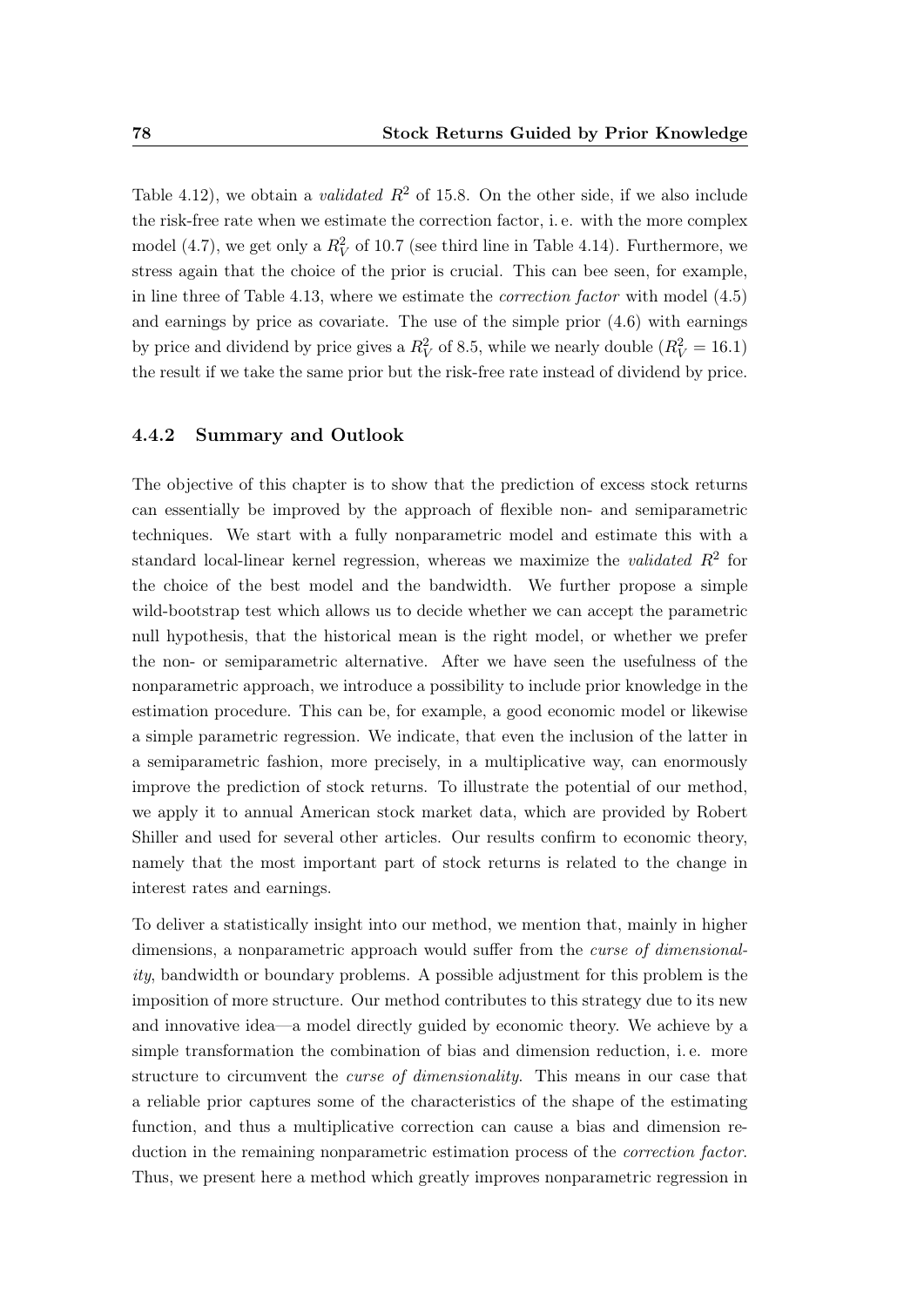Table 4.12), we obtain a *validated* $R^2$ of 15.8. On the other side, if we also include the risk-free rate when we estimate the correction factor, i. e. with the more complex model (4.7), we get only a $R_V^2$ of 10.7 (see third line in Table 4.14). Furthermore, we stress again that the choice of the prior is crucial. This can bee seen, for example, in line three of Table 4.13, where we estimate the *correction factor* with model (4.5) and earnings by price as covariate. The use of the simple prior (4.6) with earnings by price and dividend by price gives a $R_V^2$ of 8.5, while we nearly double ($R_V^2 = 16.1$) the result if we take the same prior but the risk-free rate instead of dividend by price.

### 4.4.2 Summary and Outlook

The objective of this chapter is to show that the prediction of excess stock returns can essentially be improved by the approach of flexible non- and semiparametric techniques. We start with a fully nonparametric model and estimate this with a standard local-linear kernel regression, whereas we maximize the *validated* $R^2$ for the choice of the best model and the bandwidth. We further propose a simple wild-bootstrap test which allows us to decide whether we can accept the parametric null hypothesis, that the historical mean is the right model, or whether we prefer the non- or semiparametric alternative. After we have seen the usefulness of the nonparametric approach, we introduce a possibility to include prior knowledge in the estimation procedure. This can be, for example, a good economic model or likewise a simple parametric regression. We indicate, that even the inclusion of the latter in a semiparametric fashion, more precisely, in a multiplicative way, can enormously improve the prediction of stock returns. To illustrate the potential of our method, we apply it to annual American stock market data, which are provided by Robert Shiller and used for several other articles. Our results confirm to economic theory, namely that the most important part of stock returns is related to the change in interest rates and earnings.

To deliver a statistically insight into our method, we mention that, mainly in higher dimensions, a nonparametric approach would suffer from the *curse of dimensionality*, bandwidth or boundary problems. A possible adjustment for this problem is the imposition of more structure. Our method contributes to this strategy due to its new and innovative idea—a model directly guided by economic theory. We achieve by a simple transformation the combination of bias and dimension reduction, i. e. more structure to circumvent the *curse of dimensionality*. This means in our case that a reliable prior captures some of the characteristics of the shape of the estimating function, and thus a multiplicative correction can cause a bias and dimension reduction in the remaining nonparametric estimation process of the *correction factor*. Thus, we present here a method which greatly improves nonparametric regression in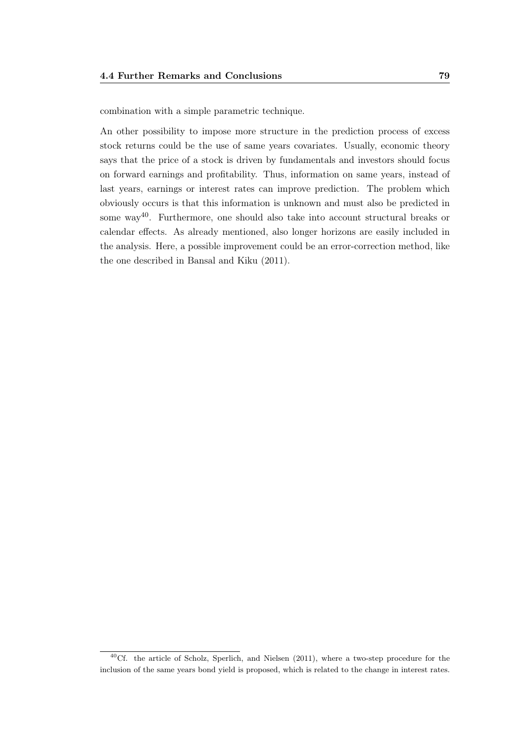combination with a simple parametric technique.

An other possibility to impose more structure in the prediction process of excess stock returns could be the use of same years covariates. Usually, economic theory says that the price of a stock is driven by fundamentals and investors should focus on forward earnings and profitability. Thus, information on same years, instead of last years, earnings or interest rates can improve prediction. The problem which obviously occurs is that this information is unknown and must also be predicted in some way[40]. Furthermore, one should also take into account structural breaks or calendar effects. As already mentioned, also longer horizons are easily included in the analysis. Here, a possible improvement could be an error-correction method, like the one described in Bansal and Kiku (2011).

[40] Cf. the article of Scholz, Sperlich, and Nielsen (2011), where a two-step procedure for the inclusion of the same years bond yield is proposed, which is related to the change in interest rates.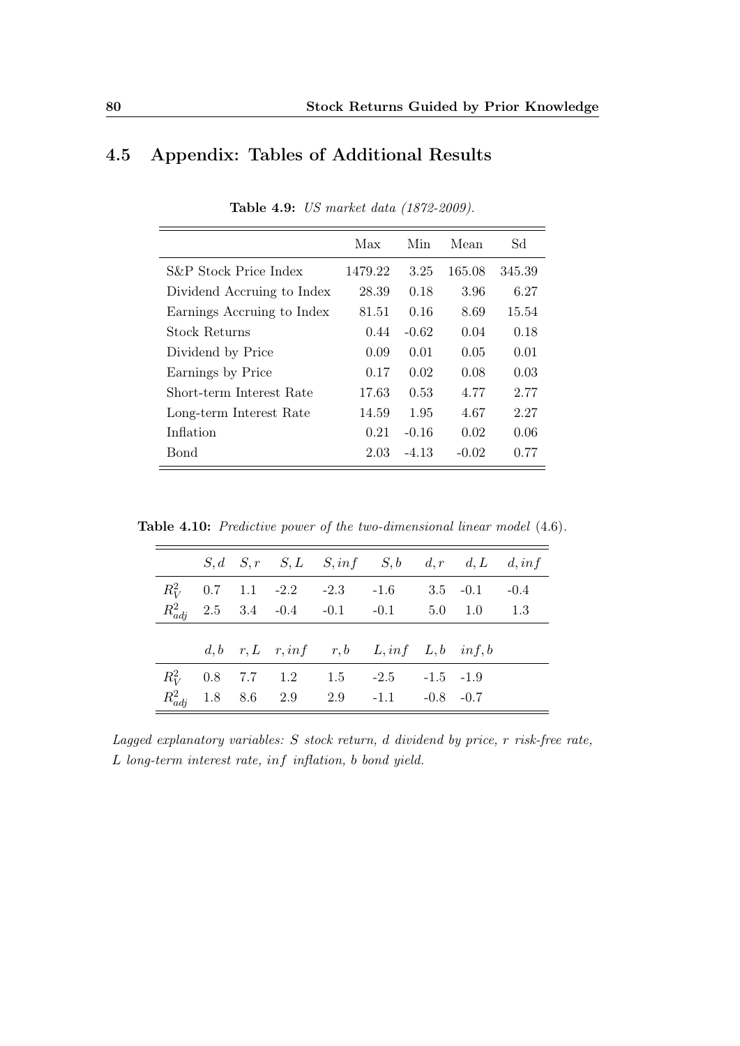## 4.5 Appendix: Tables of Additional Results

**Table 4.9:** *US market data (1872-2009).*

| | Max | Min | Mean | Sd |
|---|---|---|---|---|
| S&P Stock Price Index | 1479.22 | 3.25 | 165.08 | 345.39 |
| Dividend Accruing to Index | 28.39 | 0.18 | 3.96 | 6.27 |
| Earnings Accruing to Index | 81.51 | 0.16 | 8.69 | 15.54 |
| Stock Returns | 0.44 | -0.62 | 0.04 | 0.18 |
| Dividend by Price | 0.09 | 0.01 | 0.05 | 0.01 |
| Earnings by Price | 0.17 | 0.02 | 0.08 | 0.03 |
| Short-term Interest Rate | 17.63 | 0.53 | 4.77 | 2.77 |
| Long-term Interest Rate | 14.59 | 1.95 | 4.67 | 2.27 |
| Inflation | 0.21 | -0.16 | 0.02 | 0.06 |
| Bond | 2.03 | -4.13 | -0.02 | 0.77 |

**Table 4.10:** *Predictive power of the two-dimensional linear model* (4.6).

| | $S,d$ | $S,r$ | $S,L$ | $S,inf$ | $S,b$ | $d,r$ | $d,L$ | $d,inf$ |
|---|---|---|---|---|---|---|---|---|
| $R^2_V$ | 0.7 | 1.1 | -2.2 | -2.3 | -1.6 | 3.5 | -0.1 | -0.4 |
| $R^2_{adj}$ | 2.5 | 3.4 | -0.4 | -0.1 | -0.1 | 5.0 | 1.0 | 1.3 |
| | $d,b$ | $r,L$ | $r,inf$ | $r,b$ | $L,inf$ | $L,b$ | $inf,b$ | |
| $R^2_V$ | 0.8 | 7.7 | 1.2 | 1.5 | -2.5 | -1.5 | -1.9 | |
| $R^2_{adj}$ | 1.8 | 8.6 | 2.9 | 2.9 | -1.1 | -0.8 | -0.7 | |

*Lagged explanatory variables: $S$ stock return, $d$ dividend by price, $r$ risk-free rate, $L$ long-term interest rate, $inf$ inflation, $b$ bond yield.*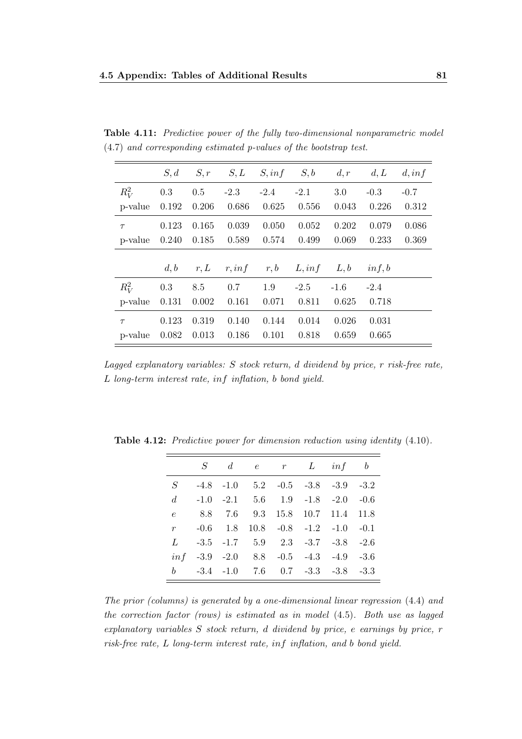**Table 4.11:** *Predictive power of the fully two-dimensional nonparametric model (4.7) and corresponding estimated p-values of the bootstrap test.*

| | $S, d$ | $S, r$ | $S, L$ | $S, inf$ | $S, b$ | $d, r$ | $d, L$ | $d, inf$ |
|---|---|---|---|---|---|---|---|---|
| $R_V^2$ | 0.3 | 0.5 | -2.3 | -2.4 | -2.1 | 3.0 | -0.3 | -0.7 |
| p-value | 0.192 | 0.206 | 0.686 | 0.625 | 0.556 | 0.043 | 0.226 | 0.312 |
| $\tau$ | 0.123 | 0.165 | 0.039 | 0.050 | 0.052 | 0.202 | 0.079 | 0.086 |
| p-value | 0.240 | 0.185 | 0.589 | 0.574 | 0.499 | 0.069 | 0.233 | 0.369 |

| | $d, b$ | $r, L$ | $r, inf$ | $r, b$ | $L, inf$ | $L, b$ | $inf, b$ |
|---|---|---|---|---|---|---|---|
| $R_V^2$ | 0.3 | 8.5 | 0.7 | 1.9 | -2.5 | -1.6 | -2.4 |
| p-value | 0.131 | 0.002 | 0.161 | 0.071 | 0.811 | 0.625 | 0.718 |
| $\tau$ | 0.123 | 0.319 | 0.140 | 0.144 | 0.014 | 0.026 | 0.031 |
| p-value | 0.082 | 0.013 | 0.186 | 0.101 | 0.818 | 0.659 | 0.665 |

*Lagged explanatory variables: $S$ stock return, $d$ dividend by price, $r$ risk-free rate, $L$ long-term interest rate, $inf$ inflation, $b$ bond yield.*

**Table 4.12:** *Predictive power for dimension reduction using identity (4.10).*

| | $S$ | $d$ | $e$ | $r$ | $L$ | $inf$ | $b$ |
|---|---|---|---|---|---|---|---|
| $S$ | -4.8 | -1.0 | 5.2 | -0.5 | -3.8 | -3.9 | -3.2 |
| $d$ | -1.0 | -2.1 | 5.6 | 1.9 | -1.8 | -2.0 | -0.6 |
| $e$ | 8.8 | 7.6 | 9.3 | 15.8 | 10.7 | 11.4 | 11.8 |
| $r$ | -0.6 | 1.8 | 10.8 | -0.8 | -1.2 | -1.0 | -0.1 |
| $L$ | -3.5 | -1.7 | 5.9 | 2.3 | -3.7 | -3.8 | -2.6 |
| $inf$ | -3.9 | -2.0 | 8.8 | -0.5 | -4.3 | -4.9 | -3.6 |
| $b$ | -3.4 | -1.0 | 7.6 | 0.7 | -3.3 | -3.8 | -3.3 |

*The prior (columns) is generated by a one-dimensional linear regression (4.4) and the correction factor (rows) is estimated as in model (4.5). Both use as lagged explanatory variables $S$ stock return, $d$ dividend by price, $e$ earnings by price, $r$ risk-free rate, $L$ long-term interest rate, $inf$ inflation, and $b$ bond yield.*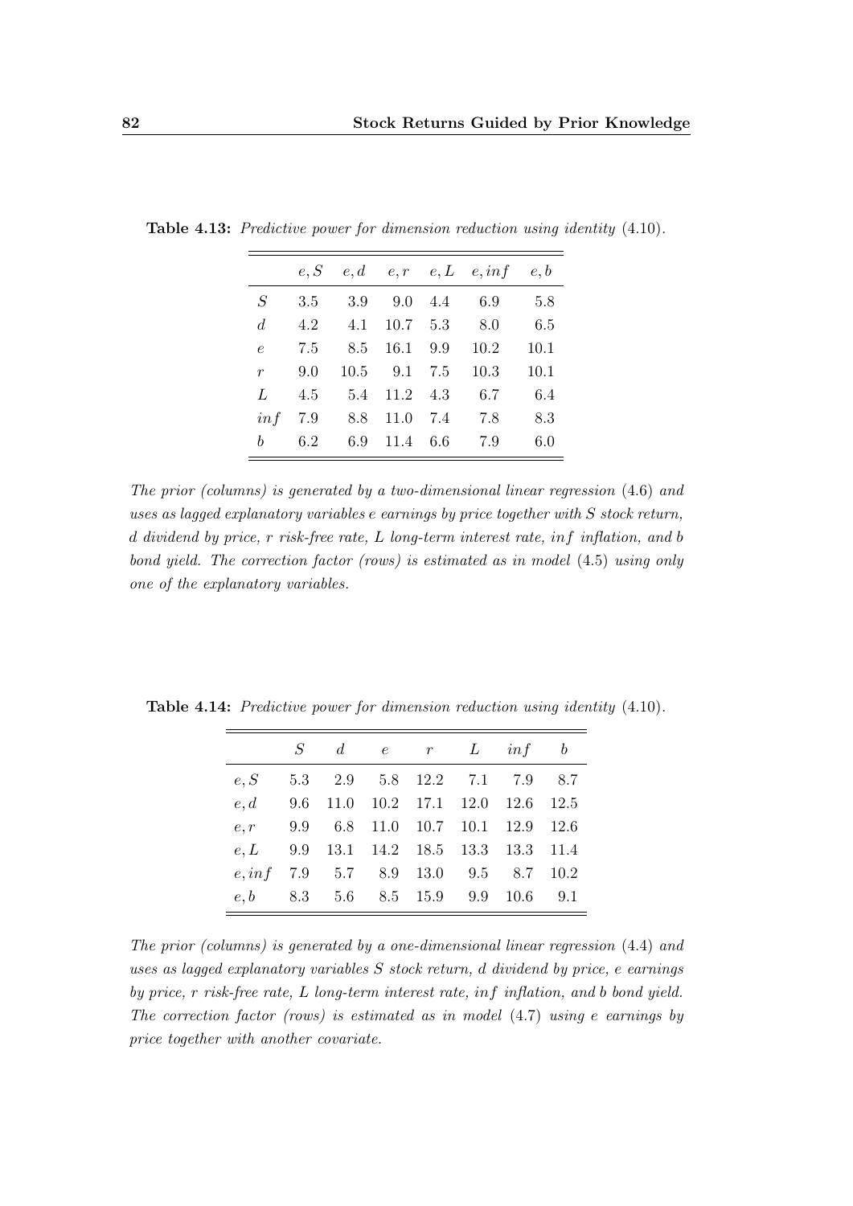**Table 4.13:** *Predictive power for dimension reduction using identity* (4.10).

| | $e, S$ | $e, d$ | $e, r$ | $e, L$ | $e, inf$ | $e, b$ |
|---|---|---|---|---|---|---|
| $S$ | 3.5 | 3.9 | 9.0 | 4.4 | 6.9 | 5.8 |
| $d$ | 4.2 | 4.1 | 10.7 | 5.3 | 8.0 | 6.5 |
| $e$ | 7.5 | 8.5 | 16.1 | 9.9 | 10.2 | 10.1 |
| $r$ | 9.0 | 10.5 | 9.1 | 7.5 | 10.3 | 10.1 |
| $L$ | 4.5 | 5.4 | 11.2 | 4.3 | 6.7 | 6.4 |
| $inf$ | 7.9 | 8.8 | 11.0 | 7.4 | 7.8 | 8.3 |
| $b$ | 6.2 | 6.9 | 11.4 | 6.6 | 7.9 | 6.0 |

*The prior (columns) is generated by a two-dimensional linear regression* (4.6) *and uses as lagged explanatory variables $e$ earnings by price together with $S$ stock return, $d$ dividend by price, $r$ risk-free rate, $L$ long-term interest rate, $inf$ inflation, and $b$ bond yield. The correction factor (rows) is estimated as in model* (4.5) *using only one of the explanatory variables.*

**Table 4.14:** *Predictive power for dimension reduction using identity* (4.10).

| | $S$ | $d$ | $e$ | $r$ | $L$ | $inf$ | $b$ |
|---|---|---|---|---|---|---|---|
| $e, S$ | 5.3 | 2.9 | 5.8 | 12.2 | 7.1 | 7.9 | 8.7 |
| $e, d$ | 9.6 | 11.0 | 10.2 | 17.1 | 12.0 | 12.6 | 12.5 |
| $e, r$ | 9.9 | 6.8 | 11.0 | 10.7 | 10.1 | 12.9 | 12.6 |
| $e, L$ | 9.9 | 13.1 | 14.2 | 18.5 | 13.3 | 13.3 | 11.4 |
| $e, inf$ | 7.9 | 5.7 | 8.9 | 13.0 | 9.5 | 8.7 | 10.2 |
| $e, b$ | 8.3 | 5.6 | 8.5 | 15.9 | 9.9 | 10.6 | 9.1 |

*The prior (columns) is generated by a one-dimensional linear regression* (4.4) *and uses as lagged explanatory variables $S$ stock return, $d$ dividend by price, $e$ earnings by price, $r$ risk-free rate, $L$ long-term interest rate, $inf$ inflation, and $b$ bond yield. The correction factor (rows) is estimated as in model* (4.7) *using $e$ earnings by price together with another covariate.*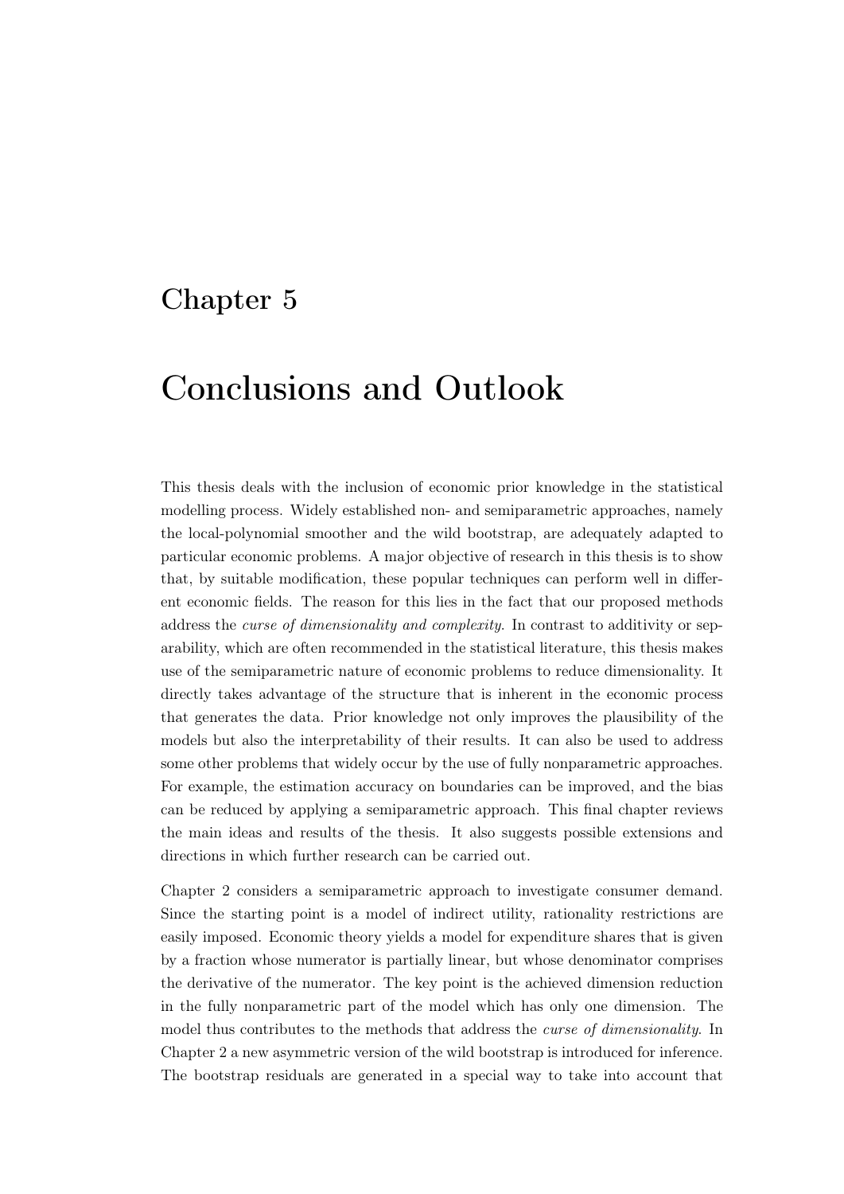# Chapter 5

# Conclusions and Outlook

This thesis deals with the inclusion of economic prior knowledge in the statistical modelling process. Widely established non- and semiparametric approaches, namely the local-polynomial smoother and the wild bootstrap, are adequately adapted to particular economic problems. A major objective of research in this thesis is to show that, by suitable modification, these popular techniques can perform well in different economic fields. The reason for this lies in the fact that our proposed methods address the *curse of dimensionality and complexity*. In contrast to additivity or separability, which are often recommended in the statistical literature, this thesis makes use of the semiparametric nature of economic problems to reduce dimensionality. It directly takes advantage of the structure that is inherent in the economic process that generates the data. Prior knowledge not only improves the plausibility of the models but also the interpretability of their results. It can also be used to address some other problems that widely occur by the use of fully nonparametric approaches. For example, the estimation accuracy on boundaries can be improved, and the bias can be reduced by applying a semiparametric approach. This final chapter reviews the main ideas and results of the thesis. It also suggests possible extensions and directions in which further research can be carried out.

Chapter 2 considers a semiparametric approach to investigate consumer demand. Since the starting point is a model of indirect utility, rationality restrictions are easily imposed. Economic theory yields a model for expenditure shares that is given by a fraction whose numerator is partially linear, but whose denominator comprises the derivative of the numerator. The key point is the achieved dimension reduction in the fully nonparametric part of the model which has only one dimension. The model thus contributes to the methods that address the *curse of dimensionality*. In Chapter 2 a new asymmetric version of the wild bootstrap is introduced for inference. The bootstrap residuals are generated in a special way to take into account that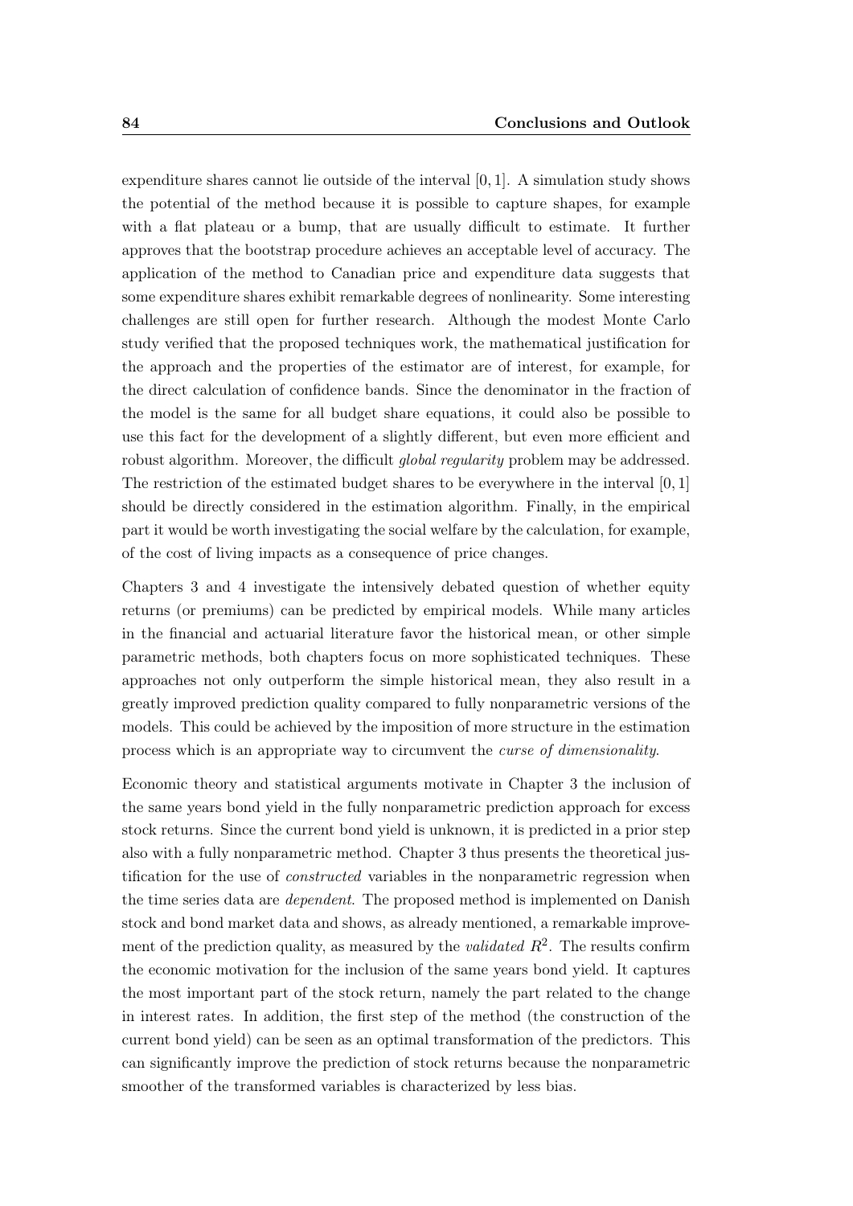expenditure shares cannot lie outside of the interval $[0, 1]$. A simulation study shows the potential of the method because it is possible to capture shapes, for example with a flat plateau or a bump, that are usually difficult to estimate. It further approves that the bootstrap procedure achieves an acceptable level of accuracy. The application of the method to Canadian price and expenditure data suggests that some expenditure shares exhibit remarkable degrees of nonlinearity. Some interesting challenges are still open for further research. Although the modest Monte Carlo study verified that the proposed techniques work, the mathematical justification for the approach and the properties of the estimator are of interest, for example, for the direct calculation of confidence bands. Since the denominator in the fraction of the model is the same for all budget share equations, it could also be possible to use this fact for the development of a slightly different, but even more efficient and robust algorithm. Moreover, the difficult *global regularity* problem may be addressed. The restriction of the estimated budget shares to be everywhere in the interval $[0, 1]$ should be directly considered in the estimation algorithm. Finally, in the empirical part it would be worth investigating the social welfare by the calculation, for example, of the cost of living impacts as a consequence of price changes.

Chapters 3 and 4 investigate the intensively debated question of whether equity returns (or premiums) can be predicted by empirical models. While many articles in the financial and actuarial literature favor the historical mean, or other simple parametric methods, both chapters focus on more sophisticated techniques. These approaches not only outperform the simple historical mean, they also result in a greatly improved prediction quality compared to fully nonparametric versions of the models. This could be achieved by the imposition of more structure in the estimation process which is an appropriate way to circumvent the *curse of dimensionality*.

Economic theory and statistical arguments motivate in Chapter 3 the inclusion of the same years bond yield in the fully nonparametric prediction approach for excess stock returns. Since the current bond yield is unknown, it is predicted in a prior step also with a fully nonparametric method. Chapter 3 thus presents the theoretical justification for the use of *constructed* variables in the nonparametric regression when the time series data are *dependent*. The proposed method is implemented on Danish stock and bond market data and shows, as already mentioned, a remarkable improvement of the prediction quality, as measured by the *validated* $R^2$. The results confirm the economic motivation for the inclusion of the same years bond yield. It captures the most important part of the stock return, namely the part related to the change in interest rates. In addition, the first step of the method (the construction of the current bond yield) can be seen as an optimal transformation of the predictors. This can significantly improve the prediction of stock returns because the nonparametric smoother of the transformed variables is characterized by less bias.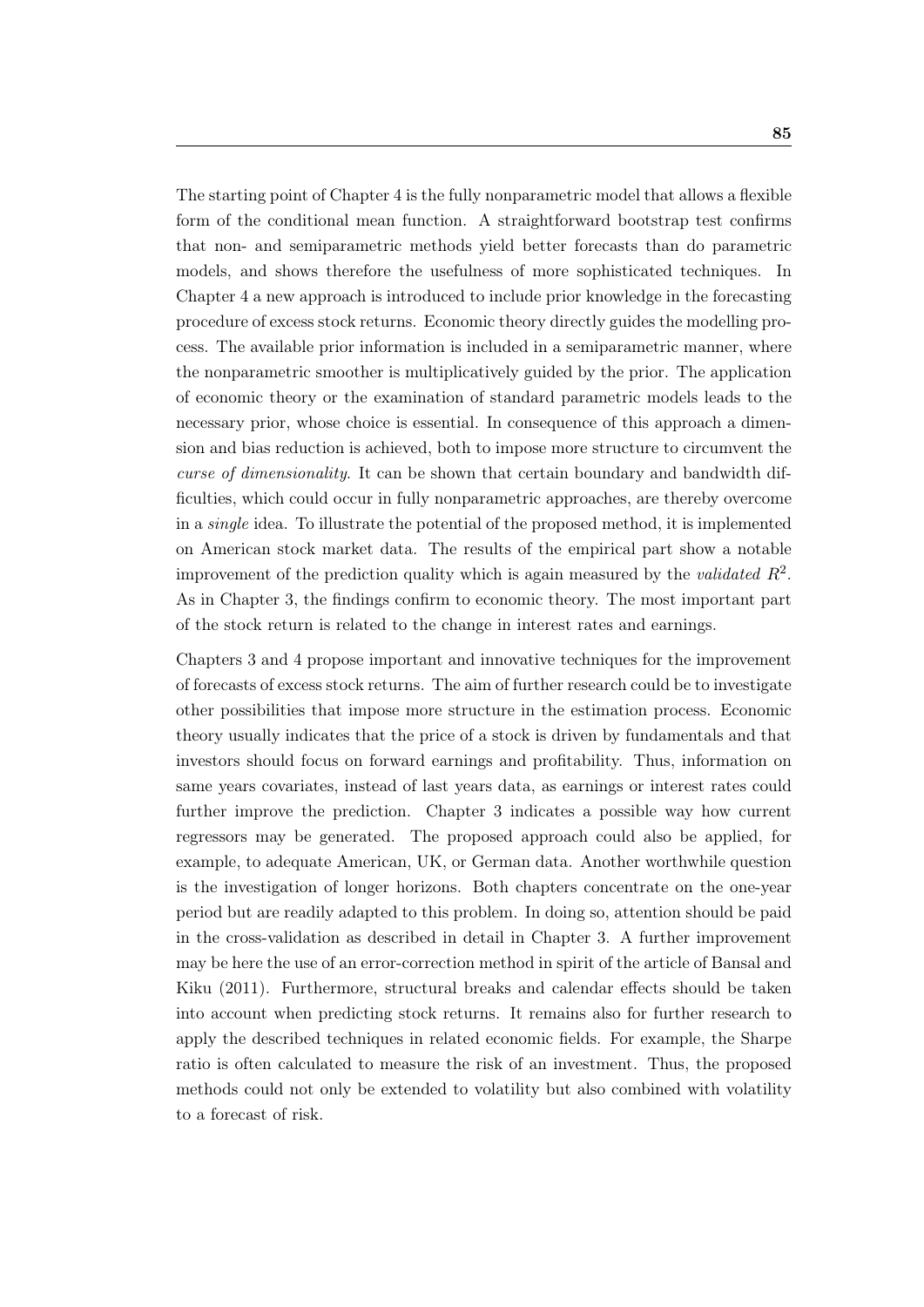The starting point of Chapter 4 is the fully nonparametric model that allows a flexible form of the conditional mean function. A straightforward bootstrap test confirms that non- and semiparametric methods yield better forecasts than do parametric models, and shows therefore the usefulness of more sophisticated techniques. In Chapter 4 a new approach is introduced to include prior knowledge in the forecasting procedure of excess stock returns. Economic theory directly guides the modelling process. The available prior information is included in a semiparametric manner, where the nonparametric smoother is multiplicatively guided by the prior. The application of economic theory or the examination of standard parametric models leads to the necessary prior, whose choice is essential. In consequence of this approach a dimension and bias reduction is achieved, both to impose more structure to circumvent the *curse of dimensionality*. It can be shown that certain boundary and bandwidth difficulties, which could occur in fully nonparametric approaches, are thereby overcome in a *single* idea. To illustrate the potential of the proposed method, it is implemented on American stock market data. The results of the empirical part show a notable improvement of the prediction quality which is again measured by the *validated* $R^2$. As in Chapter 3, the findings confirm to economic theory. The most important part of the stock return is related to the change in interest rates and earnings.

Chapters 3 and 4 propose important and innovative techniques for the improvement of forecasts of excess stock returns. The aim of further research could be to investigate other possibilities that impose more structure in the estimation process. Economic theory usually indicates that the price of a stock is driven by fundamentals and that investors should focus on forward earnings and profitability. Thus, information on same years covariates, instead of last years data, as earnings or interest rates could further improve the prediction. Chapter 3 indicates a possible way how current regressors may be generated. The proposed approach could also be applied, for example, to adequate American, UK, or German data. Another worthwhile question is the investigation of longer horizons. Both chapters concentrate on the one-year period but are readily adapted to this problem. In doing so, attention should be paid in the cross-validation as described in detail in Chapter 3. A further improvement may be here the use of an error-correction method in spirit of the article of Bansal and Kiku (2011). Furthermore, structural breaks and calendar effects should be taken into account when predicting stock returns. It remains also for further research to apply the described techniques in related economic fields. For example, the Sharpe ratio is often calculated to measure the risk of an investment. Thus, the proposed methods could not only be extended to volatility but also combined with volatility to a forecast of risk.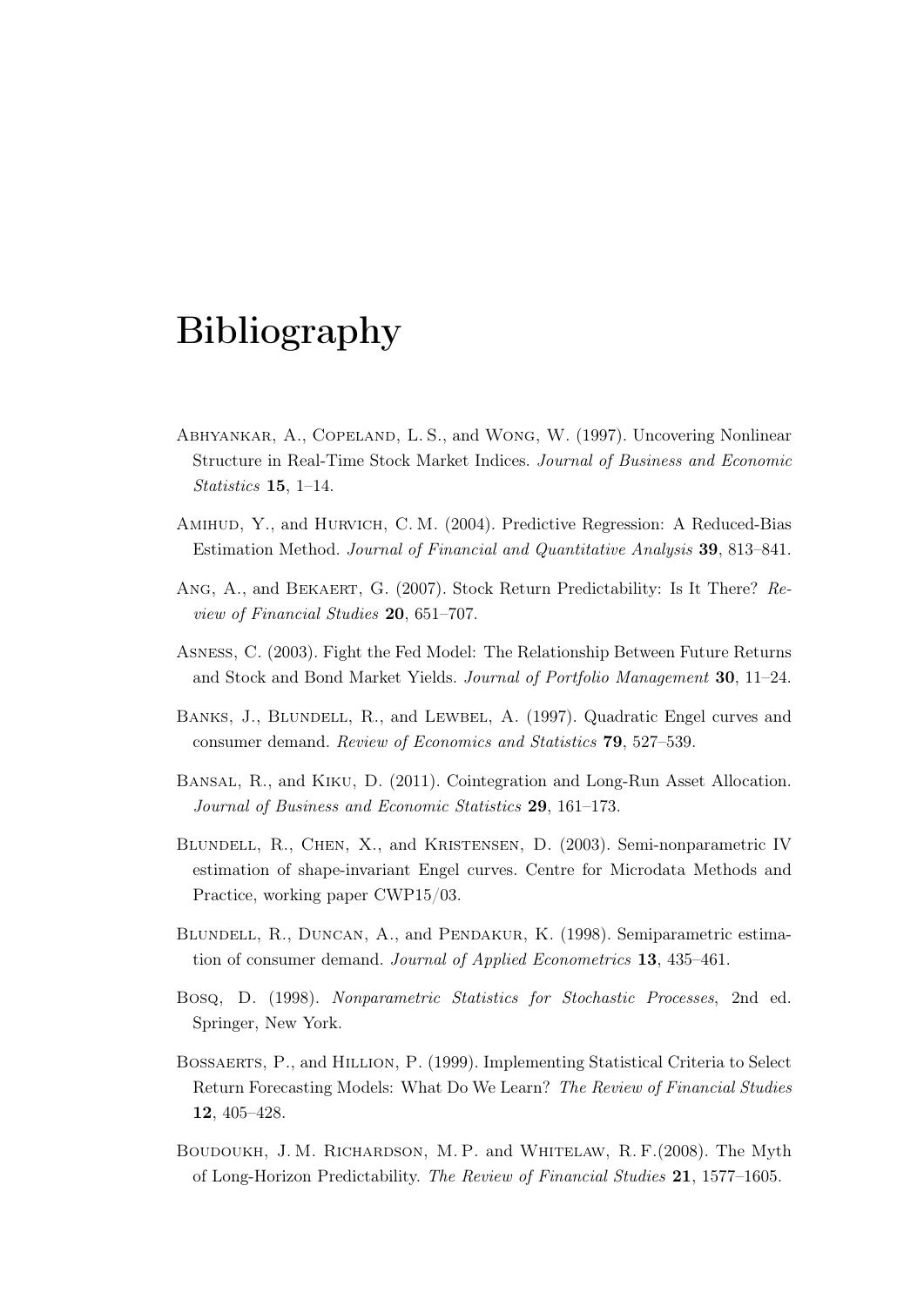# Bibliography

Abhyankar, A., Copeland, L. S., and Wong, W. (1997). Uncovering Nonlinear Structure in Real-Time Stock Market Indices. *Journal of Business and Economic Statistics* **15**, 1–14.

Amihud, Y., and Hurvich, C. M. (2004). Predictive Regression: A Reduced-Bias Estimation Method. *Journal of Financial and Quantitative Analysis* **39**, 813–841.

Ang, A., and Bekaert, G. (2007). Stock Return Predictability: Is It There? *Review of Financial Studies* **20**, 651–707.

Asness, C. (2003). Fight the Fed Model: The Relationship Between Future Returns and Stock and Bond Market Yields. *Journal of Portfolio Management* **30**, 11–24.

Banks, J., Blundell, R., and Lewbel, A. (1997). Quadratic Engel curves and consumer demand. *Review of Economics and Statistics* **79**, 527–539.

Bansal, R., and Kiku, D. (2011). Cointegration and Long-Run Asset Allocation. *Journal of Business and Economic Statistics* **29**, 161–173.

Blundell, R., Chen, X., and Kristensen, D. (2003). Semi-nonparametric IV estimation of shape-invariant Engel curves. Centre for Microdata Methods and Practice, working paper CWP15/03.

Blundell, R., Duncan, A., and Pendakur, K. (1998). Semiparametric estimation of consumer demand. *Journal of Applied Econometrics* **13**, 435–461.

Bosq, D. (1998). *Nonparametric Statistics for Stochastic Processes*, 2nd ed. Springer, New York.

Bossaerts, P., and Hillion, P. (1999). Implementing Statistical Criteria to Select Return Forecasting Models: What Do We Learn? *The Review of Financial Studies* **12**, 405–428.

Boudoukh, J. M. Richardson, M. P. and Whitelaw, R. F.(2008). The Myth of Long-Horizon Predictability. *The Review of Financial Studies* **21**, 1577–1605.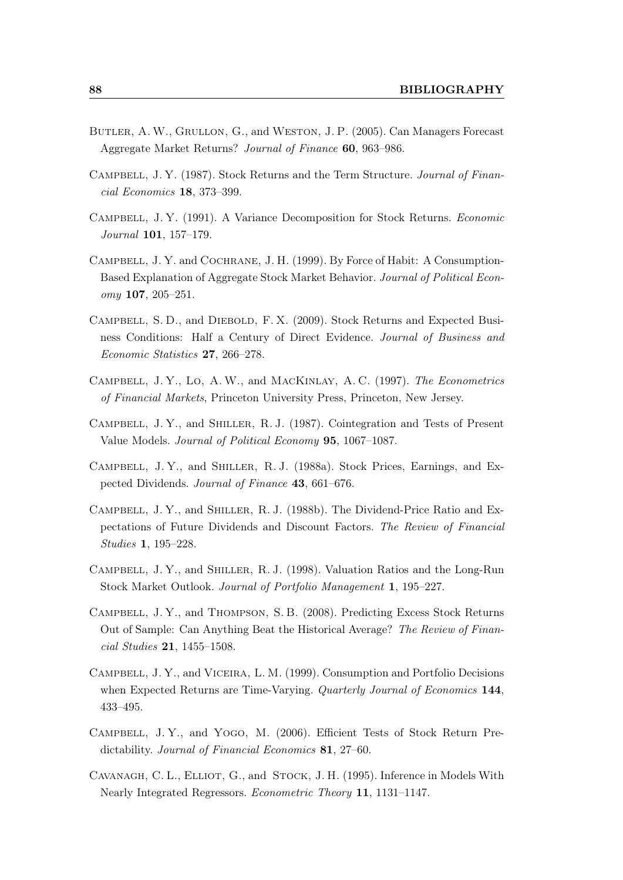Butler, A. W., Grullon, G., and Weston, J. P. (2005). Can Managers Forecast Aggregate Market Returns? *Journal of Finance* **60**, 963–986.

Campbell, J. Y. (1987). Stock Returns and the Term Structure. *Journal of Financial Economics* **18**, 373–399.

Campbell, J. Y. (1991). A Variance Decomposition for Stock Returns. *Economic Journal* **101**, 157–179.

Campbell, J. Y. and Cochrane, J. H. (1999). By Force of Habit: A Consumption-Based Explanation of Aggregate Stock Market Behavior. *Journal of Political Economy* **107**, 205–251.

Campbell, S. D., and Diebold, F. X. (2009). Stock Returns and Expected Business Conditions: Half a Century of Direct Evidence. *Journal of Business and Economic Statistics* **27**, 266–278.

Campbell, J. Y., Lo, A. W., and MacKinlay, A. C. (1997). *The Econometrics of Financial Markets*, Princeton University Press, Princeton, New Jersey.

Campbell, J. Y., and Shiller, R. J. (1987). Cointegration and Tests of Present Value Models. *Journal of Political Economy* **95**, 1067–1087.

Campbell, J. Y., and Shiller, R. J. (1988a). Stock Prices, Earnings, and Expected Dividends. *Journal of Finance* **43**, 661–676.

Campbell, J. Y., and Shiller, R. J. (1988b). The Dividend-Price Ratio and Expectations of Future Dividends and Discount Factors. *The Review of Financial Studies* **1**, 195–228.

Campbell, J. Y., and Shiller, R. J. (1998). Valuation Ratios and the Long-Run Stock Market Outlook. *Journal of Portfolio Management* **1**, 195–227.

Campbell, J. Y., and Thompson, S. B. (2008). Predicting Excess Stock Returns Out of Sample: Can Anything Beat the Historical Average? *The Review of Financial Studies* **21**, 1455–1508.

Campbell, J. Y., and Viceira, L. M. (1999). Consumption and Portfolio Decisions when Expected Returns are Time-Varying. *Quarterly Journal of Economics* **144**, 433–495.

Campbell, J. Y., and Yogo, M. (2006). Efficient Tests of Stock Return Predictability. *Journal of Financial Economics* **81**, 27–60.

Cavanagh, C. L., Elliot, G., and Stock, J. H. (1995). Inference in Models With Nearly Integrated Regressors. *Econometric Theory* **11**, 1131–1147.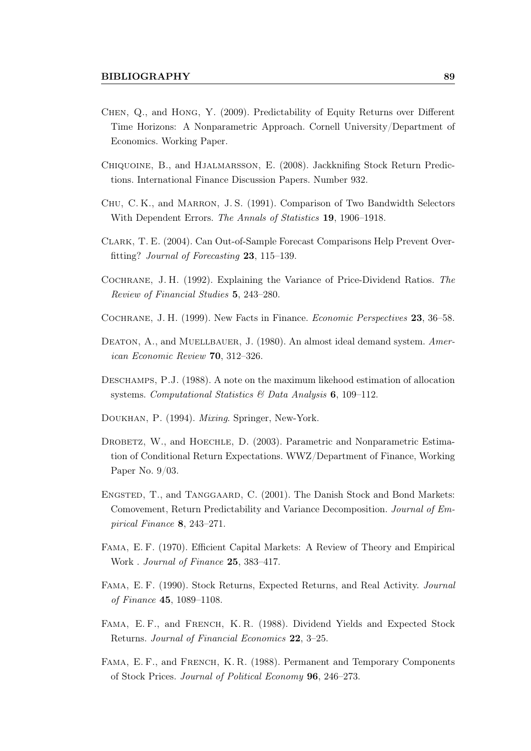Chen, Q., and Hong, Y. (2009). Predictability of Equity Returns over Different Time Horizons: A Nonparametric Approach. Cornell University/Department of Economics. Working Paper.

Chiquoine, B., and Hjalmarsson, E. (2008). Jackknifing Stock Return Predictions. International Finance Discussion Papers. Number 932.

Chu, C. K., and Marron, J. S. (1991). Comparison of Two Bandwidth Selectors With Dependent Errors. *The Annals of Statistics* **19**, 1906–1918.

Clark, T. E. (2004). Can Out-of-Sample Forecast Comparisons Help Prevent Overfitting? *Journal of Forecasting* **23**, 115–139.

Cochrane, J. H. (1992). Explaining the Variance of Price-Dividend Ratios. *The Review of Financial Studies* **5**, 243–280.

Cochrane, J. H. (1999). New Facts in Finance. *Economic Perspectives* **23**, 36–58.

Deaton, A., and Muellbauer, J. (1980). An almost ideal demand system. *American Economic Review* **70**, 312–326.

Deschamps, P.J. (1988). A note on the maximum likehood estimation of allocation systems. *Computational Statistics & Data Analysis* **6**, 109–112.

Doukhan, P. (1994). *Mixing*. Springer, New-York.

Drobetz, W., and Hoechle, D. (2003). Parametric and Nonparametric Estimation of Conditional Return Expectations. WWZ/Department of Finance, Working Paper No. 9/03.

Engsted, T., and Tanggaard, C. (2001). The Danish Stock and Bond Markets: Comovement, Return Predictability and Variance Decomposition. *Journal of Empirical Finance* **8**, 243–271.

Fama, E. F. (1970). Efficient Capital Markets: A Review of Theory and Empirical Work . *Journal of Finance* **25**, 383–417.

Fama, E. F. (1990). Stock Returns, Expected Returns, and Real Activity. *Journal of Finance* **45**, 1089–1108.

Fama, E. F., and French, K. R. (1988). Dividend Yields and Expected Stock Returns. *Journal of Financial Economics* **22**, 3–25.

Fama, E. F., and French, K. R. (1988). Permanent and Temporary Components of Stock Prices. *Journal of Political Economy* **96**, 246–273.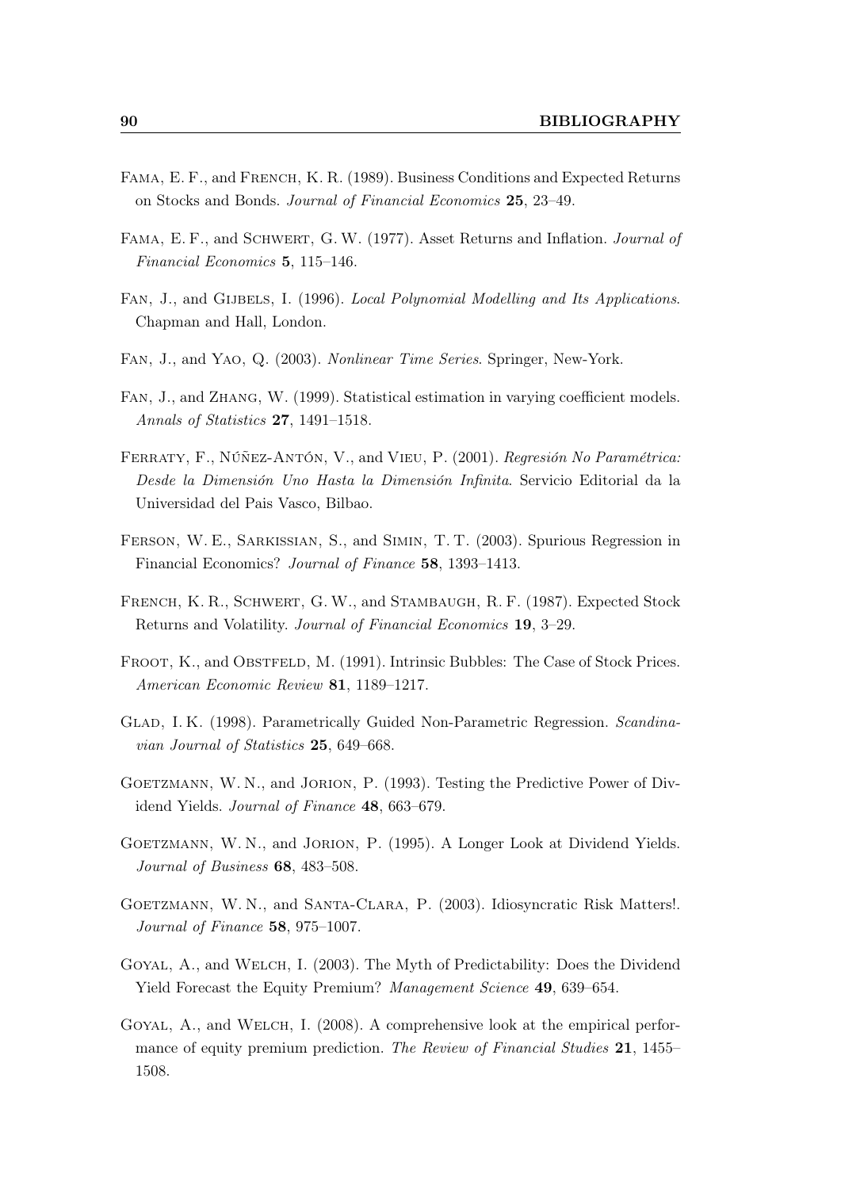Fama, E. F., and French, K. R. (1989). Business Conditions and Expected Returns on Stocks and Bonds. *Journal of Financial Economics* **25**, 23–49.

Fama, E. F., and Schwert, G. W. (1977). Asset Returns and Inflation. *Journal of Financial Economics* **5**, 115–146.

Fan, J., and Gijbels, I. (1996). *Local Polynomial Modelling and Its Applications*. Chapman and Hall, London.

Fan, J., and Yao, Q. (2003). *Nonlinear Time Series*. Springer, New-York.

Fan, J., and Zhang, W. (1999). Statistical estimation in varying coefficient models. *Annals of Statistics* **27**, 1491–1518.

Ferraty, F., Núñez-Antón, V., and Vieu, P. (2001). *Regresión No Paramétrica: Desde la Dimensión Uno Hasta la Dimensión Infinita*. Servicio Editorial da la Universidad del Pais Vasco, Bilbao.

Ferson, W. E., Sarkissian, S., and Simin, T. T. (2003). Spurious Regression in Financial Economics? *Journal of Finance* **58**, 1393–1413.

French, K. R., Schwert, G. W., and Stambaugh, R. F. (1987). Expected Stock Returns and Volatility. *Journal of Financial Economics* **19**, 3–29.

Froot, K., and Obstfeld, M. (1991). Intrinsic Bubbles: The Case of Stock Prices. *American Economic Review* **81**, 1189–1217.

Glad, I. K. (1998). Parametrically Guided Non-Parametric Regression. *Scandinavian Journal of Statistics* **25**, 649–668.

Goetzmann, W. N., and Jorion, P. (1993). Testing the Predictive Power of Dividend Yields. *Journal of Finance* **48**, 663–679.

Goetzmann, W. N., and Jorion, P. (1995). A Longer Look at Dividend Yields. *Journal of Business* **68**, 483–508.

Goetzmann, W. N., and Santa-Clara, P. (2003). Idiosyncratic Risk Matters!. *Journal of Finance* **58**, 975–1007.

Goyal, A., and Welch, I. (2003). The Myth of Predictability: Does the Dividend Yield Forecast the Equity Premium? *Management Science* **49**, 639–654.

Goyal, A., and Welch, I. (2008). A comprehensive look at the empirical performance of equity premium prediction. *The Review of Financial Studies* **21**, 1455–1508.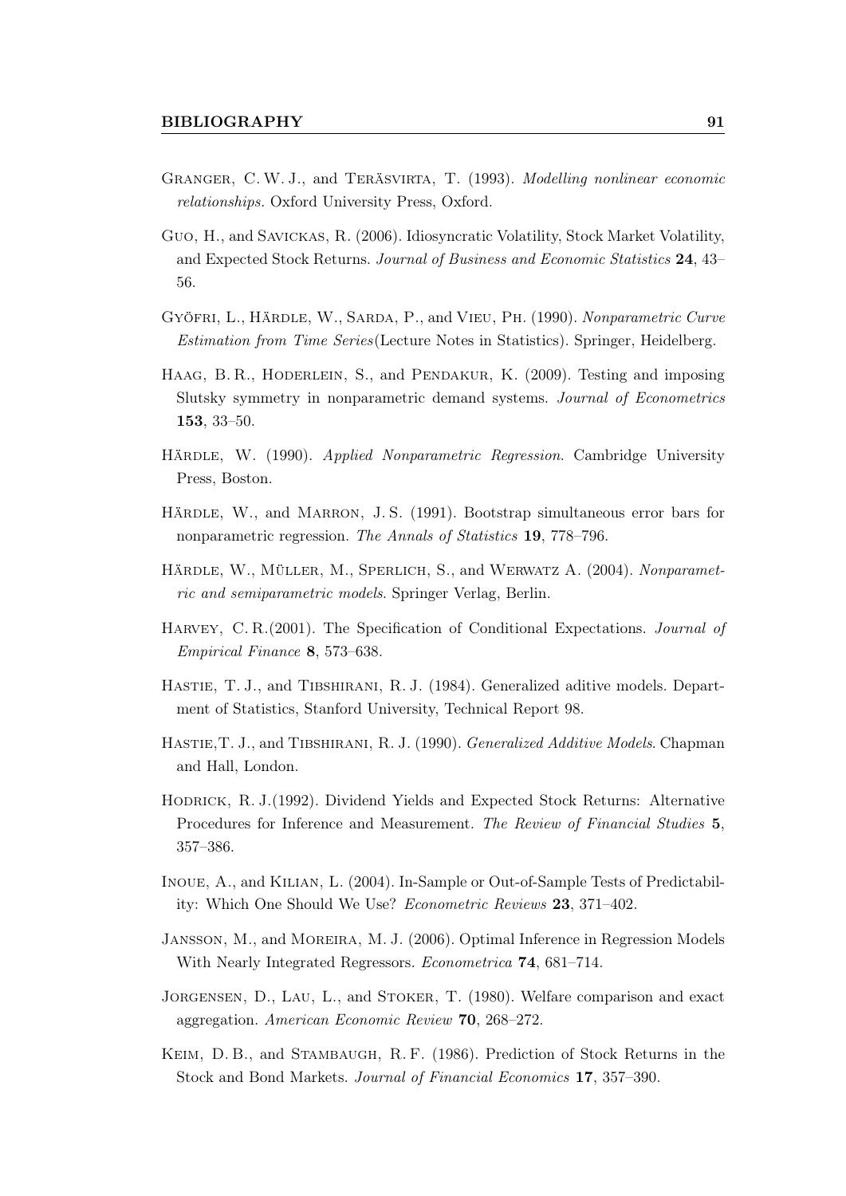Granger, C. W. J., and Teräsvirta, T. (1993). *Modelling nonlinear economic relationships*. Oxford University Press, Oxford.

Guo, H., and Savickas, R. (2006). Idiosyncratic Volatility, Stock Market Volatility, and Expected Stock Returns. *Journal of Business and Economic Statistics* **24**, 43–56.

Györfi, L., Härdle, W., Sarda, P., and Vieu, Ph. (1990). *Nonparametric Curve Estimation from Time Series*(Lecture Notes in Statistics). Springer, Heidelberg.

Haag, B. R., Hoderlein, S., and Pendakur, K. (2009). Testing and imposing Slutsky symmetry in nonparametric demand systems. *Journal of Econometrics* **153**, 33–50.

Härdle, W. (1990). *Applied Nonparametric Regression*. Cambridge University Press, Boston.

Härdle, W., and Marron, J. S. (1991). Bootstrap simultaneous error bars for nonparametric regression. *The Annals of Statistics* **19**, 778–796.

Härdle, W., Müller, M., Sperlich, S., and Werwatz A. (2004). *Nonparametric and semiparametric models*. Springer Verlag, Berlin.

Harvey, C. R.(2001). The Specification of Conditional Expectations. *Journal of Empirical Finance* **8**, 573–638.

Hastie, T. J., and Tibshirani, R. J. (1984). Generalized aditive models. Department of Statistics, Stanford University, Technical Report 98.

Hastie,T. J., and Tibshirani, R. J. (1990). *Generalized Additive Models*. Chapman and Hall, London.

Hodrick, R. J.(1992). Dividend Yields and Expected Stock Returns: Alternative Procedures for Inference and Measurement. *The Review of Financial Studies* **5**, 357–386.

Inoue, A., and Kilian, L. (2004). In-Sample or Out-of-Sample Tests of Predictability: Which One Should We Use? *Econometric Reviews* **23**, 371–402.

Jansson, M., and Moreira, M. J. (2006). Optimal Inference in Regression Models With Nearly Integrated Regressors. *Econometrica* **74**, 681–714.

Jorgensen, D., Lau, L., and Stoker, T. (1980). Welfare comparison and exact aggregation. *American Economic Review* **70**, 268–272.

Keim, D. B., and Stambaugh, R. F. (1986). Prediction of Stock Returns in the Stock and Bond Markets. *Journal of Financial Economics* **17**, 357–390.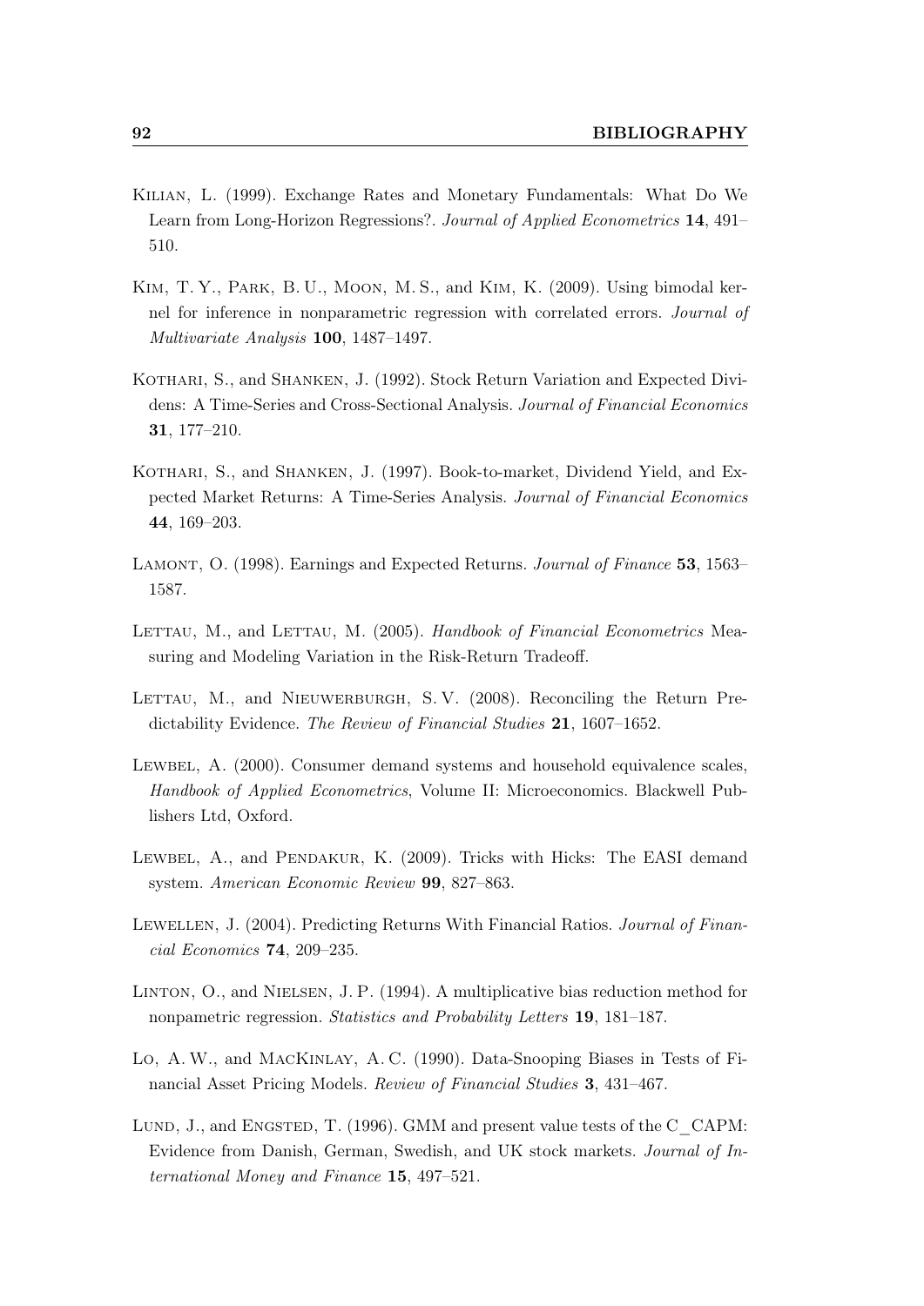Kilian, L. (1999). Exchange Rates and Monetary Fundamentals: What Do We Learn from Long-Horizon Regressions?. *Journal of Applied Econometrics* **14**, 491–510.

Kim, T. Y., Park, B. U., Moon, M. S., and Kim, K. (2009). Using bimodal kernel for inference in nonparametric regression with correlated errors. *Journal of Multivariate Analysis* **100**, 1487–1497.

Kothari, S., and Shanken, J. (1992). Stock Return Variation and Expected Dividens: A Time-Series and Cross-Sectional Analysis. *Journal of Financial Economics* **31**, 177–210.

Kothari, S., and Shanken, J. (1997). Book-to-market, Dividend Yield, and Expected Market Returns: A Time-Series Analysis. *Journal of Financial Economics* **44**, 169–203.

Lamont, O. (1998). Earnings and Expected Returns. *Journal of Finance* **53**, 1563–1587.

Lettau, M., and Lettau, M. (2005). *Handbook of Financial Econometrics* Measuring and Modeling Variation in the Risk-Return Tradeoff.

Lettau, M., and Nieuwerburgh, S. V. (2008). Reconciling the Return Predictability Evidence. *The Review of Financial Studies* **21**, 1607–1652.

Lewbel, A. (2000). Consumer demand systems and household equivalence scales, *Handbook of Applied Econometrics*, Volume II: Microeconomics. Blackwell Publishers Ltd, Oxford.

Lewbel, A., and Pendakur, K. (2009). Tricks with Hicks: The EASI demand system. *American Economic Review* **99**, 827–863.

Lewellen, J. (2004). Predicting Returns With Financial Ratios. *Journal of Financial Economics* **74**, 209–235.

Linton, O., and Nielsen, J. P. (1994). A multiplicative bias reduction method for nonpametric regression. *Statistics and Probability Letters* **19**, 181–187.

Lo, A. W., and MacKinlay, A. C. (1990). Data-Snooping Biases in Tests of Financial Asset Pricing Models. *Review of Financial Studies* **3**, 431–467.

Lund, J., and Engsted, T. (1996). GMM and present value tests of the C_CAPM: Evidence from Danish, German, Swedish, and UK stock markets. *Journal of International Money and Finance* **15**, 497–521.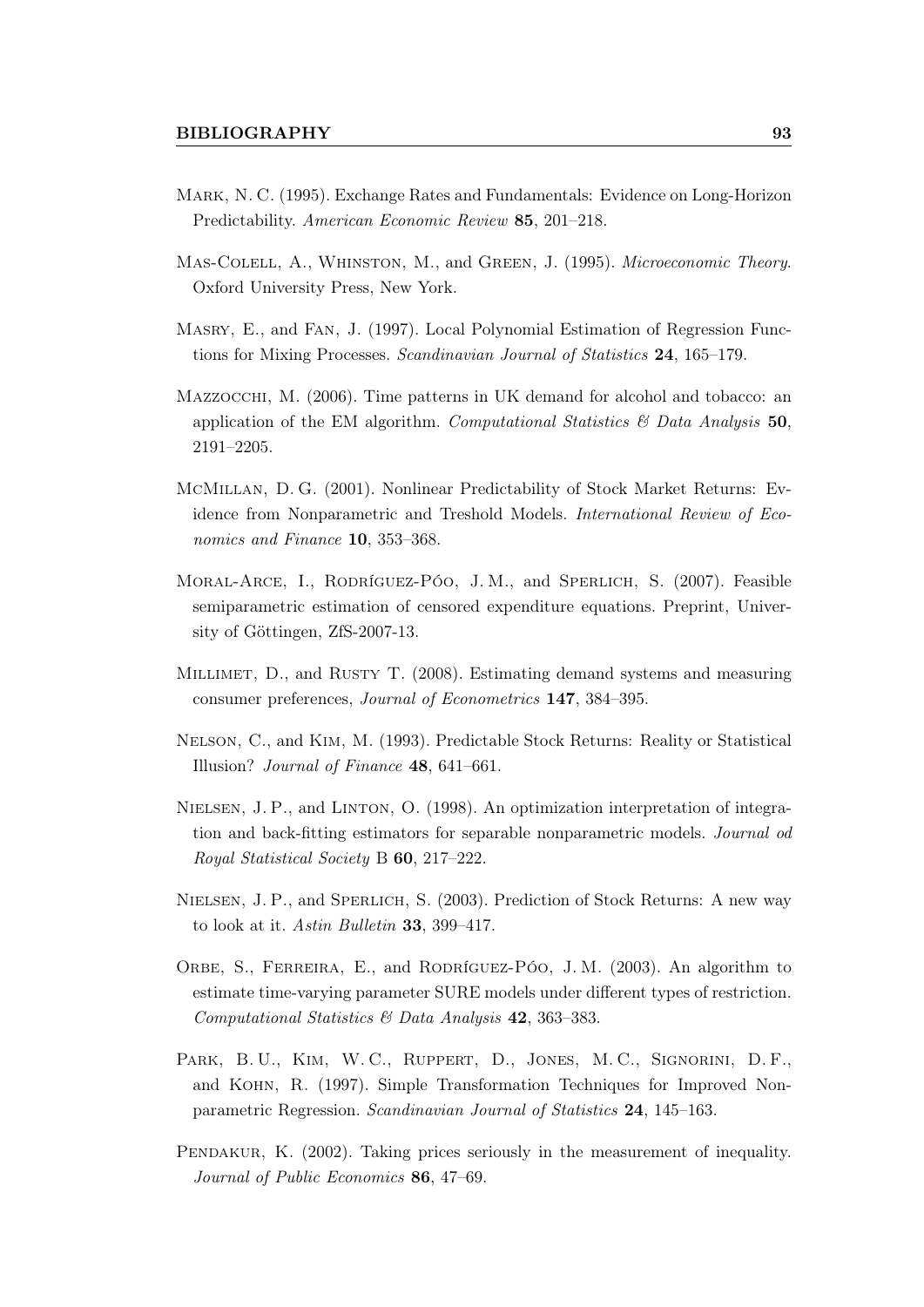Mark, N. C. (1995). Exchange Rates and Fundamentals: Evidence on Long-Horizon Predictability. *American Economic Review* **85**, 201–218.

Mas-Colell, A., Whinston, M., and Green, J. (1995). *Microeconomic Theory*. Oxford University Press, New York.

Masry, E., and Fan, J. (1997). Local Polynomial Estimation of Regression Functions for Mixing Processes. *Scandinavian Journal of Statistics* **24**, 165–179.

Mazzocchi, M. (2006). Time patterns in UK demand for alcohol and tobacco: an application of the EM algorithm. *Computational Statistics & Data Analysis* **50**, 2191–2205.

McMillan, D. G. (2001). Nonlinear Predictability of Stock Market Returns: Evidence from Nonparametric and Treshold Models. *International Review of Economics and Finance* **10**, 353–368.

Moral-Arce, I., Rodríguez-Póo, J. M., and Sperlich, S. (2007). Feasible semiparametric estimation of censored expenditure equations. Preprint, University of Göttingen, ZfS-2007-13.

Millimet, D., and Rusty T. (2008). Estimating demand systems and measuring consumer preferences, *Journal of Econometrics* **147**, 384–395.

Nelson, C., and Kim, M. (1993). Predictable Stock Returns: Reality or Statistical Illusion? *Journal of Finance* **48**, 641–661.

Nielsen, J. P., and Linton, O. (1998). An optimization interpretation of integration and back-fitting estimators for separable nonparametric models. *Journal od Royal Statistical Society* B **60**, 217–222.

Nielsen, J. P., and Sperlich, S. (2003). Prediction of Stock Returns: A new way to look at it. *Astin Bulletin* **33**, 399–417.

Orbe, S., Ferreira, E., and Rodríguez-Póo, J. M. (2003). An algorithm to estimate time-varying parameter SURE models under different types of restriction. *Computational Statistics & Data Analysis* **42**, 363–383.

Park, B. U., Kim, W. C., Ruppert, D., Jones, M. C., Signorini, D. F., and Kohn, R. (1997). Simple Transformation Techniques for Improved Nonparametric Regression. *Scandinavian Journal of Statistics* **24**, 145–163.

Pendakur, K. (2002). Taking prices seriously in the measurement of inequality. *Journal of Public Economics* **86**, 47–69.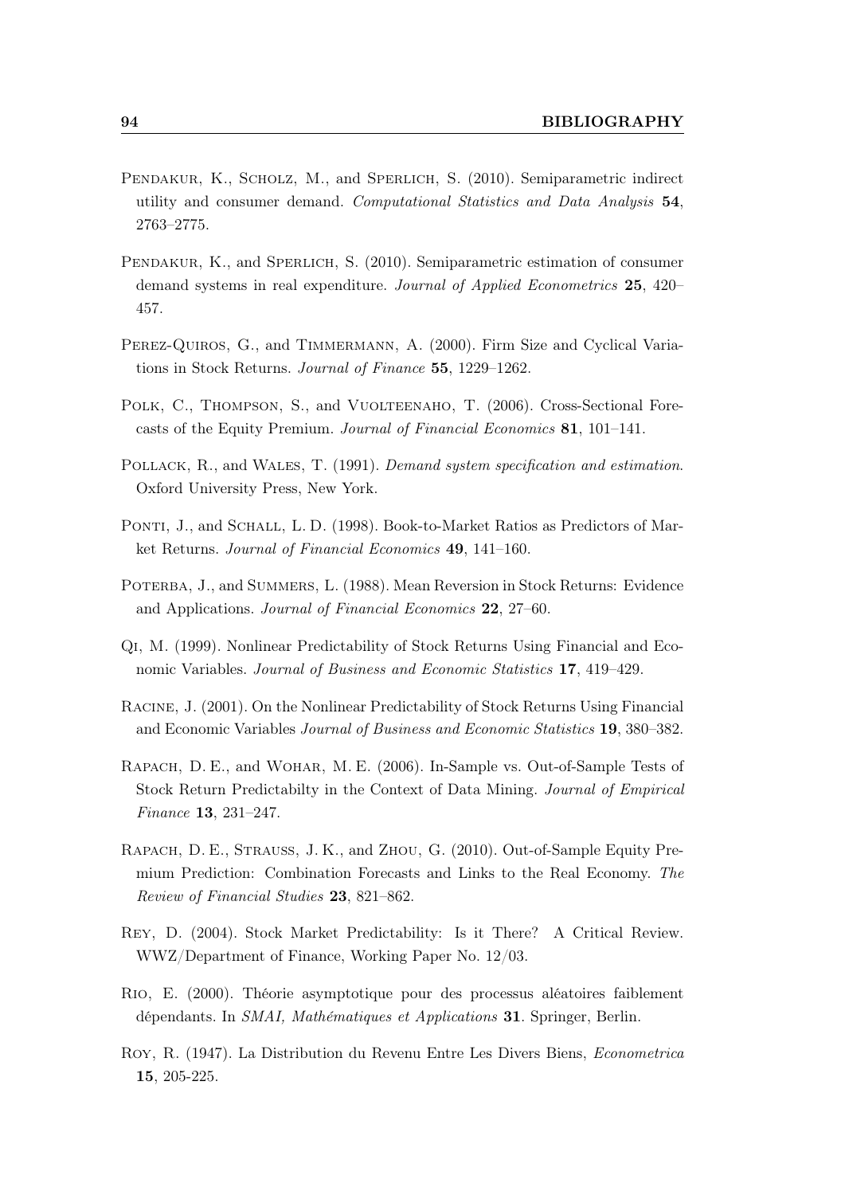Pendakur, K., Scholz, M., and Sperlich, S. (2010). Semiparametric indirect utility and consumer demand. *Computational Statistics and Data Analysis* **54**, 2763–2775.

Pendakur, K., and Sperlich, S. (2010). Semiparametric estimation of consumer demand systems in real expenditure. *Journal of Applied Econometrics* **25**, 420–457.

Perez-Quiros, G., and Timmermann, A. (2000). Firm Size and Cyclical Variations in Stock Returns. *Journal of Finance* **55**, 1229–1262.

Polk, C., Thompson, S., and Vuolteenaho, T. (2006). Cross-Sectional Forecasts of the Equity Premium. *Journal of Financial Economics* **81**, 101–141.

Pollack, R., and Wales, T. (1991). *Demand system specification and estimation.* Oxford University Press, New York.

Ponti, J., and Schall, L. D. (1998). Book-to-Market Ratios as Predictors of Market Returns. *Journal of Financial Economics* **49**, 141–160.

Poterba, J., and Summers, L. (1988). Mean Reversion in Stock Returns: Evidence and Applications. *Journal of Financial Economics* **22**, 27–60.

Qi, M. (1999). Nonlinear Predictability of Stock Returns Using Financial and Economic Variables. *Journal of Business and Economic Statistics* **17**, 419–429.

Racine, J. (2001). On the Nonlinear Predictability of Stock Returns Using Financial and Economic Variables *Journal of Business and Economic Statistics* **19**, 380–382.

Rapach, D. E., and Wohar, M. E. (2006). In-Sample vs. Out-of-Sample Tests of Stock Return Predictabilty in the Context of Data Mining. *Journal of Empirical Finance* **13**, 231–247.

Rapach, D. E., Strauss, J. K., and Zhou, G. (2010). Out-of-Sample Equity Premium Prediction: Combination Forecasts and Links to the Real Economy. *The Review of Financial Studies* **23**, 821–862.

Rey, D. (2004). Stock Market Predictability: Is it There? A Critical Review. WWZ/Department of Finance, Working Paper No. 12/03.

Rio, E. (2000). Théorie asymptotique pour des processus aléatoires faiblement dépendants. In *SMAI, Mathématiques et Applications* **31**. Springer, Berlin.

Roy, R. (1947). La Distribution du Revenu Entre Les Divers Biens, *Econometrica* **15**, 205-225.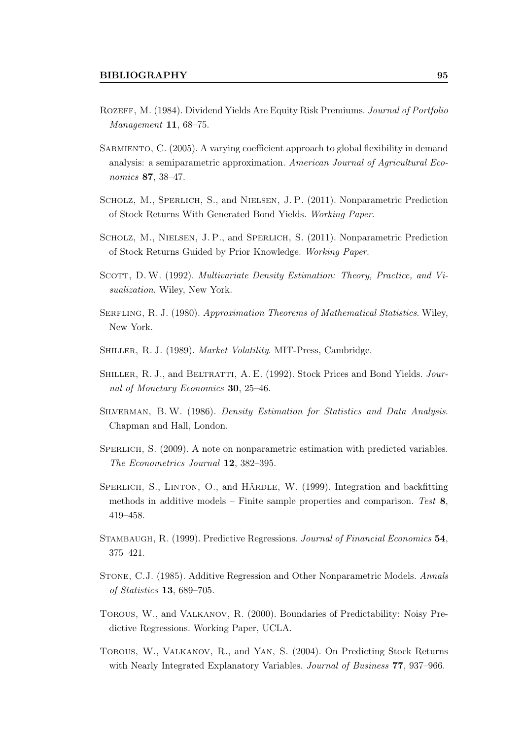Rozeff, M. (1984). Dividend Yields Are Equity Risk Premiums. *Journal of Portfolio Management* **11**, 68–75.

Sarmiento, C. (2005). A varying coefficient approach to global flexibility in demand analysis: a semiparametric approximation. *American Journal of Agricultural Economics* **87**, 38–47.

Scholz, M., Sperlich, S., and Nielsen, J. P. (2011). Nonparametric Prediction of Stock Returns With Generated Bond Yields. *Working Paper*.

Scholz, M., Nielsen, J. P., and Sperlich, S. (2011). Nonparametric Prediction of Stock Returns Guided by Prior Knowledge. *Working Paper*.

Scott, D. W. (1992). *Multivariate Density Estimation: Theory, Practice, and Visualization*. Wiley, New York.

Serfling, R. J. (1980). *Approximation Theorems of Mathematical Statistics*. Wiley, New York.

Shiller, R. J. (1989). *Market Volatility*. MIT-Press, Cambridge.

Shiller, R. J., and Beltratti, A. E. (1992). Stock Prices and Bond Yields. *Journal of Monetary Economics* **30**, 25–46.

Silverman, B. W. (1986). *Density Estimation for Statistics and Data Analysis*. Chapman and Hall, London.

Sperlich, S. (2009). A note on nonparametric estimation with predicted variables. *The Econometrics Journal* **12**, 382–395.

Sperlich, S., Linton, O., and Härdle, W. (1999). Integration and backfitting methods in additive models – Finite sample properties and comparison. *Test* **8**, 419–458.

Stambaugh, R. (1999). Predictive Regressions. *Journal of Financial Economics* **54**, 375–421.

Stone, C.J. (1985). Additive Regression and Other Nonparametric Models. *Annals of Statistics* **13**, 689–705.

Torous, W., and Valkanov, R. (2000). Boundaries of Predictability: Noisy Predictive Regressions. Working Paper, UCLA.

Torous, W., Valkanov, R., and Yan, S. (2004). On Predicting Stock Returns with Nearly Integrated Explanatory Variables. *Journal of Business* **77**, 937–966.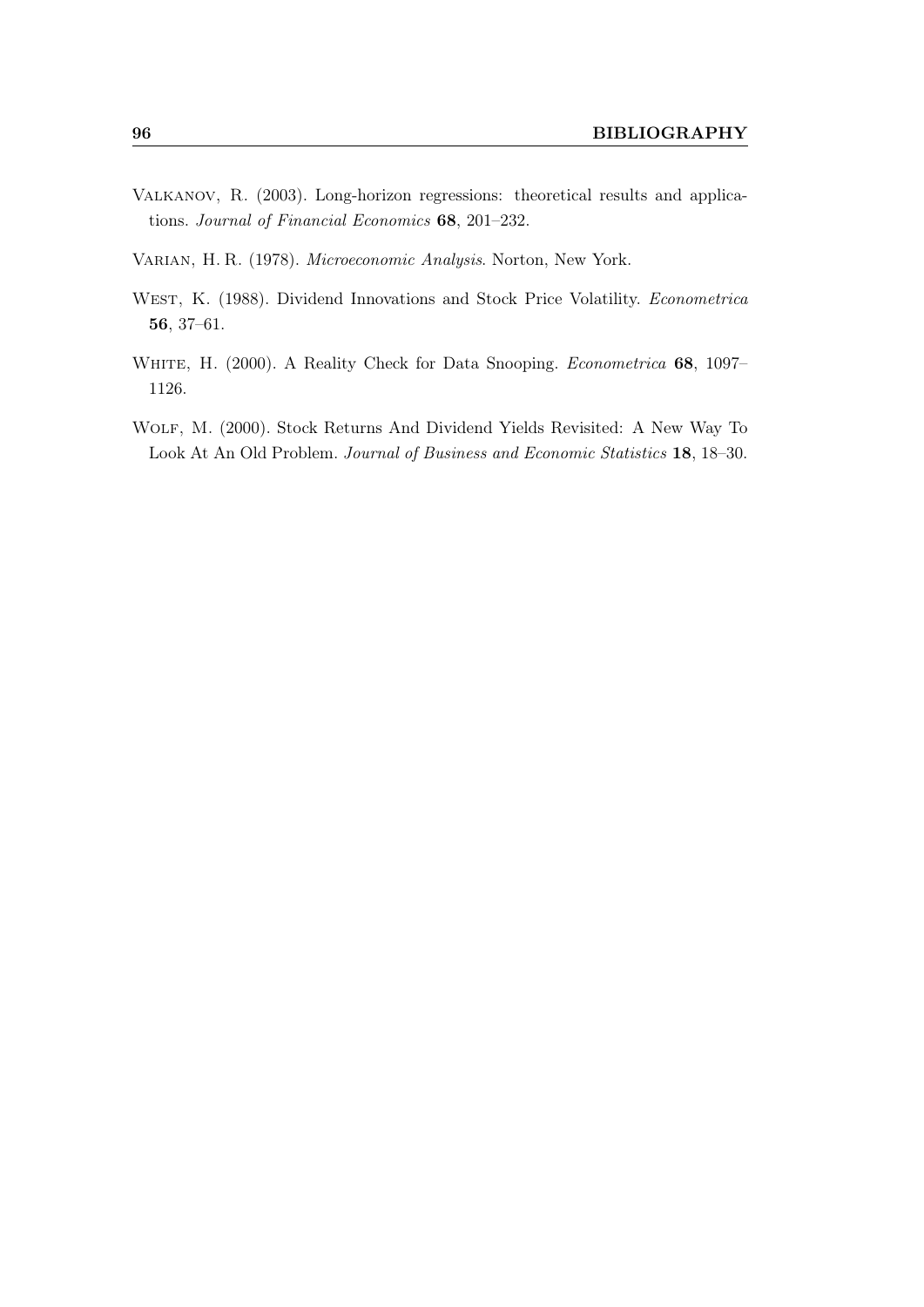Valkanov, R. (2003). Long-horizon regressions: theoretical results and applications. *Journal of Financial Economics* **68**, 201–232.

Varian, H. R. (1978). *Microeconomic Analysis*. Norton, New York.

West, K. (1988). Dividend Innovations and Stock Price Volatility. *Econometrica* **56**, 37–61.

White, H. (2000). A Reality Check for Data Snooping. *Econometrica* **68**, 1097–1126.

Wolf, M. (2000). Stock Returns And Dividend Yields Revisited: A New Way To Look At An Old Problem. *Journal of Business and Economic Statistics* **18**, 18–30.